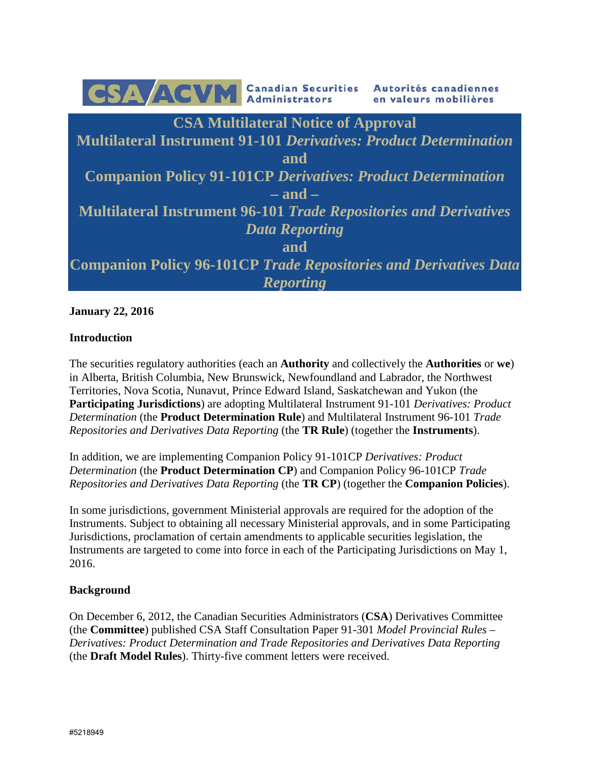CSA/ACVM Canadian Securities Administrators Autorités canadiennes en valeurs mobilières

# CSA Multilateral Notice of Approval Multilateral Instrument 91-101 *Derivatives: Product Determination* and Companion Policy 91-101CP *Derivatives: Product Determination* – and – Multilateral Instrument 96-101 *Trade Repositories and Derivatives Data Reporting* and Companion Policy 96-101CP *Trade Repositories and Derivatives Data Reporting*

**January 22, 2016**

**Introduction**

The securities regulatory authorities (each an **Authority** and collectively the **Authorities** or **we**) in Alberta, British Columbia, New Brunswick, Newfoundland and Labrador, the Northwest Territories, Nova Scotia, Nunavut, Prince Edward Island, Saskatchewan and Yukon (the **Participating Jurisdictions**) are adopting Multilateral Instrument 91-101 *Derivatives: Product Determination* (the **Product Determination Rule**) and Multilateral Instrument 96-101 *Trade Repositories and Derivatives Data Reporting* (the **TR Rule**) (together the **Instruments**).

In addition, we are implementing Companion Policy 91-101CP *Derivatives: Product Determination* (the **Product Determination CP**) and Companion Policy 96-101CP *Trade Repositories and Derivatives Data Reporting* (the **TR CP**) (together the **Companion Policies**).

In some jurisdictions, government Ministerial approvals are required for the adoption of the Instruments. Subject to obtaining all necessary Ministerial approvals, and in some Participating Jurisdictions, proclamation of certain amendments to applicable securities legislation, the Instruments are targeted to come into force in each of the Participating Jurisdictions on May 1, 2016.

**Background**

On December 6, 2012, the Canadian Securities Administrators (**CSA**) Derivatives Committee (the **Committee**) published CSA Staff Consultation Paper 91-301 *Model Provincial Rules – Derivatives: Product Determination and Trade Repositories and Derivatives Data Reporting* (the **Draft Model Rules**). Thirty-five comment letters were received.

#5218949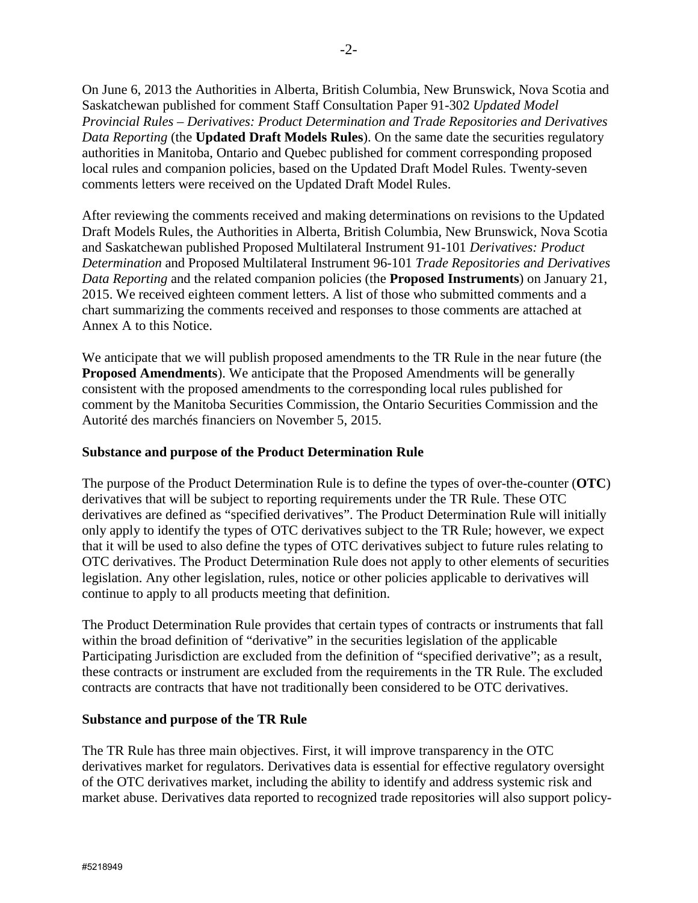On June 6, 2013 the Authorities in Alberta, British Columbia, New Brunswick, Nova Scotia and Saskatchewan published for comment Staff Consultation Paper 91-302 *Updated Model Provincial Rules – Derivatives: Product Determination and Trade Repositories and Derivatives Data Reporting* (the **Updated Draft Models Rules**). On the same date the securities regulatory authorities in Manitoba, Ontario and Quebec published for comment corresponding proposed local rules and companion policies, based on the Updated Draft Model Rules. Twenty-seven comments letters were received on the Updated Draft Model Rules.

After reviewing the comments received and making determinations on revisions to the Updated Draft Models Rules, the Authorities in Alberta, British Columbia, New Brunswick, Nova Scotia and Saskatchewan published Proposed Multilateral Instrument 91-101 *Derivatives: Product Determination* and Proposed Multilateral Instrument 96-101 *Trade Repositories and Derivatives Data Reporting* and the related companion policies (the **Proposed Instruments**) on January 21, 2015. We received eighteen comment letters. A list of those who submitted comments and a chart summarizing the comments received and responses to those comments are attached at Annex A to this Notice.

We anticipate that we will publish proposed amendments to the TR Rule in the near future (the **Proposed Amendments**). We anticipate that the Proposed Amendments will be generally consistent with the proposed amendments to the corresponding local rules published for comment by the Manitoba Securities Commission, the Ontario Securities Commission and the Autorité des marchés financiers on November 5, 2015.

**Substance and purpose of the Product Determination Rule**

The purpose of the Product Determination Rule is to define the types of over-the-counter (**OTC**) derivatives that will be subject to reporting requirements under the TR Rule. These OTC derivatives are defined as "specified derivatives". The Product Determination Rule will initially only apply to identify the types of OTC derivatives subject to the TR Rule; however, we expect that it will be used to also define the types of OTC derivatives subject to future rules relating to OTC derivatives. The Product Determination Rule does not apply to other elements of securities legislation. Any other legislation, rules, notice or other policies applicable to derivatives will continue to apply to all products meeting that definition.

The Product Determination Rule provides that certain types of contracts or instruments that fall within the broad definition of "derivative" in the securities legislation of the applicable Participating Jurisdiction are excluded from the definition of "specified derivative"; as a result, these contracts or instrument are excluded from the requirements in the TR Rule. The excluded contracts are contracts that have not traditionally been considered to be OTC derivatives.

**Substance and purpose of the TR Rule**

The TR Rule has three main objectives. First, it will improve transparency in the OTC derivatives market for regulators. Derivatives data is essential for effective regulatory oversight of the OTC derivatives market, including the ability to identify and address systemic risk and market abuse. Derivatives data reported to recognized trade repositories will also support policy-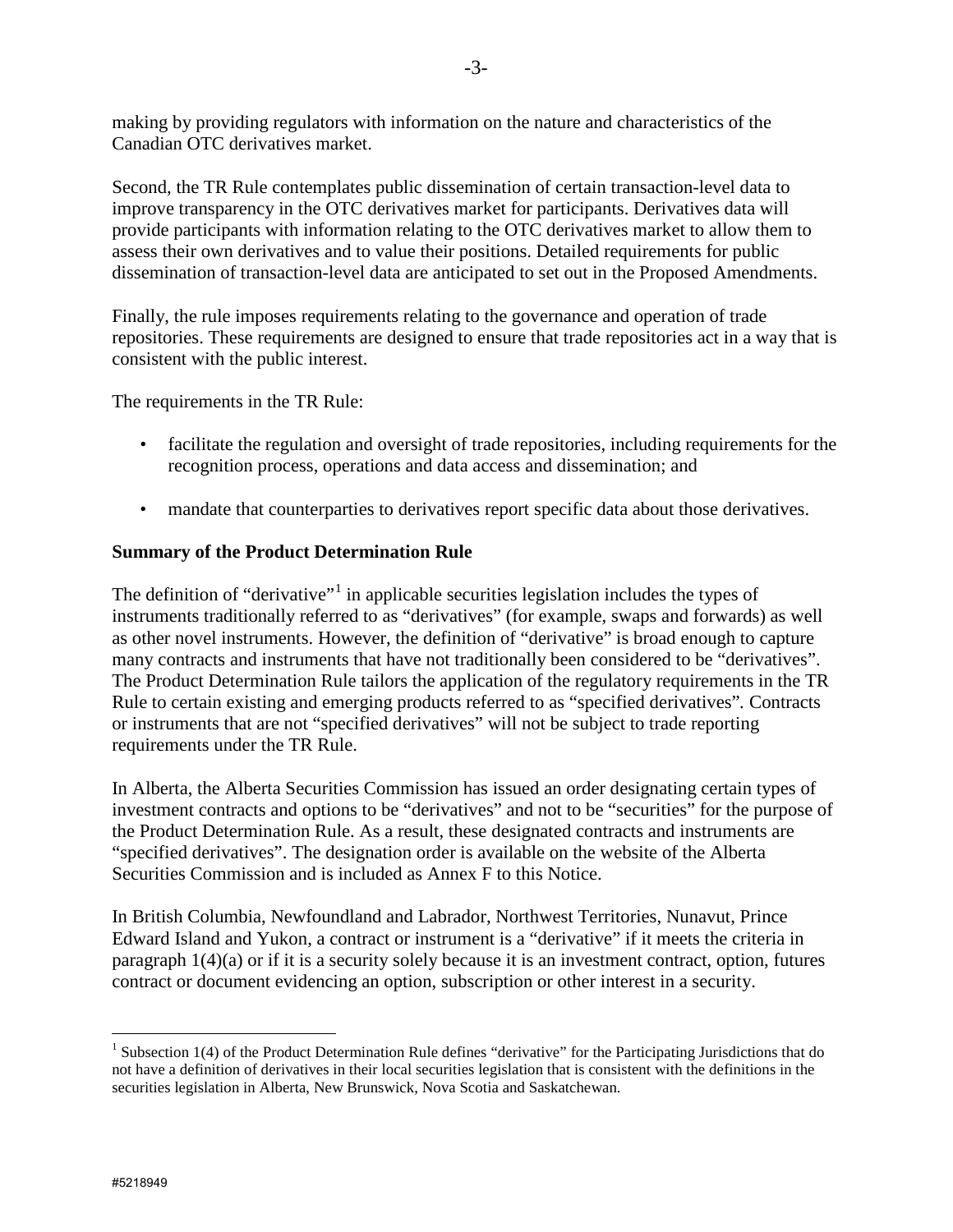making by providing regulators with information on the nature and characteristics of the Canadian OTC derivatives market.

Second, the TR Rule contemplates public dissemination of certain transaction-level data to improve transparency in the OTC derivatives market for participants. Derivatives data will provide participants with information relating to the OTC derivatives market to allow them to assess their own derivatives and to value their positions. Detailed requirements for public dissemination of transaction-level data are anticipated to set out in the Proposed Amendments.

Finally, the rule imposes requirements relating to the governance and operation of trade repositories. These requirements are designed to ensure that trade repositories act in a way that is consistent with the public interest.

The requirements in the TR Rule:

- facilitate the regulation and oversight of trade repositories, including requirements for the recognition process, operations and data access and dissemination; and
- mandate that counterparties to derivatives report specific data about those derivatives.

**Summary of the Product Determination Rule**

The definition of "derivative"[1] in applicable securities legislation includes the types of instruments traditionally referred to as "derivatives" (for example, swaps and forwards) as well as other novel instruments. However, the definition of "derivative" is broad enough to capture many contracts and instruments that have not traditionally been considered to be "derivatives". The Product Determination Rule tailors the application of the regulatory requirements in the TR Rule to certain existing and emerging products referred to as "specified derivatives". Contracts or instruments that are not "specified derivatives" will not be subject to trade reporting requirements under the TR Rule.

In Alberta, the Alberta Securities Commission has issued an order designating certain types of investment contracts and options to be "derivatives" and not to be "securities" for the purpose of the Product Determination Rule. As a result, these designated contracts and instruments are "specified derivatives". The designation order is available on the website of the Alberta Securities Commission and is included as Annex F to this Notice.

In British Columbia, Newfoundland and Labrador, Northwest Territories, Nunavut, Prince Edward Island and Yukon, a contract or instrument is a "derivative" if it meets the criteria in paragraph 1(4)(a) or if it is a security solely because it is an investment contract, option, futures contract or document evidencing an option, subscription or other interest in a security.

[1] Subsection 1(4) of the Product Determination Rule defines "derivative" for the Participating Jurisdictions that do not have a definition of derivatives in their local securities legislation that is consistent with the definitions in the securities legislation in Alberta, New Brunswick, Nova Scotia and Saskatchewan.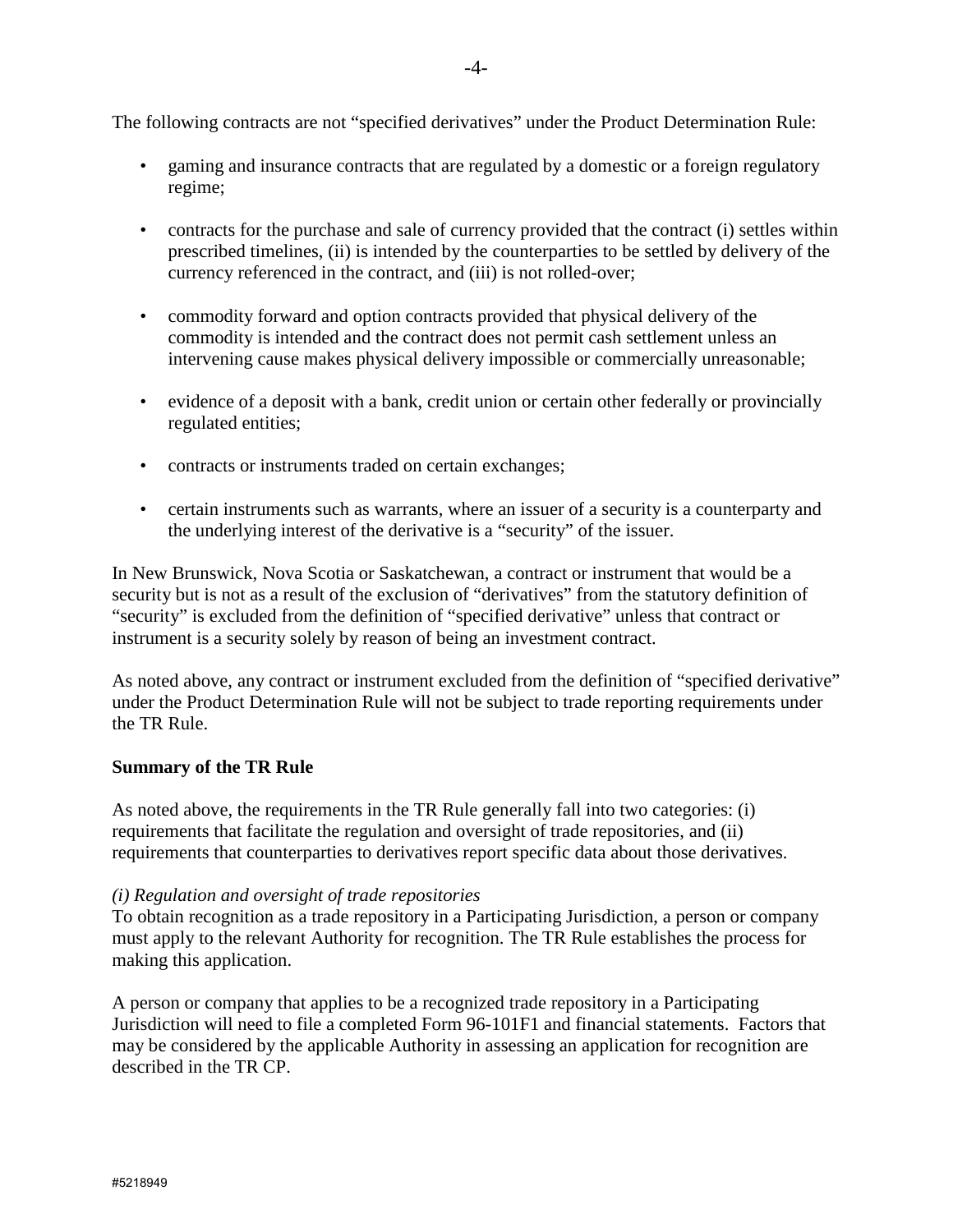The following contracts are not "specified derivatives" under the Product Determination Rule:

- gaming and insurance contracts that are regulated by a domestic or a foreign regulatory regime;
- contracts for the purchase and sale of currency provided that the contract (i) settles within prescribed timelines, (ii) is intended by the counterparties to be settled by delivery of the currency referenced in the contract, and (iii) is not rolled-over;
- commodity forward and option contracts provided that physical delivery of the commodity is intended and the contract does not permit cash settlement unless an intervening cause makes physical delivery impossible or commercially unreasonable;
- evidence of a deposit with a bank, credit union or certain other federally or provincially regulated entities;
- contracts or instruments traded on certain exchanges;
- certain instruments such as warrants, where an issuer of a security is a counterparty and the underlying interest of the derivative is a "security" of the issuer.

In New Brunswick, Nova Scotia or Saskatchewan, a contract or instrument that would be a security but is not as a result of the exclusion of "derivatives" from the statutory definition of "security" is excluded from the definition of "specified derivative" unless that contract or instrument is a security solely by reason of being an investment contract.

As noted above, any contract or instrument excluded from the definition of "specified derivative" under the Product Determination Rule will not be subject to trade reporting requirements under the TR Rule.

**Summary of the TR Rule**

As noted above, the requirements in the TR Rule generally fall into two categories: (i) requirements that facilitate the regulation and oversight of trade repositories, and (ii) requirements that counterparties to derivatives report specific data about those derivatives.

*(i) Regulation and oversight of trade repositories*
To obtain recognition as a trade repository in a Participating Jurisdiction, a person or company must apply to the relevant Authority for recognition. The TR Rule establishes the process for making this application.

A person or company that applies to be a recognized trade repository in a Participating Jurisdiction will need to file a completed Form 96-101F1 and financial statements. Factors that may be considered by the applicable Authority in assessing an application for recognition are described in the TR CP.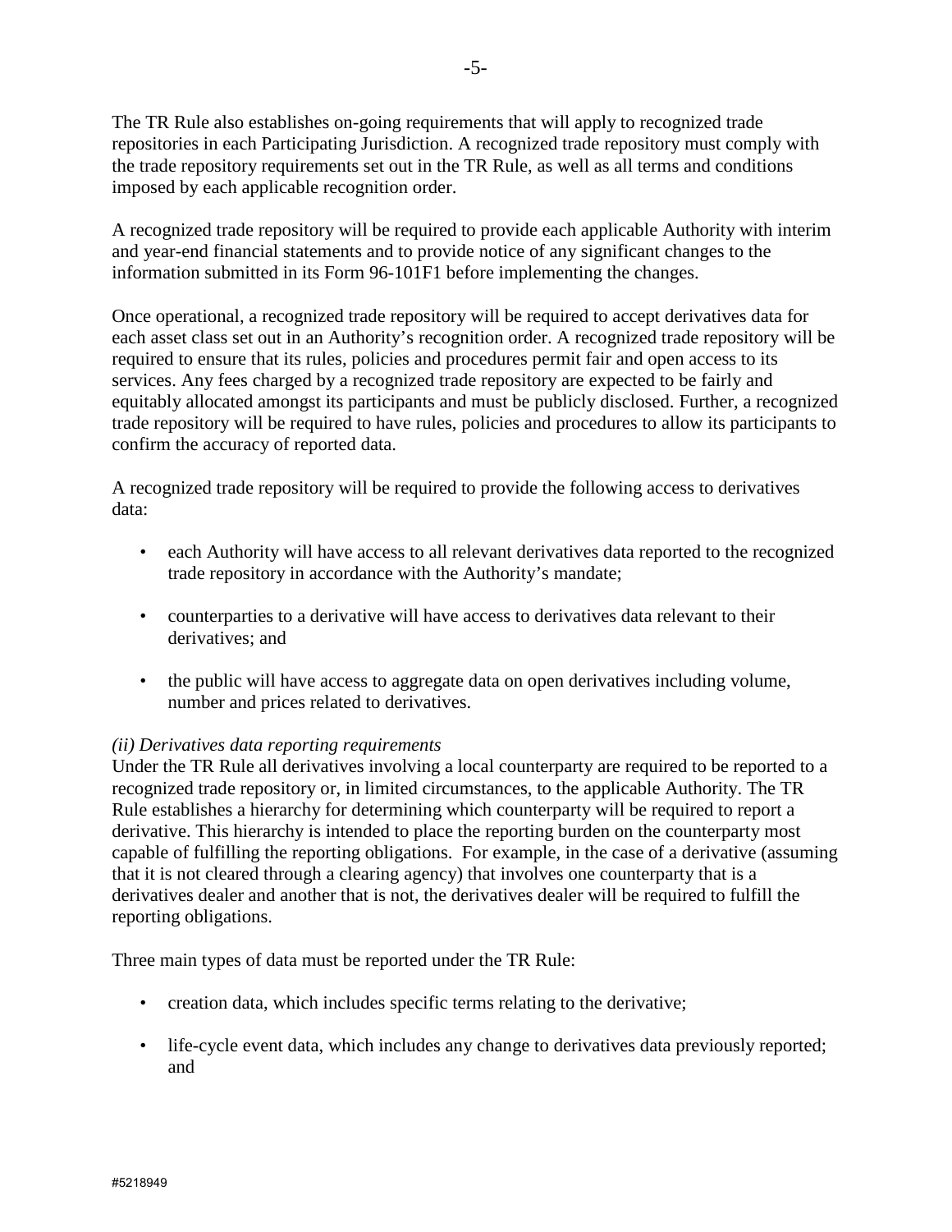The TR Rule also establishes on-going requirements that will apply to recognized trade repositories in each Participating Jurisdiction. A recognized trade repository must comply with the trade repository requirements set out in the TR Rule, as well as all terms and conditions imposed by each applicable recognition order.

A recognized trade repository will be required to provide each applicable Authority with interim and year-end financial statements and to provide notice of any significant changes to the information submitted in its Form 96-101F1 before implementing the changes.

Once operational, a recognized trade repository will be required to accept derivatives data for each asset class set out in an Authority's recognition order. A recognized trade repository will be required to ensure that its rules, policies and procedures permit fair and open access to its services. Any fees charged by a recognized trade repository are expected to be fairly and equitably allocated amongst its participants and must be publicly disclosed. Further, a recognized trade repository will be required to have rules, policies and procedures to allow its participants to confirm the accuracy of reported data.

A recognized trade repository will be required to provide the following access to derivatives data:

- each Authority will have access to all relevant derivatives data reported to the recognized trade repository in accordance with the Authority's mandate;
- counterparties to a derivative will have access to derivatives data relevant to their derivatives; and
- the public will have access to aggregate data on open derivatives including volume, number and prices related to derivatives.

*(ii) Derivatives data reporting requirements*

Under the TR Rule all derivatives involving a local counterparty are required to be reported to a recognized trade repository or, in limited circumstances, to the applicable Authority. The TR Rule establishes a hierarchy for determining which counterparty will be required to report a derivative. This hierarchy is intended to place the reporting burden on the counterparty most capable of fulfilling the reporting obligations. For example, in the case of a derivative (assuming that it is not cleared through a clearing agency) that involves one counterparty that is a derivatives dealer and another that is not, the derivatives dealer will be required to fulfill the reporting obligations.

Three main types of data must be reported under the TR Rule:

- creation data, which includes specific terms relating to the derivative;
- life-cycle event data, which includes any change to derivatives data previously reported; and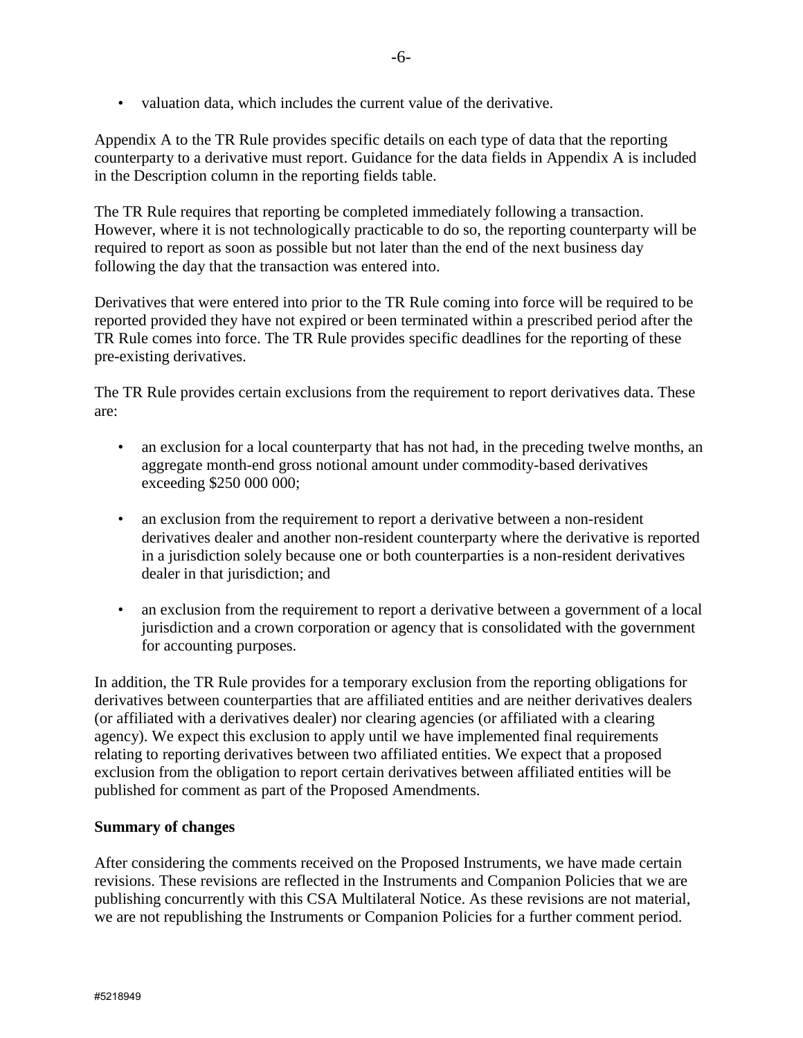- valuation data, which includes the current value of the derivative.

Appendix A to the TR Rule provides specific details on each type of data that the reporting counterparty to a derivative must report. Guidance for the data fields in Appendix A is included in the Description column in the reporting fields table.

The TR Rule requires that reporting be completed immediately following a transaction. However, where it is not technologically practicable to do so, the reporting counterparty will be required to report as soon as possible but not later than the end of the next business day following the day that the transaction was entered into.

Derivatives that were entered into prior to the TR Rule coming into force will be required to be reported provided they have not expired or been terminated within a prescribed period after the TR Rule comes into force. The TR Rule provides specific deadlines for the reporting of these pre-existing derivatives.

The TR Rule provides certain exclusions from the requirement to report derivatives data. These are:

- an exclusion for a local counterparty that has not had, in the preceding twelve months, an aggregate month-end gross notional amount under commodity-based derivatives exceeding $250 000 000;

- an exclusion from the requirement to report a derivative between a non-resident derivatives dealer and another non-resident counterparty where the derivative is reported in a jurisdiction solely because one or both counterparties is a non-resident derivatives dealer in that jurisdiction; and

- an exclusion from the requirement to report a derivative between a government of a local jurisdiction and a crown corporation or agency that is consolidated with the government for accounting purposes.

In addition, the TR Rule provides for a temporary exclusion from the reporting obligations for derivatives between counterparties that are affiliated entities and are neither derivatives dealers (or affiliated with a derivatives dealer) nor clearing agencies (or affiliated with a clearing agency). We expect this exclusion to apply until we have implemented final requirements relating to reporting derivatives between two affiliated entities. We expect that a proposed exclusion from the obligation to report certain derivatives between affiliated entities will be published for comment as part of the Proposed Amendments.

**Summary of changes**

After considering the comments received on the Proposed Instruments, we have made certain revisions. These revisions are reflected in the Instruments and Companion Policies that we are publishing concurrently with this CSA Multilateral Notice. As these revisions are not material, we are not republishing the Instruments or Companion Policies for a further comment period.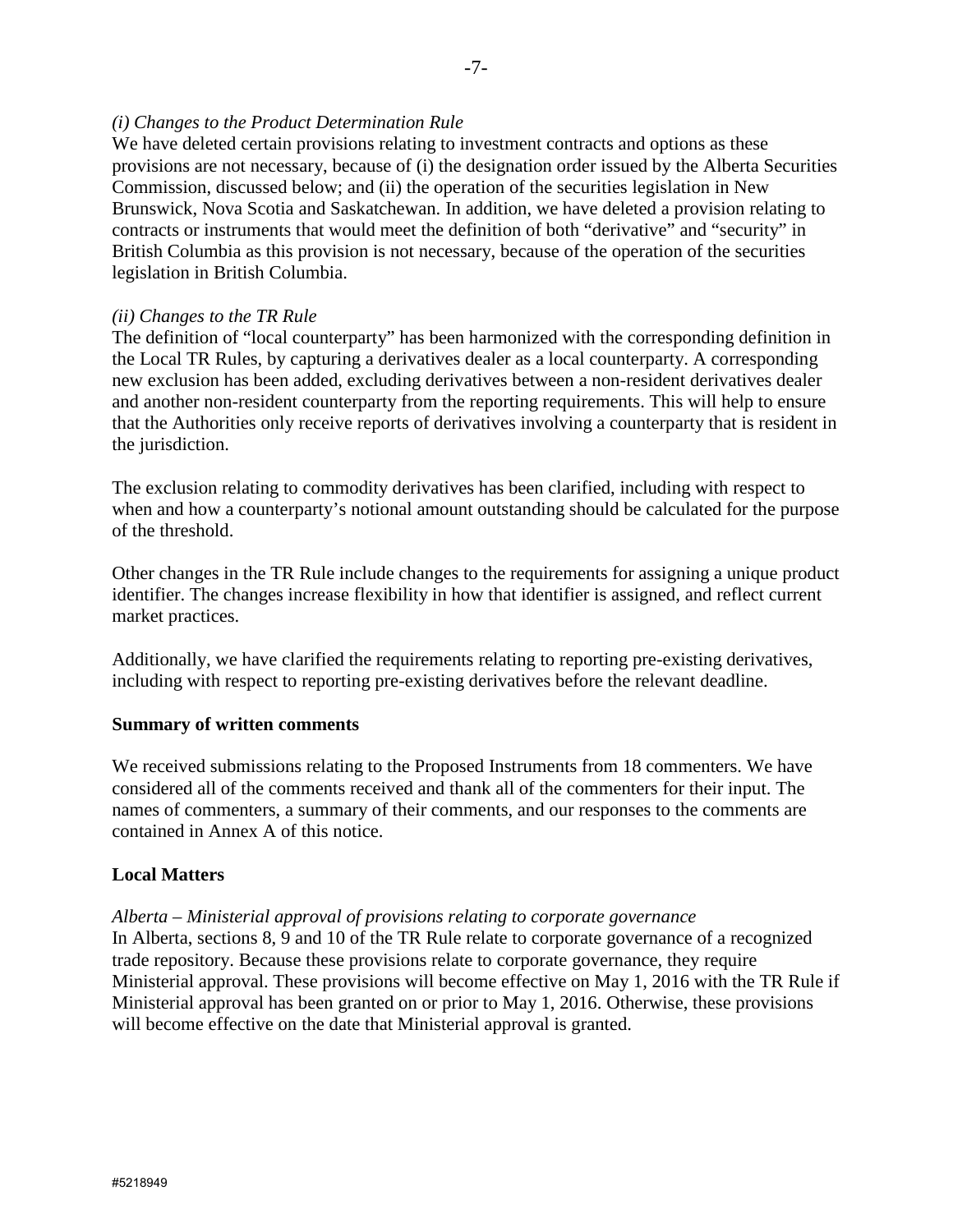*(i) Changes to the Product Determination Rule*

We have deleted certain provisions relating to investment contracts and options as these provisions are not necessary, because of (i) the designation order issued by the Alberta Securities Commission, discussed below; and (ii) the operation of the securities legislation in New Brunswick, Nova Scotia and Saskatchewan. In addition, we have deleted a provision relating to contracts or instruments that would meet the definition of both "derivative" and "security" in British Columbia as this provision is not necessary, because of the operation of the securities legislation in British Columbia.

*(ii) Changes to the TR Rule*

The definition of "local counterparty" has been harmonized with the corresponding definition in the Local TR Rules, by capturing a derivatives dealer as a local counterparty. A corresponding new exclusion has been added, excluding derivatives between a non-resident derivatives dealer and another non-resident counterparty from the reporting requirements. This will help to ensure that the Authorities only receive reports of derivatives involving a counterparty that is resident in the jurisdiction.

The exclusion relating to commodity derivatives has been clarified, including with respect to when and how a counterparty's notional amount outstanding should be calculated for the purpose of the threshold.

Other changes in the TR Rule include changes to the requirements for assigning a unique product identifier. The changes increase flexibility in how that identifier is assigned, and reflect current market practices.

Additionally, we have clarified the requirements relating to reporting pre-existing derivatives, including with respect to reporting pre-existing derivatives before the relevant deadline.

**Summary of written comments**

We received submissions relating to the Proposed Instruments from 18 commenters. We have considered all of the comments received and thank all of the commenters for their input. The names of commenters, a summary of their comments, and our responses to the comments are contained in Annex A of this notice.

**Local Matters**

*Alberta – Ministerial approval of provisions relating to corporate governance*

In Alberta, sections 8, 9 and 10 of the TR Rule relate to corporate governance of a recognized trade repository. Because these provisions relate to corporate governance, they require Ministerial approval. These provisions will become effective on May 1, 2016 with the TR Rule if Ministerial approval has been granted on or prior to May 1, 2016. Otherwise, these provisions will become effective on the date that Ministerial approval is granted.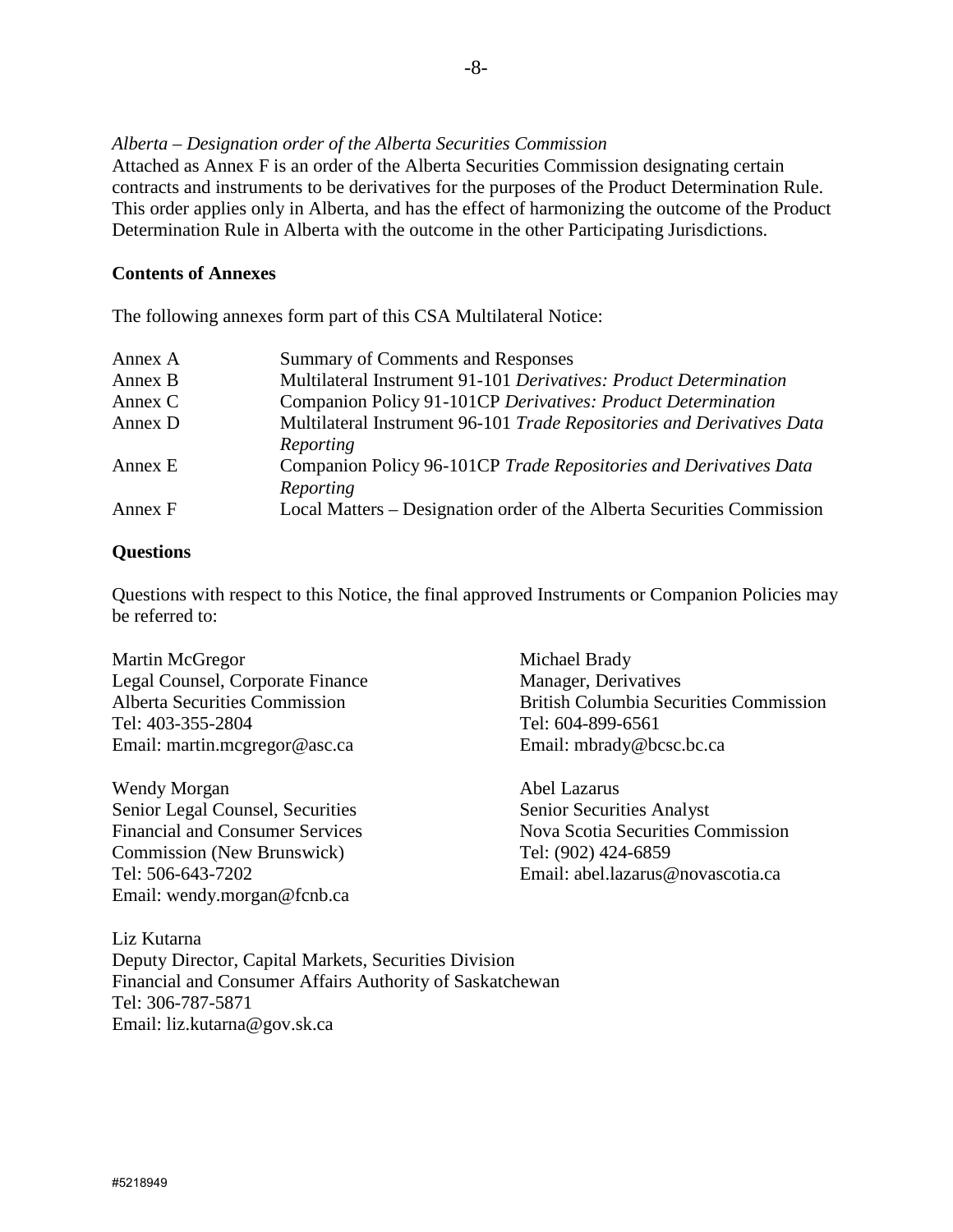*Alberta – Designation order of the Alberta Securities Commission*
Attached as Annex F is an order of the Alberta Securities Commission designating certain contracts and instruments to be derivatives for the purposes of the Product Determination Rule. This order applies only in Alberta, and has the effect of harmonizing the outcome of the Product Determination Rule in Alberta with the outcome in the other Participating Jurisdictions.

**Contents of Annexes**

The following annexes form part of this CSA Multilateral Notice:

| | |
|---|---|
| Annex A | Summary of Comments and Responses |
| Annex B | Multilateral Instrument 91-101 *Derivatives: Product Determination* |
| Annex C | Companion Policy 91-101CP *Derivatives: Product Determination* |
| Annex D | Multilateral Instrument 96-101 *Trade Repositories and Derivatives Data Reporting* |
| Annex E | Companion Policy 96-101CP *Trade Repositories and Derivatives Data Reporting* |
| Annex F | Local Matters – Designation order of the Alberta Securities Commission |

**Questions**

Questions with respect to this Notice, the final approved Instruments or Companion Policies may be referred to:

Martin McGregor
Legal Counsel, Corporate Finance
Alberta Securities Commission
Tel: 403-355-2804
Email: martin.mcgregor@asc.ca

Michael Brady
Manager, Derivatives
British Columbia Securities Commission
Tel: 604-899-6561
Email: mbrady@bcsc.bc.ca

Wendy Morgan
Senior Legal Counsel, Securities
Financial and Consumer Services
Commission (New Brunswick)
Tel: 506-643-7202
Email: wendy.morgan@fcnb.ca

Abel Lazarus
Senior Securities Analyst
Nova Scotia Securities Commission
Tel: (902) 424-6859
Email: abel.lazarus@novascotia.ca

Liz Kutarna
Deputy Director, Capital Markets, Securities Division
Financial and Consumer Affairs Authority of Saskatchewan
Tel: 306-787-5871
Email: liz.kutarna@gov.sk.ca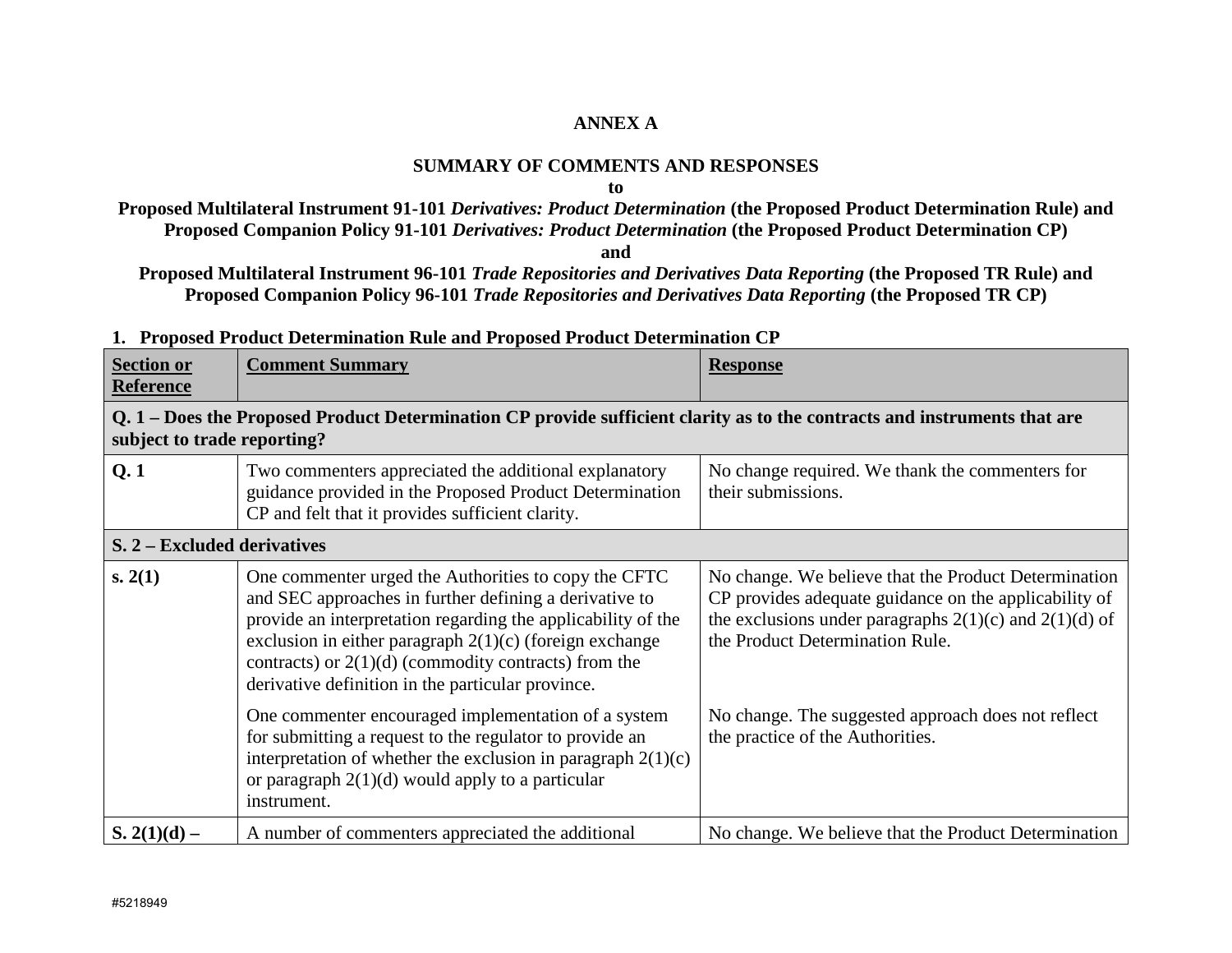**ANNEX A**

**SUMMARY OF COMMENTS AND RESPONSES**

**to**

**Proposed Multilateral Instrument 91-101 *Derivatives: Product Determination* (the Proposed Product Determination Rule) and Proposed Companion Policy 91-101 *Derivatives: Product Determination* (the Proposed Product Determination CP)**

**and**

**Proposed Multilateral Instrument 96-101 *Trade Repositories and Derivatives Data Reporting* (the Proposed TR Rule) and Proposed Companion Policy 96-101 *Trade Repositories and Derivatives Data Reporting* (the Proposed TR CP)**

## 1. Proposed Product Determination Rule and Proposed Product Determination CP

| Section or Reference | Comment Summary | Response |
|---|---|---|
| **Q. 1 – Does the Proposed Product Determination CP provide sufficient clarity as to the contracts and instruments that are subject to trade reporting?** | | |
| **Q. 1** | Two commenters appreciated the additional explanatory guidance provided in the Proposed Product Determination CP and felt that it provides sufficient clarity. | No change required. We thank the commenters for their submissions. |
| **S. 2 – Excluded derivatives** | | |
| **s. 2(1)** | One commenter urged the Authorities to copy the CFTC and SEC approaches in further defining a derivative to provide an interpretation regarding the applicability of the exclusion in either paragraph 2(1)(c) (foreign exchange contracts) or 2(1)(d) (commodity contracts) from the derivative definition in the particular province. | No change. We believe that the Product Determination CP provides adequate guidance on the applicability of the exclusions under paragraphs 2(1)(c) and 2(1)(d) of the Product Determination Rule. |
| | One commenter encouraged implementation of a system for submitting a request to the regulator to provide an interpretation of whether the exclusion in paragraph 2(1)(c) or paragraph 2(1)(d) would apply to a particular instrument. | No change. The suggested approach does not reflect the practice of the Authorities. |
| **S. 2(1)(d) –** | A number of commenters appreciated the additional | No change. We believe that the Product Determination |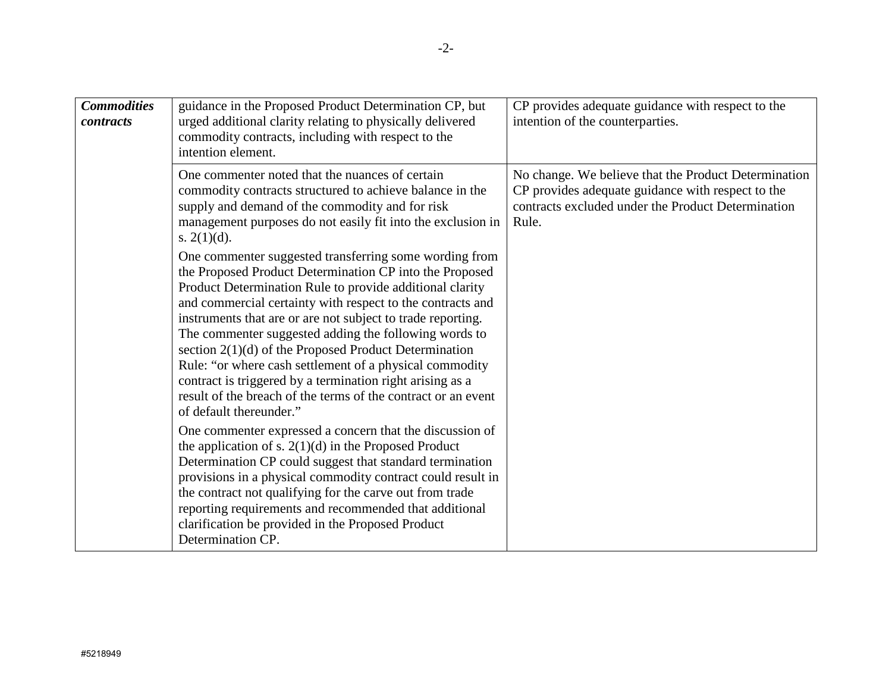| | | |
|---|---|---|
| ***Commodities contracts*** | guidance in the Proposed Product Determination CP, but urged additional clarity relating to physically delivered commodity contracts, including with respect to the intention element. | CP provides adequate guidance with respect to the intention of the counterparties. |
| | One commenter noted that the nuances of certain commodity contracts structured to achieve balance in the supply and demand of the commodity and for risk management purposes do not easily fit into the exclusion in s. 2(1)(d).<br><br>One commenter suggested transferring some wording from the Proposed Product Determination CP into the Proposed Product Determination Rule to provide additional clarity and commercial certainty with respect to the contracts and instruments that are or are not subject to trade reporting. The commenter suggested adding the following words to section 2(1)(d) of the Proposed Product Determination Rule: "or where cash settlement of a physical commodity contract is triggered by a termination right arising as a result of the breach of the terms of the contract or an event of default thereunder."<br><br>One commenter expressed a concern that the discussion of the application of s. 2(1)(d) in the Proposed Product Determination CP could suggest that standard termination provisions in a physical commodity contract could result in the contract not qualifying for the carve out from trade reporting requirements and recommended that additional clarification be provided in the Proposed Product Determination CP. | No change. We believe that the Product Determination CP provides adequate guidance with respect to the contracts excluded under the Product Determination Rule. |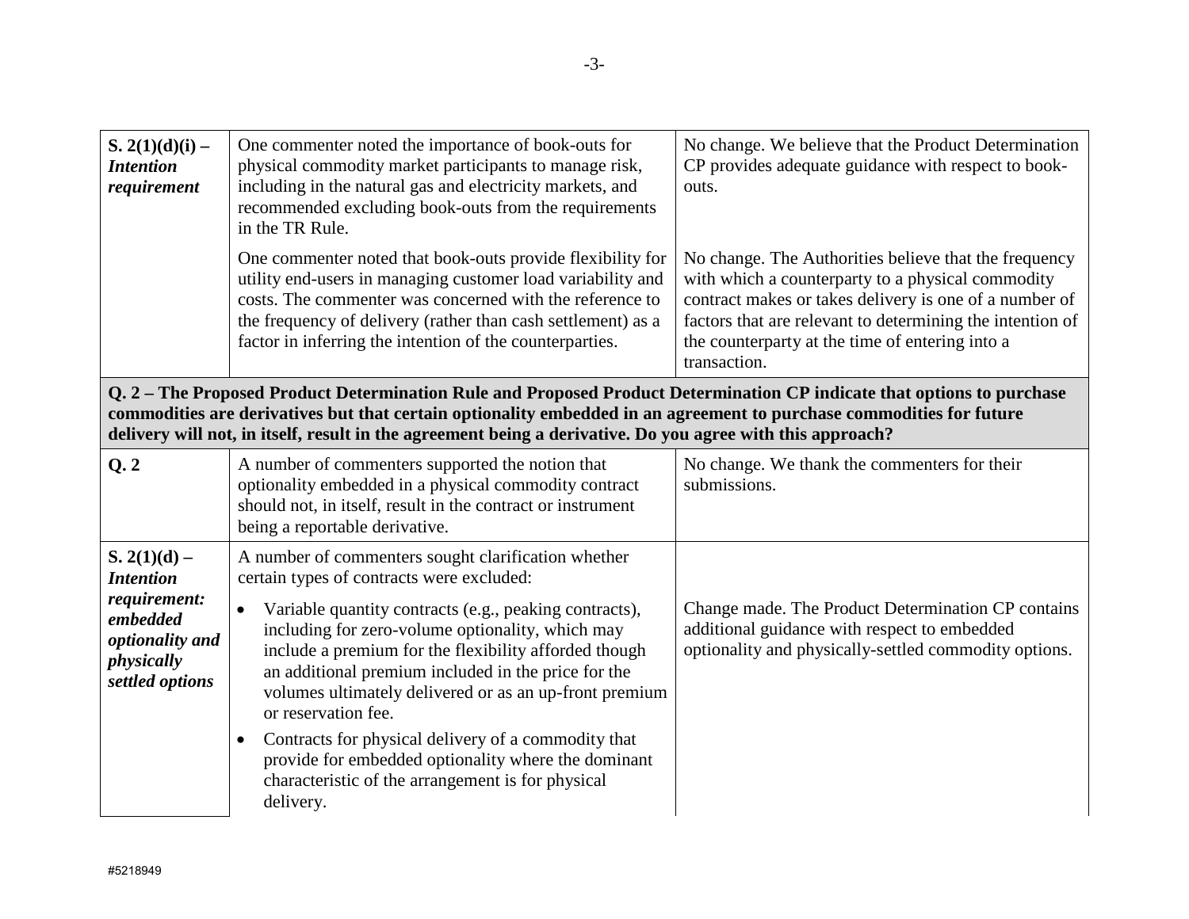| | | |
|---|---|---|
| **S. 2(1)(d)(i) – *Intention requirement*** | One commenter noted the importance of book-outs for physical commodity market participants to manage risk, including in the natural gas and electricity markets, and recommended excluding book-outs from the requirements in the TR Rule. | No change. We believe that the Product Determination CP provides adequate guidance with respect to book-outs. |
| | One commenter noted that book-outs provide flexibility for utility end-users in managing customer load variability and costs. The commenter was concerned with the reference to the frequency of delivery (rather than cash settlement) as a factor in inferring the intention of the counterparties. | No change. The Authorities believe that the frequency with which a counterparty to a physical commodity contract makes or takes delivery is one of a number of factors that are relevant to determining the intention of the counterparty at the time of entering into a transaction. |
| **Q. 2 – The Proposed Product Determination Rule and Proposed Product Determination CP indicate that options to purchase commodities are derivatives but that certain optionality embedded in an agreement to purchase commodities for future delivery will not, in itself, result in the agreement being a derivative. Do you agree with this approach?** | | |
| **Q. 2** | A number of commenters supported the notion that optionality embedded in a physical commodity contract should not, in itself, result in the contract or instrument being a reportable derivative. | No change. We thank the commenters for their submissions. |
| **S. 2(1)(d) – *Intention requirement: embedded optionality and physically settled options*** | A number of commenters sought clarification whether certain types of contracts were excluded:<br>• Variable quantity contracts (e.g., peaking contracts), including for zero-volume optionality, which may include a premium for the flexibility afforded though an additional premium included in the price for the volumes ultimately delivered or as an up-front premium or reservation fee.<br>• Contracts for physical delivery of a commodity that provide for embedded optionality where the dominant characteristic of the arrangement is for physical delivery. | Change made. The Product Determination CP contains additional guidance with respect to embedded optionality and physically-settled commodity options. |

#5218949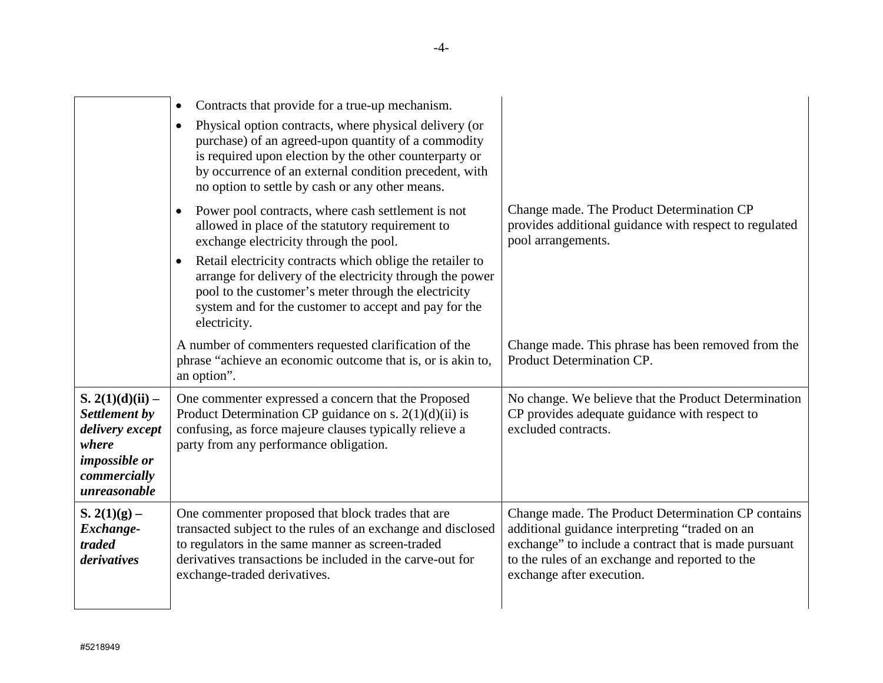| | | |
|---|---|---|
| | • Contracts that provide for a true-up mechanism.<br>• Physical option contracts, where physical delivery (or purchase) of an agreed-upon quantity of a commodity is required upon election by the other counterparty or by occurrence of an external condition precedent, with no option to settle by cash or any other means. | |
| | • Power pool contracts, where cash settlement is not allowed in place of the statutory requirement to exchange electricity through the pool.<br>• Retail electricity contracts which oblige the retailer to arrange for delivery of the electricity through the power pool to the customer's meter through the electricity system and for the customer to accept and pay for the electricity. | Change made. The Product Determination CP provides additional guidance with respect to regulated pool arrangements. |
| | A number of commenters requested clarification of the phrase "achieve an economic outcome that is, or is akin to, an option". | Change made. This phrase has been removed from the Product Determination CP. |
| **S. 2(1)(d)(ii) – *Settlement by delivery except where impossible or commercially unreasonable*** | One commenter expressed a concern that the Proposed Product Determination CP guidance on s. 2(1)(d)(ii) is confusing, as force majeure clauses typically relieve a party from any performance obligation. | No change. We believe that the Product Determination CP provides adequate guidance with respect to excluded contracts. |
| **S. 2(1)(g) – *Exchange-traded derivatives*** | One commenter proposed that block trades that are transacted subject to the rules of an exchange and disclosed to regulators in the same manner as screen-traded derivatives transactions be included in the carve-out for exchange-traded derivatives. | Change made. The Product Determination CP contains additional guidance interpreting "traded on an exchange" to include a contract that is made pursuant to the rules of an exchange and reported to the exchange after execution. |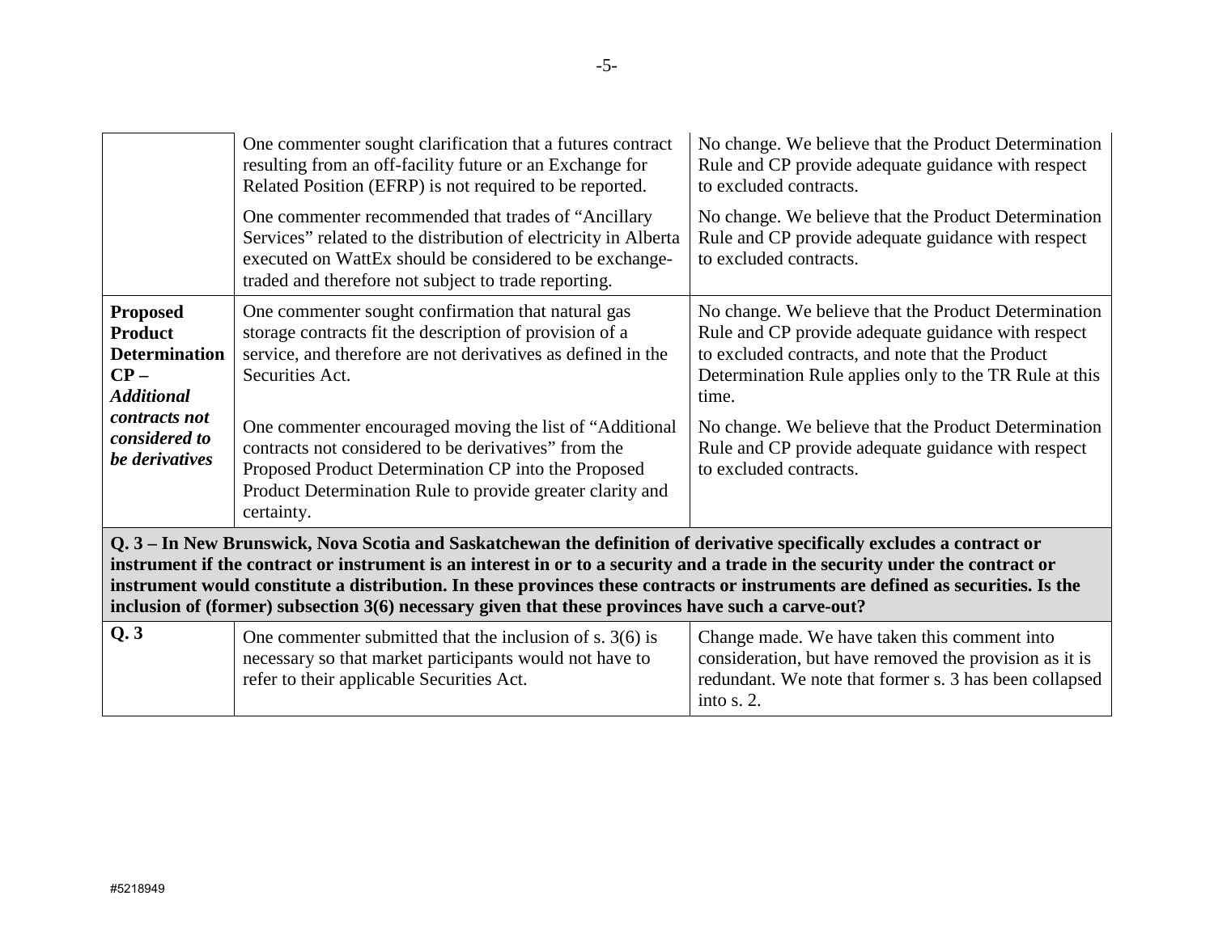| | | |
|---|---|---|
| | One commenter sought clarification that a futures contract resulting from an off-facility future or an Exchange for Related Position (EFRP) is not required to be reported. | No change. We believe that the Product Determination Rule and CP provide adequate guidance with respect to excluded contracts. |
| | One commenter recommended that trades of "Ancillary Services" related to the distribution of electricity in Alberta executed on WattEx should be considered to be exchange-traded and therefore not subject to trade reporting. | No change. We believe that the Product Determination Rule and CP provide adequate guidance with respect to excluded contracts. |
| **Proposed Product Determination CP –** ***Additional contracts not considered to be derivatives*** | One commenter sought confirmation that natural gas storage contracts fit the description of provision of a service, and therefore are not derivatives as defined in the Securities Act. | No change. We believe that the Product Determination Rule and CP provide adequate guidance with respect to excluded contracts, and note that the Product Determination Rule applies only to the TR Rule at this time. |
| | One commenter encouraged moving the list of "Additional contracts not considered to be derivatives" from the Proposed Product Determination CP into the Proposed Product Determination Rule to provide greater clarity and certainty. | No change. We believe that the Product Determination Rule and CP provide adequate guidance with respect to excluded contracts. |
| **Q. 3 – In New Brunswick, Nova Scotia and Saskatchewan the definition of derivative specifically excludes a contract or instrument if the contract or instrument is an interest in or to a security and a trade in the security under the contract or instrument would constitute a distribution. In these provinces these contracts or instruments are defined as securities. Is the inclusion of (former) subsection 3(6) necessary given that these provinces have such a carve-out?** | | |
| **Q. 3** | One commenter submitted that the inclusion of s. 3(6) is necessary so that market participants would not have to refer to their applicable Securities Act. | Change made. We have taken this comment into consideration, but have removed the provision as it is redundant. We note that former s. 3 has been collapsed into s. 2. |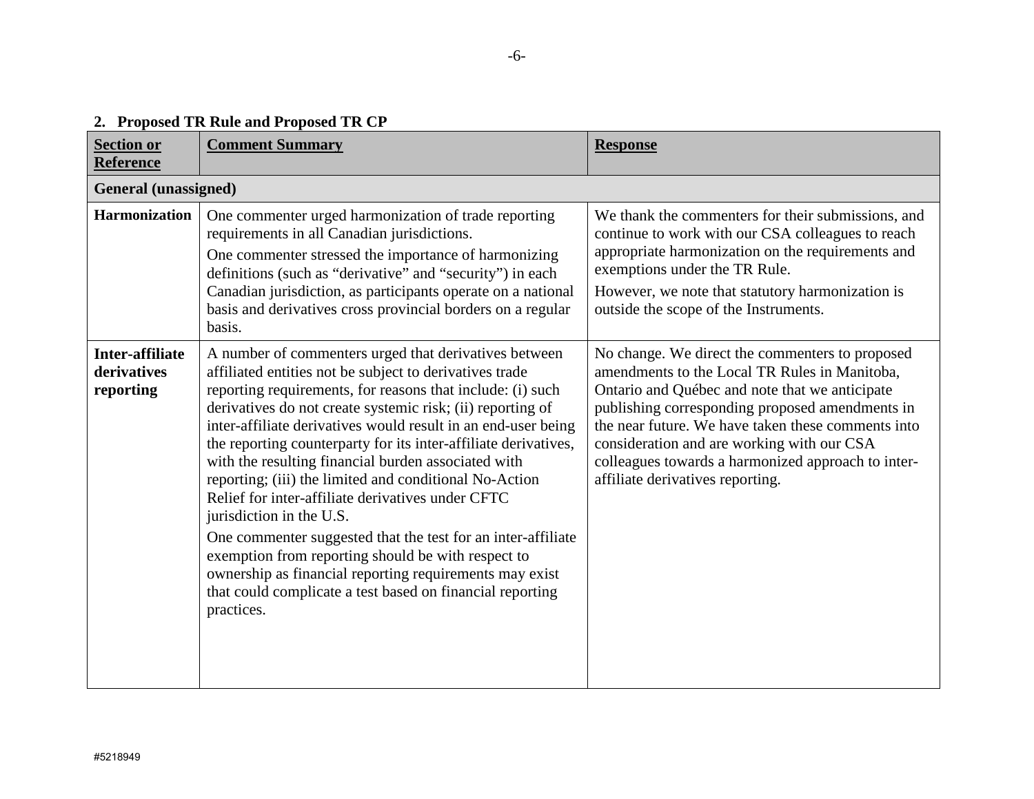## 2. Proposed TR Rule and Proposed TR CP

| Section or Reference | Comment Summary | Response |
|---|---|---|
| **General (unassigned)** | | |
| **Harmonization** | One commenter urged harmonization of trade reporting requirements in all Canadian jurisdictions.<br>One commenter stressed the importance of harmonizing definitions (such as "derivative" and "security") in each Canadian jurisdiction, as participants operate on a national basis and derivatives cross provincial borders on a regular basis. | We thank the commenters for their submissions, and continue to work with our CSA colleagues to reach appropriate harmonization on the requirements and exemptions under the TR Rule.<br>However, we note that statutory harmonization is outside the scope of the Instruments. |
| **Inter-affiliate derivatives reporting** | A number of commenters urged that derivatives between affiliated entities not be subject to derivatives trade reporting requirements, for reasons that include: (i) such derivatives do not create systemic risk; (ii) reporting of inter-affiliate derivatives would result in an end-user being the reporting counterparty for its inter-affiliate derivatives, with the resulting financial burden associated with reporting; (iii) the limited and conditional No-Action Relief for inter-affiliate derivatives under CFTC jurisdiction in the U.S.<br>One commenter suggested that the test for an inter-affiliate exemption from reporting should be with respect to ownership as financial reporting requirements may exist that could complicate a test based on financial reporting practices. | No change. We direct the commenters to proposed amendments to the Local TR Rules in Manitoba, Ontario and Québec and note that we anticipate publishing corresponding proposed amendments in the near future. We have taken these comments into consideration and are working with our CSA colleagues towards a harmonized approach to inter-affiliate derivatives reporting. |

#5218949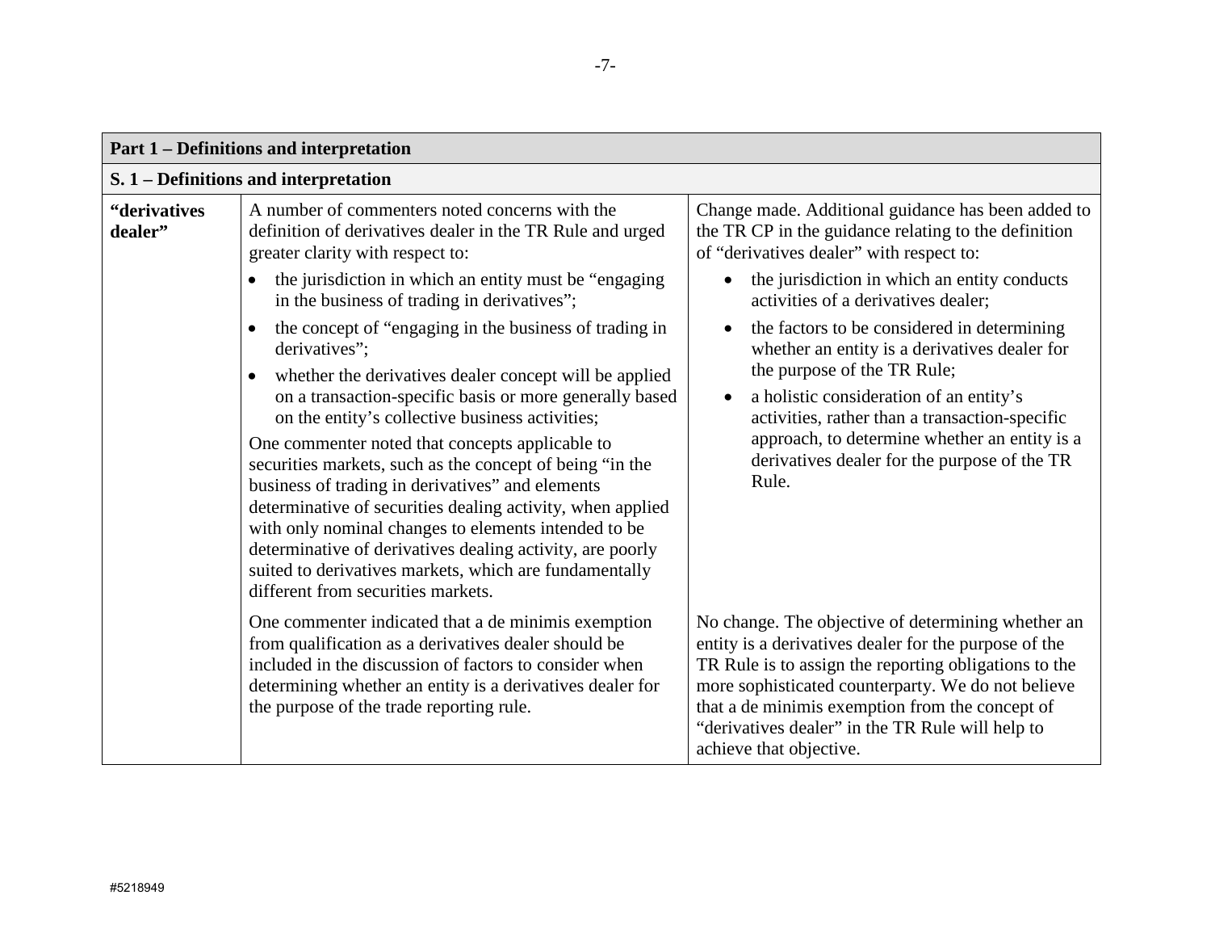| Part 1 – Definitions and interpretation | | |
|---|---|---|
| **S. 1 – Definitions and interpretation** | | |
| **"derivatives dealer"** | A number of commenters noted concerns with the definition of derivatives dealer in the TR Rule and urged greater clarity with respect to:<br>• the jurisdiction in which an entity must be "engaging in the business of trading in derivatives";<br>• the concept of "engaging in the business of trading in derivatives";<br>• whether the derivatives dealer concept will be applied on a transaction-specific basis or more generally based on the entity's collective business activities;<br>One commenter noted that concepts applicable to securities markets, such as the concept of being "in the business of trading in derivatives" and elements determinative of securities dealing activity, when applied with only nominal changes to elements intended to be determinative of derivatives dealing activity, are poorly suited to derivatives markets, which are fundamentally different from securities markets. | Change made. Additional guidance has been added to the TR CP in the guidance relating to the definition of "derivatives dealer" with respect to:<br>• the jurisdiction in which an entity conducts activities of a derivatives dealer;<br>• the factors to be considered in determining whether an entity is a derivatives dealer for the purpose of the TR Rule;<br>• a holistic consideration of an entity's activities, rather than a transaction-specific approach, to determine whether an entity is a derivatives dealer for the purpose of the TR Rule. |
| | One commenter indicated that a de minimis exemption from qualification as a derivatives dealer should be included in the discussion of factors to consider when determining whether an entity is a derivatives dealer for the purpose of the trade reporting rule. | No change. The objective of determining whether an entity is a derivatives dealer for the purpose of the TR Rule is to assign the reporting obligations to the more sophisticated counterparty. We do not believe that a de minimis exemption from the concept of "derivatives dealer" in the TR Rule will help to achieve that objective. |

#5218949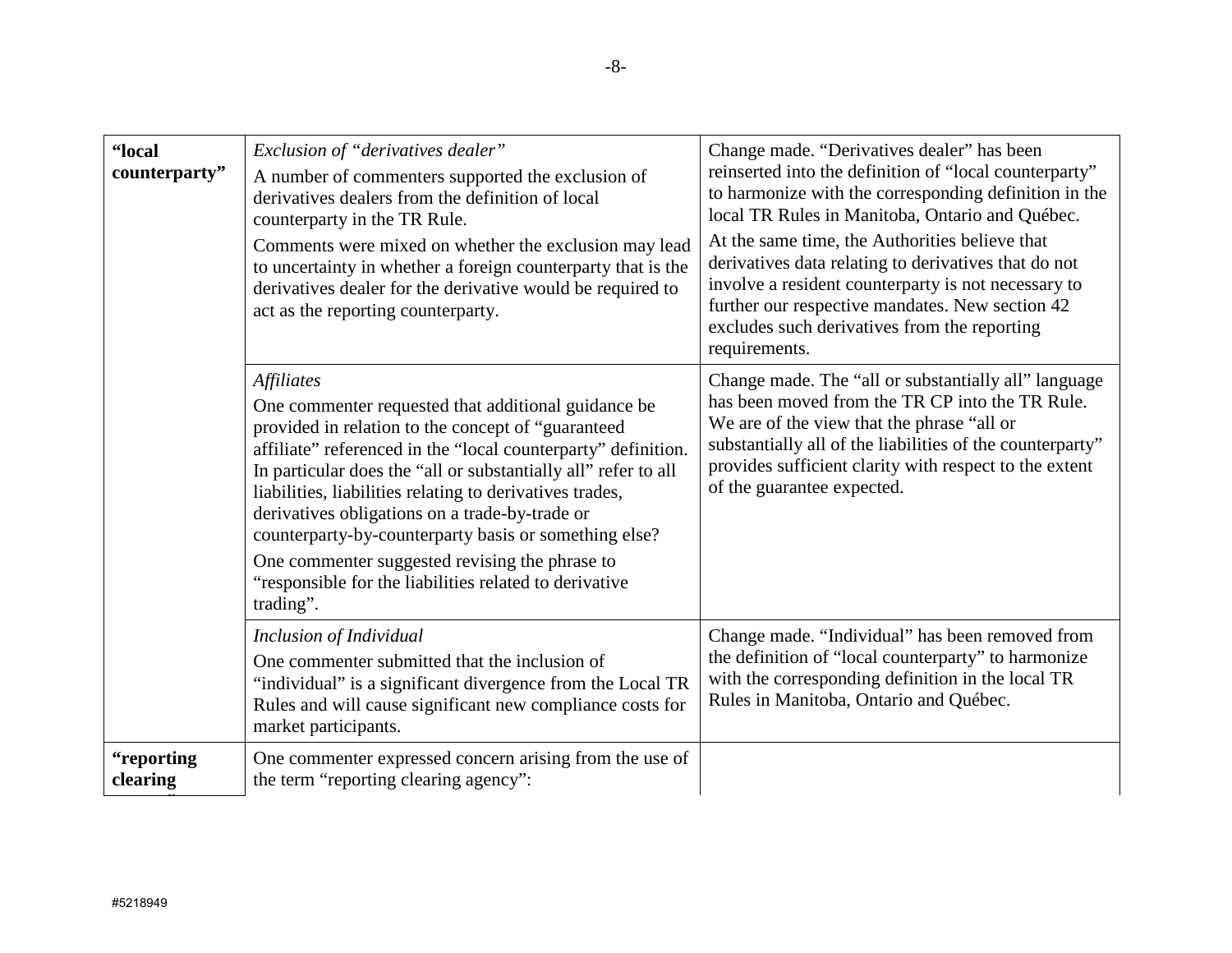| | | |
|---|---|---|
| **"local counterparty"** | *Exclusion of "derivatives dealer"*<br><br>A number of commenters supported the exclusion of derivatives dealers from the definition of local counterparty in the TR Rule.<br><br>Comments were mixed on whether the exclusion may lead to uncertainty in whether a foreign counterparty that is the derivatives dealer for the derivative would be required to act as the reporting counterparty. | Change made. "Derivatives dealer" has been reinserted into the definition of "local counterparty" to harmonize with the corresponding definition in the local TR Rules in Manitoba, Ontario and Québec.<br><br>At the same time, the Authorities believe that derivatives data relating to derivatives that do not involve a resident counterparty is not necessary to further our respective mandates. New section 42 excludes such derivatives from the reporting requirements. |
| | *Affiliates*<br><br>One commenter requested that additional guidance be provided in relation to the concept of "guaranteed affiliate" referenced in the "local counterparty" definition. In particular does the "all or substantially all" refer to all liabilities, liabilities relating to derivatives trades, derivatives obligations on a trade-by-trade or counterparty-by-counterparty basis or something else?<br><br>One commenter suggested revising the phrase to "responsible for the liabilities related to derivative trading". | Change made. The "all or substantially all" language has been moved from the TR CP into the TR Rule. We are of the view that the phrase "all or substantially all of the liabilities of the counterparty" provides sufficient clarity with respect to the extent of the guarantee expected. |
| | *Inclusion of Individual*<br><br>One commenter submitted that the inclusion of "individual" is a significant divergence from the Local TR Rules and will cause significant new compliance costs for market participants. | Change made. "Individual" has been removed from the definition of "local counterparty" to harmonize with the corresponding definition in the local TR Rules in Manitoba, Ontario and Québec. |
| **"reporting clearing agency"** | One commenter expressed concern arising from the use of the term "reporting clearing agency": | |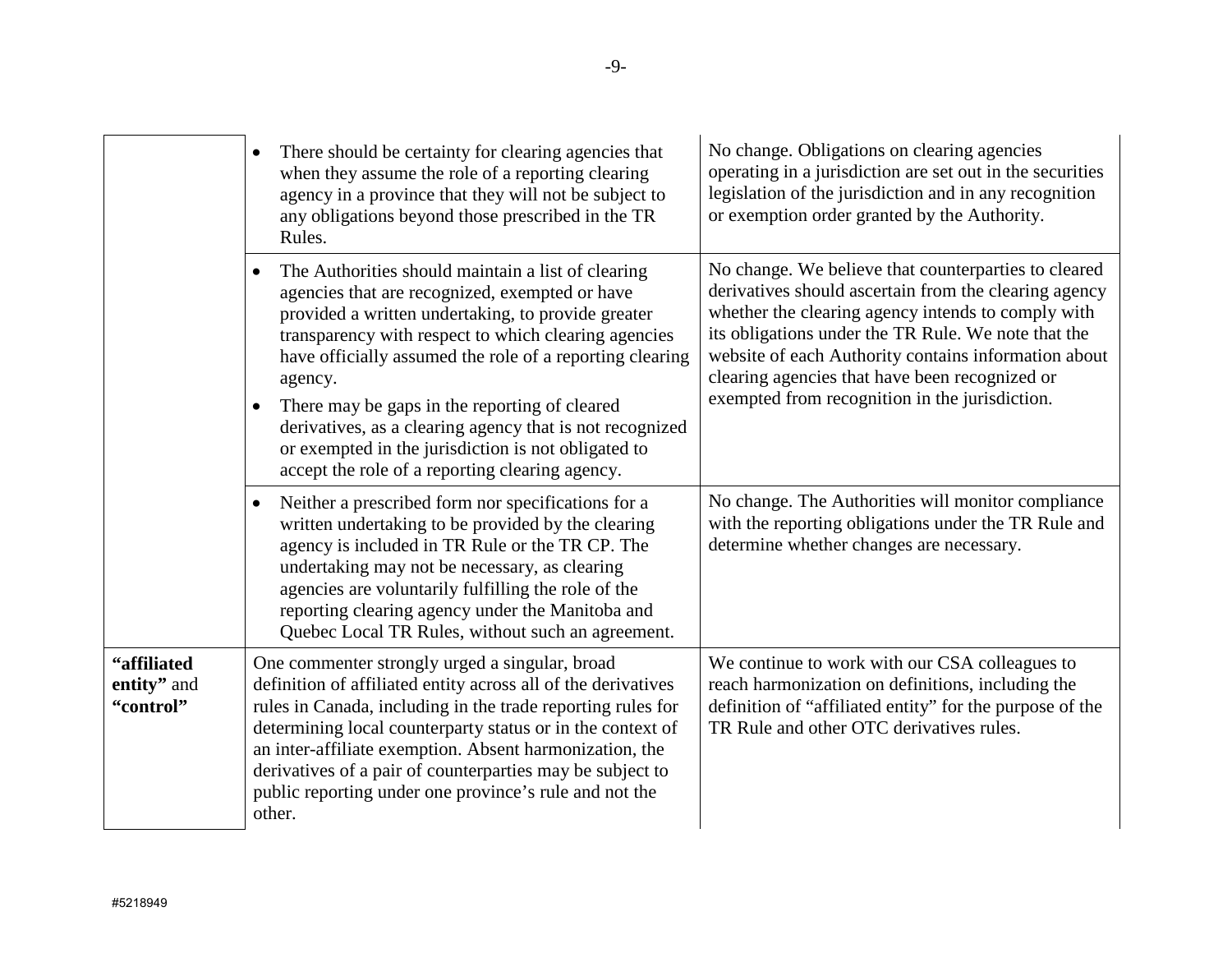| | | |
|---|---|---|
| | • There should be certainty for clearing agencies that when they assume the role of a reporting clearing agency in a province that they will not be subject to any obligations beyond those prescribed in the TR Rules. | No change. Obligations on clearing agencies operating in a jurisdiction are set out in the securities legislation of the jurisdiction and in any recognition or exemption order granted by the Authority. |
| | • The Authorities should maintain a list of clearing agencies that are recognized, exempted or have provided a written undertaking, to provide greater transparency with respect to which clearing agencies have officially assumed the role of a reporting clearing agency.<br>• There may be gaps in the reporting of cleared derivatives, as a clearing agency that is not recognized or exempted in the jurisdiction is not obligated to accept the role of a reporting clearing agency. | No change. We believe that counterparties to cleared derivatives should ascertain from the clearing agency whether the clearing agency intends to comply with its obligations under the TR Rule. We note that the website of each Authority contains information about clearing agencies that have been recognized or exempted from recognition in the jurisdiction. |
| | • Neither a prescribed form nor specifications for a written undertaking to be provided by the clearing agency is included in TR Rule or the TR CP. The undertaking may not be necessary, as clearing agencies are voluntarily fulfilling the role of the reporting clearing agency under the Manitoba and Quebec Local TR Rules, without such an agreement. | No change. The Authorities will monitor compliance with the reporting obligations under the TR Rule and determine whether changes are necessary. |
| **"affiliated entity"** and **"control"** | One commenter strongly urged a singular, broad definition of affiliated entity across all of the derivatives rules in Canada, including in the trade reporting rules for determining local counterparty status or in the context of an inter-affiliate exemption. Absent harmonization, the derivatives of a pair of counterparties may be subject to public reporting under one province's rule and not the other. | We continue to work with our CSA colleagues to reach harmonization on definitions, including the definition of "affiliated entity" for the purpose of the TR Rule and other OTC derivatives rules. |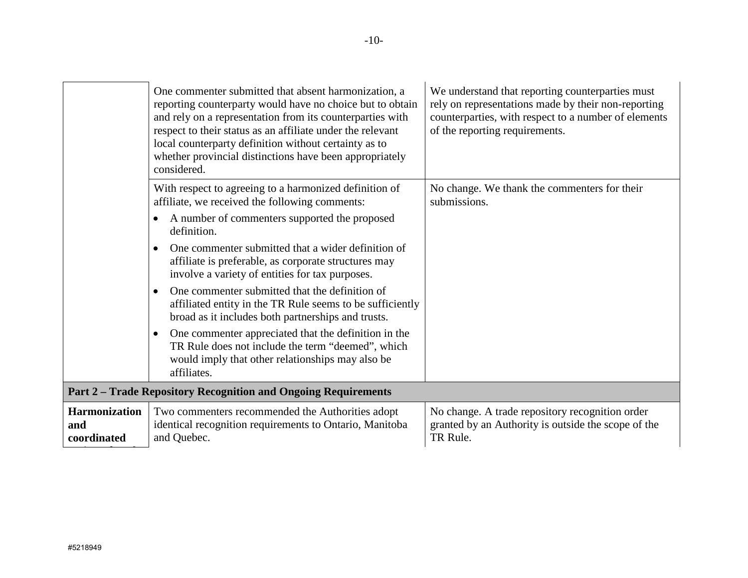| | | |
|---|---|---|
| | One commenter submitted that absent harmonization, a reporting counterparty would have no choice but to obtain and rely on a representation from its counterparties with respect to their status as an affiliate under the relevant local counterparty definition without certainty as to whether provincial distinctions have been appropriately considered. | We understand that reporting counterparties must rely on representations made by their non-reporting counterparties, with respect to a number of elements of the reporting requirements. |
| | With respect to agreeing to a harmonized definition of affiliate, we received the following comments:<br>• A number of commenters supported the proposed definition.<br>• One commenter submitted that a wider definition of affiliate is preferable, as corporate structures may involve a variety of entities for tax purposes.<br>• One commenter submitted that the definition of affiliated entity in the TR Rule seems to be sufficiently broad as it includes both partnerships and trusts.<br>• One commenter appreciated that the definition in the TR Rule does not include the term "deemed", which would imply that other relationships may also be affiliates. | No change. We thank the commenters for their submissions. |
| **Part 2 – Trade Repository Recognition and Ongoing Requirements** | | |
| **Harmonization and coordinated** | Two commenters recommended the Authorities adopt identical recognition requirements to Ontario, Manitoba and Quebec. | No change. A trade repository recognition order granted by an Authority is outside the scope of the TR Rule. |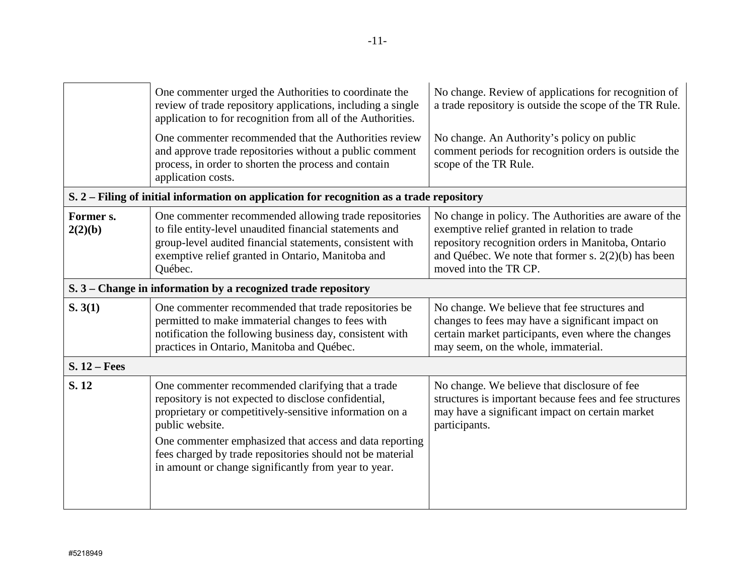| | | |
|---|---|---|
| | One commenter urged the Authorities to coordinate the review of trade repository applications, including a single application to for recognition from all of the Authorities.<br><br>One commenter recommended that the Authorities review and approve trade repositories without a public comment process, in order to shorten the process and contain application costs. | No change. Review of applications for recognition of a trade repository is outside the scope of the TR Rule.<br><br>No change. An Authority's policy on public comment periods for recognition orders is outside the scope of the TR Rule. |
| **S. 2 – Filing of initial information on application for recognition as a trade repository** | | |
| **Former s. 2(2)(b)** | One commenter recommended allowing trade repositories to file entity-level unaudited financial statements and group-level audited financial statements, consistent with exemptive relief granted in Ontario, Manitoba and Québec. | No change in policy. The Authorities are aware of the exemptive relief granted in relation to trade repository recognition orders in Manitoba, Ontario and Québec. We note that former s. 2(2)(b) has been moved into the TR CP. |
| **S. 3 – Change in information by a recognized trade repository** | | |
| **S. 3(1)** | One commenter recommended that trade repositories be permitted to make immaterial changes to fees with notification the following business day, consistent with practices in Ontario, Manitoba and Québec. | No change. We believe that fee structures and changes to fees may have a significant impact on certain market participants, even where the changes may seem, on the whole, immaterial. |
| **S. 12 – Fees** | | |
| **S. 12** | One commenter recommended clarifying that a trade repository is not expected to disclose confidential, proprietary or competitively-sensitive information on a public website.<br><br>One commenter emphasized that access and data reporting fees charged by trade repositories should not be material in amount or change significantly from year to year. | No change. We believe that disclosure of fee structures is important because fees and fee structures may have a significant impact on certain market participants. |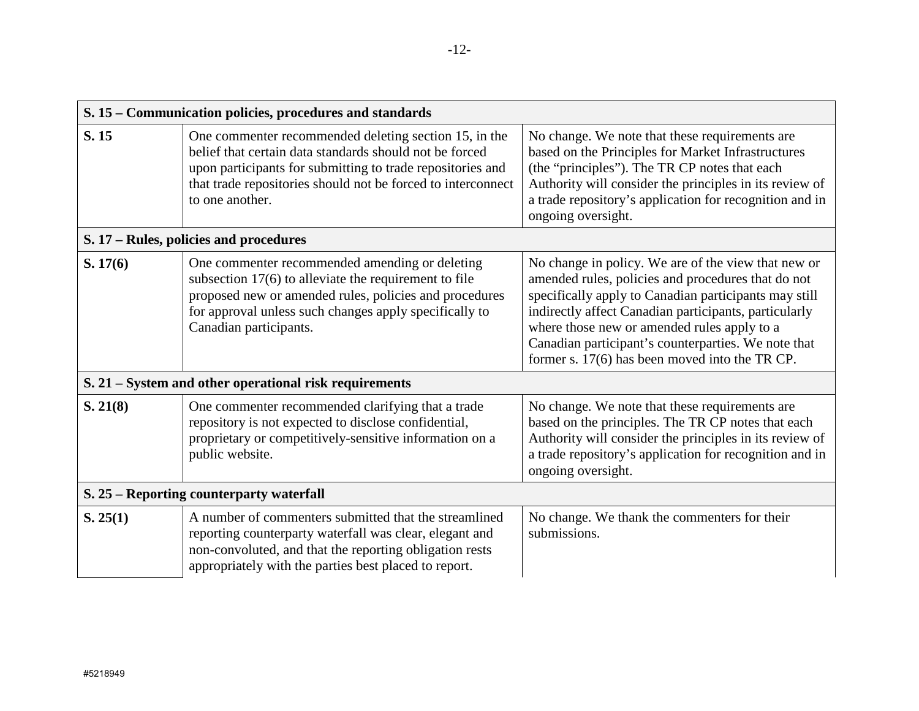| S. 15 – Communication policies, procedures and standards | | |
|---|---|---|
| **S. 15** | One commenter recommended deleting section 15, in the belief that certain data standards should not be forced upon participants for submitting to trade repositories and that trade repositories should not be forced to interconnect to one another. | No change. We note that these requirements are based on the Principles for Market Infrastructures (the "principles"). The TR CP notes that each Authority will consider the principles in its review of a trade repository's application for recognition and in ongoing oversight. |
| **S. 17 – Rules, policies and procedures** | | |
| **S. 17(6)** | One commenter recommended amending or deleting subsection 17(6) to alleviate the requirement to file proposed new or amended rules, policies and procedures for approval unless such changes apply specifically to Canadian participants. | No change in policy. We are of the view that new or amended rules, policies and procedures that do not specifically apply to Canadian participants may still indirectly affect Canadian participants, particularly where those new or amended rules apply to a Canadian participant's counterparties. We note that former s. 17(6) has been moved into the TR CP. |
| **S. 21 – System and other operational risk requirements** | | |
| **S. 21(8)** | One commenter recommended clarifying that a trade repository is not expected to disclose confidential, proprietary or competitively-sensitive information on a public website. | No change. We note that these requirements are based on the principles. The TR CP notes that each Authority will consider the principles in its review of a trade repository's application for recognition and in ongoing oversight. |
| **S. 25 – Reporting counterparty waterfall** | | |
| **S. 25(1)** | A number of commenters submitted that the streamlined reporting counterparty waterfall was clear, elegant and non-convoluted, and that the reporting obligation rests appropriately with the parties best placed to report. | No change. We thank the commenters for their submissions. |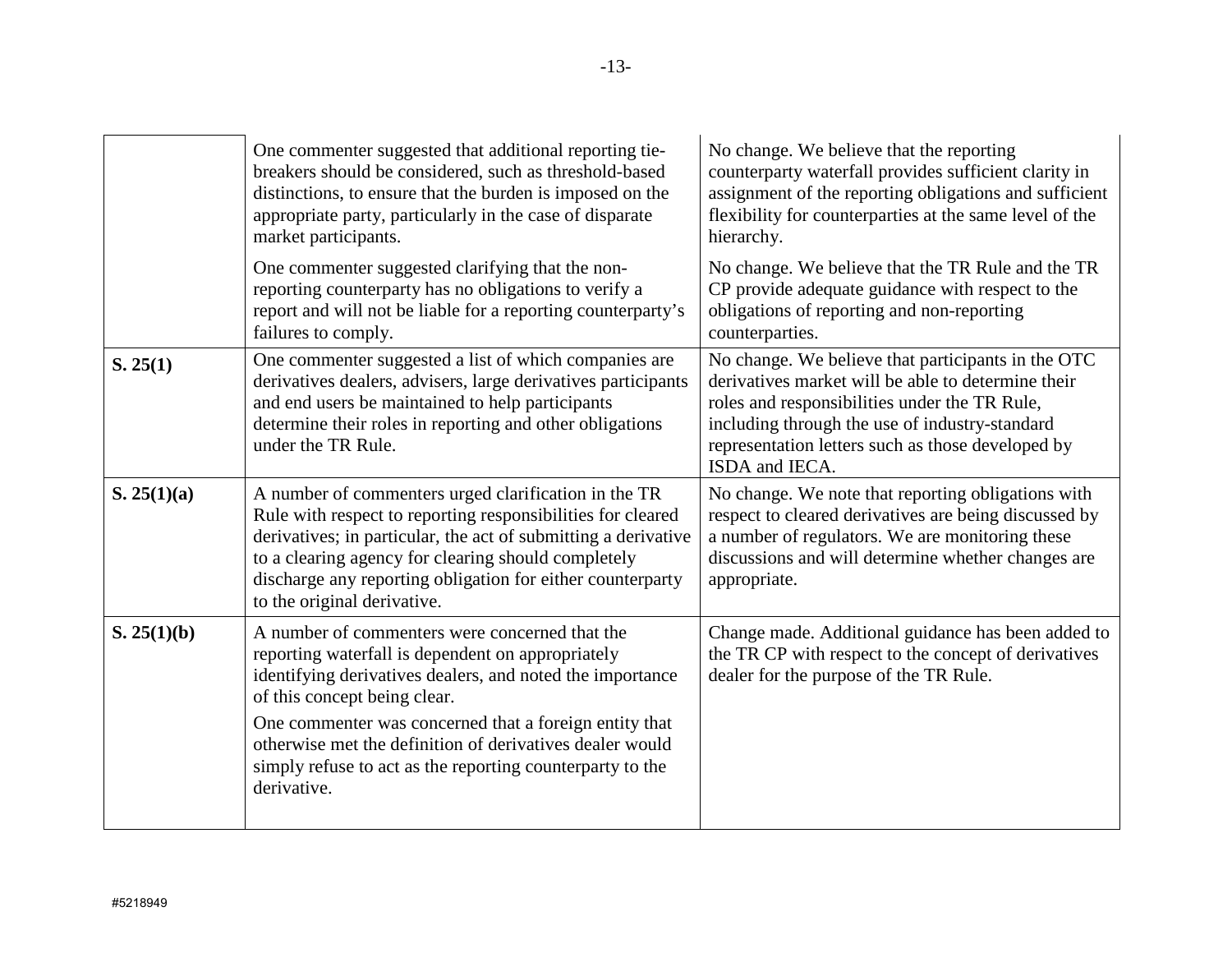| | | |
|---|---|---|
| | One commenter suggested that additional reporting tie-breakers should be considered, such as threshold-based distinctions, to ensure that the burden is imposed on the appropriate party, particularly in the case of disparate market participants. | No change. We believe that the reporting counterparty waterfall provides sufficient clarity in assignment of the reporting obligations and sufficient flexibility for counterparties at the same level of the hierarchy. |
| | One commenter suggested clarifying that the non-reporting counterparty has no obligations to verify a report and will not be liable for a reporting counterparty's failures to comply. | No change. We believe that the TR Rule and the TR CP provide adequate guidance with respect to the obligations of reporting and non-reporting counterparties. |
| **S. 25(1)** | One commenter suggested a list of which companies are derivatives dealers, advisers, large derivatives participants and end users be maintained to help participants determine their roles in reporting and other obligations under the TR Rule. | No change. We believe that participants in the OTC derivatives market will be able to determine their roles and responsibilities under the TR Rule, including through the use of industry-standard representation letters such as those developed by ISDA and IECA. |
| **S. 25(1)(a)** | A number of commenters urged clarification in the TR Rule with respect to reporting responsibilities for cleared derivatives; in particular, the act of submitting a derivative to a clearing agency for clearing should completely discharge any reporting obligation for either counterparty to the original derivative. | No change. We note that reporting obligations with respect to cleared derivatives are being discussed by a number of regulators. We are monitoring these discussions and will determine whether changes are appropriate. |
| **S. 25(1)(b)** | A number of commenters were concerned that the reporting waterfall is dependent on appropriately identifying derivatives dealers, and noted the importance of this concept being clear.<br><br>One commenter was concerned that a foreign entity that otherwise met the definition of derivatives dealer would simply refuse to act as the reporting counterparty to the derivative. | Change made. Additional guidance has been added to the TR CP with respect to the concept of derivatives dealer for the purpose of the TR Rule. |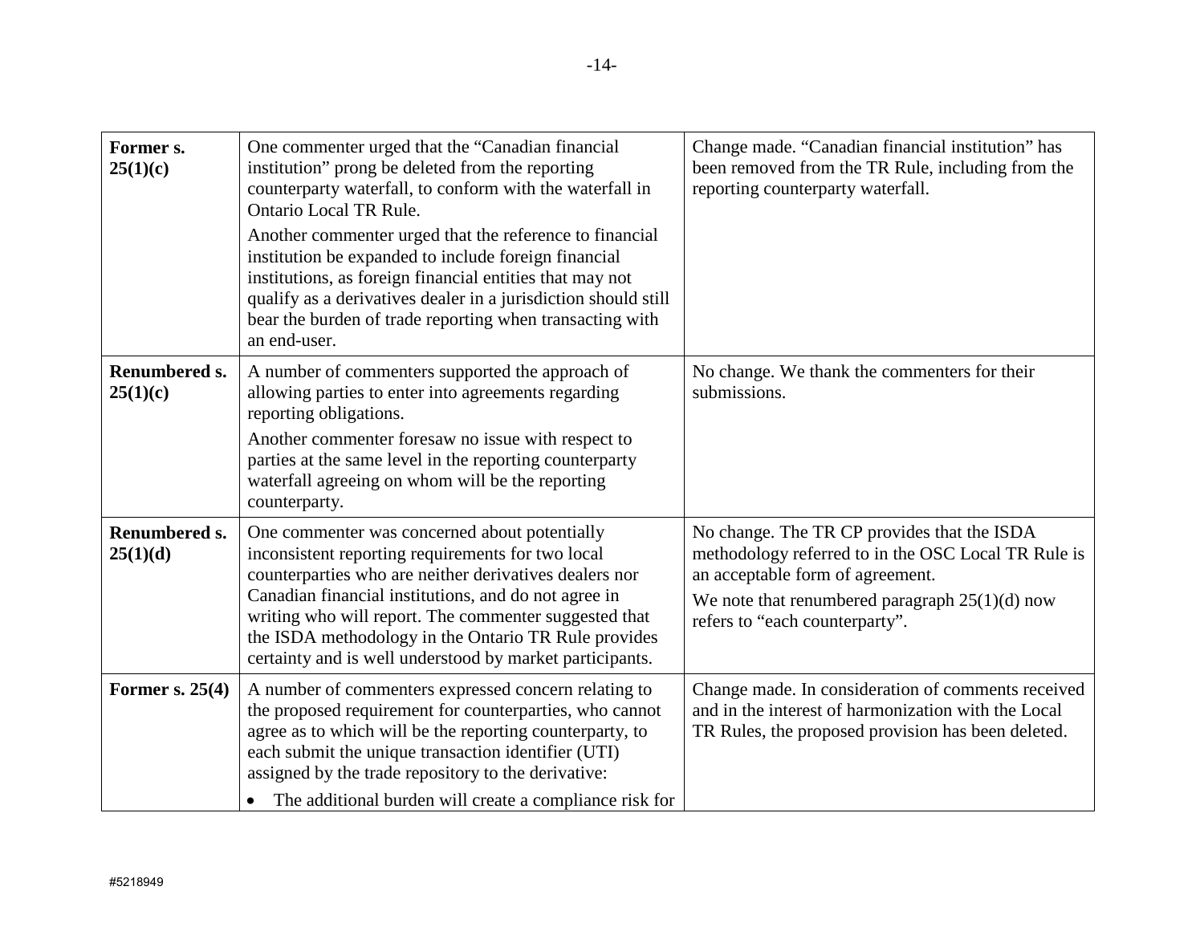| | | |
|---|---|---|
| **Former s. 25(1)(c)** | One commenter urged that the "Canadian financial institution" prong be deleted from the reporting counterparty waterfall, to conform with the waterfall in Ontario Local TR Rule.<br>Another commenter urged that the reference to financial institution be expanded to include foreign financial institutions, as foreign financial entities that may not qualify as a derivatives dealer in a jurisdiction should still bear the burden of trade reporting when transacting with an end-user. | Change made. "Canadian financial institution" has been removed from the TR Rule, including from the reporting counterparty waterfall. |
| **Renumbered s. 25(1)(c)** | A number of commenters supported the approach of allowing parties to enter into agreements regarding reporting obligations.<br>Another commenter foresaw no issue with respect to parties at the same level in the reporting counterparty waterfall agreeing on whom will be the reporting counterparty. | No change. We thank the commenters for their submissions. |
| **Renumbered s. 25(1)(d)** | One commenter was concerned about potentially inconsistent reporting requirements for two local counterparties who are neither derivatives dealers nor Canadian financial institutions, and do not agree in writing who will report. The commenter suggested that the ISDA methodology in the Ontario TR Rule provides certainty and is well understood by market participants. | No change. The TR CP provides that the ISDA methodology referred to in the OSC Local TR Rule is an acceptable form of agreement.<br>We note that renumbered paragraph 25(1)(d) now refers to "each counterparty". |
| **Former s. 25(4)** | A number of commenters expressed concern relating to the proposed requirement for counterparties, who cannot agree as to which will be the reporting counterparty, to each submit the unique transaction identifier (UTI) assigned by the trade repository to the derivative:<br>• The additional burden will create a compliance risk for | Change made. In consideration of comments received and in the interest of harmonization with the Local TR Rules, the proposed provision has been deleted. |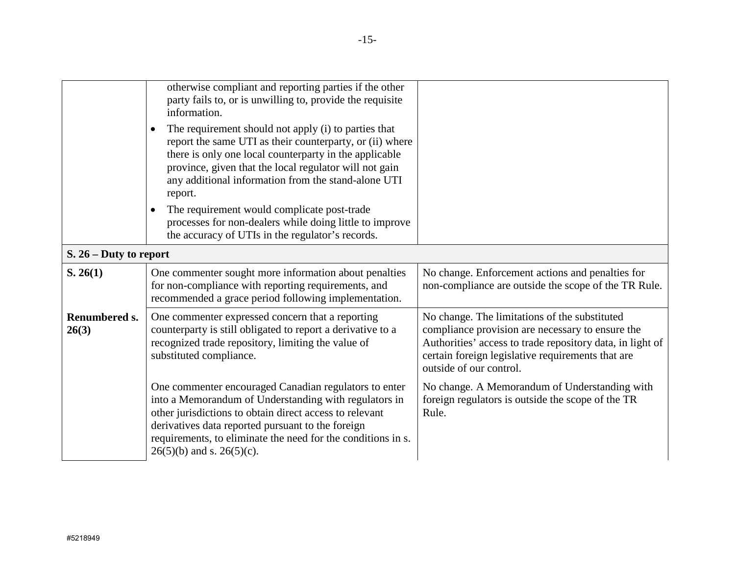| | | |
|---|---|---|
| | otherwise compliant and reporting parties if the other party fails to, or is unwilling to, provide the requisite information.<br>• The requirement should not apply (i) to parties that report the same UTI as their counterparty, or (ii) where there is only one local counterparty in the applicable province, given that the local regulator will not gain any additional information from the stand-alone UTI report.<br>• The requirement would complicate post-trade processes for non-dealers while doing little to improve the accuracy of UTIs in the regulator's records. | |
| **S. 26 – Duty to report** | | |
| **S. 26(1)** | One commenter sought more information about penalties for non-compliance with reporting requirements, and recommended a grace period following implementation. | No change. Enforcement actions and penalties for non-compliance are outside the scope of the TR Rule. |
| **Renumbered s. 26(3)** | One commenter expressed concern that a reporting counterparty is still obligated to report a derivative to a recognized trade repository, limiting the value of substituted compliance. | No change. The limitations of the substituted compliance provision are necessary to ensure the Authorities' access to trade repository data, in light of certain foreign legislative requirements that are outside of our control. |
| | One commenter encouraged Canadian regulators to enter into a Memorandum of Understanding with regulators in other jurisdictions to obtain direct access to relevant derivatives data reported pursuant to the foreign requirements, to eliminate the need for the conditions in s. 26(5)(b) and s. 26(5)(c). | No change. A Memorandum of Understanding with foreign regulators is outside the scope of the TR Rule. |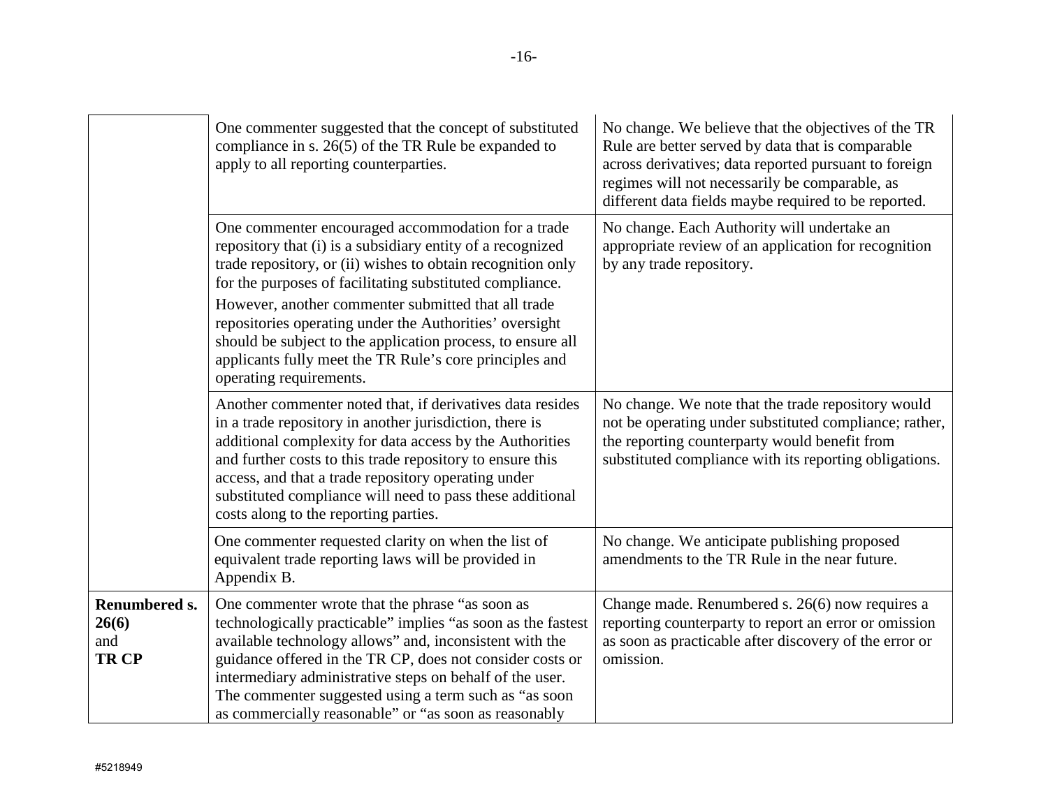| | | |
|---|---|---|
| | One commenter suggested that the concept of substituted compliance in s. 26(5) of the TR Rule be expanded to apply to all reporting counterparties. | No change. We believe that the objectives of the TR Rule are better served by data that is comparable across derivatives; data reported pursuant to foreign regimes will not necessarily be comparable, as different data fields maybe required to be reported. |
| | One commenter encouraged accommodation for a trade repository that (i) is a subsidiary entity of a recognized trade repository, or (ii) wishes to obtain recognition only for the purposes of facilitating substituted compliance.<br>However, another commenter submitted that all trade repositories operating under the Authorities' oversight should be subject to the application process, to ensure all applicants fully meet the TR Rule's core principles and operating requirements. | No change. Each Authority will undertake an appropriate review of an application for recognition by any trade repository. |
| | Another commenter noted that, if derivatives data resides in a trade repository in another jurisdiction, there is additional complexity for data access by the Authorities and further costs to this trade repository to ensure this access, and that a trade repository operating under substituted compliance will need to pass these additional costs along to the reporting parties. | No change. We note that the trade repository would not be operating under substituted compliance; rather, the reporting counterparty would benefit from substituted compliance with its reporting obligations. |
| | One commenter requested clarity on when the list of equivalent trade reporting laws will be provided in Appendix B. | No change. We anticipate publishing proposed amendments to the TR Rule in the near future. |
| **Renumbered s. 26(6)** and **TR CP** | One commenter wrote that the phrase "as soon as technologically practicable" implies "as soon as the fastest available technology allows" and, inconsistent with the guidance offered in the TR CP, does not consider costs or intermediary administrative steps on behalf of the user. The commenter suggested using a term such as "as soon as commercially reasonable" or "as soon as reasonably | Change made. Renumbered s. 26(6) now requires a reporting counterparty to report an error or omission as soon as practicable after discovery of the error or omission. |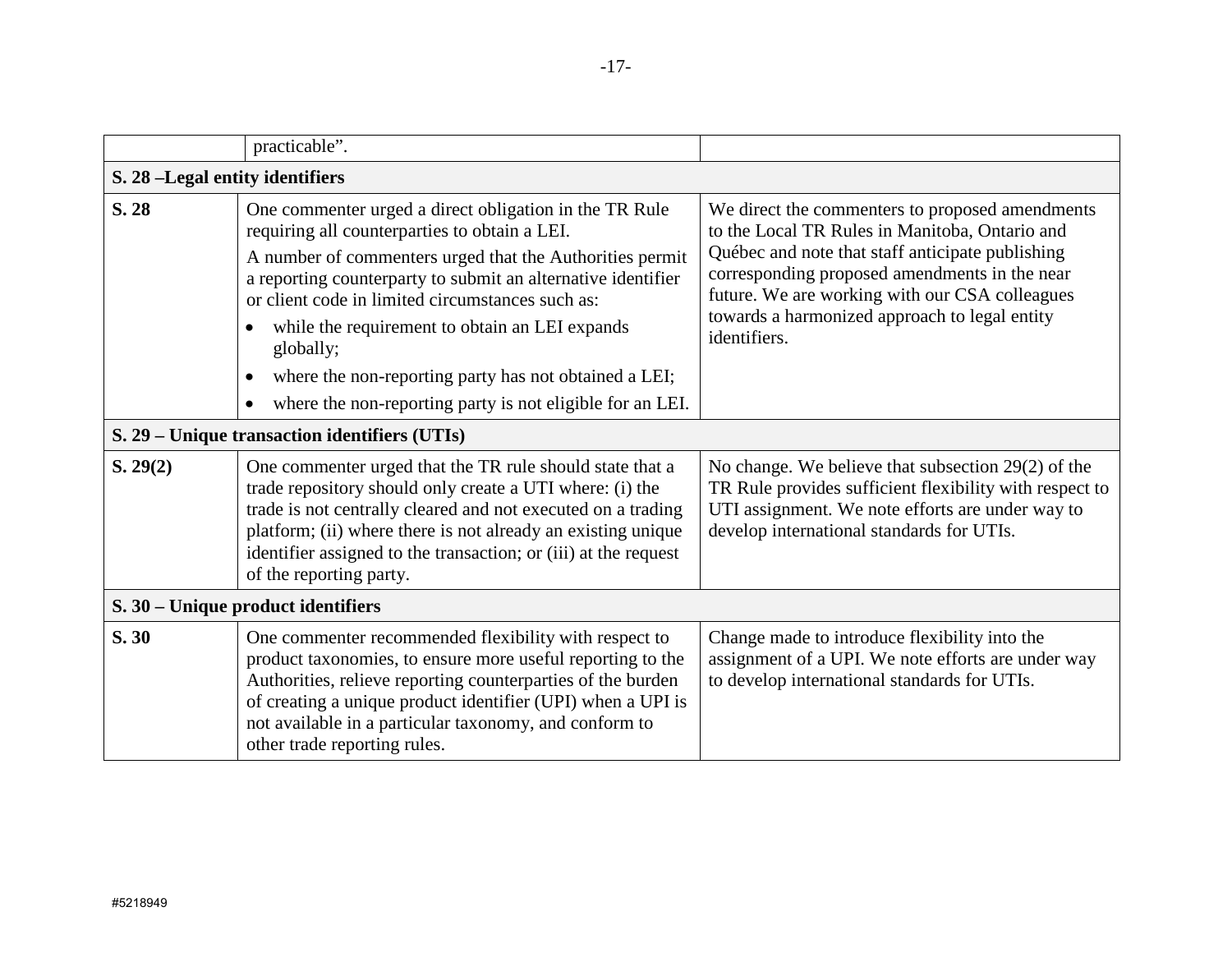| | | |
|---|---|---|
| | practicable". | |
| **S. 28 –Legal entity identifiers** | | |
| **S. 28** | One commenter urged a direct obligation in the TR Rule requiring all counterparties to obtain a LEI.<br><br>A number of commenters urged that the Authorities permit a reporting counterparty to submit an alternative identifier or client code in limited circumstances such as:<br><br>• while the requirement to obtain an LEI expands globally;<br>• where the non-reporting party has not obtained a LEI;<br>• where the non-reporting party is not eligible for an LEI. | We direct the commenters to proposed amendments to the Local TR Rules in Manitoba, Ontario and Québec and note that staff anticipate publishing corresponding proposed amendments in the near future. We are working with our CSA colleagues towards a harmonized approach to legal entity identifiers. |
| **S. 29 – Unique transaction identifiers (UTIs)** | | |
| **S. 29(2)** | One commenter urged that the TR rule should state that a trade repository should only create a UTI where: (i) the trade is not centrally cleared and not executed on a trading platform; (ii) where there is not already an existing unique identifier assigned to the transaction; or (iii) at the request of the reporting party. | No change. We believe that subsection 29(2) of the TR Rule provides sufficient flexibility with respect to UTI assignment. We note efforts are under way to develop international standards for UTIs. |
| **S. 30 – Unique product identifiers** | | |
| **S. 30** | One commenter recommended flexibility with respect to product taxonomies, to ensure more useful reporting to the Authorities, relieve reporting counterparties of the burden of creating a unique product identifier (UPI) when a UPI is not available in a particular taxonomy, and conform to other trade reporting rules. | Change made to introduce flexibility into the assignment of a UPI. We note efforts are under way to develop international standards for UTIs. |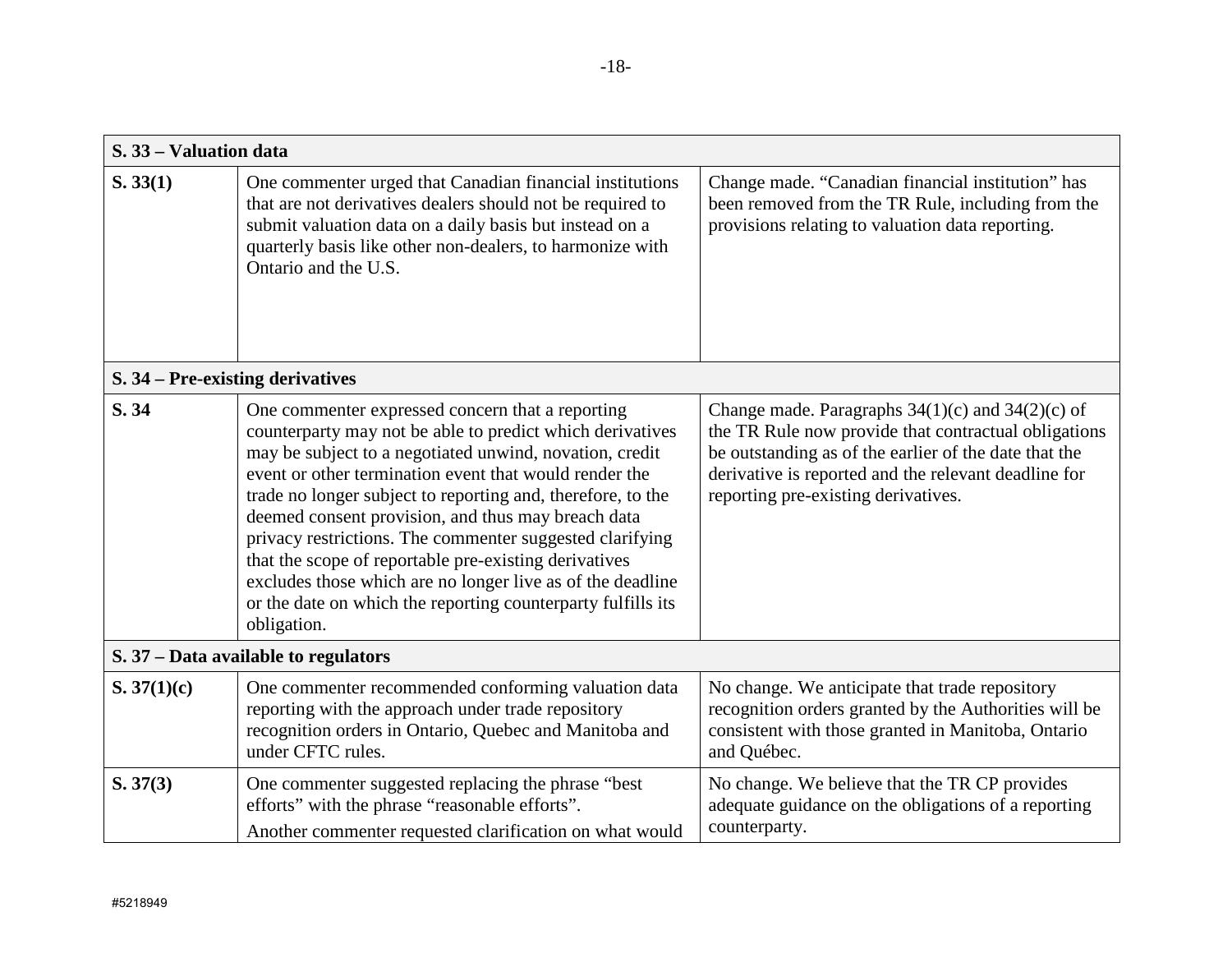| S. 33 – Valuation data | | |
|---|---|---|
| **S. 33(1)** | One commenter urged that Canadian financial institutions that are not derivatives dealers should not be required to submit valuation data on a daily basis but instead on a quarterly basis like other non-dealers, to harmonize with Ontario and the U.S. | Change made. "Canadian financial institution" has been removed from the TR Rule, including from the provisions relating to valuation data reporting. |
| **S. 34 – Pre-existing derivatives** | | |
| **S. 34** | One commenter expressed concern that a reporting counterparty may not be able to predict which derivatives may be subject to a negotiated unwind, novation, credit event or other termination event that would render the trade no longer subject to reporting and, therefore, to the deemed consent provision, and thus may breach data privacy restrictions. The commenter suggested clarifying that the scope of reportable pre-existing derivatives excludes those which are no longer live as of the deadline or the date on which the reporting counterparty fulfills its obligation. | Change made. Paragraphs 34(1)(c) and 34(2)(c) of the TR Rule now provide that contractual obligations be outstanding as of the earlier of the date that the derivative is reported and the relevant deadline for reporting pre-existing derivatives. |
| **S. 37 – Data available to regulators** | | |
| **S. 37(1)(c)** | One commenter recommended conforming valuation data reporting with the approach under trade repository recognition orders in Ontario, Quebec and Manitoba and under CFTC rules. | No change. We anticipate that trade repository recognition orders granted by the Authorities will be consistent with those granted in Manitoba, Ontario and Québec. |
| **S. 37(3)** | One commenter suggested replacing the phrase "best efforts" with the phrase "reasonable efforts".<br>Another commenter requested clarification on what would | No change. We believe that the TR CP provides adequate guidance on the obligations of a reporting counterparty. |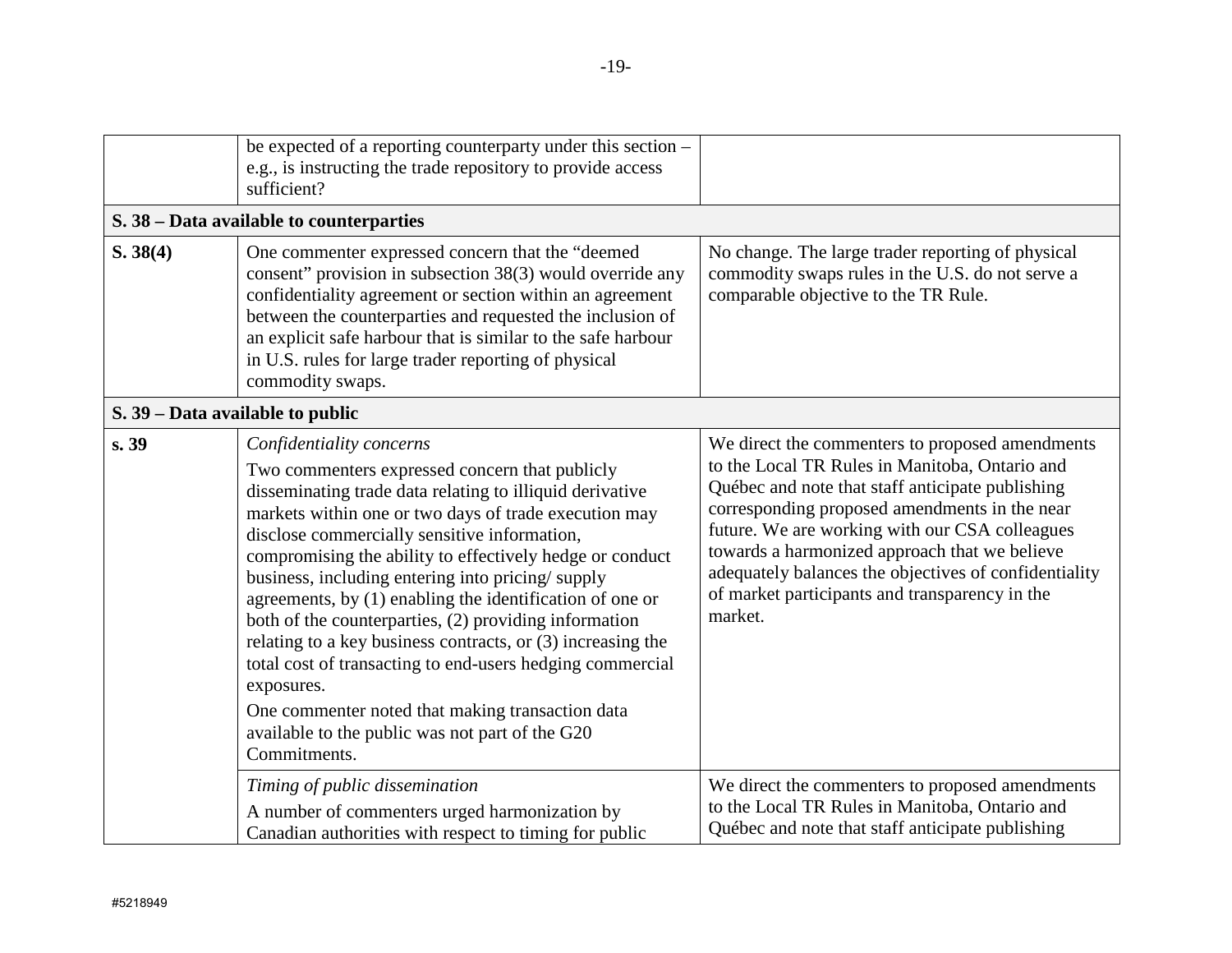| | | |
|---|---|---|
| | be expected of a reporting counterparty under this section – e.g., is instructing the trade repository to provide access sufficient? | |
| **S. 38 – Data available to counterparties** | | |
| **S. 38(4)** | One commenter expressed concern that the "deemed consent" provision in subsection 38(3) would override any confidentiality agreement or section within an agreement between the counterparties and requested the inclusion of an explicit safe harbour that is similar to the safe harbour in U.S. rules for large trader reporting of physical commodity swaps. | No change. The large trader reporting of physical commodity swaps rules in the U.S. do not serve a comparable objective to the TR Rule. |
| **S. 39 – Data available to public** | | |
| **s. 39** | *Confidentiality concerns*<br>Two commenters expressed concern that publicly disseminating trade data relating to illiquid derivative markets within one or two days of trade execution may disclose commercially sensitive information, compromising the ability to effectively hedge or conduct business, including entering into pricing/ supply agreements, by (1) enabling the identification of one or both of the counterparties, (2) providing information relating to a key business contracts, or (3) increasing the total cost of transacting to end-users hedging commercial exposures.<br>One commenter noted that making transaction data available to the public was not part of the G20 Commitments. | We direct the commenters to proposed amendments to the Local TR Rules in Manitoba, Ontario and Québec and note that staff anticipate publishing corresponding proposed amendments in the near future. We are working with our CSA colleagues towards a harmonized approach that we believe adequately balances the objectives of confidentiality of market participants and transparency in the market. |
| | *Timing of public dissemination*<br>A number of commenters urged harmonization by Canadian authorities with respect to timing for public | We direct the commenters to proposed amendments to the Local TR Rules in Manitoba, Ontario and Québec and note that staff anticipate publishing |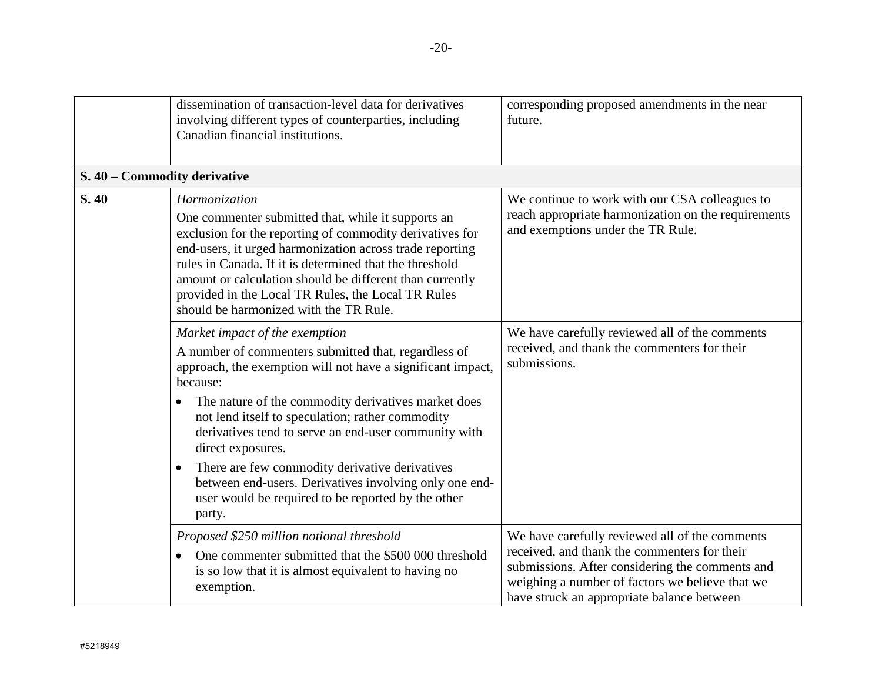| | | |
|---|---|---|
| | dissemination of transaction-level data for derivatives involving different types of counterparties, including Canadian financial institutions. | corresponding proposed amendments in the near future. |
| **S. 40 – Commodity derivative** | | |
| **S. 40** | *Harmonization*<br>One commenter submitted that, while it supports an exclusion for the reporting of commodity derivatives for end-users, it urged harmonization across trade reporting rules in Canada. If it is determined that the threshold amount or calculation should be different than currently provided in the Local TR Rules, the Local TR Rules should be harmonized with the TR Rule. | We continue to work with our CSA colleagues to reach appropriate harmonization on the requirements and exemptions under the TR Rule. |
| | *Market impact of the exemption*<br>A number of commenters submitted that, regardless of approach, the exemption will not have a significant impact, because:<br>• The nature of the commodity derivatives market does not lend itself to speculation; rather commodity derivatives tend to serve an end-user community with direct exposures.<br>• There are few commodity derivative derivatives between end-users. Derivatives involving only one end-user would be required to be reported by the other party. | We have carefully reviewed all of the comments received, and thank the commenters for their submissions. |
| | *Proposed $250 million notional threshold*<br>• One commenter submitted that the $500 000 threshold is so low that it is almost equivalent to having no exemption. | We have carefully reviewed all of the comments received, and thank the commenters for their submissions. After considering the comments and weighing a number of factors we believe that we have struck an appropriate balance between |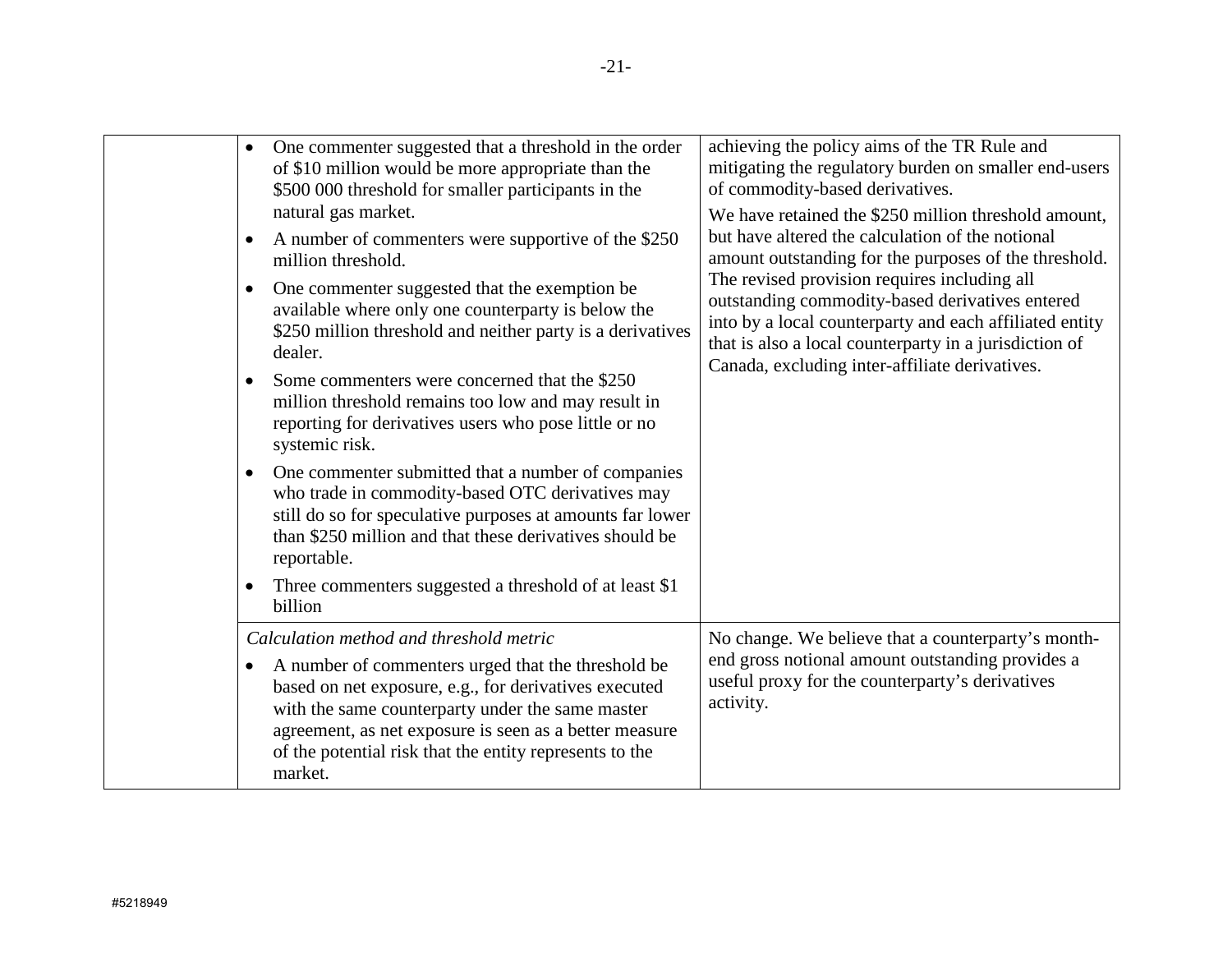| | | |
|---|---|---|
| | • One commenter suggested that a threshold in the order of $10 million would be more appropriate than the $500 000 threshold for smaller participants in the natural gas market.<br>• A number of commenters were supportive of the $250 million threshold.<br>• One commenter suggested that the exemption be available where only one counterparty is below the $250 million threshold and neither party is a derivatives dealer.<br>• Some commenters were concerned that the $250 million threshold remains too low and may result in reporting for derivatives users who pose little or no systemic risk.<br>• One commenter submitted that a number of companies who trade in commodity-based OTC derivatives may still do so for speculative purposes at amounts far lower than $250 million and that these derivatives should be reportable.<br>• Three commenters suggested a threshold of at least $1 billion | achieving the policy aims of the TR Rule and mitigating the regulatory burden on smaller end-users of commodity-based derivatives.<br>We have retained the $250 million threshold amount, but have altered the calculation of the notional amount outstanding for the purposes of the threshold. The revised provision requires including all outstanding commodity-based derivatives entered into by a local counterparty and each affiliated entity that is also a local counterparty in a jurisdiction of Canada, excluding inter-affiliate derivatives. |
| | *Calculation method and threshold metric*<br>• A number of commenters urged that the threshold be based on net exposure, e.g., for derivatives executed with the same counterparty under the same master agreement, as net exposure is seen as a better measure of the potential risk that the entity represents to the market. | No change. We believe that a counterparty's month-end gross notional amount outstanding provides a useful proxy for the counterparty's derivatives activity. |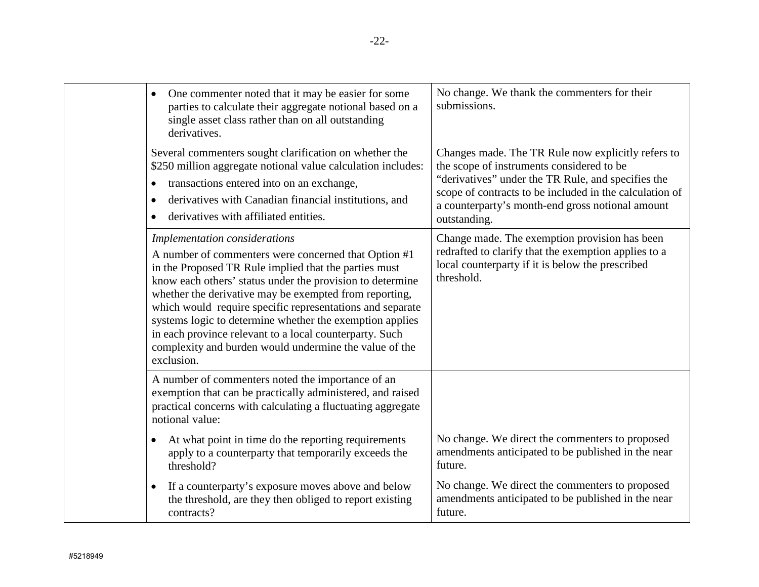| | | |
|---|---|---|
| | • One commenter noted that it may be easier for some parties to calculate their aggregate notional based on a single asset class rather than on all outstanding derivatives. | No change. We thank the commenters for their submissions. |
| | Several commenters sought clarification on whether the $250 million aggregate notional value calculation includes: <br>• transactions entered into on an exchange, <br>• derivatives with Canadian financial institutions, and <br>• derivatives with affiliated entities. | Changes made. The TR Rule now explicitly refers to the scope of instruments considered to be "derivatives" under the TR Rule, and specifies the scope of contracts to be included in the calculation of a counterparty's month-end gross notional amount outstanding. |
| | *Implementation considerations* <br>A number of commenters were concerned that Option #1 in the Proposed TR Rule implied that the parties must know each others' status under the provision to determine whether the derivative may be exempted from reporting, which would require specific representations and separate systems logic to determine whether the exemption applies in each province relevant to a local counterparty. Such complexity and burden would undermine the value of the exclusion. | Change made. The exemption provision has been redrafted to clarify that the exemption applies to a local counterparty if it is below the prescribed threshold. |
| | A number of commenters noted the importance of an exemption that can be practically administered, and raised practical concerns with calculating a fluctuating aggregate notional value: | |
| | • At what point in time do the reporting requirements apply to a counterparty that temporarily exceeds the threshold? | No change. We direct the commenters to proposed amendments anticipated to be published in the near future. |
| | • If a counterparty's exposure moves above and below the threshold, are they then obliged to report existing contracts? | No change. We direct the commenters to proposed amendments anticipated to be published in the near future. |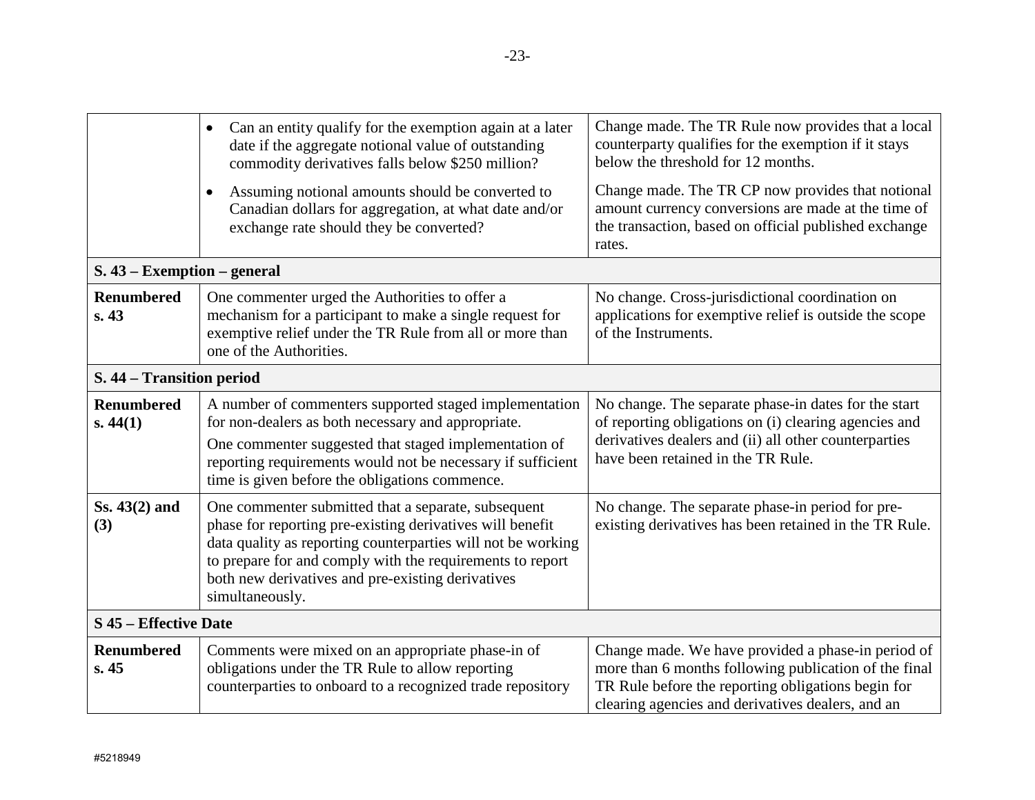| | | |
|---|---|---|
| | • Can an entity qualify for the exemption again at a later date if the aggregate notional value of outstanding commodity derivatives falls below $250 million?<br>• Assuming notional amounts should be converted to Canadian dollars for aggregation, at what date and/or exchange rate should they be converted? | Change made. The TR Rule now provides that a local counterparty qualifies for the exemption if it stays below the threshold for 12 months.<br>Change made. The TR CP now provides that notional amount currency conversions are made at the time of the transaction, based on official published exchange rates. |
| **S. 43 – Exemption – general** | | |
| **Renumbered s. 43** | One commenter urged the Authorities to offer a mechanism for a participant to make a single request for exemptive relief under the TR Rule from all or more than one of the Authorities. | No change. Cross-jurisdictional coordination on applications for exemptive relief is outside the scope of the Instruments. |
| **S. 44 – Transition period** | | |
| **Renumbered s. 44(1)** | A number of commenters supported staged implementation for non-dealers as both necessary and appropriate.<br>One commenter suggested that staged implementation of reporting requirements would not be necessary if sufficient time is given before the obligations commence. | No change. The separate phase-in dates for the start of reporting obligations on (i) clearing agencies and derivatives dealers and (ii) all other counterparties have been retained in the TR Rule. |
| **Ss. 43(2) and (3)** | One commenter submitted that a separate, subsequent phase for reporting pre-existing derivatives will benefit data quality as reporting counterparties will not be working to prepare for and comply with the requirements to report both new derivatives and pre-existing derivatives simultaneously. | No change. The separate phase-in period for pre-existing derivatives has been retained in the TR Rule. |
| **S 45 – Effective Date** | | |
| **Renumbered s. 45** | Comments were mixed on an appropriate phase-in of obligations under the TR Rule to allow reporting counterparties to onboard to a recognized trade repository | Change made. We have provided a phase-in period of more than 6 months following publication of the final TR Rule before the reporting obligations begin for clearing agencies and derivatives dealers, and an |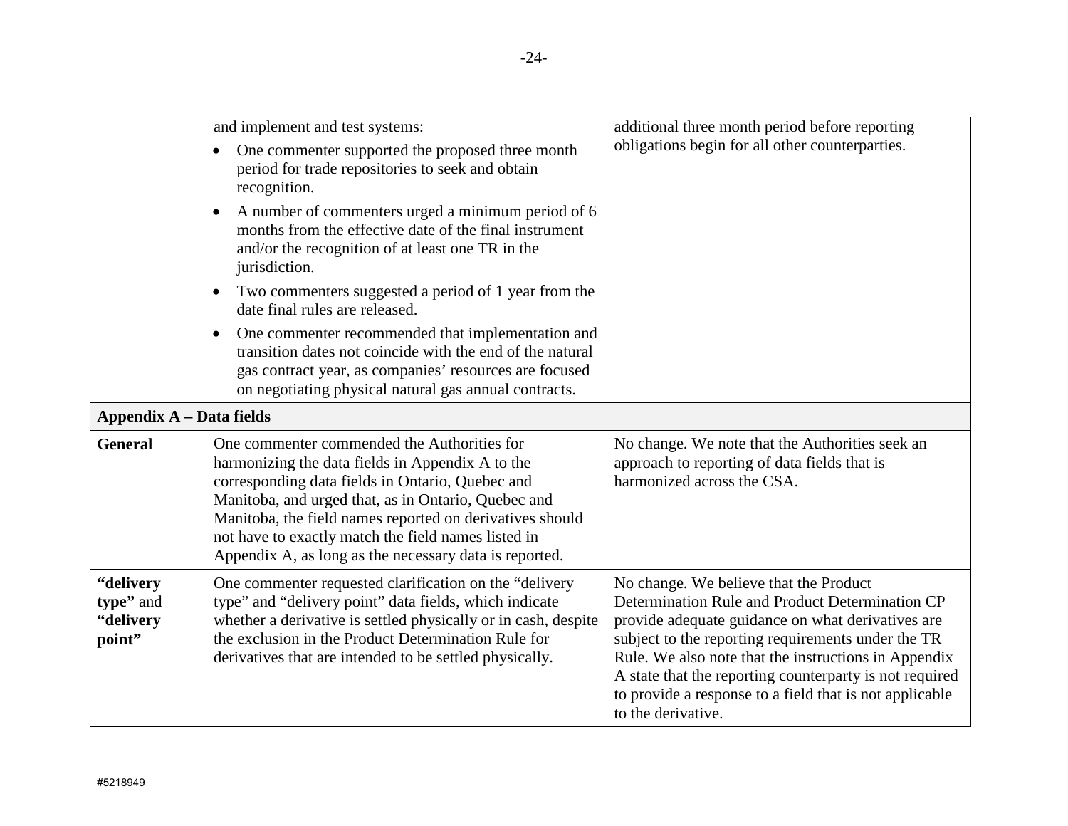| | | |
|---|---|---|
| | and implement and test systems:<br>• One commenter supported the proposed three month period for trade repositories to seek and obtain recognition.<br>• A number of commenters urged a minimum period of 6 months from the effective date of the final instrument and/or the recognition of at least one TR in the jurisdiction.<br>• Two commenters suggested a period of 1 year from the date final rules are released.<br>• One commenter recommended that implementation and transition dates not coincide with the end of the natural gas contract year, as companies' resources are focused on negotiating physical natural gas annual contracts. | additional three month period before reporting obligations begin for all other counterparties. |
| **Appendix A – Data fields** | | |
| **General** | One commenter commended the Authorities for harmonizing the data fields in Appendix A to the corresponding data fields in Ontario, Quebec and Manitoba, and urged that, as in Ontario, Quebec and Manitoba, the field names reported on derivatives should not have to exactly match the field names listed in Appendix A, as long as the necessary data is reported. | No change. We note that the Authorities seek an approach to reporting of data fields that is harmonized across the CSA. |
| **"delivery type"** and **"delivery point"** | One commenter requested clarification on the "delivery type" and "delivery point" data fields, which indicate whether a derivative is settled physically or in cash, despite the exclusion in the Product Determination Rule for derivatives that are intended to be settled physically. | No change. We believe that the Product Determination Rule and Product Determination CP provide adequate guidance on what derivatives are subject to the reporting requirements under the TR Rule. We also note that the instructions in Appendix A state that the reporting counterparty is not required to provide a response to a field that is not applicable to the derivative. |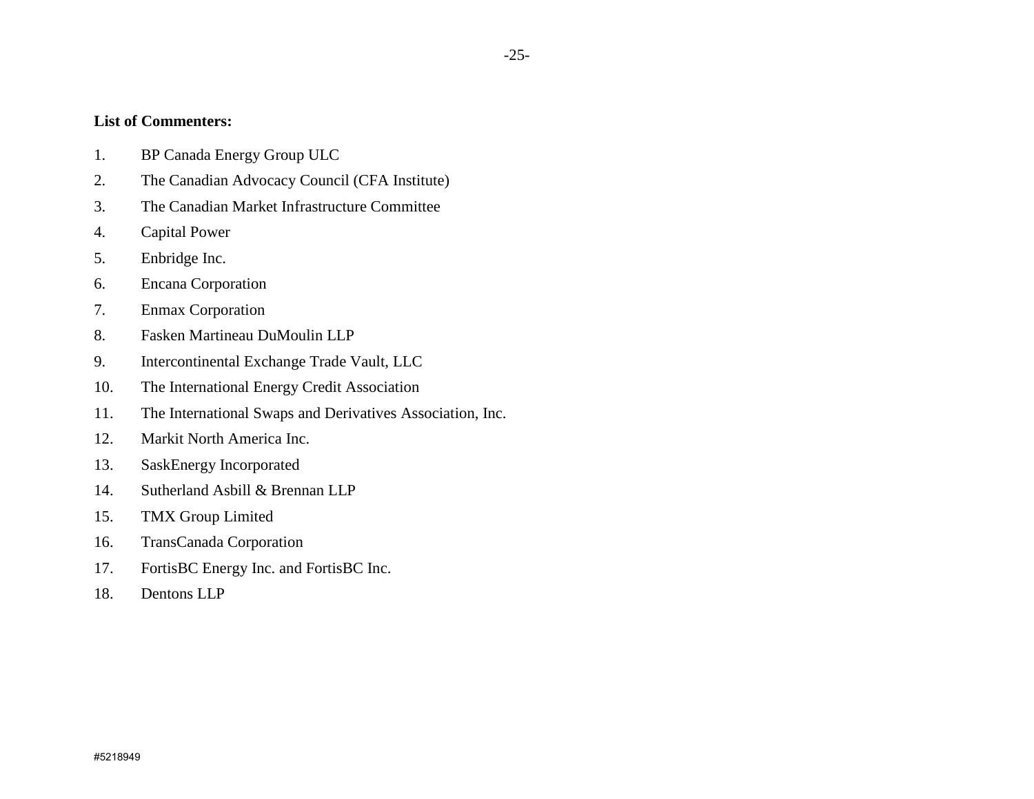**List of Commenters:**

1. BP Canada Energy Group ULC
2. The Canadian Advocacy Council (CFA Institute)
3. The Canadian Market Infrastructure Committee
4. Capital Power
5. Enbridge Inc.
6. Encana Corporation
7. Enmax Corporation
8. Fasken Martineau DuMoulin LLP
9. Intercontinental Exchange Trade Vault, LLC
10. The International Energy Credit Association
11. The International Swaps and Derivatives Association, Inc.
12. Markit North America Inc.
13. SaskEnergy Incorporated
14. Sutherland Asbill & Brennan LLP
15. TMX Group Limited
16. TransCanada Corporation
17. FortisBC Energy Inc. and FortisBC Inc.
18. Dentons LLP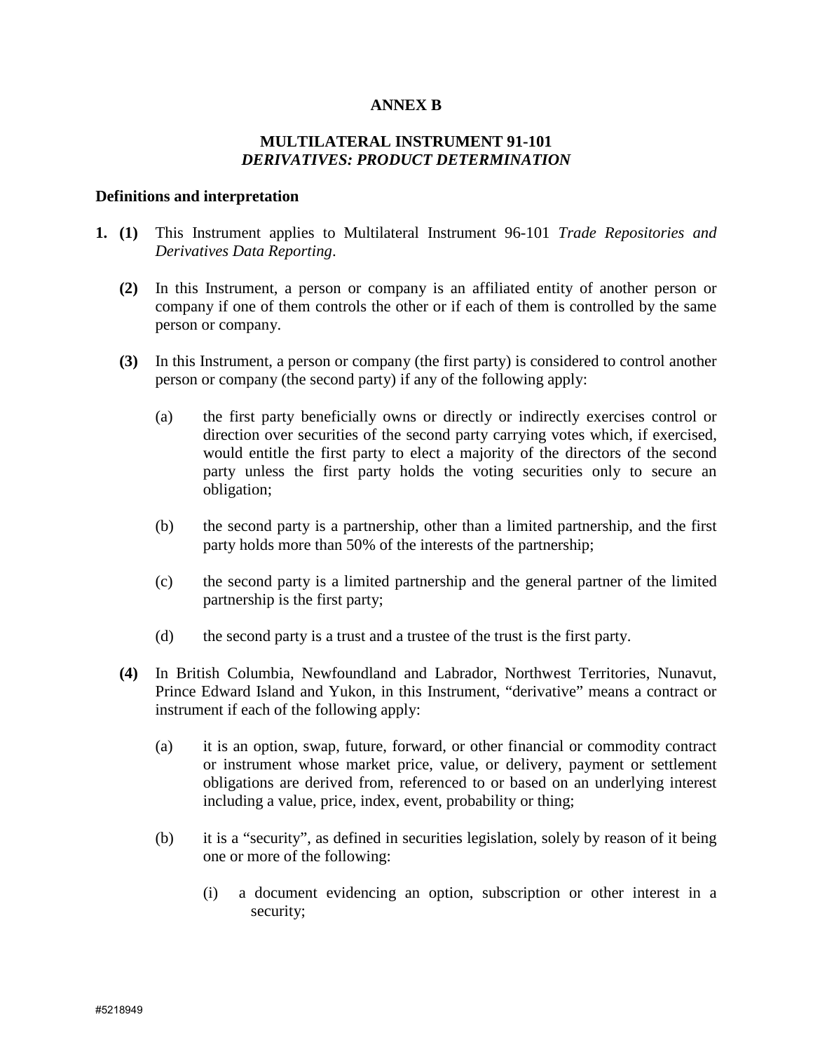**ANNEX B**

**MULTILATERAL INSTRUMENT 91-101**
***DERIVATIVES: PRODUCT DETERMINATION***

**Definitions and interpretation**

**1. (1)** This Instrument applies to Multilateral Instrument 96-101 *Trade Repositories and Derivatives Data Reporting*.

**(2)** In this Instrument, a person or company is an affiliated entity of another person or company if one of them controls the other or if each of them is controlled by the same person or company.

**(3)** In this Instrument, a person or company (the first party) is considered to control another person or company (the second party) if any of the following apply:

(a) the first party beneficially owns or directly or indirectly exercises control or direction over securities of the second party carrying votes which, if exercised, would entitle the first party to elect a majority of the directors of the second party unless the first party holds the voting securities only to secure an obligation;

(b) the second party is a partnership, other than a limited partnership, and the first party holds more than 50% of the interests of the partnership;

(c) the second party is a limited partnership and the general partner of the limited partnership is the first party;

(d) the second party is a trust and a trustee of the trust is the first party.

**(4)** In British Columbia, Newfoundland and Labrador, Northwest Territories, Nunavut, Prince Edward Island and Yukon, in this Instrument, "derivative" means a contract or instrument if each of the following apply:

(a) it is an option, swap, future, forward, or other financial or commodity contract or instrument whose market price, value, or delivery, payment or settlement obligations are derived from, referenced to or based on an underlying interest including a value, price, index, event, probability or thing;

(b) it is a "security", as defined in securities legislation, solely by reason of it being one or more of the following:

(i) a document evidencing an option, subscription or other interest in a security;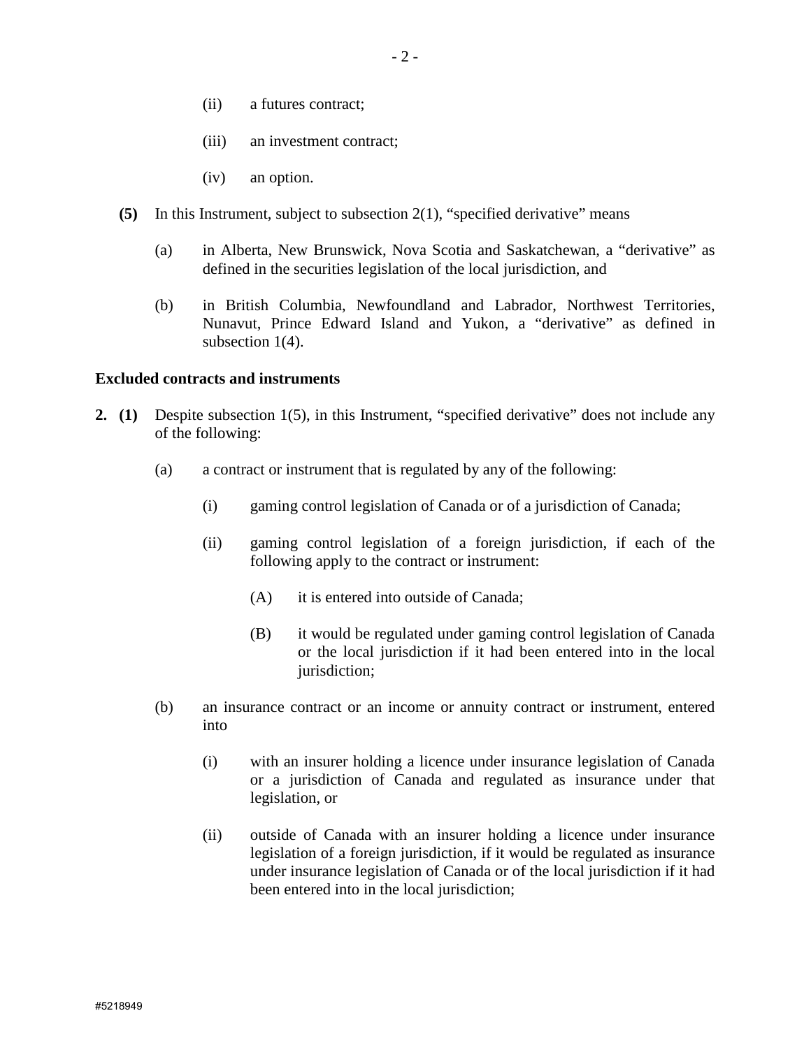(ii) a futures contract;

(iii) an investment contract;

(iv) an option.

**(5)** In this Instrument, subject to subsection 2(1), “specified derivative” means

(a) in Alberta, New Brunswick, Nova Scotia and Saskatchewan, a “derivative” as defined in the securities legislation of the local jurisdiction, and

(b) in British Columbia, Newfoundland and Labrador, Northwest Territories, Nunavut, Prince Edward Island and Yukon, a “derivative” as defined in subsection 1(4).

**Excluded contracts and instruments**

**2. (1)** Despite subsection 1(5), in this Instrument, “specified derivative” does not include any of the following:

(a) a contract or instrument that is regulated by any of the following:

(i) gaming control legislation of Canada or of a jurisdiction of Canada;

(ii) gaming control legislation of a foreign jurisdiction, if each of the following apply to the contract or instrument:

(A) it is entered into outside of Canada;

(B) it would be regulated under gaming control legislation of Canada or the local jurisdiction if it had been entered into in the local jurisdiction;

(b) an insurance contract or an income or annuity contract or instrument, entered into

(i) with an insurer holding a licence under insurance legislation of Canada or a jurisdiction of Canada and regulated as insurance under that legislation, or

(ii) outside of Canada with an insurer holding a licence under insurance legislation of a foreign jurisdiction, if it would be regulated as insurance under insurance legislation of Canada or of the local jurisdiction if it had been entered into in the local jurisdiction;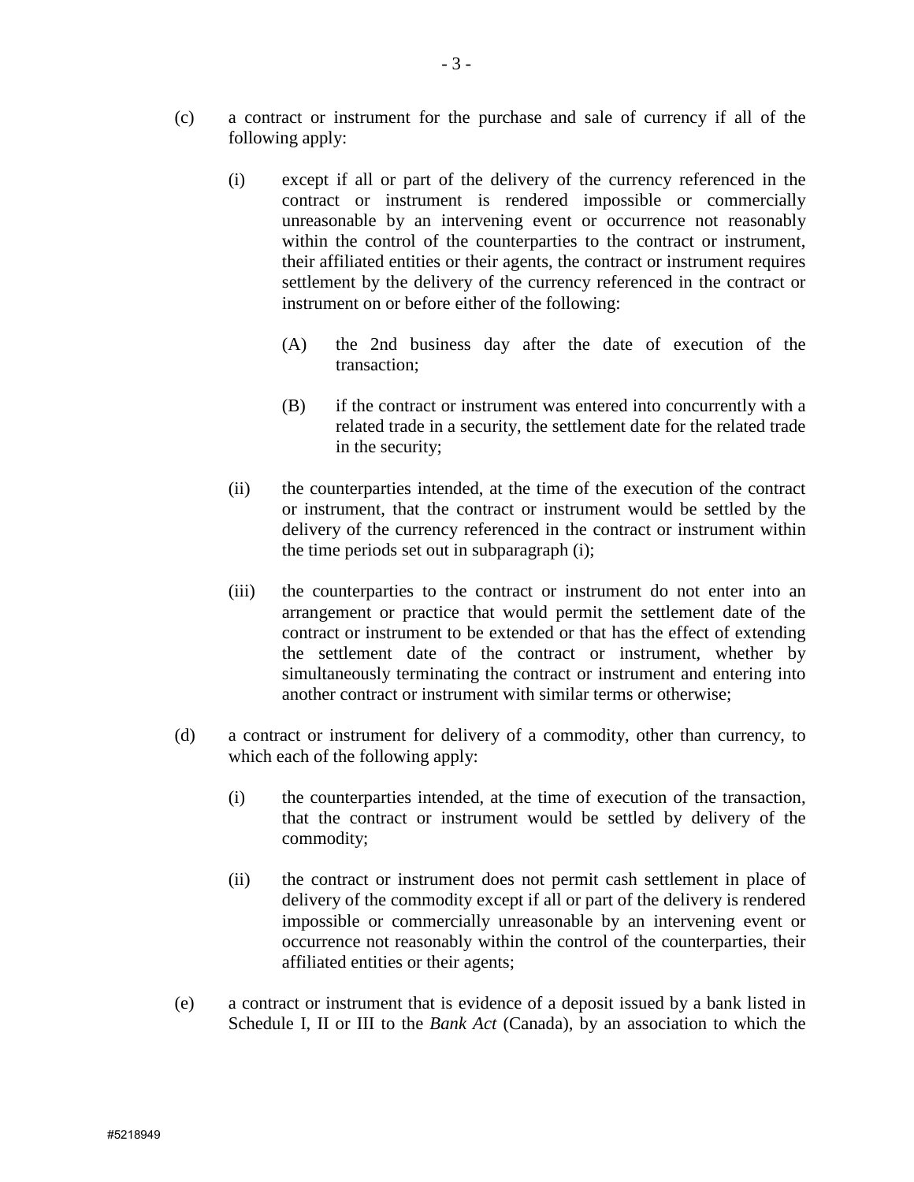(c) a contract or instrument for the purchase and sale of currency if all of the following apply:

(i) except if all or part of the delivery of the currency referenced in the contract or instrument is rendered impossible or commercially unreasonable by an intervening event or occurrence not reasonably within the control of the counterparties to the contract or instrument, their affiliated entities or their agents, the contract or instrument requires settlement by the delivery of the currency referenced in the contract or instrument on or before either of the following:

(A) the 2nd business day after the date of execution of the transaction;

(B) if the contract or instrument was entered into concurrently with a related trade in a security, the settlement date for the related trade in the security;

(ii) the counterparties intended, at the time of the execution of the contract or instrument, that the contract or instrument would be settled by the delivery of the currency referenced in the contract or instrument within the time periods set out in subparagraph (i);

(iii) the counterparties to the contract or instrument do not enter into an arrangement or practice that would permit the settlement date of the contract or instrument to be extended or that has the effect of extending the settlement date of the contract or instrument, whether by simultaneously terminating the contract or instrument and entering into another contract or instrument with similar terms or otherwise;

(d) a contract or instrument for delivery of a commodity, other than currency, to which each of the following apply:

(i) the counterparties intended, at the time of execution of the transaction, that the contract or instrument would be settled by delivery of the commodity;

(ii) the contract or instrument does not permit cash settlement in place of delivery of the commodity except if all or part of the delivery is rendered impossible or commercially unreasonable by an intervening event or occurrence not reasonably within the control of the counterparties, their affiliated entities or their agents;

(e) a contract or instrument that is evidence of a deposit issued by a bank listed in Schedule I, II or III to the *Bank Act* (Canada), by an association to which the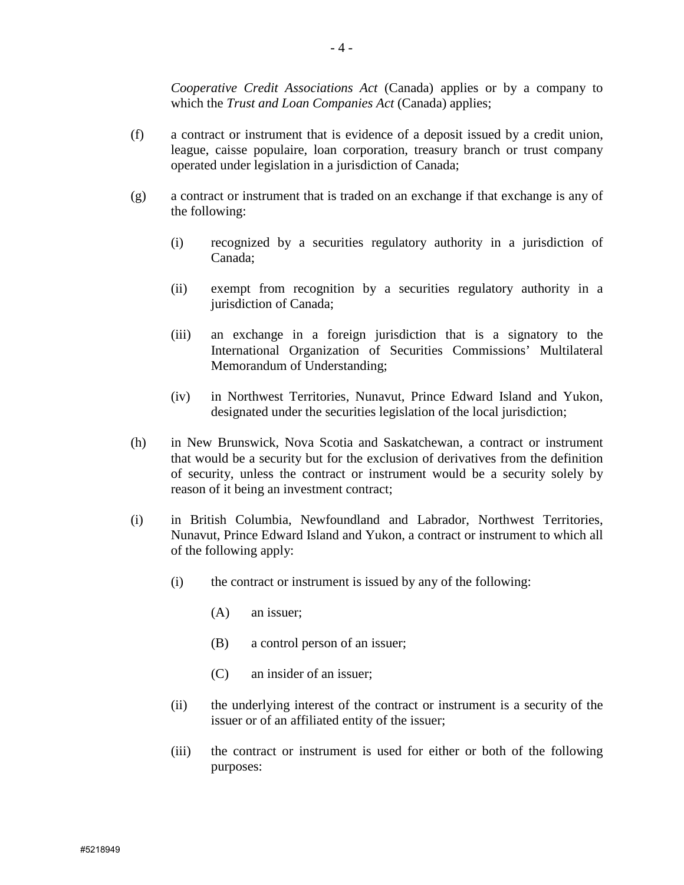*Cooperative Credit Associations Act* (Canada) applies or by a company to which the *Trust and Loan Companies Act* (Canada) applies;

(f) a contract or instrument that is evidence of a deposit issued by a credit union, league, caisse populaire, loan corporation, treasury branch or trust company operated under legislation in a jurisdiction of Canada;

(g) a contract or instrument that is traded on an exchange if that exchange is any of the following:

  (i) recognized by a securities regulatory authority in a jurisdiction of Canada;

  (ii) exempt from recognition by a securities regulatory authority in a jurisdiction of Canada;

  (iii) an exchange in a foreign jurisdiction that is a signatory to the International Organization of Securities Commissions' Multilateral Memorandum of Understanding;

  (iv) in Northwest Territories, Nunavut, Prince Edward Island and Yukon, designated under the securities legislation of the local jurisdiction;

(h) in New Brunswick, Nova Scotia and Saskatchewan, a contract or instrument that would be a security but for the exclusion of derivatives from the definition of security, unless the contract or instrument would be a security solely by reason of it being an investment contract;

(i) in British Columbia, Newfoundland and Labrador, Northwest Territories, Nunavut, Prince Edward Island and Yukon, a contract or instrument to which all of the following apply:

  (i) the contract or instrument is issued by any of the following:

    (A) an issuer;

    (B) a control person of an issuer;

    (C) an insider of an issuer;

  (ii) the underlying interest of the contract or instrument is a security of the issuer or of an affiliated entity of the issuer;

  (iii) the contract or instrument is used for either or both of the following purposes: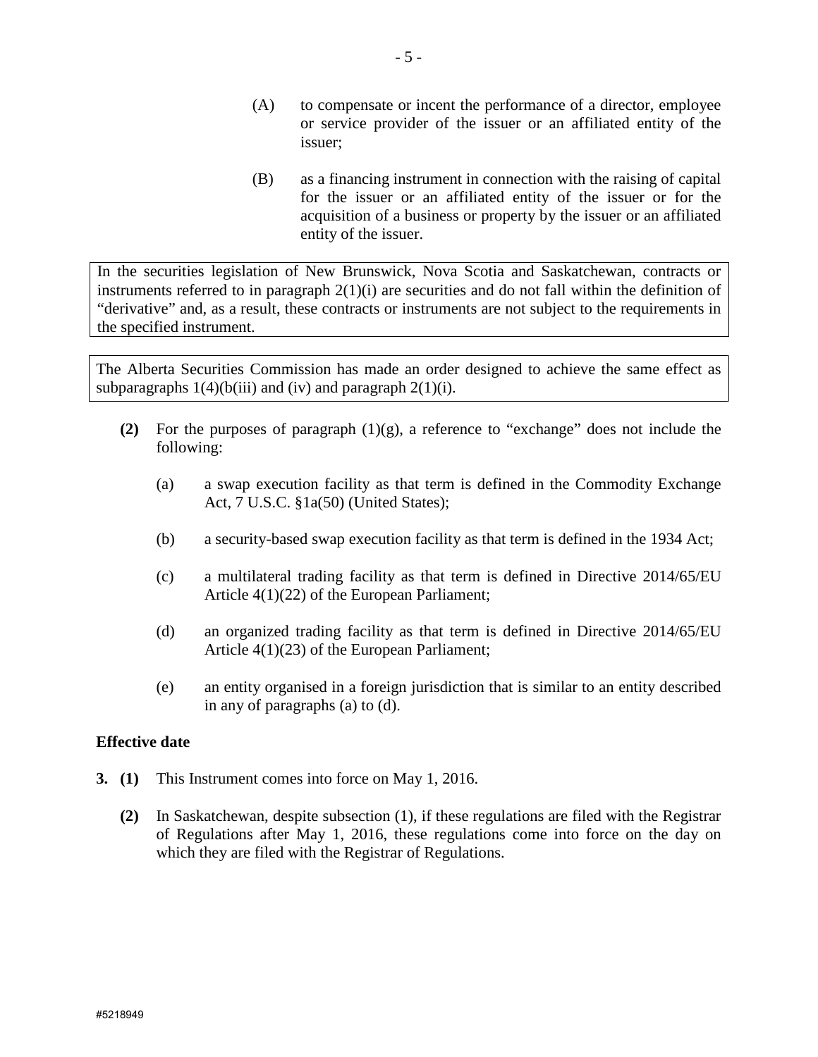(A) to compensate or incent the performance of a director, employee or service provider of the issuer or an affiliated entity of the issuer;

(B) as a financing instrument in connection with the raising of capital for the issuer or an affiliated entity of the issuer or for the acquisition of a business or property by the issuer or an affiliated entity of the issuer.

> In the securities legislation of New Brunswick, Nova Scotia and Saskatchewan, contracts or instruments referred to in paragraph 2(1)(i) are securities and do not fall within the definition of "derivative" and, as a result, these contracts or instruments are not subject to the requirements in the specified instrument.

> The Alberta Securities Commission has made an order designed to achieve the same effect as subparagraphs 1(4)(b(iii) and (iv) and paragraph 2(1)(i).

**(2)** For the purposes of paragraph (1)(g), a reference to "exchange" does not include the following:

(a) a swap execution facility as that term is defined in the Commodity Exchange Act, 7 U.S.C. §1a(50) (United States);

(b) a security-based swap execution facility as that term is defined in the 1934 Act;

(c) a multilateral trading facility as that term is defined in Directive 2014/65/EU Article 4(1)(22) of the European Parliament;

(d) an organized trading facility as that term is defined in Directive 2014/65/EU Article 4(1)(23) of the European Parliament;

(e) an entity organised in a foreign jurisdiction that is similar to an entity described in any of paragraphs (a) to (d).

**Effective date**

**3. (1)** This Instrument comes into force on May 1, 2016.

**(2)** In Saskatchewan, despite subsection (1), if these regulations are filed with the Registrar of Regulations after May 1, 2016, these regulations come into force on the day on which they are filed with the Registrar of Regulations.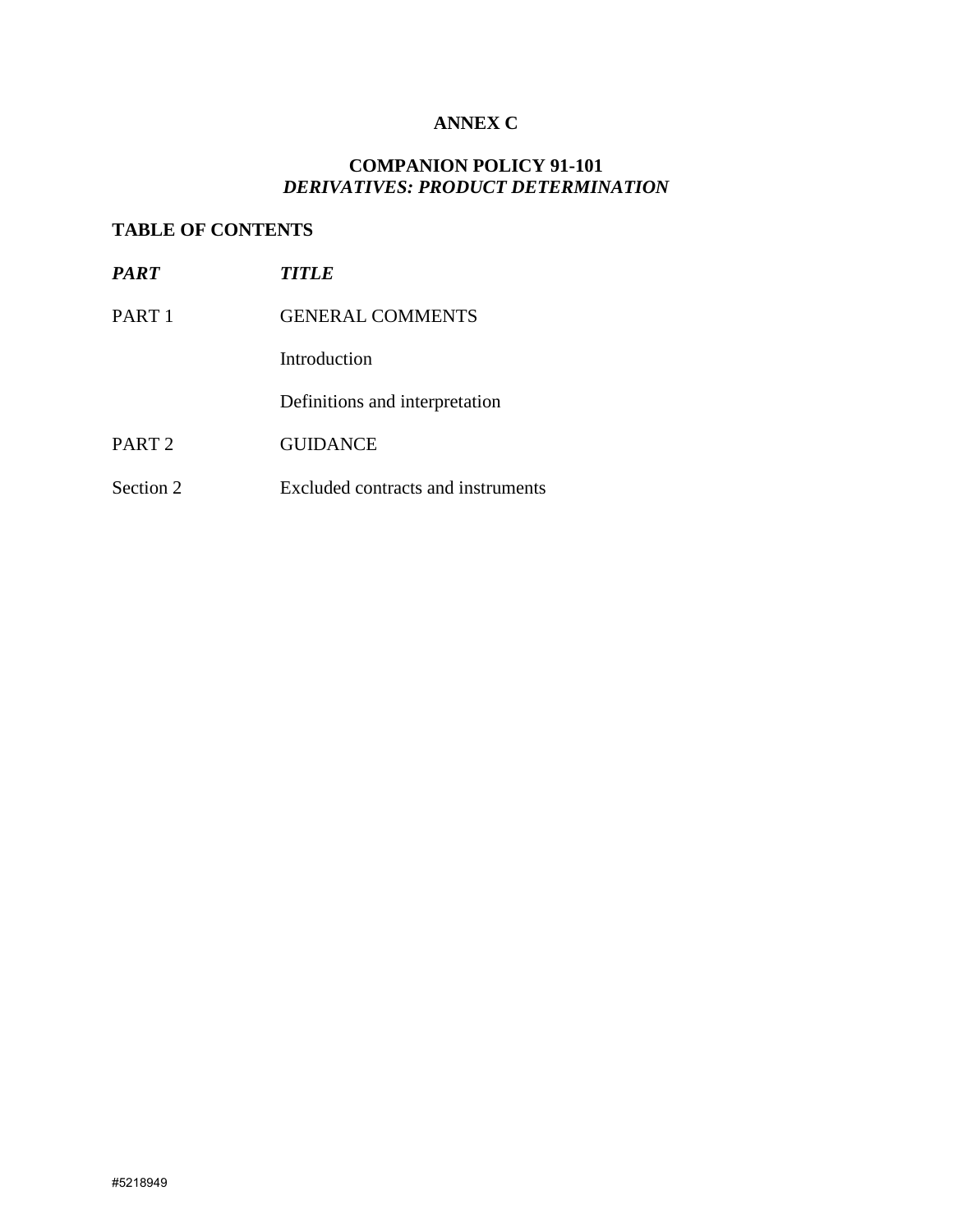**ANNEX C**

**COMPANION POLICY 91-101**
***DERIVATIVES: PRODUCT DETERMINATION***

**TABLE OF CONTENTS**

| ***PART*** | ***TITLE*** |
|---|---|
| PART 1 | GENERAL COMMENTS |
| | Introduction |
| | Definitions and interpretation |
| PART 2 | GUIDANCE |
| Section 2 | Excluded contracts and instruments |

#5218949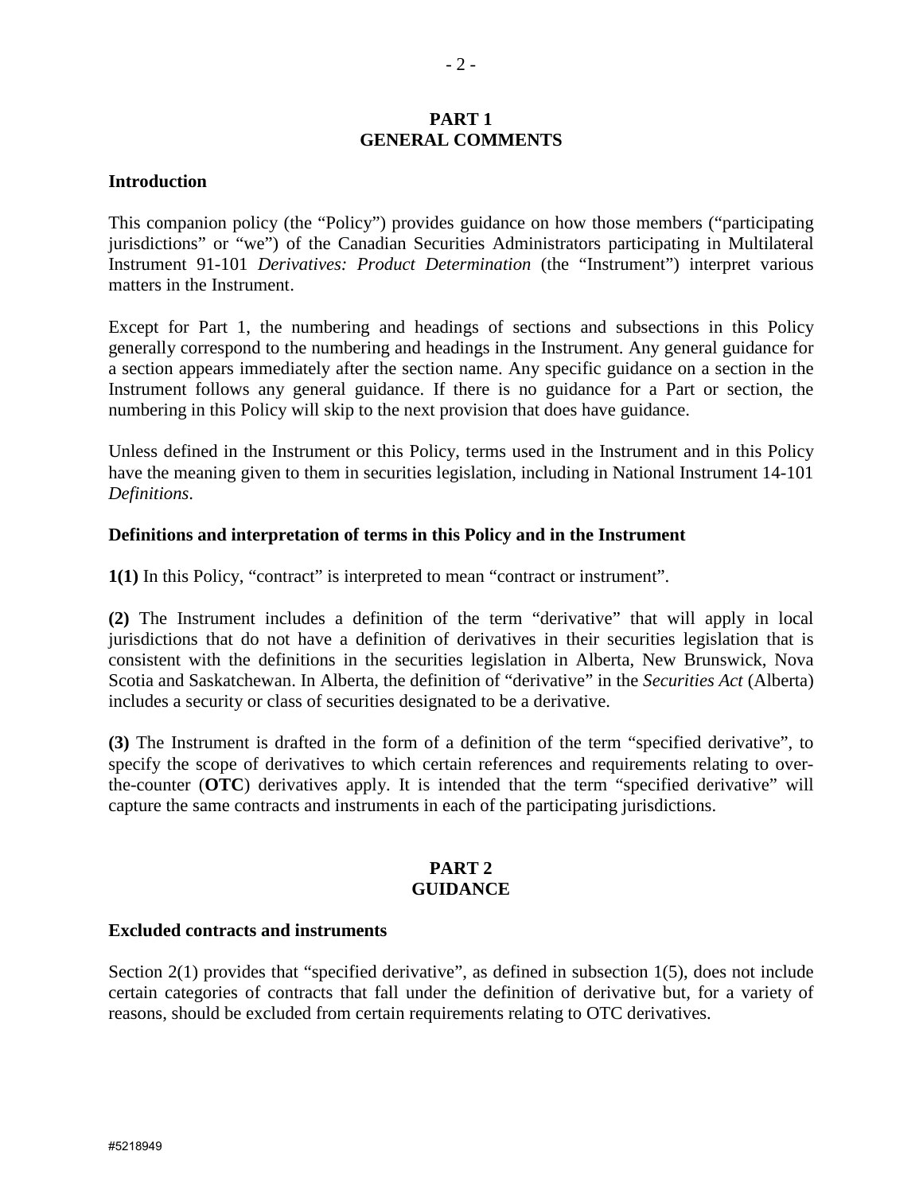## PART 1
## GENERAL COMMENTS

### Introduction

This companion policy (the "Policy") provides guidance on how those members ("participating jurisdictions" or "we") of the Canadian Securities Administrators participating in Multilateral Instrument 91-101 *Derivatives: Product Determination* (the "Instrument") interpret various matters in the Instrument.

Except for Part 1, the numbering and headings of sections and subsections in this Policy generally correspond to the numbering and headings in the Instrument. Any general guidance for a section appears immediately after the section name. Any specific guidance on a section in the Instrument follows any general guidance. If there is no guidance for a Part or section, the numbering in this Policy will skip to the next provision that does have guidance.

Unless defined in the Instrument or this Policy, terms used in the Instrument and in this Policy have the meaning given to them in securities legislation, including in National Instrument 14-101 *Definitions*.

### Definitions and interpretation of terms in this Policy and in the Instrument

**1(1)** In this Policy, "contract" is interpreted to mean "contract or instrument".

**(2)** The Instrument includes a definition of the term "derivative" that will apply in local jurisdictions that do not have a definition of derivatives in their securities legislation that is consistent with the definitions in the securities legislation in Alberta, New Brunswick, Nova Scotia and Saskatchewan. In Alberta, the definition of "derivative" in the *Securities Act* (Alberta) includes a security or class of securities designated to be a derivative.

**(3)** The Instrument is drafted in the form of a definition of the term "specified derivative", to specify the scope of derivatives to which certain references and requirements relating to over-the-counter (**OTC**) derivatives apply. It is intended that the term "specified derivative" will capture the same contracts and instruments in each of the participating jurisdictions.

## PART 2
## GUIDANCE

### Excluded contracts and instruments

Section 2(1) provides that "specified derivative", as defined in subsection 1(5), does not include certain categories of contracts that fall under the definition of derivative but, for a variety of reasons, should be excluded from certain requirements relating to OTC derivatives.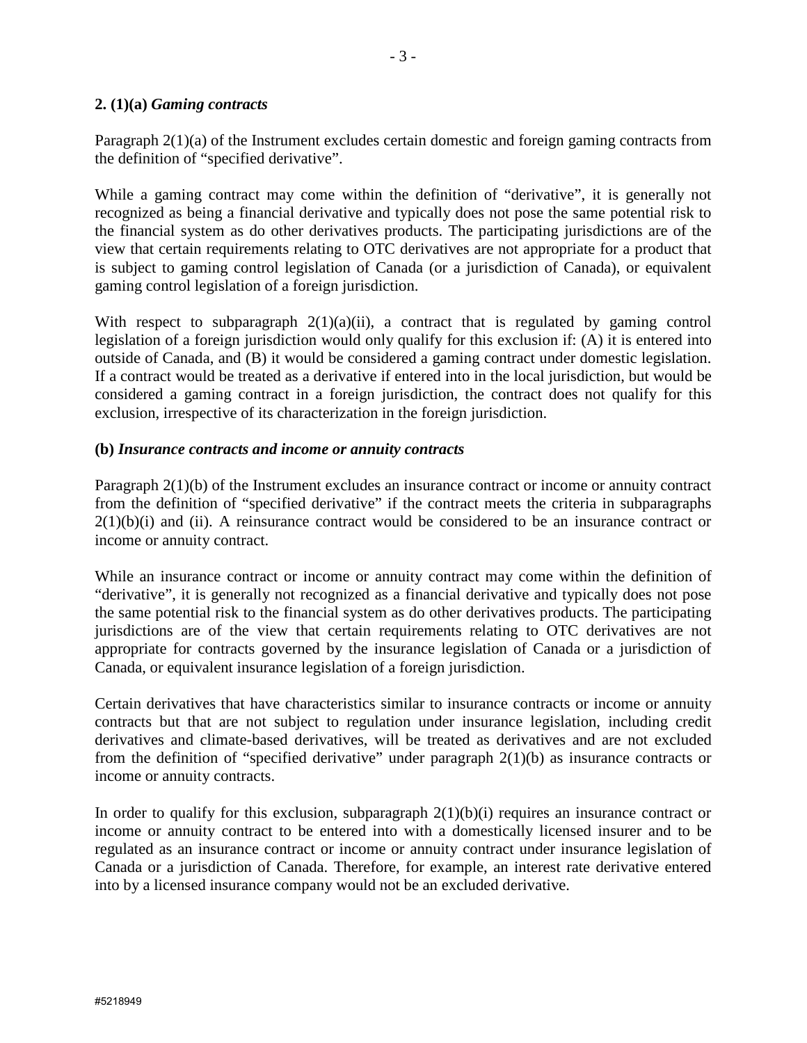**2. (1)(a)** ***Gaming contracts***

Paragraph 2(1)(a) of the Instrument excludes certain domestic and foreign gaming contracts from the definition of "specified derivative".

While a gaming contract may come within the definition of "derivative", it is generally not recognized as being a financial derivative and typically does not pose the same potential risk to the financial system as do other derivatives products. The participating jurisdictions are of the view that certain requirements relating to OTC derivatives are not appropriate for a product that is subject to gaming control legislation of Canada (or a jurisdiction of Canada), or equivalent gaming control legislation of a foreign jurisdiction.

With respect to subparagraph 2(1)(a)(ii), a contract that is regulated by gaming control legislation of a foreign jurisdiction would only qualify for this exclusion if: (A) it is entered into outside of Canada, and (B) it would be considered a gaming contract under domestic legislation. If a contract would be treated as a derivative if entered into in the local jurisdiction, but would be considered a gaming contract in a foreign jurisdiction, the contract does not qualify for this exclusion, irrespective of its characterization in the foreign jurisdiction.

**(b)** ***Insurance contracts and income or annuity contracts***

Paragraph 2(1)(b) of the Instrument excludes an insurance contract or income or annuity contract from the definition of "specified derivative" if the contract meets the criteria in subparagraphs 2(1)(b)(i) and (ii). A reinsurance contract would be considered to be an insurance contract or income or annuity contract.

While an insurance contract or income or annuity contract may come within the definition of "derivative", it is generally not recognized as a financial derivative and typically does not pose the same potential risk to the financial system as do other derivatives products. The participating jurisdictions are of the view that certain requirements relating to OTC derivatives are not appropriate for contracts governed by the insurance legislation of Canada or a jurisdiction of Canada, or equivalent insurance legislation of a foreign jurisdiction.

Certain derivatives that have characteristics similar to insurance contracts or income or annuity contracts but that are not subject to regulation under insurance legislation, including credit derivatives and climate-based derivatives, will be treated as derivatives and are not excluded from the definition of "specified derivative" under paragraph 2(1)(b) as insurance contracts or income or annuity contracts.

In order to qualify for this exclusion, subparagraph 2(1)(b)(i) requires an insurance contract or income or annuity contract to be entered into with a domestically licensed insurer and to be regulated as an insurance contract or income or annuity contract under insurance legislation of Canada or a jurisdiction of Canada. Therefore, for example, an interest rate derivative entered into by a licensed insurance company would not be an excluded derivative.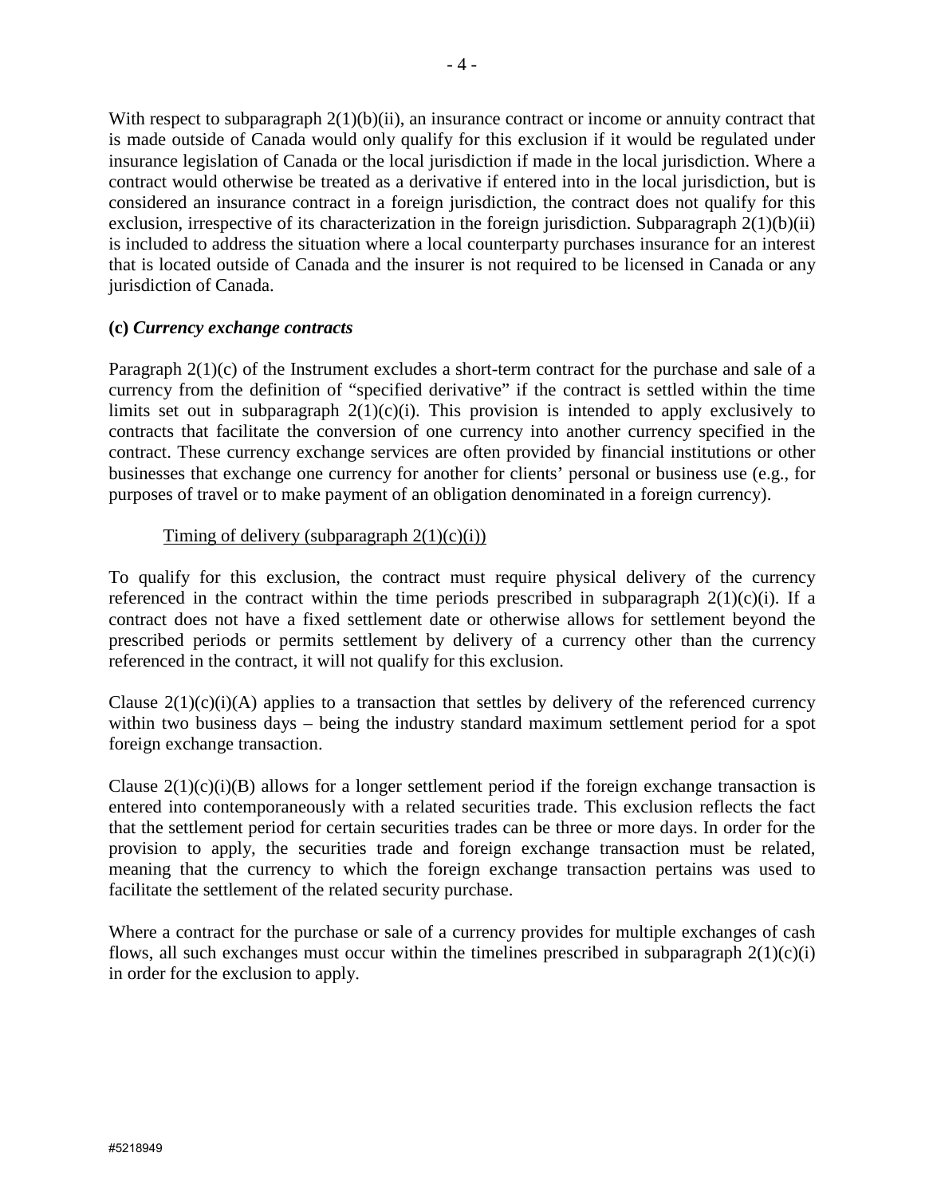With respect to subparagraph 2(1)(b)(ii), an insurance contract or income or annuity contract that is made outside of Canada would only qualify for this exclusion if it would be regulated under insurance legislation of Canada or the local jurisdiction if made in the local jurisdiction. Where a contract would otherwise be treated as a derivative if entered into in the local jurisdiction, but is considered an insurance contract in a foreign jurisdiction, the contract does not qualify for this exclusion, irrespective of its characterization in the foreign jurisdiction. Subparagraph 2(1)(b)(ii) is included to address the situation where a local counterparty purchases insurance for an interest that is located outside of Canada and the insurer is not required to be licensed in Canada or any jurisdiction of Canada.

**(c)** ***Currency exchange contracts***

Paragraph 2(1)(c) of the Instrument excludes a short-term contract for the purchase and sale of a currency from the definition of "specified derivative" if the contract is settled within the time limits set out in subparagraph 2(1)(c)(i). This provision is intended to apply exclusively to contracts that facilitate the conversion of one currency into another currency specified in the contract. These currency exchange services are often provided by financial institutions or other businesses that exchange one currency for another for clients' personal or business use (e.g., for purposes of travel or to make payment of an obligation denominated in a foreign currency).

Timing of delivery (subparagraph 2(1)(c)(i))

To qualify for this exclusion, the contract must require physical delivery of the currency referenced in the contract within the time periods prescribed in subparagraph 2(1)(c)(i). If a contract does not have a fixed settlement date or otherwise allows for settlement beyond the prescribed periods or permits settlement by delivery of a currency other than the currency referenced in the contract, it will not qualify for this exclusion.

Clause 2(1)(c)(i)(A) applies to a transaction that settles by delivery of the referenced currency within two business days – being the industry standard maximum settlement period for a spot foreign exchange transaction.

Clause 2(1)(c)(i)(B) allows for a longer settlement period if the foreign exchange transaction is entered into contemporaneously with a related securities trade. This exclusion reflects the fact that the settlement period for certain securities trades can be three or more days. In order for the provision to apply, the securities trade and foreign exchange transaction must be related, meaning that the currency to which the foreign exchange transaction pertains was used to facilitate the settlement of the related security purchase.

Where a contract for the purchase or sale of a currency provides for multiple exchanges of cash flows, all such exchanges must occur within the timelines prescribed in subparagraph 2(1)(c)(i) in order for the exclusion to apply.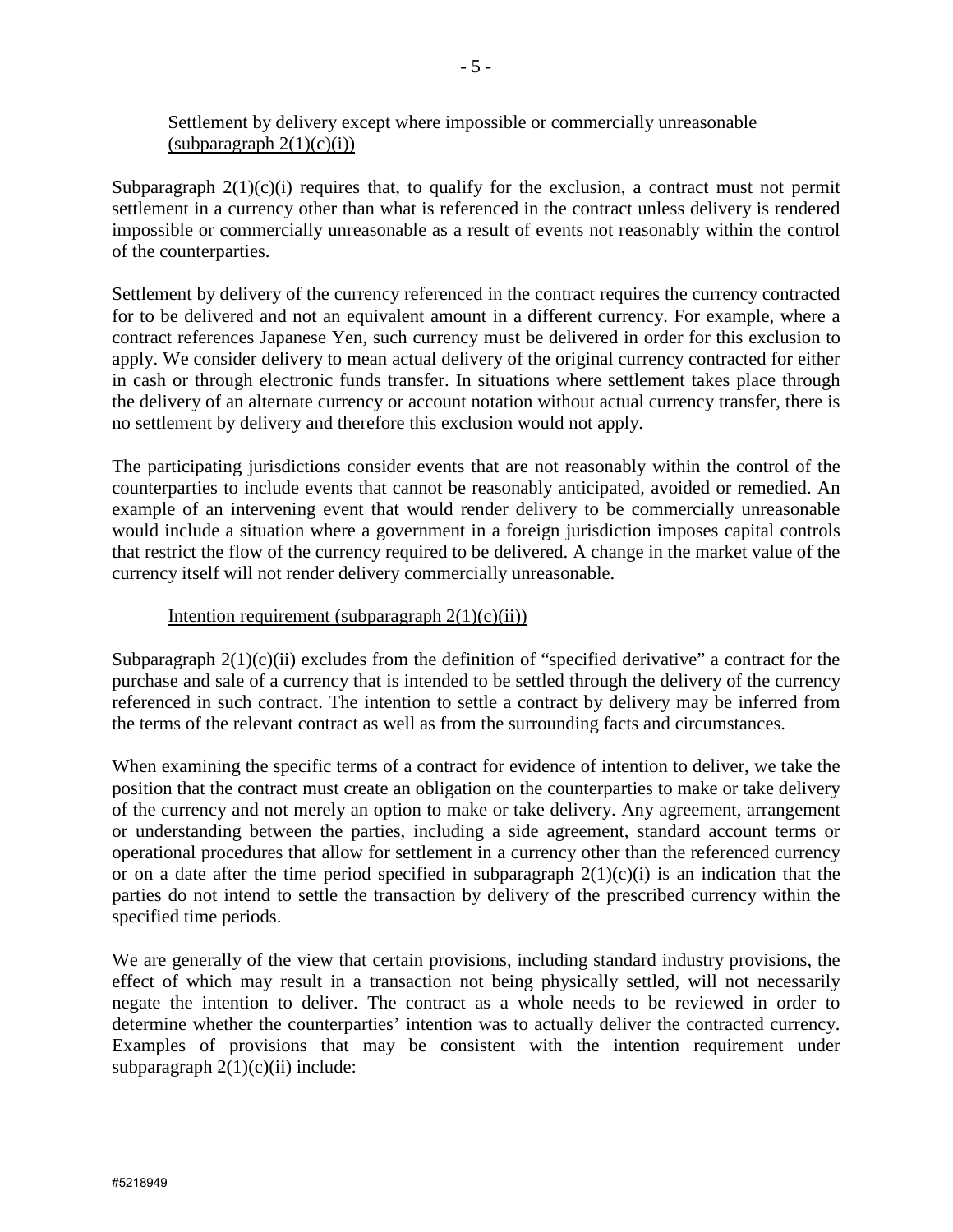Settlement by delivery except where impossible or commercially unreasonable (subparagraph 2(1)(c)(i))

Subparagraph 2(1)(c)(i) requires that, to qualify for the exclusion, a contract must not permit settlement in a currency other than what is referenced in the contract unless delivery is rendered impossible or commercially unreasonable as a result of events not reasonably within the control of the counterparties.

Settlement by delivery of the currency referenced in the contract requires the currency contracted for to be delivered and not an equivalent amount in a different currency. For example, where a contract references Japanese Yen, such currency must be delivered in order for this exclusion to apply. We consider delivery to mean actual delivery of the original currency contracted for either in cash or through electronic funds transfer. In situations where settlement takes place through the delivery of an alternate currency or account notation without actual currency transfer, there is no settlement by delivery and therefore this exclusion would not apply.

The participating jurisdictions consider events that are not reasonably within the control of the counterparties to include events that cannot be reasonably anticipated, avoided or remedied. An example of an intervening event that would render delivery to be commercially unreasonable would include a situation where a government in a foreign jurisdiction imposes capital controls that restrict the flow of the currency required to be delivered. A change in the market value of the currency itself will not render delivery commercially unreasonable.

Intention requirement (subparagraph 2(1)(c)(ii))

Subparagraph 2(1)(c)(ii) excludes from the definition of "specified derivative" a contract for the purchase and sale of a currency that is intended to be settled through the delivery of the currency referenced in such contract. The intention to settle a contract by delivery may be inferred from the terms of the relevant contract as well as from the surrounding facts and circumstances.

When examining the specific terms of a contract for evidence of intention to deliver, we take the position that the contract must create an obligation on the counterparties to make or take delivery of the currency and not merely an option to make or take delivery. Any agreement, arrangement or understanding between the parties, including a side agreement, standard account terms or operational procedures that allow for settlement in a currency other than the referenced currency or on a date after the time period specified in subparagraph 2(1)(c)(i) is an indication that the parties do not intend to settle the transaction by delivery of the prescribed currency within the specified time periods.

We are generally of the view that certain provisions, including standard industry provisions, the effect of which may result in a transaction not being physically settled, will not necessarily negate the intention to deliver. The contract as a whole needs to be reviewed in order to determine whether the counterparties' intention was to actually deliver the contracted currency. Examples of provisions that may be consistent with the intention requirement under subparagraph 2(1)(c)(ii) include: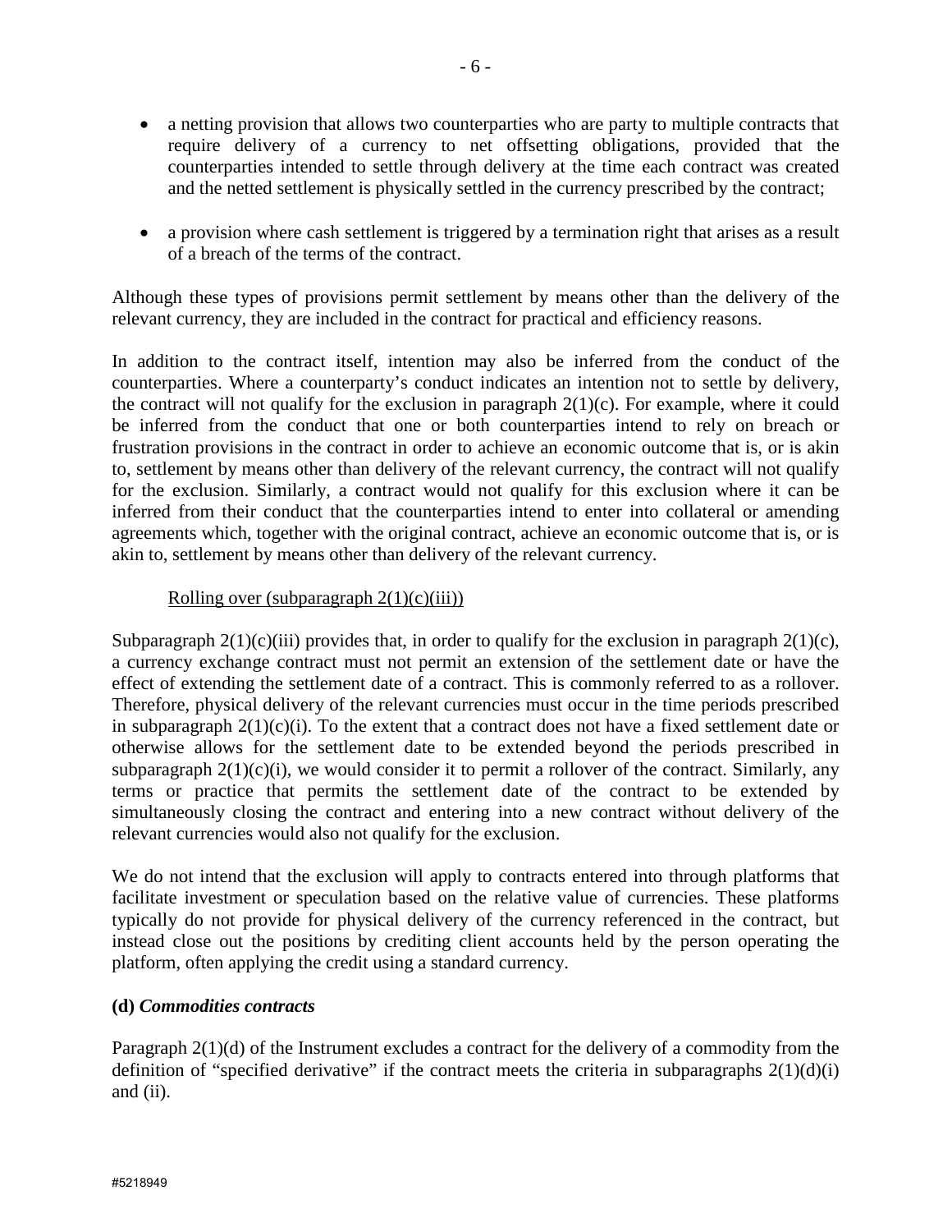- a netting provision that allows two counterparties who are party to multiple contracts that require delivery of a currency to net offsetting obligations, provided that the counterparties intended to settle through delivery at the time each contract was created and the netted settlement is physically settled in the currency prescribed by the contract;
- a provision where cash settlement is triggered by a termination right that arises as a result of a breach of the terms of the contract.

Although these types of provisions permit settlement by means other than the delivery of the relevant currency, they are included in the contract for practical and efficiency reasons.

In addition to the contract itself, intention may also be inferred from the conduct of the counterparties. Where a counterparty's conduct indicates an intention not to settle by delivery, the contract will not qualify for the exclusion in paragraph 2(1)(c). For example, where it could be inferred from the conduct that one or both counterparties intend to rely on breach or frustration provisions in the contract in order to achieve an economic outcome that is, or is akin to, settlement by means other than delivery of the relevant currency, the contract will not qualify for the exclusion. Similarly, a contract would not qualify for this exclusion where it can be inferred from their conduct that the counterparties intend to enter into collateral or amending agreements which, together with the original contract, achieve an economic outcome that is, or is akin to, settlement by means other than delivery of the relevant currency.

Rolling over (subparagraph 2(1)(c)(iii))

Subparagraph 2(1)(c)(iii) provides that, in order to qualify for the exclusion in paragraph 2(1)(c), a currency exchange contract must not permit an extension of the settlement date or have the effect of extending the settlement date of a contract. This is commonly referred to as a rollover. Therefore, physical delivery of the relevant currencies must occur in the time periods prescribed in subparagraph 2(1)(c)(i). To the extent that a contract does not have a fixed settlement date or otherwise allows for the settlement date to be extended beyond the periods prescribed in subparagraph 2(1)(c)(i), we would consider it to permit a rollover of the contract. Similarly, any terms or practice that permits the settlement date of the contract to be extended by simultaneously closing the contract and entering into a new contract without delivery of the relevant currencies would also not qualify for the exclusion.

We do not intend that the exclusion will apply to contracts entered into through platforms that facilitate investment or speculation based on the relative value of currencies. These platforms typically do not provide for physical delivery of the currency referenced in the contract, but instead close out the positions by crediting client accounts held by the person operating the platform, often applying the credit using a standard currency.

**(d) *Commodities contracts***

Paragraph 2(1)(d) of the Instrument excludes a contract for the delivery of a commodity from the definition of "specified derivative" if the contract meets the criteria in subparagraphs 2(1)(d)(i) and (ii).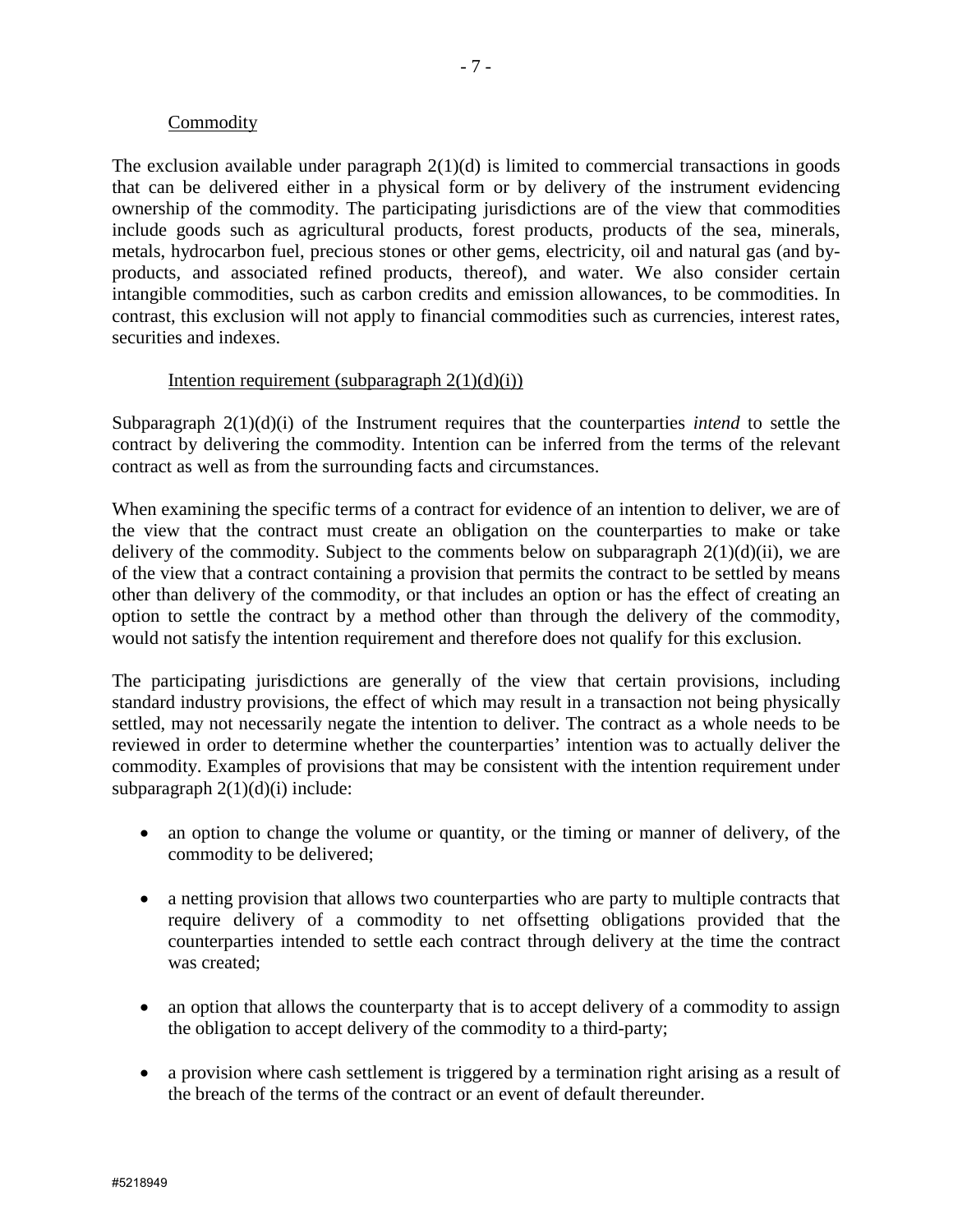Commodity

The exclusion available under paragraph 2(1)(d) is limited to commercial transactions in goods that can be delivered either in a physical form or by delivery of the instrument evidencing ownership of the commodity. The participating jurisdictions are of the view that commodities include goods such as agricultural products, forest products, products of the sea, minerals, metals, hydrocarbon fuel, precious stones or other gems, electricity, oil and natural gas (and by-products, and associated refined products, thereof), and water. We also consider certain intangible commodities, such as carbon credits and emission allowances, to be commodities. In contrast, this exclusion will not apply to financial commodities such as currencies, interest rates, securities and indexes.

Intention requirement (subparagraph 2(1)(d)(i))

Subparagraph 2(1)(d)(i) of the Instrument requires that the counterparties *intend* to settle the contract by delivering the commodity. Intention can be inferred from the terms of the relevant contract as well as from the surrounding facts and circumstances.

When examining the specific terms of a contract for evidence of an intention to deliver, we are of the view that the contract must create an obligation on the counterparties to make or take delivery of the commodity. Subject to the comments below on subparagraph 2(1)(d)(ii), we are of the view that a contract containing a provision that permits the contract to be settled by means other than delivery of the commodity, or that includes an option or has the effect of creating an option to settle the contract by a method other than through the delivery of the commodity, would not satisfy the intention requirement and therefore does not qualify for this exclusion.

The participating jurisdictions are generally of the view that certain provisions, including standard industry provisions, the effect of which may result in a transaction not being physically settled, may not necessarily negate the intention to deliver. The contract as a whole needs to be reviewed in order to determine whether the counterparties' intention was to actually deliver the commodity. Examples of provisions that may be consistent with the intention requirement under subparagraph 2(1)(d)(i) include:

- an option to change the volume or quantity, or the timing or manner of delivery, of the commodity to be delivered;
- a netting provision that allows two counterparties who are party to multiple contracts that require delivery of a commodity to net offsetting obligations provided that the counterparties intended to settle each contract through delivery at the time the contract was created;
- an option that allows the counterparty that is to accept delivery of a commodity to assign the obligation to accept delivery of the commodity to a third-party;
- a provision where cash settlement is triggered by a termination right arising as a result of the breach of the terms of the contract or an event of default thereunder.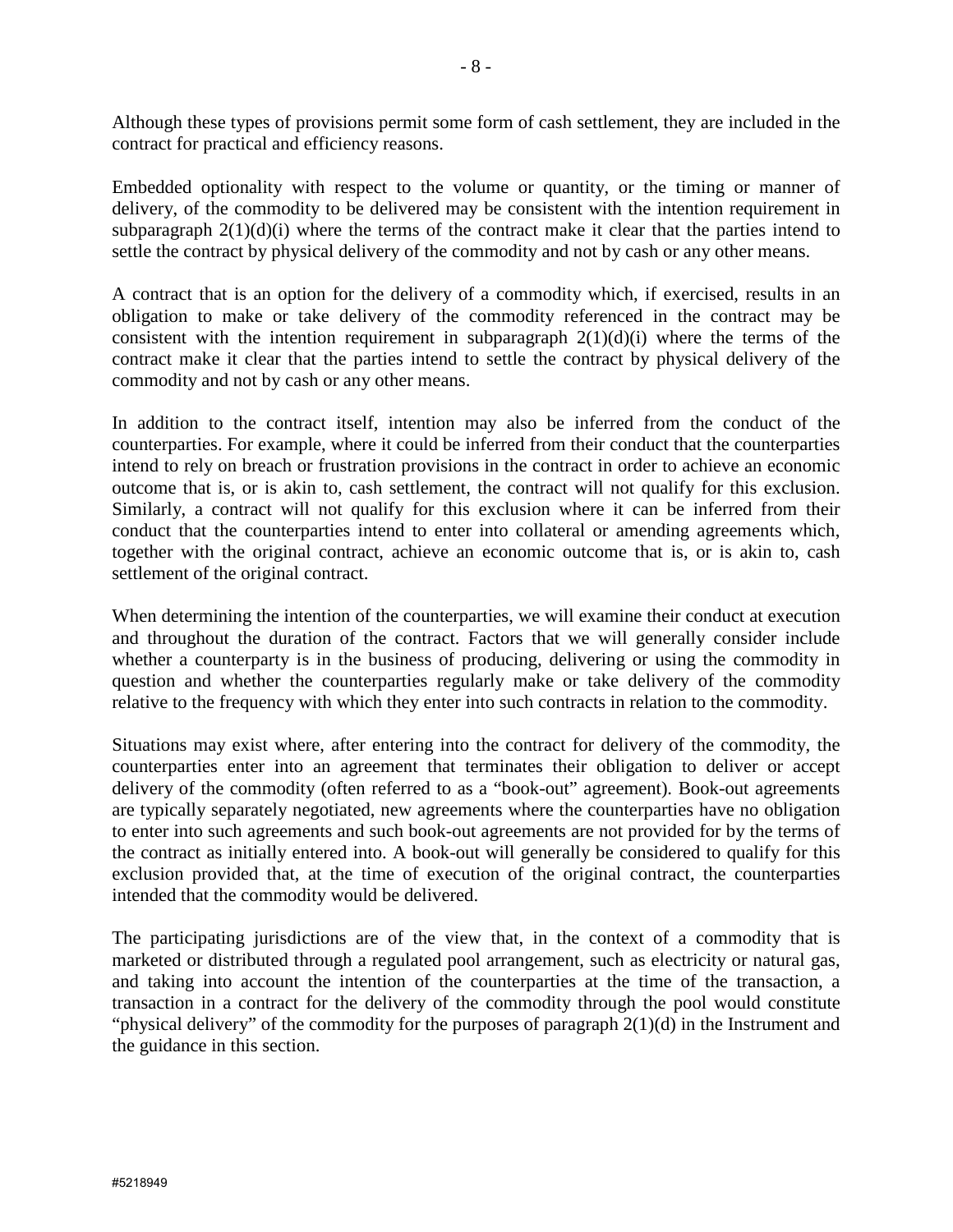Although these types of provisions permit some form of cash settlement, they are included in the contract for practical and efficiency reasons.

Embedded optionality with respect to the volume or quantity, or the timing or manner of delivery, of the commodity to be delivered may be consistent with the intention requirement in subparagraph 2(1)(d)(i) where the terms of the contract make it clear that the parties intend to settle the contract by physical delivery of the commodity and not by cash or any other means.

A contract that is an option for the delivery of a commodity which, if exercised, results in an obligation to make or take delivery of the commodity referenced in the contract may be consistent with the intention requirement in subparagraph 2(1)(d)(i) where the terms of the contract make it clear that the parties intend to settle the contract by physical delivery of the commodity and not by cash or any other means.

In addition to the contract itself, intention may also be inferred from the conduct of the counterparties. For example, where it could be inferred from their conduct that the counterparties intend to rely on breach or frustration provisions in the contract in order to achieve an economic outcome that is, or is akin to, cash settlement, the contract will not qualify for this exclusion. Similarly, a contract will not qualify for this exclusion where it can be inferred from their conduct that the counterparties intend to enter into collateral or amending agreements which, together with the original contract, achieve an economic outcome that is, or is akin to, cash settlement of the original contract.

When determining the intention of the counterparties, we will examine their conduct at execution and throughout the duration of the contract. Factors that we will generally consider include whether a counterparty is in the business of producing, delivering or using the commodity in question and whether the counterparties regularly make or take delivery of the commodity relative to the frequency with which they enter into such contracts in relation to the commodity.

Situations may exist where, after entering into the contract for delivery of the commodity, the counterparties enter into an agreement that terminates their obligation to deliver or accept delivery of the commodity (often referred to as a "book-out" agreement). Book-out agreements are typically separately negotiated, new agreements where the counterparties have no obligation to enter into such agreements and such book-out agreements are not provided for by the terms of the contract as initially entered into. A book-out will generally be considered to qualify for this exclusion provided that, at the time of execution of the original contract, the counterparties intended that the commodity would be delivered.

The participating jurisdictions are of the view that, in the context of a commodity that is marketed or distributed through a regulated pool arrangement, such as electricity or natural gas, and taking into account the intention of the counterparties at the time of the transaction, a transaction in a contract for the delivery of the commodity through the pool would constitute "physical delivery" of the commodity for the purposes of paragraph 2(1)(d) in the Instrument and the guidance in this section.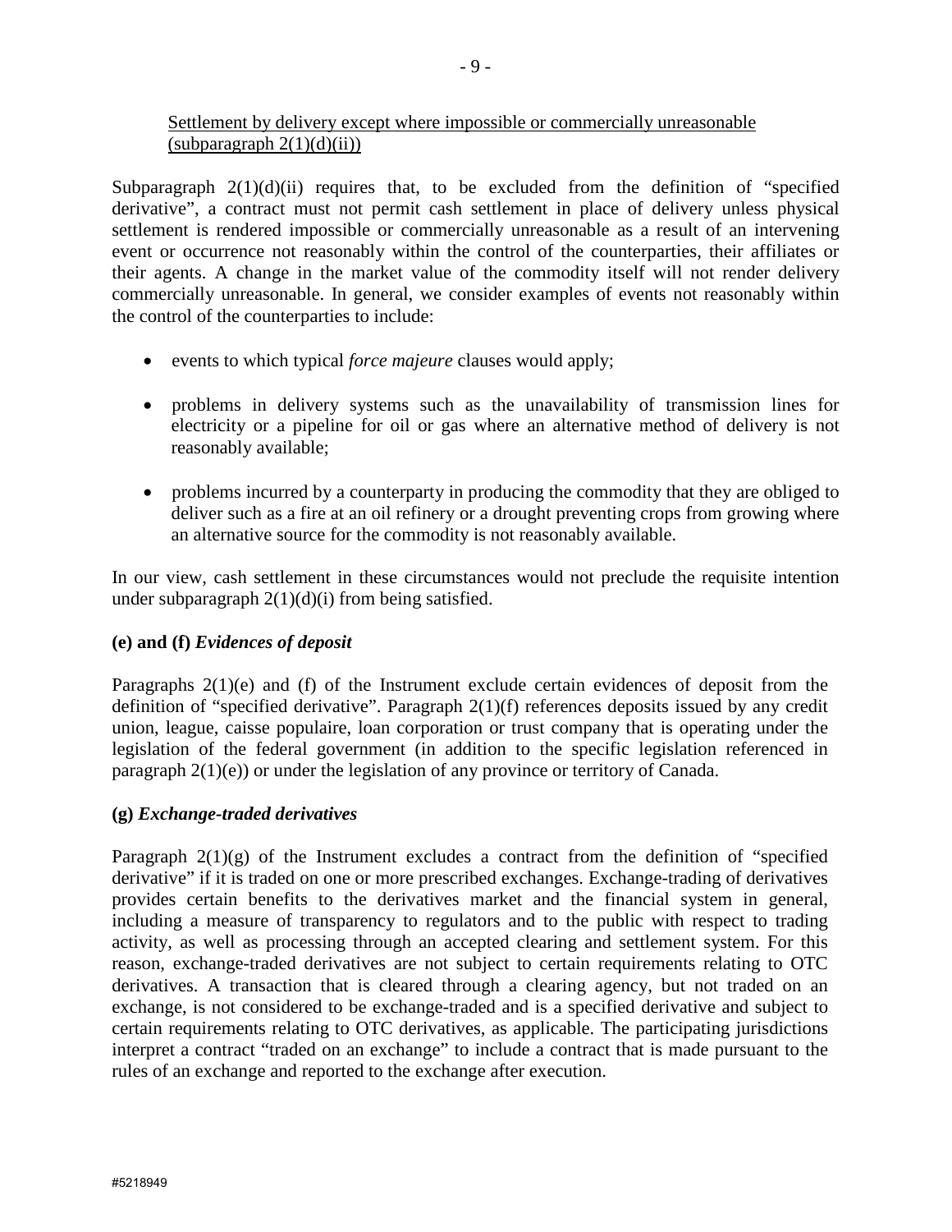<u>Settlement by delivery except where impossible or commercially unreasonable (subparagraph 2(1)(d)(ii))</u>

Subparagraph 2(1)(d)(ii) requires that, to be excluded from the definition of "specified derivative", a contract must not permit cash settlement in place of delivery unless physical settlement is rendered impossible or commercially unreasonable as a result of an intervening event or occurrence not reasonably within the control of the counterparties, their affiliates or their agents. A change in the market value of the commodity itself will not render delivery commercially unreasonable. In general, we consider examples of events not reasonably within the control of the counterparties to include:

- events to which typical *force majeure* clauses would apply;
- problems in delivery systems such as the unavailability of transmission lines for electricity or a pipeline for oil or gas where an alternative method of delivery is not reasonably available;
- problems incurred by a counterparty in producing the commodity that they are obliged to deliver such as a fire at an oil refinery or a drought preventing crops from growing where an alternative source for the commodity is not reasonably available.

In our view, cash settlement in these circumstances would not preclude the requisite intention under subparagraph 2(1)(d)(i) from being satisfied.

**(e) and (f)** ***Evidences of deposit***

Paragraphs 2(1)(e) and (f) of the Instrument exclude certain evidences of deposit from the definition of "specified derivative". Paragraph 2(1)(f) references deposits issued by any credit union, league, caisse populaire, loan corporation or trust company that is operating under the legislation of the federal government (in addition to the specific legislation referenced in paragraph 2(1)(e)) or under the legislation of any province or territory of Canada.

**(g)** ***Exchange-traded derivatives***

Paragraph 2(1)(g) of the Instrument excludes a contract from the definition of "specified derivative" if it is traded on one or more prescribed exchanges. Exchange-trading of derivatives provides certain benefits to the derivatives market and the financial system in general, including a measure of transparency to regulators and to the public with respect to trading activity, as well as processing through an accepted clearing and settlement system. For this reason, exchange-traded derivatives are not subject to certain requirements relating to OTC derivatives. A transaction that is cleared through a clearing agency, but not traded on an exchange, is not considered to be exchange-traded and is a specified derivative and subject to certain requirements relating to OTC derivatives, as applicable. The participating jurisdictions interpret a contract "traded on an exchange" to include a contract that is made pursuant to the rules of an exchange and reported to the exchange after execution.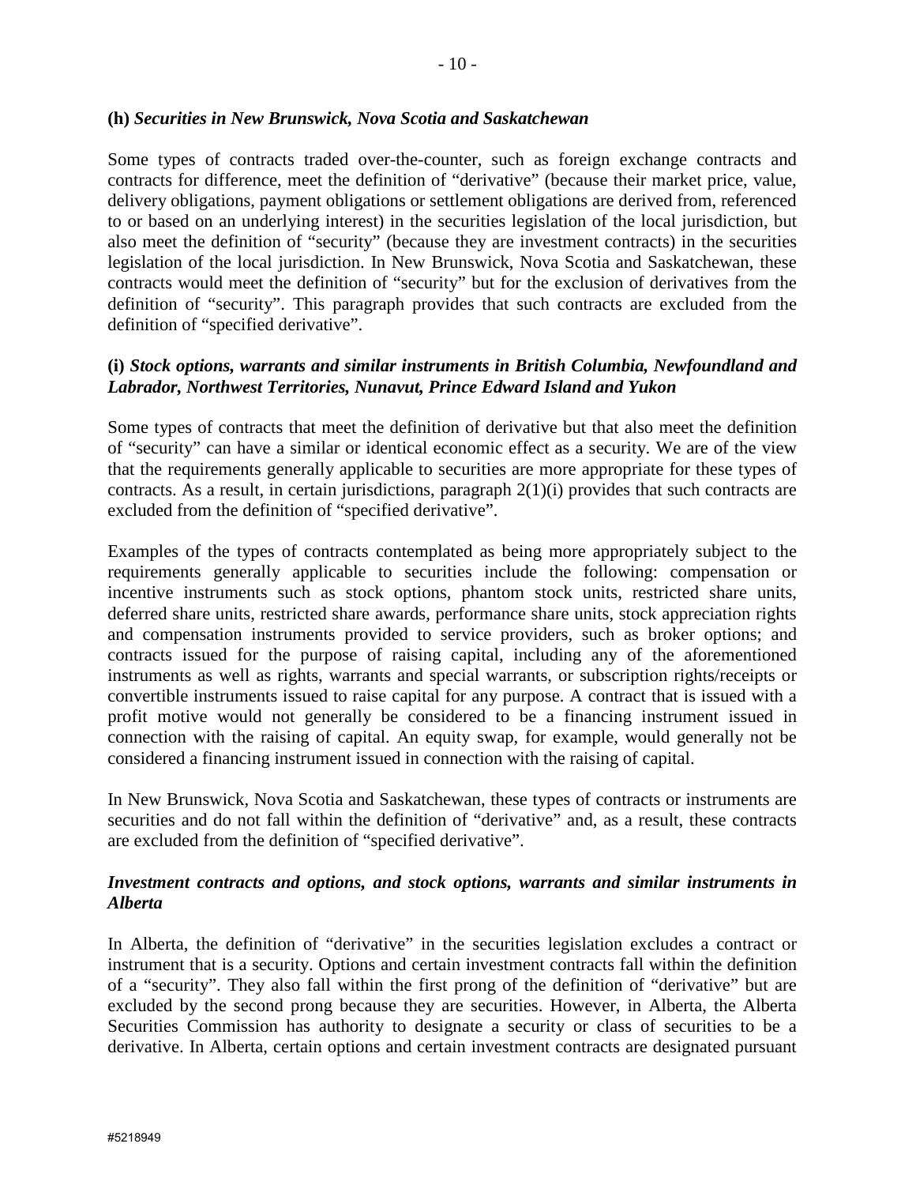**(h)** ***Securities in New Brunswick, Nova Scotia and Saskatchewan***

Some types of contracts traded over-the-counter, such as foreign exchange contracts and contracts for difference, meet the definition of "derivative" (because their market price, value, delivery obligations, payment obligations or settlement obligations are derived from, referenced to or based on an underlying interest) in the securities legislation of the local jurisdiction, but also meet the definition of "security" (because they are investment contracts) in the securities legislation of the local jurisdiction. In New Brunswick, Nova Scotia and Saskatchewan, these contracts would meet the definition of "security" but for the exclusion of derivatives from the definition of "security". This paragraph provides that such contracts are excluded from the definition of "specified derivative".

**(i)** ***Stock options, warrants and similar instruments in British Columbia, Newfoundland and Labrador, Northwest Territories, Nunavut, Prince Edward Island and Yukon***

Some types of contracts that meet the definition of derivative but that also meet the definition of "security" can have a similar or identical economic effect as a security. We are of the view that the requirements generally applicable to securities are more appropriate for these types of contracts. As a result, in certain jurisdictions, paragraph 2(1)(i) provides that such contracts are excluded from the definition of "specified derivative".

Examples of the types of contracts contemplated as being more appropriately subject to the requirements generally applicable to securities include the following: compensation or incentive instruments such as stock options, phantom stock units, restricted share units, deferred share units, restricted share awards, performance share units, stock appreciation rights and compensation instruments provided to service providers, such as broker options; and contracts issued for the purpose of raising capital, including any of the aforementioned instruments as well as rights, warrants and special warrants, or subscription rights/receipts or convertible instruments issued to raise capital for any purpose. A contract that is issued with a profit motive would not generally be considered to be a financing instrument issued in connection with the raising of capital. An equity swap, for example, would generally not be considered a financing instrument issued in connection with the raising of capital.

In New Brunswick, Nova Scotia and Saskatchewan, these types of contracts or instruments are securities and do not fall within the definition of "derivative" and, as a result, these contracts are excluded from the definition of "specified derivative".

***Investment contracts and options, and stock options, warrants and similar instruments in Alberta***

In Alberta, the definition of "derivative" in the securities legislation excludes a contract or instrument that is a security. Options and certain investment contracts fall within the definition of a "security". They also fall within the first prong of the definition of "derivative" but are excluded by the second prong because they are securities. However, in Alberta, the Alberta Securities Commission has authority to designate a security or class of securities to be a derivative. In Alberta, certain options and certain investment contracts are designated pursuant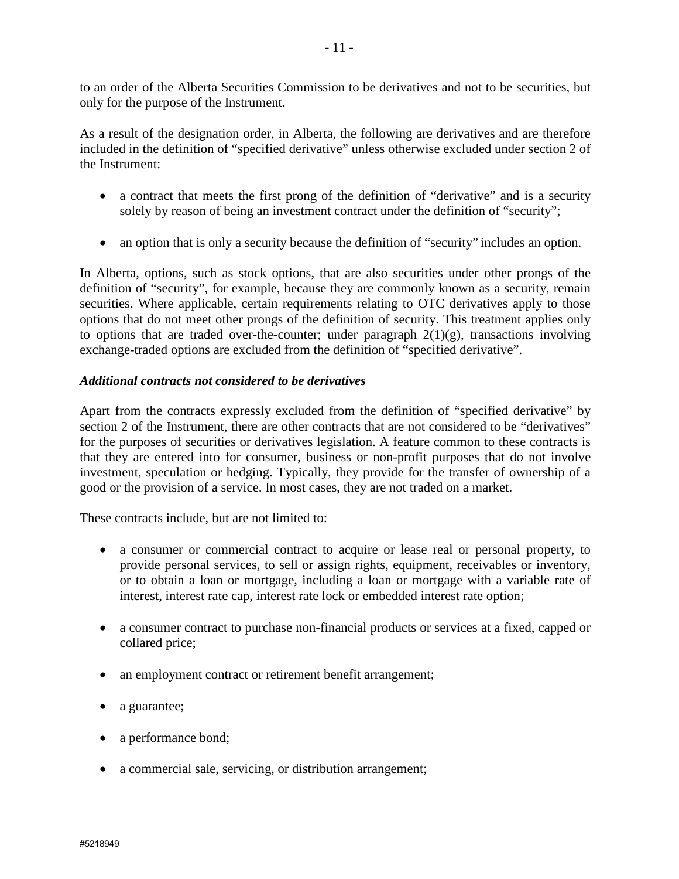to an order of the Alberta Securities Commission to be derivatives and not to be securities, but only for the purpose of the Instrument.

As a result of the designation order, in Alberta, the following are derivatives and are therefore included in the definition of "specified derivative" unless otherwise excluded under section 2 of the Instrument:

- a contract that meets the first prong of the definition of "derivative" and is a security solely by reason of being an investment contract under the definition of "security";
- an option that is only a security because the definition of "security" includes an option.

In Alberta, options, such as stock options, that are also securities under other prongs of the definition of "security", for example, because they are commonly known as a security, remain securities. Where applicable, certain requirements relating to OTC derivatives apply to those options that do not meet other prongs of the definition of security. This treatment applies only to options that are traded over-the-counter; under paragraph 2(1)(g), transactions involving exchange-traded options are excluded from the definition of "specified derivative".

***Additional contracts not considered to be derivatives***

Apart from the contracts expressly excluded from the definition of "specified derivative" by section 2 of the Instrument, there are other contracts that are not considered to be "derivatives" for the purposes of securities or derivatives legislation. A feature common to these contracts is that they are entered into for consumer, business or non-profit purposes that do not involve investment, speculation or hedging. Typically, they provide for the transfer of ownership of a good or the provision of a service. In most cases, they are not traded on a market.

These contracts include, but are not limited to:

- a consumer or commercial contract to acquire or lease real or personal property, to provide personal services, to sell or assign rights, equipment, receivables or inventory, or to obtain a loan or mortgage, including a loan or mortgage with a variable rate of interest, interest rate cap, interest rate lock or embedded interest rate option;
- a consumer contract to purchase non-financial products or services at a fixed, capped or collared price;
- an employment contract or retirement benefit arrangement;
- a guarantee;
- a performance bond;
- a commercial sale, servicing, or distribution arrangement;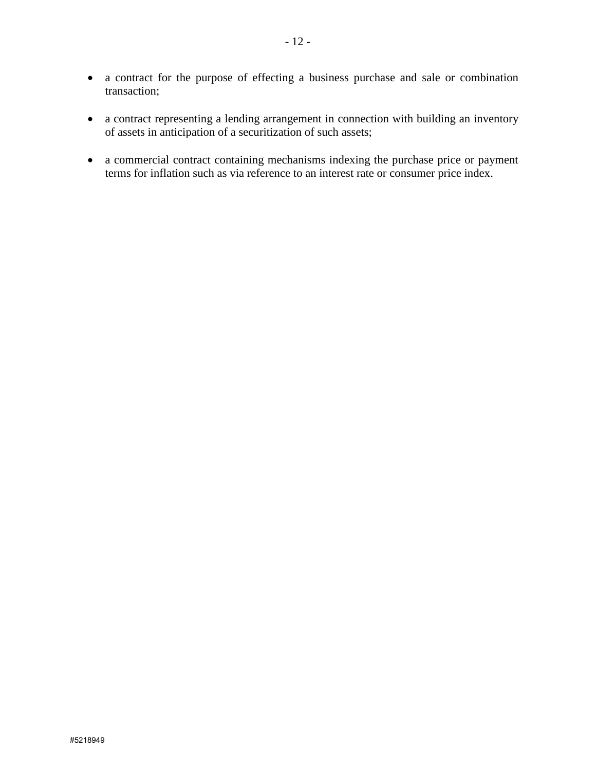- a contract for the purpose of effecting a business purchase and sale or combination transaction;

- a contract representing a lending arrangement in connection with building an inventory of assets in anticipation of a securitization of such assets;

- a commercial contract containing mechanisms indexing the purchase price or payment terms for inflation such as via reference to an interest rate or consumer price index.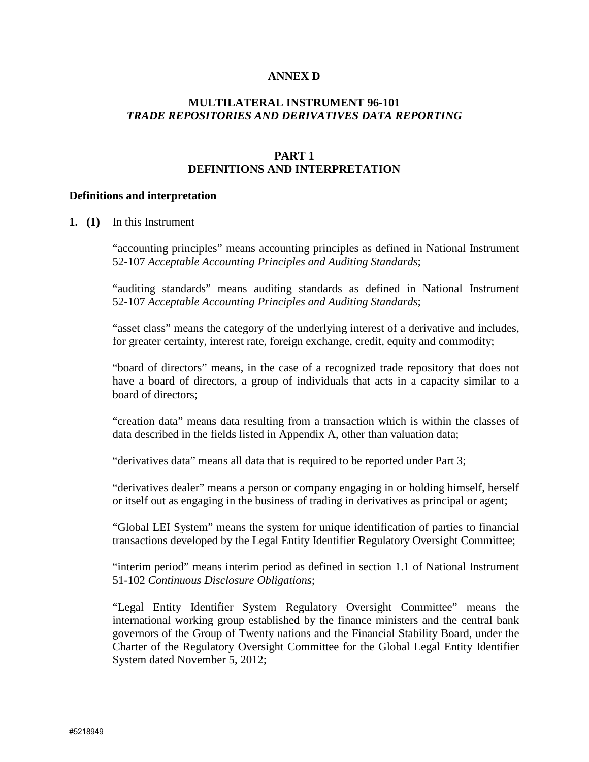**ANNEX D**

**MULTILATERAL INSTRUMENT 96-101**
***TRADE REPOSITORIES AND DERIVATIVES DATA REPORTING***

**PART 1**
**DEFINITIONS AND INTERPRETATION**

**Definitions and interpretation**

**1. (1)** In this Instrument

"accounting principles" means accounting principles as defined in National Instrument 52-107 *Acceptable Accounting Principles and Auditing Standards*;

"auditing standards" means auditing standards as defined in National Instrument 52-107 *Acceptable Accounting Principles and Auditing Standards*;

"asset class" means the category of the underlying interest of a derivative and includes, for greater certainty, interest rate, foreign exchange, credit, equity and commodity;

"board of directors" means, in the case of a recognized trade repository that does not have a board of directors, a group of individuals that acts in a capacity similar to a board of directors;

"creation data" means data resulting from a transaction which is within the classes of data described in the fields listed in Appendix A, other than valuation data;

"derivatives data" means all data that is required to be reported under Part 3;

"derivatives dealer" means a person or company engaging in or holding himself, herself or itself out as engaging in the business of trading in derivatives as principal or agent;

"Global LEI System" means the system for unique identification of parties to financial transactions developed by the Legal Entity Identifier Regulatory Oversight Committee;

"interim period" means interim period as defined in section 1.1 of National Instrument 51-102 *Continuous Disclosure Obligations*;

"Legal Entity Identifier System Regulatory Oversight Committee" means the international working group established by the finance ministers and the central bank governors of the Group of Twenty nations and the Financial Stability Board, under the Charter of the Regulatory Oversight Committee for the Global Legal Entity Identifier System dated November 5, 2012;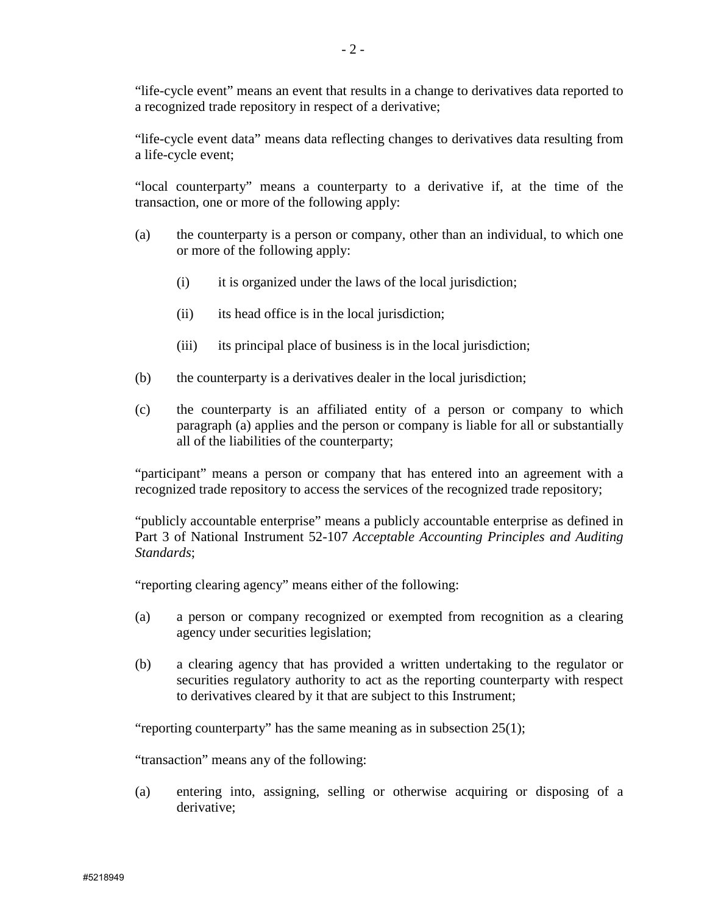"life-cycle event" means an event that results in a change to derivatives data reported to a recognized trade repository in respect of a derivative;

"life-cycle event data" means data reflecting changes to derivatives data resulting from a life-cycle event;

"local counterparty" means a counterparty to a derivative if, at the time of the transaction, one or more of the following apply:

(a) the counterparty is a person or company, other than an individual, to which one or more of the following apply:

  (i) it is organized under the laws of the local jurisdiction;

  (ii) its head office is in the local jurisdiction;

  (iii) its principal place of business is in the local jurisdiction;

(b) the counterparty is a derivatives dealer in the local jurisdiction;

(c) the counterparty is an affiliated entity of a person or company to which paragraph (a) applies and the person or company is liable for all or substantially all of the liabilities of the counterparty;

"participant" means a person or company that has entered into an agreement with a recognized trade repository to access the services of the recognized trade repository;

"publicly accountable enterprise" means a publicly accountable enterprise as defined in Part 3 of National Instrument 52-107 *Acceptable Accounting Principles and Auditing Standards*;

"reporting clearing agency" means either of the following:

(a) a person or company recognized or exempted from recognition as a clearing agency under securities legislation;

(b) a clearing agency that has provided a written undertaking to the regulator or securities regulatory authority to act as the reporting counterparty with respect to derivatives cleared by it that are subject to this Instrument;

"reporting counterparty" has the same meaning as in subsection 25(1);

"transaction" means any of the following:

(a) entering into, assigning, selling or otherwise acquiring or disposing of a derivative;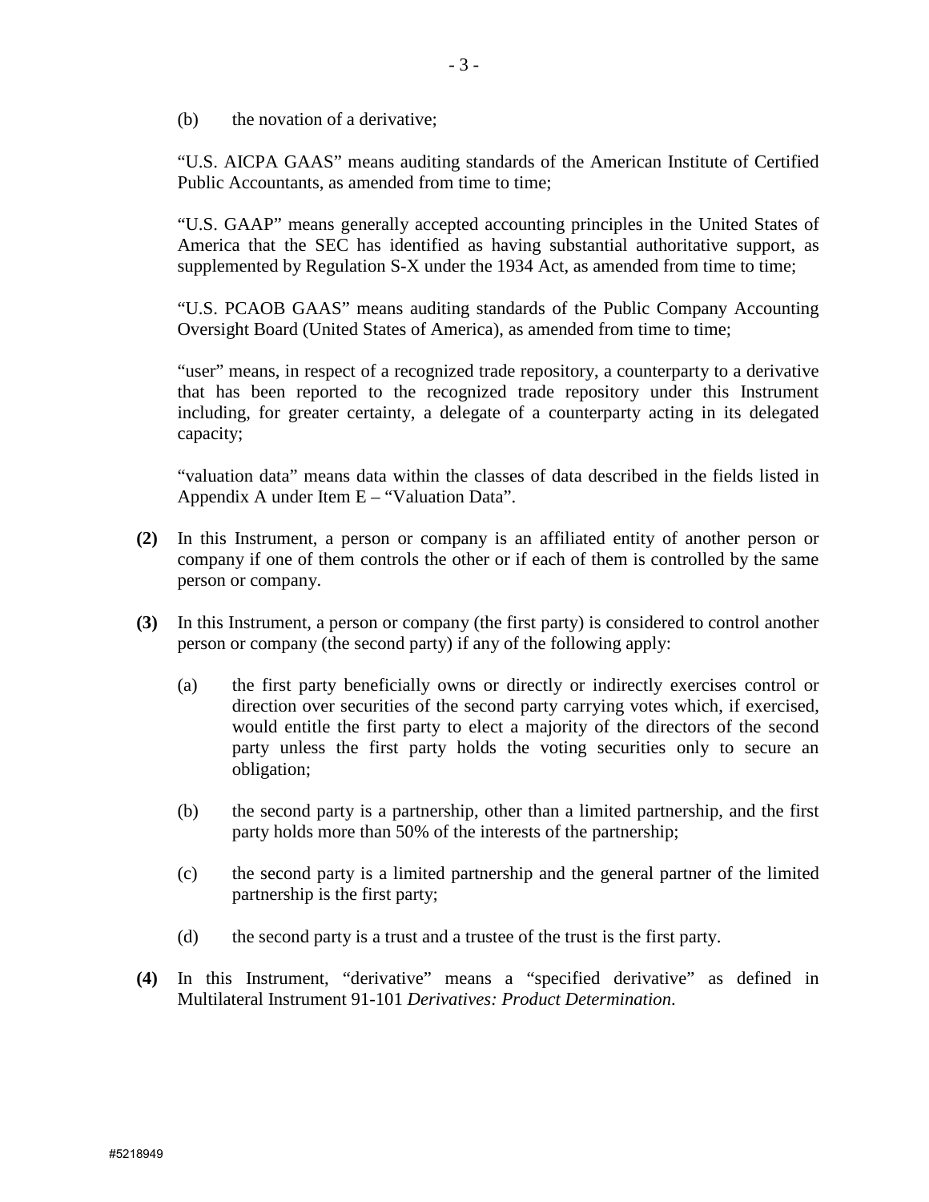(b) the novation of a derivative;

"U.S. AICPA GAAS" means auditing standards of the American Institute of Certified Public Accountants, as amended from time to time;

"U.S. GAAP" means generally accepted accounting principles in the United States of America that the SEC has identified as having substantial authoritative support, as supplemented by Regulation S-X under the 1934 Act, as amended from time to time;

"U.S. PCAOB GAAS" means auditing standards of the Public Company Accounting Oversight Board (United States of America), as amended from time to time;

"user" means, in respect of a recognized trade repository, a counterparty to a derivative that has been reported to the recognized trade repository under this Instrument including, for greater certainty, a delegate of a counterparty acting in its delegated capacity;

"valuation data" means data within the classes of data described in the fields listed in Appendix A under Item E – "Valuation Data".

**(2)** In this Instrument, a person or company is an affiliated entity of another person or company if one of them controls the other or if each of them is controlled by the same person or company.

**(3)** In this Instrument, a person or company (the first party) is considered to control another person or company (the second party) if any of the following apply:

(a) the first party beneficially owns or directly or indirectly exercises control or direction over securities of the second party carrying votes which, if exercised, would entitle the first party to elect a majority of the directors of the second party unless the first party holds the voting securities only to secure an obligation;

(b) the second party is a partnership, other than a limited partnership, and the first party holds more than 50% of the interests of the partnership;

(c) the second party is a limited partnership and the general partner of the limited partnership is the first party;

(d) the second party is a trust and a trustee of the trust is the first party.

**(4)** In this Instrument, "derivative" means a "specified derivative" as defined in Multilateral Instrument 91-101 *Derivatives: Product Determination*.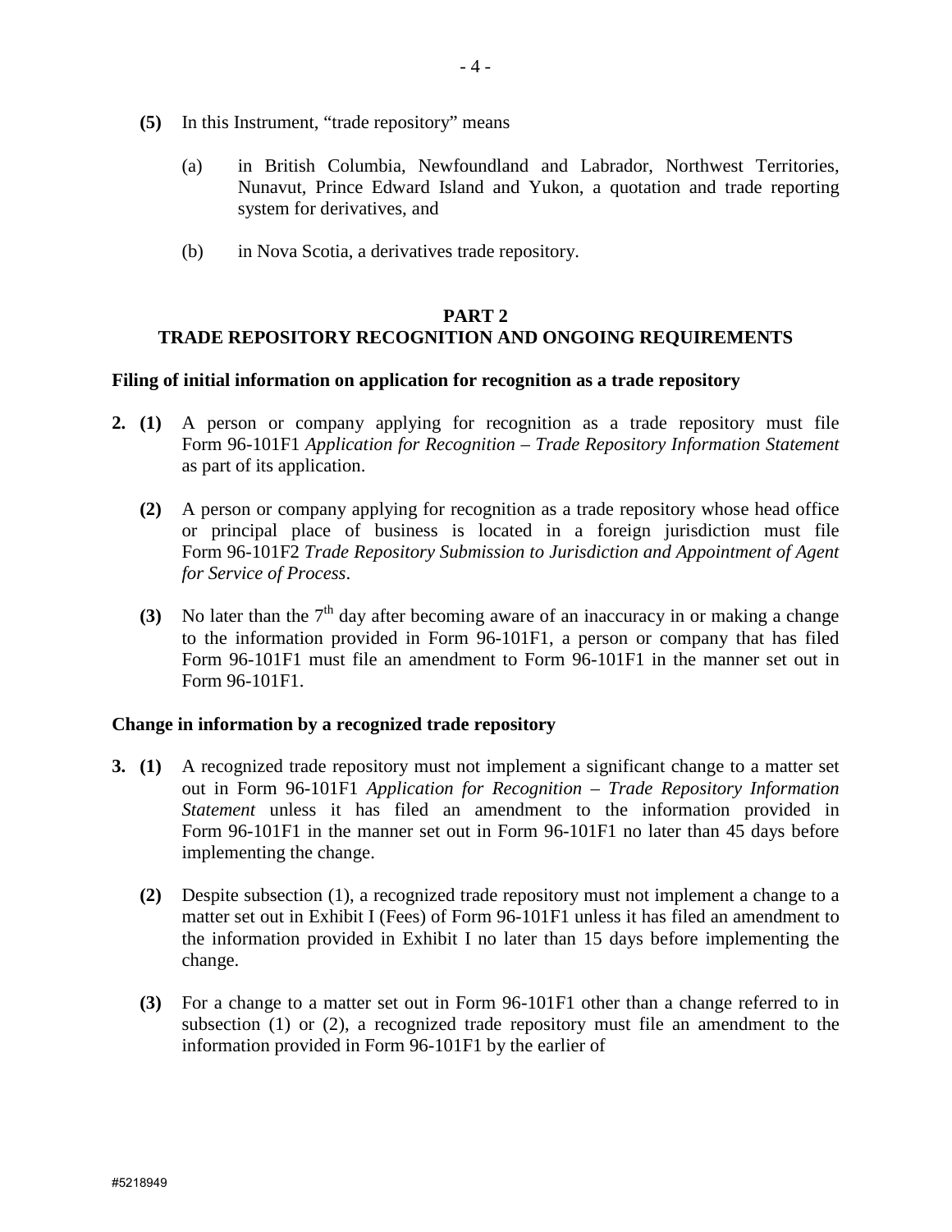**(5)** In this Instrument, "trade repository" means

(a) in British Columbia, Newfoundland and Labrador, Northwest Territories, Nunavut, Prince Edward Island and Yukon, a quotation and trade reporting system for derivatives, and

(b) in Nova Scotia, a derivatives trade repository.

## PART 2
## TRADE REPOSITORY RECOGNITION AND ONGOING REQUIREMENTS

**Filing of initial information on application for recognition as a trade repository**

**2. (1)** A person or company applying for recognition as a trade repository must file Form 96-101F1 *Application for Recognition – Trade Repository Information Statement* as part of its application.

**(2)** A person or company applying for recognition as a trade repository whose head office or principal place of business is located in a foreign jurisdiction must file Form 96-101F2 *Trade Repository Submission to Jurisdiction and Appointment of Agent for Service of Process*.

**(3)** No later than the 7th day after becoming aware of an inaccuracy in or making a change to the information provided in Form 96-101F1, a person or company that has filed Form 96-101F1 must file an amendment to Form 96-101F1 in the manner set out in Form 96-101F1.

**Change in information by a recognized trade repository**

**3. (1)** A recognized trade repository must not implement a significant change to a matter set out in Form 96-101F1 *Application for Recognition – Trade Repository Information Statement* unless it has filed an amendment to the information provided in Form 96-101F1 in the manner set out in Form 96-101F1 no later than 45 days before implementing the change.

**(2)** Despite subsection (1), a recognized trade repository must not implement a change to a matter set out in Exhibit I (Fees) of Form 96-101F1 unless it has filed an amendment to the information provided in Exhibit I no later than 15 days before implementing the change.

**(3)** For a change to a matter set out in Form 96-101F1 other than a change referred to in subsection (1) or (2), a recognized trade repository must file an amendment to the information provided in Form 96-101F1 by the earlier of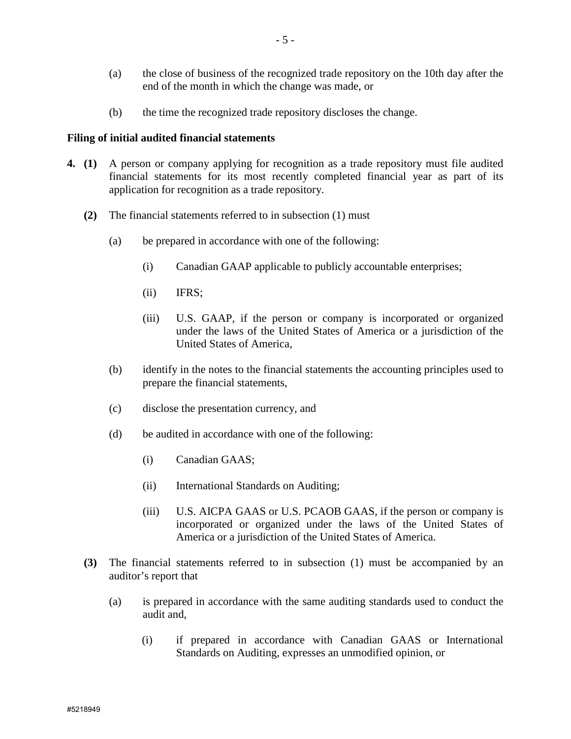(a) the close of business of the recognized trade repository on the 10th day after the end of the month in which the change was made, or

(b) the time the recognized trade repository discloses the change.

**Filing of initial audited financial statements**

**4. (1)** A person or company applying for recognition as a trade repository must file audited financial statements for its most recently completed financial year as part of its application for recognition as a trade repository.

**(2)** The financial statements referred to in subsection (1) must

(a) be prepared in accordance with one of the following:

(i) Canadian GAAP applicable to publicly accountable enterprises;

(ii) IFRS;

(iii) U.S. GAAP, if the person or company is incorporated or organized under the laws of the United States of America or a jurisdiction of the United States of America,

(b) identify in the notes to the financial statements the accounting principles used to prepare the financial statements,

(c) disclose the presentation currency, and

(d) be audited in accordance with one of the following:

(i) Canadian GAAS;

(ii) International Standards on Auditing;

(iii) U.S. AICPA GAAS or U.S. PCAOB GAAS, if the person or company is incorporated or organized under the laws of the United States of America or a jurisdiction of the United States of America.

**(3)** The financial statements referred to in subsection (1) must be accompanied by an auditor's report that

(a) is prepared in accordance with the same auditing standards used to conduct the audit and,

(i) if prepared in accordance with Canadian GAAS or International Standards on Auditing, expresses an unmodified opinion, or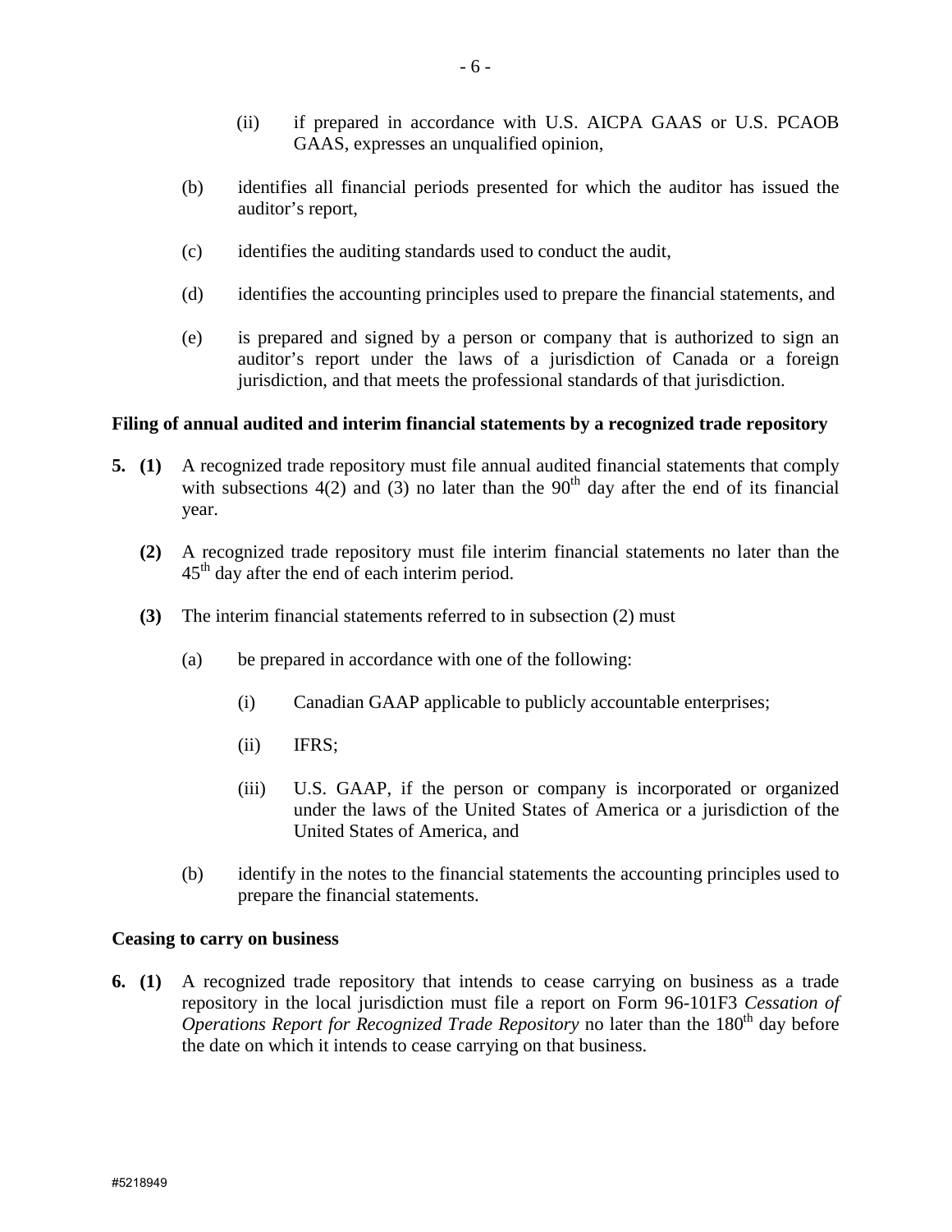(ii) if prepared in accordance with U.S. AICPA GAAS or U.S. PCAOB GAAS, expresses an unqualified opinion,

(b) identifies all financial periods presented for which the auditor has issued the auditor's report,

(c) identifies the auditing standards used to conduct the audit,

(d) identifies the accounting principles used to prepare the financial statements, and

(e) is prepared and signed by a person or company that is authorized to sign an auditor's report under the laws of a jurisdiction of Canada or a foreign jurisdiction, and that meets the professional standards of that jurisdiction.

**Filing of annual audited and interim financial statements by a recognized trade repository**

**5. (1)** A recognized trade repository must file annual audited financial statements that comply with subsections 4(2) and (3) no later than the 90th day after the end of its financial year.

**(2)** A recognized trade repository must file interim financial statements no later than the 45th day after the end of each interim period.

**(3)** The interim financial statements referred to in subsection (2) must

(a) be prepared in accordance with one of the following:

(i) Canadian GAAP applicable to publicly accountable enterprises;

(ii) IFRS;

(iii) U.S. GAAP, if the person or company is incorporated or organized under the laws of the United States of America or a jurisdiction of the United States of America, and

(b) identify in the notes to the financial statements the accounting principles used to prepare the financial statements.

**Ceasing to carry on business**

**6. (1)** A recognized trade repository that intends to cease carrying on business as a trade repository in the local jurisdiction must file a report on Form 96-101F3 *Cessation of Operations Report for Recognized Trade Repository* no later than the 180th day before the date on which it intends to cease carrying on that business.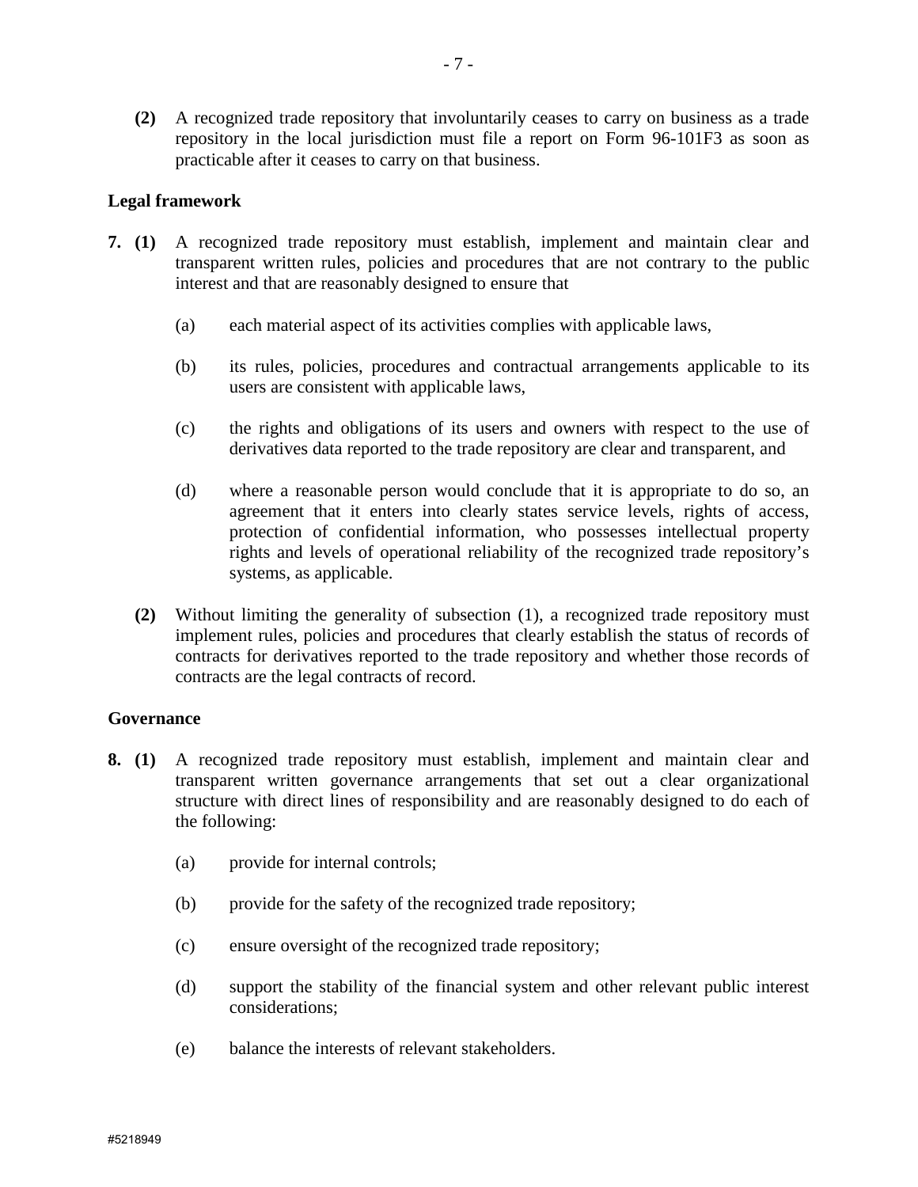**(2)** A recognized trade repository that involuntarily ceases to carry on business as a trade repository in the local jurisdiction must file a report on Form 96-101F3 as soon as practicable after it ceases to carry on that business.

**Legal framework**

**7. (1)** A recognized trade repository must establish, implement and maintain clear and transparent written rules, policies and procedures that are not contrary to the public interest and that are reasonably designed to ensure that

(a) each material aspect of its activities complies with applicable laws,

(b) its rules, policies, procedures and contractual arrangements applicable to its users are consistent with applicable laws,

(c) the rights and obligations of its users and owners with respect to the use of derivatives data reported to the trade repository are clear and transparent, and

(d) where a reasonable person would conclude that it is appropriate to do so, an agreement that it enters into clearly states service levels, rights of access, protection of confidential information, who possesses intellectual property rights and levels of operational reliability of the recognized trade repository's systems, as applicable.

**(2)** Without limiting the generality of subsection (1), a recognized trade repository must implement rules, policies and procedures that clearly establish the status of records of contracts for derivatives reported to the trade repository and whether those records of contracts are the legal contracts of record.

**Governance**

**8. (1)** A recognized trade repository must establish, implement and maintain clear and transparent written governance arrangements that set out a clear organizational structure with direct lines of responsibility and are reasonably designed to do each of the following:

(a) provide for internal controls;

(b) provide for the safety of the recognized trade repository;

(c) ensure oversight of the recognized trade repository;

(d) support the stability of the financial system and other relevant public interest considerations;

(e) balance the interests of relevant stakeholders.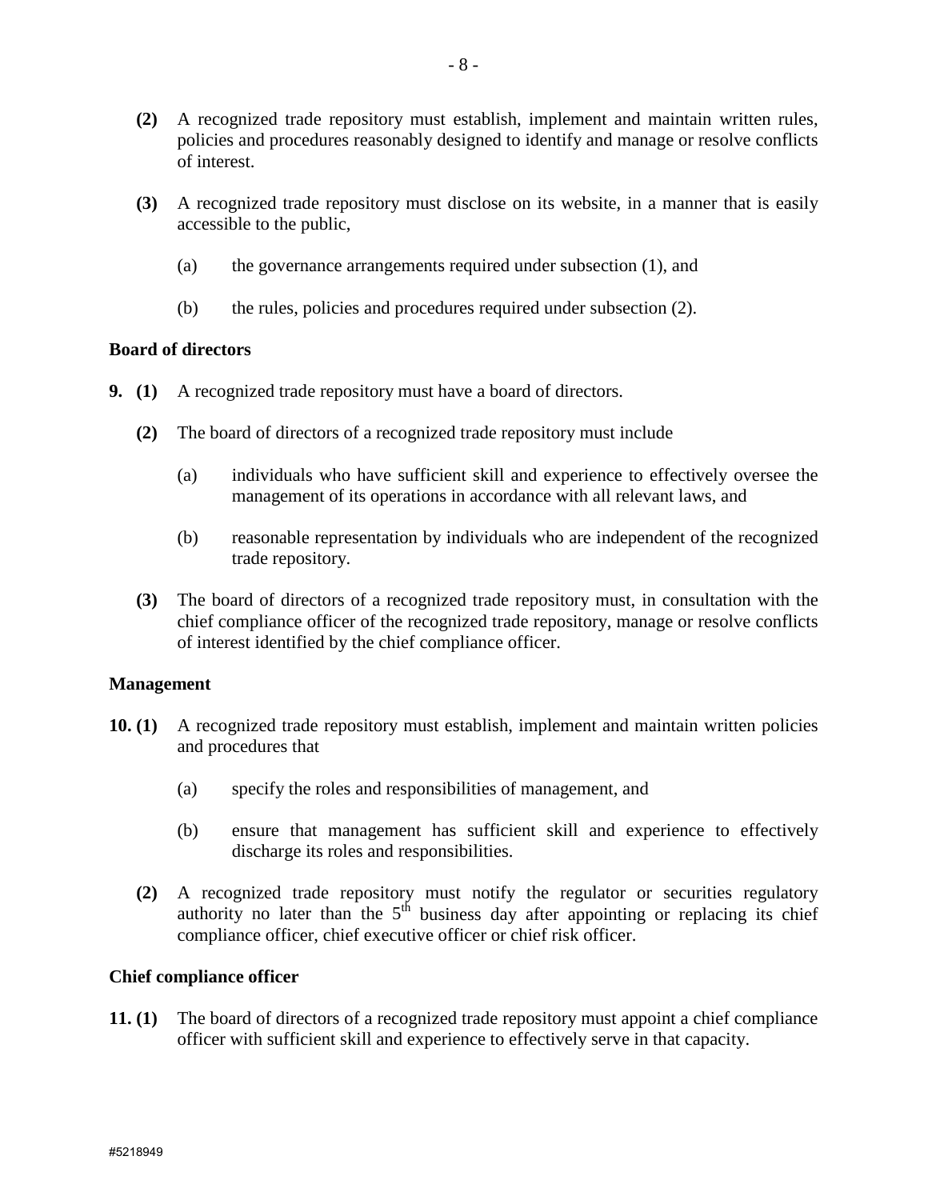**(2)** A recognized trade repository must establish, implement and maintain written rules, policies and procedures reasonably designed to identify and manage or resolve conflicts of interest.

**(3)** A recognized trade repository must disclose on its website, in a manner that is easily accessible to the public,

(a) the governance arrangements required under subsection (1), and

(b) the rules, policies and procedures required under subsection (2).

**Board of directors**

**9. (1)** A recognized trade repository must have a board of directors.

**(2)** The board of directors of a recognized trade repository must include

(a) individuals who have sufficient skill and experience to effectively oversee the management of its operations in accordance with all relevant laws, and

(b) reasonable representation by individuals who are independent of the recognized trade repository.

**(3)** The board of directors of a recognized trade repository must, in consultation with the chief compliance officer of the recognized trade repository, manage or resolve conflicts of interest identified by the chief compliance officer.

**Management**

**10. (1)** A recognized trade repository must establish, implement and maintain written policies and procedures that

(a) specify the roles and responsibilities of management, and

(b) ensure that management has sufficient skill and experience to effectively discharge its roles and responsibilities.

**(2)** A recognized trade repository must notify the regulator or securities regulatory authority no later than the 5th business day after appointing or replacing its chief compliance officer, chief executive officer or chief risk officer.

**Chief compliance officer**

**11. (1)** The board of directors of a recognized trade repository must appoint a chief compliance officer with sufficient skill and experience to effectively serve in that capacity.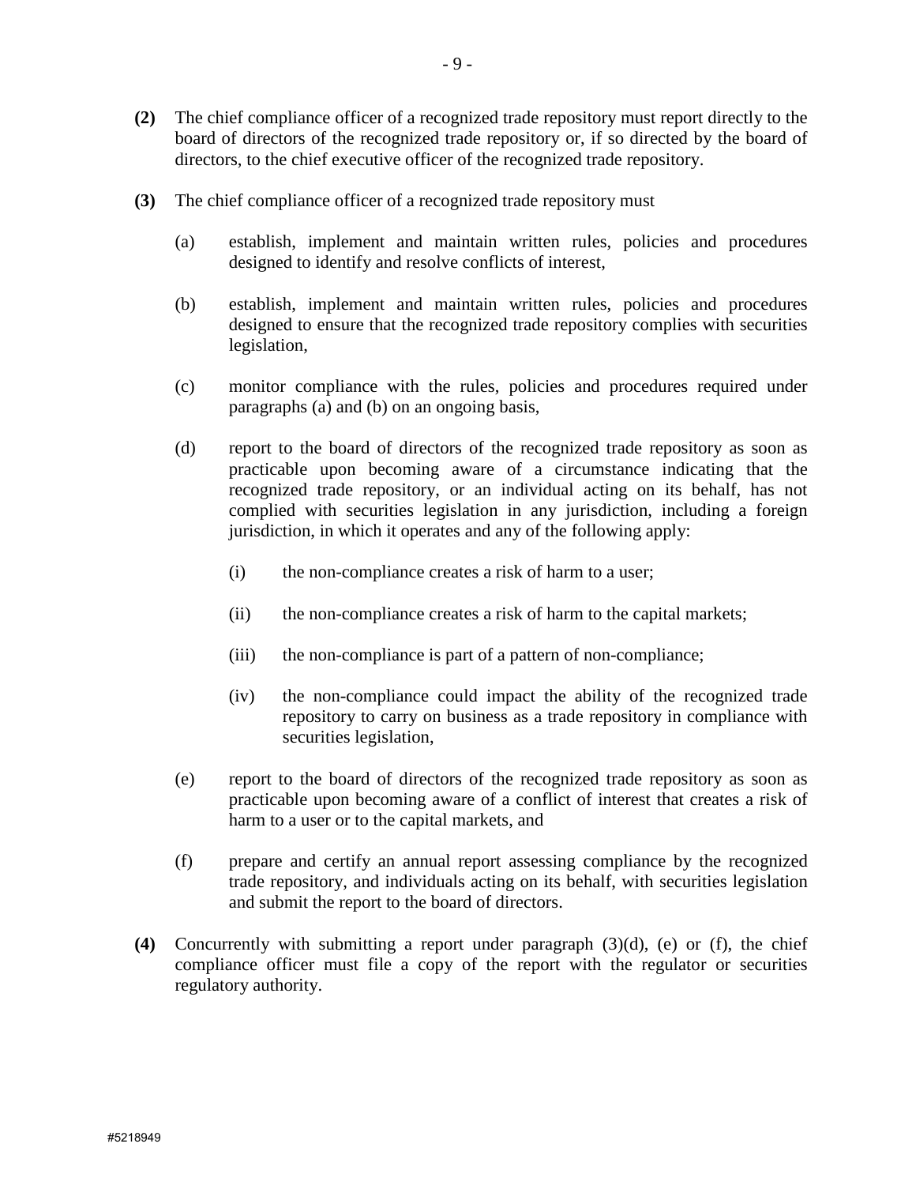**(2)** The chief compliance officer of a recognized trade repository must report directly to the board of directors of the recognized trade repository or, if so directed by the board of directors, to the chief executive officer of the recognized trade repository.

**(3)** The chief compliance officer of a recognized trade repository must

(a) establish, implement and maintain written rules, policies and procedures designed to identify and resolve conflicts of interest,

(b) establish, implement and maintain written rules, policies and procedures designed to ensure that the recognized trade repository complies with securities legislation,

(c) monitor compliance with the rules, policies and procedures required under paragraphs (a) and (b) on an ongoing basis,

(d) report to the board of directors of the recognized trade repository as soon as practicable upon becoming aware of a circumstance indicating that the recognized trade repository, or an individual acting on its behalf, has not complied with securities legislation in any jurisdiction, including a foreign jurisdiction, in which it operates and any of the following apply:

(i) the non-compliance creates a risk of harm to a user;

(ii) the non-compliance creates a risk of harm to the capital markets;

(iii) the non-compliance is part of a pattern of non-compliance;

(iv) the non-compliance could impact the ability of the recognized trade repository to carry on business as a trade repository in compliance with securities legislation,

(e) report to the board of directors of the recognized trade repository as soon as practicable upon becoming aware of a conflict of interest that creates a risk of harm to a user or to the capital markets, and

(f) prepare and certify an annual report assessing compliance by the recognized trade repository, and individuals acting on its behalf, with securities legislation and submit the report to the board of directors.

**(4)** Concurrently with submitting a report under paragraph (3)(d), (e) or (f), the chief compliance officer must file a copy of the report with the regulator or securities regulatory authority.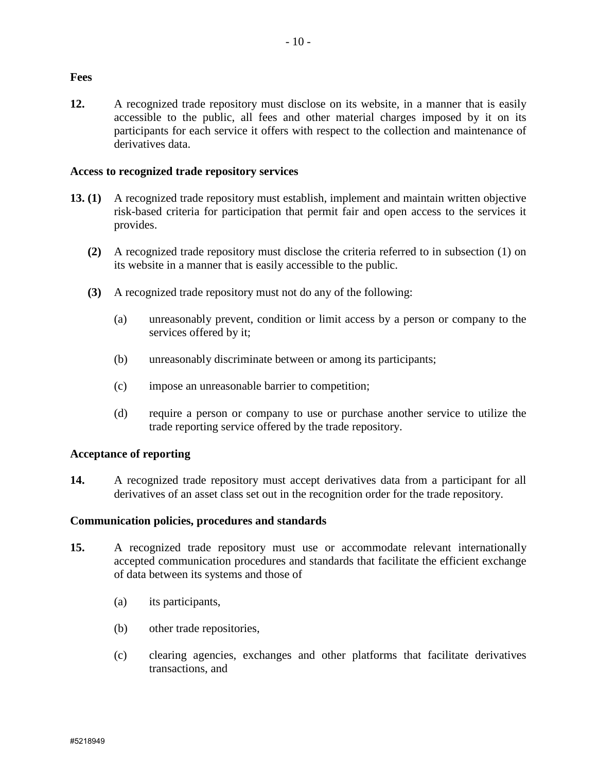**Fees**

**12.** A recognized trade repository must disclose on its website, in a manner that is easily accessible to the public, all fees and other material charges imposed by it on its participants for each service it offers with respect to the collection and maintenance of derivatives data.

**Access to recognized trade repository services**

**13. (1)** A recognized trade repository must establish, implement and maintain written objective risk-based criteria for participation that permit fair and open access to the services it provides.

**(2)** A recognized trade repository must disclose the criteria referred to in subsection (1) on its website in a manner that is easily accessible to the public.

**(3)** A recognized trade repository must not do any of the following:

(a) unreasonably prevent, condition or limit access by a person or company to the services offered by it;

(b) unreasonably discriminate between or among its participants;

(c) impose an unreasonable barrier to competition;

(d) require a person or company to use or purchase another service to utilize the trade reporting service offered by the trade repository.

**Acceptance of reporting**

**14.** A recognized trade repository must accept derivatives data from a participant for all derivatives of an asset class set out in the recognition order for the trade repository.

**Communication policies, procedures and standards**

**15.** A recognized trade repository must use or accommodate relevant internationally accepted communication procedures and standards that facilitate the efficient exchange of data between its systems and those of

(a) its participants,

(b) other trade repositories,

(c) clearing agencies, exchanges and other platforms that facilitate derivatives transactions, and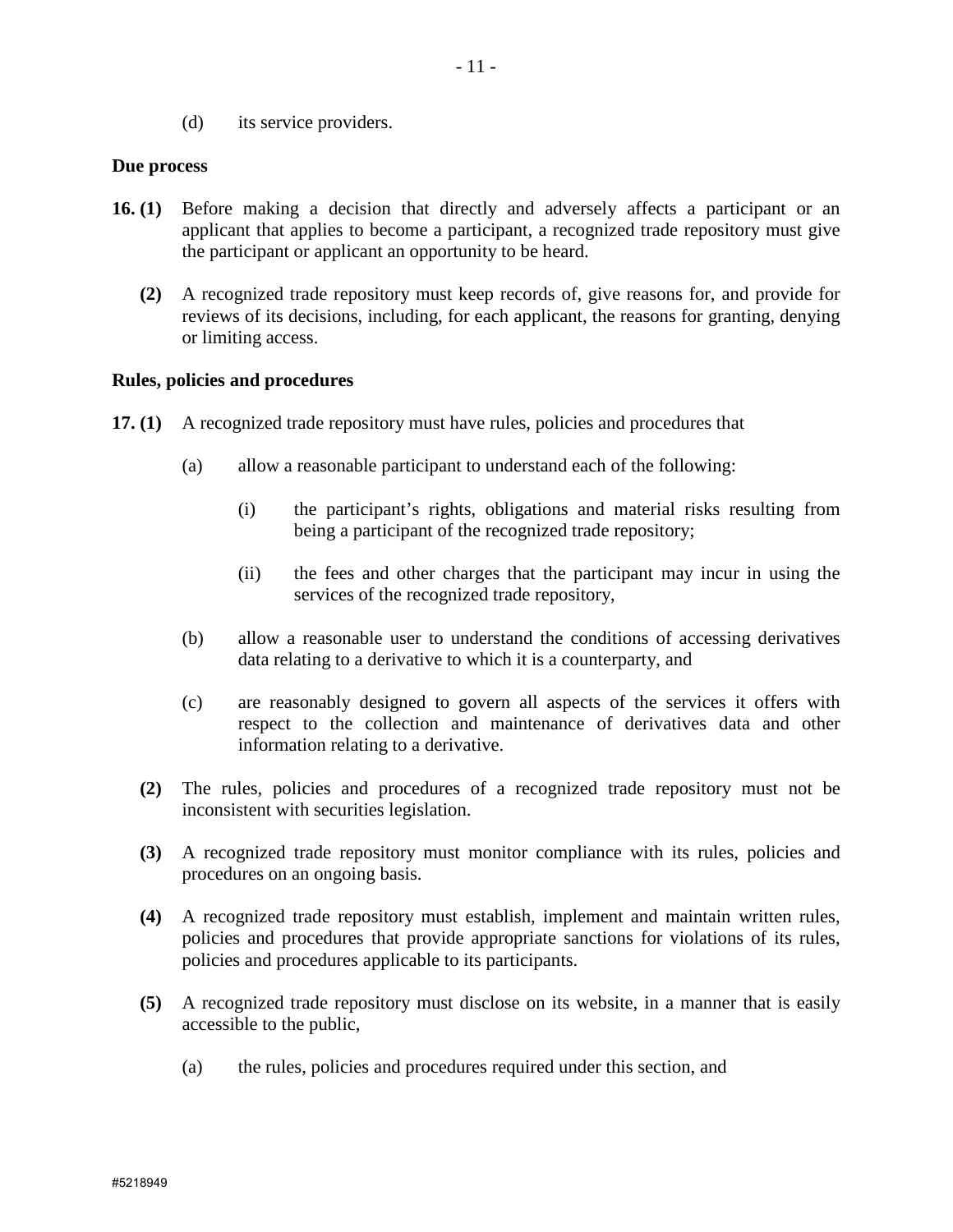(d) its service providers.

**Due process**

**16. (1)** Before making a decision that directly and adversely affects a participant or an applicant that applies to become a participant, a recognized trade repository must give the participant or applicant an opportunity to be heard.

**(2)** A recognized trade repository must keep records of, give reasons for, and provide for reviews of its decisions, including, for each applicant, the reasons for granting, denying or limiting access.

**Rules, policies and procedures**

**17. (1)** A recognized trade repository must have rules, policies and procedures that

(a) allow a reasonable participant to understand each of the following:

(i) the participant's rights, obligations and material risks resulting from being a participant of the recognized trade repository;

(ii) the fees and other charges that the participant may incur in using the services of the recognized trade repository,

(b) allow a reasonable user to understand the conditions of accessing derivatives data relating to a derivative to which it is a counterparty, and

(c) are reasonably designed to govern all aspects of the services it offers with respect to the collection and maintenance of derivatives data and other information relating to a derivative.

**(2)** The rules, policies and procedures of a recognized trade repository must not be inconsistent with securities legislation.

**(3)** A recognized trade repository must monitor compliance with its rules, policies and procedures on an ongoing basis.

**(4)** A recognized trade repository must establish, implement and maintain written rules, policies and procedures that provide appropriate sanctions for violations of its rules, policies and procedures applicable to its participants.

**(5)** A recognized trade repository must disclose on its website, in a manner that is easily accessible to the public,

(a) the rules, policies and procedures required under this section, and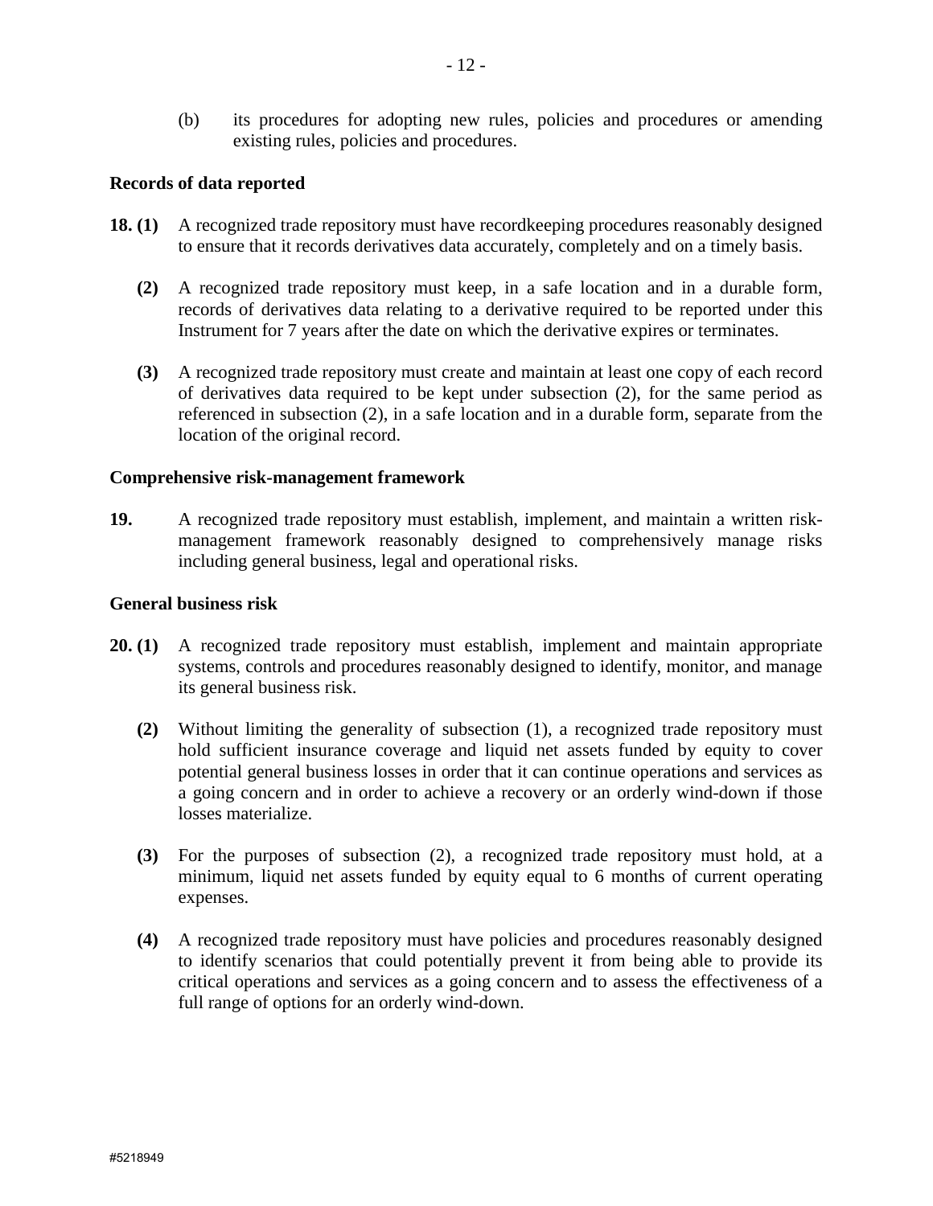(b) its procedures for adopting new rules, policies and procedures or amending existing rules, policies and procedures.

**Records of data reported**

**18. (1)** A recognized trade repository must have recordkeeping procedures reasonably designed to ensure that it records derivatives data accurately, completely and on a timely basis.

**(2)** A recognized trade repository must keep, in a safe location and in a durable form, records of derivatives data relating to a derivative required to be reported under this Instrument for 7 years after the date on which the derivative expires or terminates.

**(3)** A recognized trade repository must create and maintain at least one copy of each record of derivatives data required to be kept under subsection (2), for the same period as referenced in subsection (2), in a safe location and in a durable form, separate from the location of the original record.

**Comprehensive risk-management framework**

**19.** A recognized trade repository must establish, implement, and maintain a written risk-management framework reasonably designed to comprehensively manage risks including general business, legal and operational risks.

**General business risk**

**20. (1)** A recognized trade repository must establish, implement and maintain appropriate systems, controls and procedures reasonably designed to identify, monitor, and manage its general business risk.

**(2)** Without limiting the generality of subsection (1), a recognized trade repository must hold sufficient insurance coverage and liquid net assets funded by equity to cover potential general business losses in order that it can continue operations and services as a going concern and in order to achieve a recovery or an orderly wind-down if those losses materialize.

**(3)** For the purposes of subsection (2), a recognized trade repository must hold, at a minimum, liquid net assets funded by equity equal to 6 months of current operating expenses.

**(4)** A recognized trade repository must have policies and procedures reasonably designed to identify scenarios that could potentially prevent it from being able to provide its critical operations and services as a going concern and to assess the effectiveness of a full range of options for an orderly wind-down.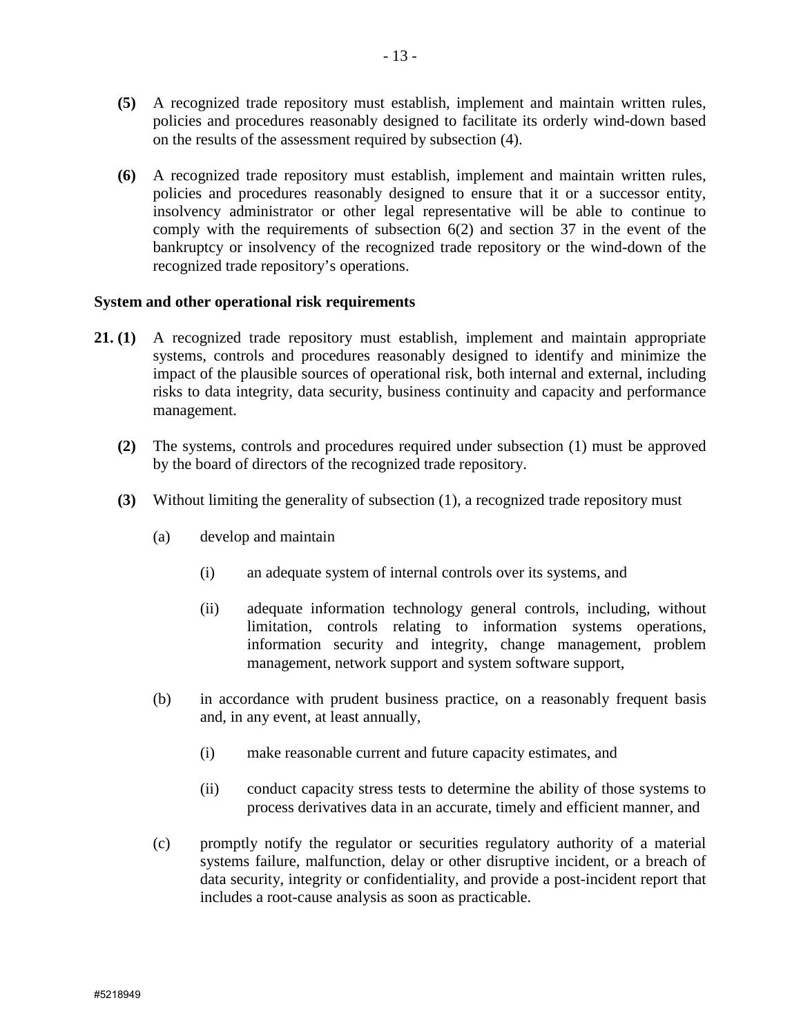**(5)** A recognized trade repository must establish, implement and maintain written rules, policies and procedures reasonably designed to facilitate its orderly wind-down based on the results of the assessment required by subsection (4).

**(6)** A recognized trade repository must establish, implement and maintain written rules, policies and procedures reasonably designed to ensure that it or a successor entity, insolvency administrator or other legal representative will be able to continue to comply with the requirements of subsection 6(2) and section 37 in the event of the bankruptcy or insolvency of the recognized trade repository or the wind-down of the recognized trade repository's operations.

**System and other operational risk requirements**

**21. (1)** A recognized trade repository must establish, implement and maintain appropriate systems, controls and procedures reasonably designed to identify and minimize the impact of the plausible sources of operational risk, both internal and external, including risks to data integrity, data security, business continuity and capacity and performance management.

**(2)** The systems, controls and procedures required under subsection (1) must be approved by the board of directors of the recognized trade repository.

**(3)** Without limiting the generality of subsection (1), a recognized trade repository must

(a) develop and maintain

(i) an adequate system of internal controls over its systems, and

(ii) adequate information technology general controls, including, without limitation, controls relating to information systems operations, information security and integrity, change management, problem management, network support and system software support,

(b) in accordance with prudent business practice, on a reasonably frequent basis and, in any event, at least annually,

(i) make reasonable current and future capacity estimates, and

(ii) conduct capacity stress tests to determine the ability of those systems to process derivatives data in an accurate, timely and efficient manner, and

(c) promptly notify the regulator or securities regulatory authority of a material systems failure, malfunction, delay or other disruptive incident, or a breach of data security, integrity or confidentiality, and provide a post-incident report that includes a root-cause analysis as soon as practicable.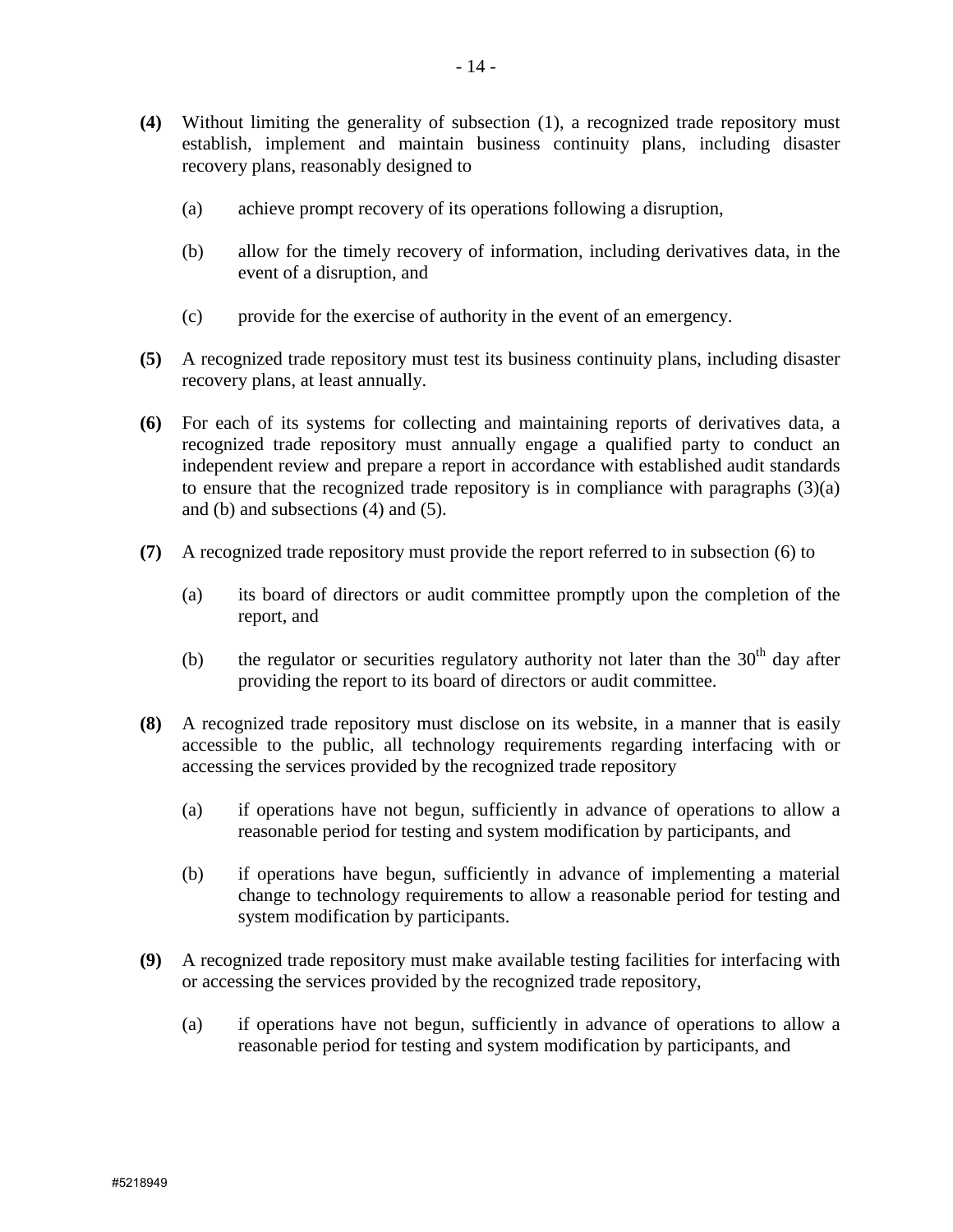**(4)** Without limiting the generality of subsection (1), a recognized trade repository must establish, implement and maintain business continuity plans, including disaster recovery plans, reasonably designed to

(a) achieve prompt recovery of its operations following a disruption,

(b) allow for the timely recovery of information, including derivatives data, in the event of a disruption, and

(c) provide for the exercise of authority in the event of an emergency.

**(5)** A recognized trade repository must test its business continuity plans, including disaster recovery plans, at least annually.

**(6)** For each of its systems for collecting and maintaining reports of derivatives data, a recognized trade repository must annually engage a qualified party to conduct an independent review and prepare a report in accordance with established audit standards to ensure that the recognized trade repository is in compliance with paragraphs (3)(a) and (b) and subsections (4) and (5).

**(7)** A recognized trade repository must provide the report referred to in subsection (6) to

(a) its board of directors or audit committee promptly upon the completion of the report, and

(b) the regulator or securities regulatory authority not later than the 30th day after providing the report to its board of directors or audit committee.

**(8)** A recognized trade repository must disclose on its website, in a manner that is easily accessible to the public, all technology requirements regarding interfacing with or accessing the services provided by the recognized trade repository

(a) if operations have not begun, sufficiently in advance of operations to allow a reasonable period for testing and system modification by participants, and

(b) if operations have begun, sufficiently in advance of implementing a material change to technology requirements to allow a reasonable period for testing and system modification by participants.

**(9)** A recognized trade repository must make available testing facilities for interfacing with or accessing the services provided by the recognized trade repository,

(a) if operations have not begun, sufficiently in advance of operations to allow a reasonable period for testing and system modification by participants, and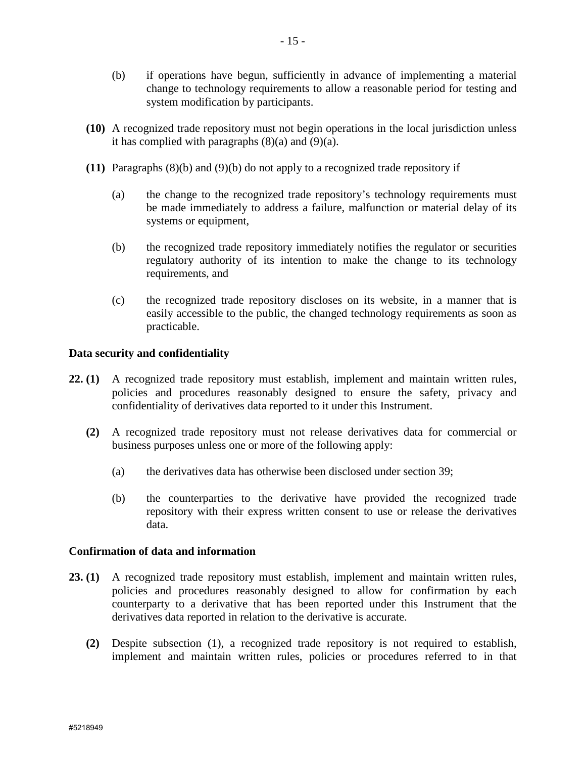(b) if operations have begun, sufficiently in advance of implementing a material change to technology requirements to allow a reasonable period for testing and system modification by participants.

**(10)** A recognized trade repository must not begin operations in the local jurisdiction unless it has complied with paragraphs (8)(a) and (9)(a).

**(11)** Paragraphs (8)(b) and (9)(b) do not apply to a recognized trade repository if

(a) the change to the recognized trade repository's technology requirements must be made immediately to address a failure, malfunction or material delay of its systems or equipment,

(b) the recognized trade repository immediately notifies the regulator or securities regulatory authority of its intention to make the change to its technology requirements, and

(c) the recognized trade repository discloses on its website, in a manner that is easily accessible to the public, the changed technology requirements as soon as practicable.

**Data security and confidentiality**

**22. (1)** A recognized trade repository must establish, implement and maintain written rules, policies and procedures reasonably designed to ensure the safety, privacy and confidentiality of derivatives data reported to it under this Instrument.

**(2)** A recognized trade repository must not release derivatives data for commercial or business purposes unless one or more of the following apply:

(a) the derivatives data has otherwise been disclosed under section 39;

(b) the counterparties to the derivative have provided the recognized trade repository with their express written consent to use or release the derivatives data.

**Confirmation of data and information**

**23. (1)** A recognized trade repository must establish, implement and maintain written rules, policies and procedures reasonably designed to allow for confirmation by each counterparty to a derivative that has been reported under this Instrument that the derivatives data reported in relation to the derivative is accurate.

**(2)** Despite subsection (1), a recognized trade repository is not required to establish, implement and maintain written rules, policies or procedures referred to in that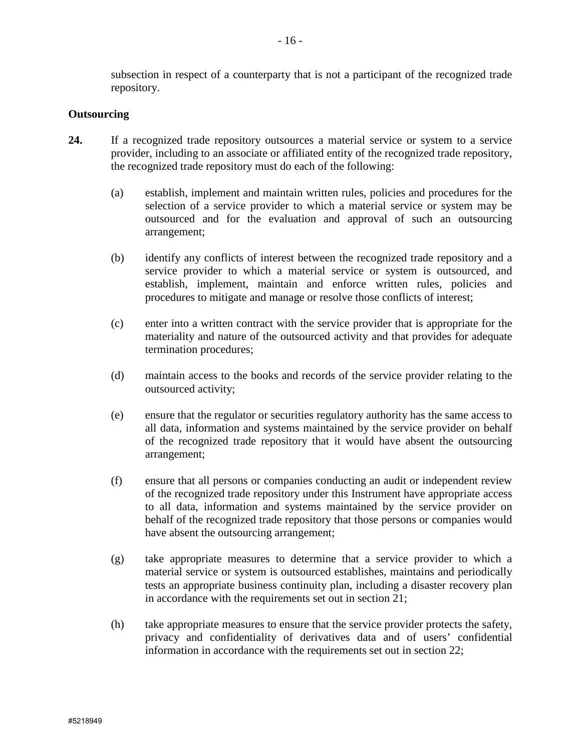subsection in respect of a counterparty that is not a participant of the recognized trade repository.

**Outsourcing**

**24.** If a recognized trade repository outsources a material service or system to a service provider, including to an associate or affiliated entity of the recognized trade repository, the recognized trade repository must do each of the following:

(a) establish, implement and maintain written rules, policies and procedures for the selection of a service provider to which a material service or system may be outsourced and for the evaluation and approval of such an outsourcing arrangement;

(b) identify any conflicts of interest between the recognized trade repository and a service provider to which a material service or system is outsourced, and establish, implement, maintain and enforce written rules, policies and procedures to mitigate and manage or resolve those conflicts of interest;

(c) enter into a written contract with the service provider that is appropriate for the materiality and nature of the outsourced activity and that provides for adequate termination procedures;

(d) maintain access to the books and records of the service provider relating to the outsourced activity;

(e) ensure that the regulator or securities regulatory authority has the same access to all data, information and systems maintained by the service provider on behalf of the recognized trade repository that it would have absent the outsourcing arrangement;

(f) ensure that all persons or companies conducting an audit or independent review of the recognized trade repository under this Instrument have appropriate access to all data, information and systems maintained by the service provider on behalf of the recognized trade repository that those persons or companies would have absent the outsourcing arrangement;

(g) take appropriate measures to determine that a service provider to which a material service or system is outsourced establishes, maintains and periodically tests an appropriate business continuity plan, including a disaster recovery plan in accordance with the requirements set out in section 21;

(h) take appropriate measures to ensure that the service provider protects the safety, privacy and confidentiality of derivatives data and of users' confidential information in accordance with the requirements set out in section 22;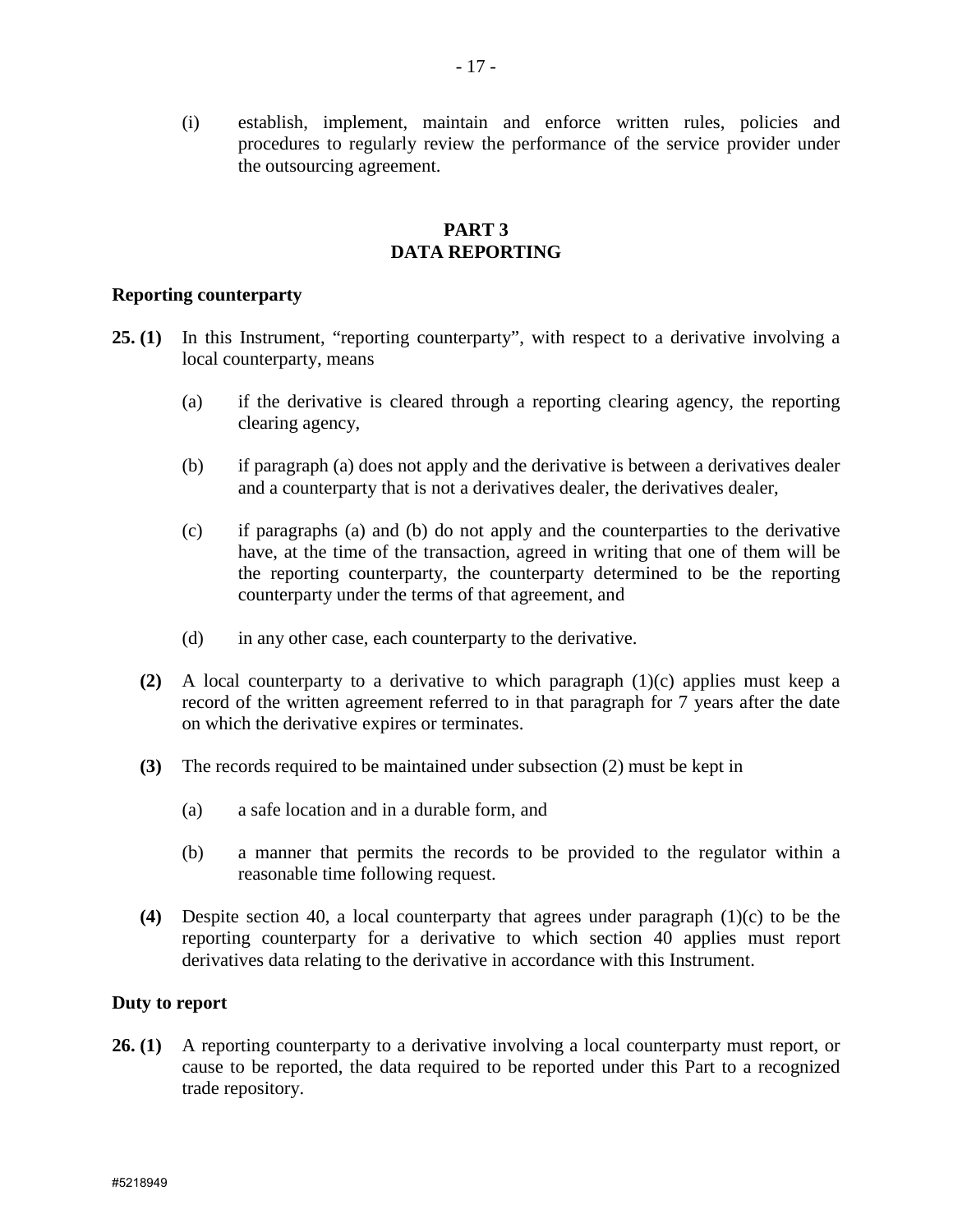(i) establish, implement, maintain and enforce written rules, policies and procedures to regularly review the performance of the service provider under the outsourcing agreement.

## PART 3
## DATA REPORTING

**Reporting counterparty**

**25. (1)** In this Instrument, "reporting counterparty", with respect to a derivative involving a local counterparty, means

(a) if the derivative is cleared through a reporting clearing agency, the reporting clearing agency,

(b) if paragraph (a) does not apply and the derivative is between a derivatives dealer and a counterparty that is not a derivatives dealer, the derivatives dealer,

(c) if paragraphs (a) and (b) do not apply and the counterparties to the derivative have, at the time of the transaction, agreed in writing that one of them will be the reporting counterparty, the counterparty determined to be the reporting counterparty under the terms of that agreement, and

(d) in any other case, each counterparty to the derivative.

**(2)** A local counterparty to a derivative to which paragraph (1)(c) applies must keep a record of the written agreement referred to in that paragraph for 7 years after the date on which the derivative expires or terminates.

**(3)** The records required to be maintained under subsection (2) must be kept in

(a) a safe location and in a durable form, and

(b) a manner that permits the records to be provided to the regulator within a reasonable time following request.

**(4)** Despite section 40, a local counterparty that agrees under paragraph (1)(c) to be the reporting counterparty for a derivative to which section 40 applies must report derivatives data relating to the derivative in accordance with this Instrument.

**Duty to report**

**26. (1)** A reporting counterparty to a derivative involving a local counterparty must report, or cause to be reported, the data required to be reported under this Part to a recognized trade repository.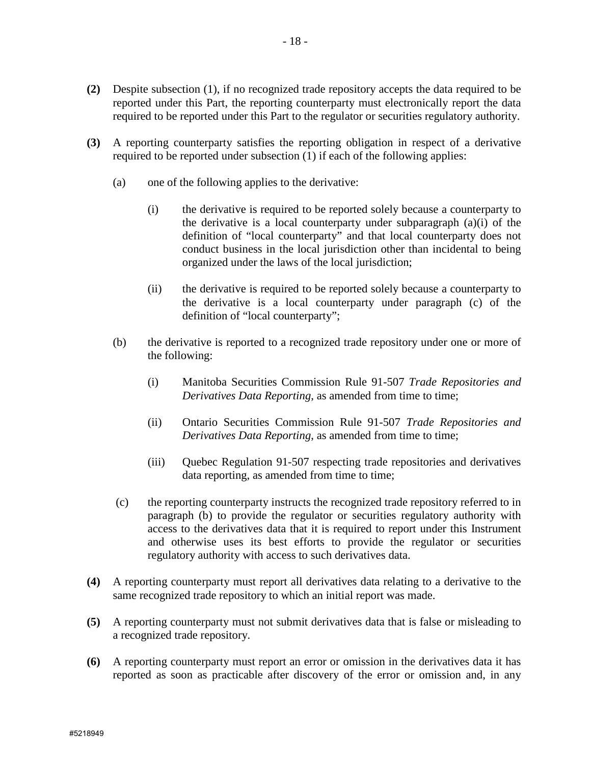**(2)** Despite subsection (1), if no recognized trade repository accepts the data required to be reported under this Part, the reporting counterparty must electronically report the data required to be reported under this Part to the regulator or securities regulatory authority.

**(3)** A reporting counterparty satisfies the reporting obligation in respect of a derivative required to be reported under subsection (1) if each of the following applies:

(a) one of the following applies to the derivative:

(i) the derivative is required to be reported solely because a counterparty to the derivative is a local counterparty under subparagraph (a)(i) of the definition of "local counterparty" and that local counterparty does not conduct business in the local jurisdiction other than incidental to being organized under the laws of the local jurisdiction;

(ii) the derivative is required to be reported solely because a counterparty to the derivative is a local counterparty under paragraph (c) of the definition of "local counterparty";

(b) the derivative is reported to a recognized trade repository under one or more of the following:

(i) Manitoba Securities Commission Rule 91-507 *Trade Repositories and Derivatives Data Reporting*, as amended from time to time;

(ii) Ontario Securities Commission Rule 91-507 *Trade Repositories and Derivatives Data Reporting*, as amended from time to time;

(iii) Quebec Regulation 91-507 respecting trade repositories and derivatives data reporting, as amended from time to time;

(c) the reporting counterparty instructs the recognized trade repository referred to in paragraph (b) to provide the regulator or securities regulatory authority with access to the derivatives data that it is required to report under this Instrument and otherwise uses its best efforts to provide the regulator or securities regulatory authority with access to such derivatives data.

**(4)** A reporting counterparty must report all derivatives data relating to a derivative to the same recognized trade repository to which an initial report was made.

**(5)** A reporting counterparty must not submit derivatives data that is false or misleading to a recognized trade repository.

**(6)** A reporting counterparty must report an error or omission in the derivatives data it has reported as soon as practicable after discovery of the error or omission and, in any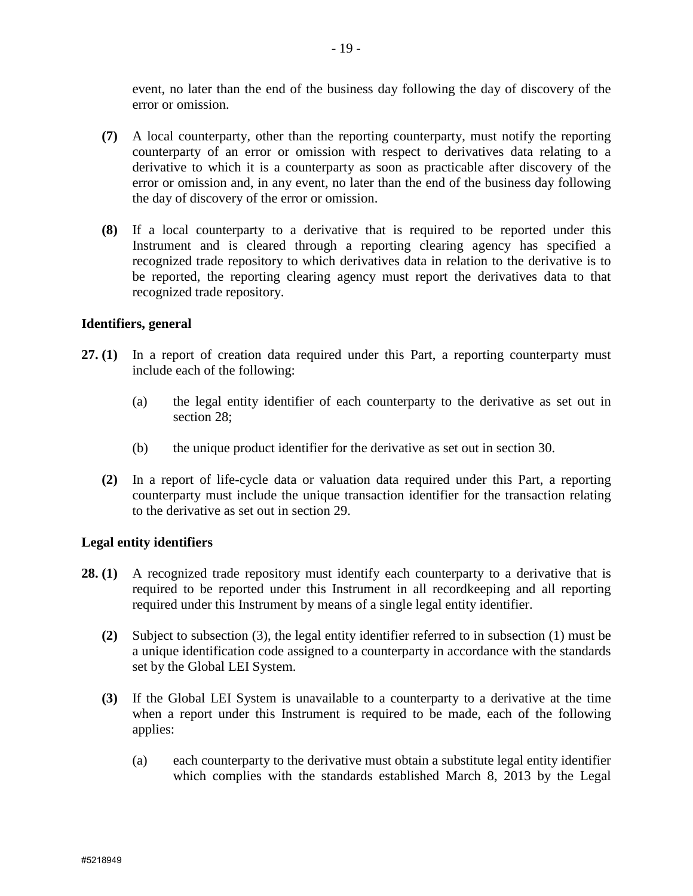event, no later than the end of the business day following the day of discovery of the error or omission.

**(7)** A local counterparty, other than the reporting counterparty, must notify the reporting counterparty of an error or omission with respect to derivatives data relating to a derivative to which it is a counterparty as soon as practicable after discovery of the error or omission and, in any event, no later than the end of the business day following the day of discovery of the error or omission.

**(8)** If a local counterparty to a derivative that is required to be reported under this Instrument and is cleared through a reporting clearing agency has specified a recognized trade repository to which derivatives data in relation to the derivative is to be reported, the reporting clearing agency must report the derivatives data to that recognized trade repository.

**Identifiers, general**

**27. (1)** In a report of creation data required under this Part, a reporting counterparty must include each of the following:

(a) the legal entity identifier of each counterparty to the derivative as set out in section 28;

(b) the unique product identifier for the derivative as set out in section 30.

**(2)** In a report of life-cycle data or valuation data required under this Part, a reporting counterparty must include the unique transaction identifier for the transaction relating to the derivative as set out in section 29.

**Legal entity identifiers**

**28. (1)** A recognized trade repository must identify each counterparty to a derivative that is required to be reported under this Instrument in all recordkeeping and all reporting required under this Instrument by means of a single legal entity identifier.

**(2)** Subject to subsection (3), the legal entity identifier referred to in subsection (1) must be a unique identification code assigned to a counterparty in accordance with the standards set by the Global LEI System.

**(3)** If the Global LEI System is unavailable to a counterparty to a derivative at the time when a report under this Instrument is required to be made, each of the following applies:

(a) each counterparty to the derivative must obtain a substitute legal entity identifier which complies with the standards established March 8, 2013 by the Legal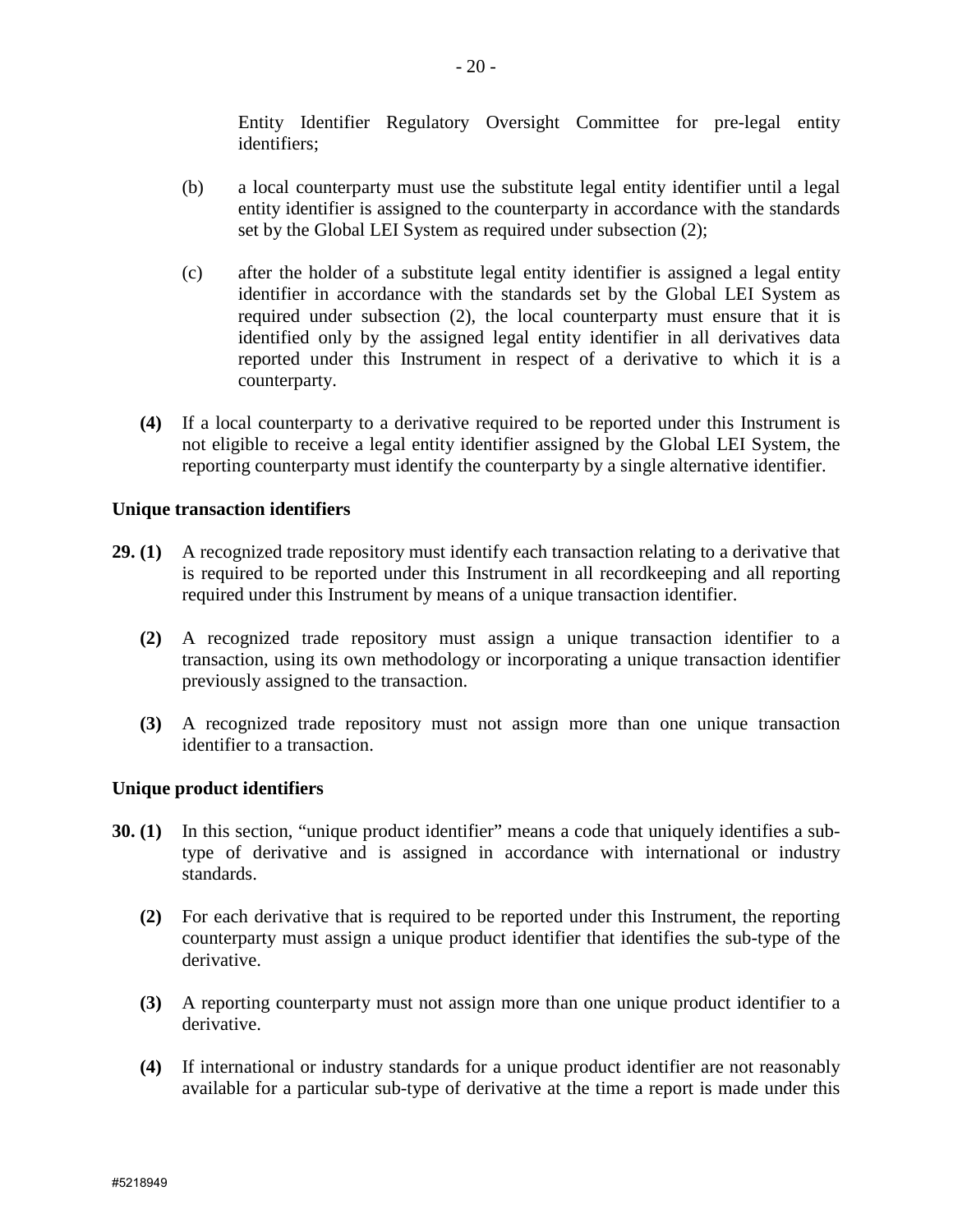Entity Identifier Regulatory Oversight Committee for pre-legal entity identifiers;

(b) a local counterparty must use the substitute legal entity identifier until a legal entity identifier is assigned to the counterparty in accordance with the standards set by the Global LEI System as required under subsection (2);

(c) after the holder of a substitute legal entity identifier is assigned a legal entity identifier in accordance with the standards set by the Global LEI System as required under subsection (2), the local counterparty must ensure that it is identified only by the assigned legal entity identifier in all derivatives data reported under this Instrument in respect of a derivative to which it is a counterparty.

**(4)** If a local counterparty to a derivative required to be reported under this Instrument is not eligible to receive a legal entity identifier assigned by the Global LEI System, the reporting counterparty must identify the counterparty by a single alternative identifier.

**Unique transaction identifiers**

**29. (1)** A recognized trade repository must identify each transaction relating to a derivative that is required to be reported under this Instrument in all recordkeeping and all reporting required under this Instrument by means of a unique transaction identifier.

**(2)** A recognized trade repository must assign a unique transaction identifier to a transaction, using its own methodology or incorporating a unique transaction identifier previously assigned to the transaction.

**(3)** A recognized trade repository must not assign more than one unique transaction identifier to a transaction.

**Unique product identifiers**

**30. (1)** In this section, "unique product identifier" means a code that uniquely identifies a sub-type of derivative and is assigned in accordance with international or industry standards.

**(2)** For each derivative that is required to be reported under this Instrument, the reporting counterparty must assign a unique product identifier that identifies the sub-type of the derivative.

**(3)** A reporting counterparty must not assign more than one unique product identifier to a derivative.

**(4)** If international or industry standards for a unique product identifier are not reasonably available for a particular sub-type of derivative at the time a report is made under this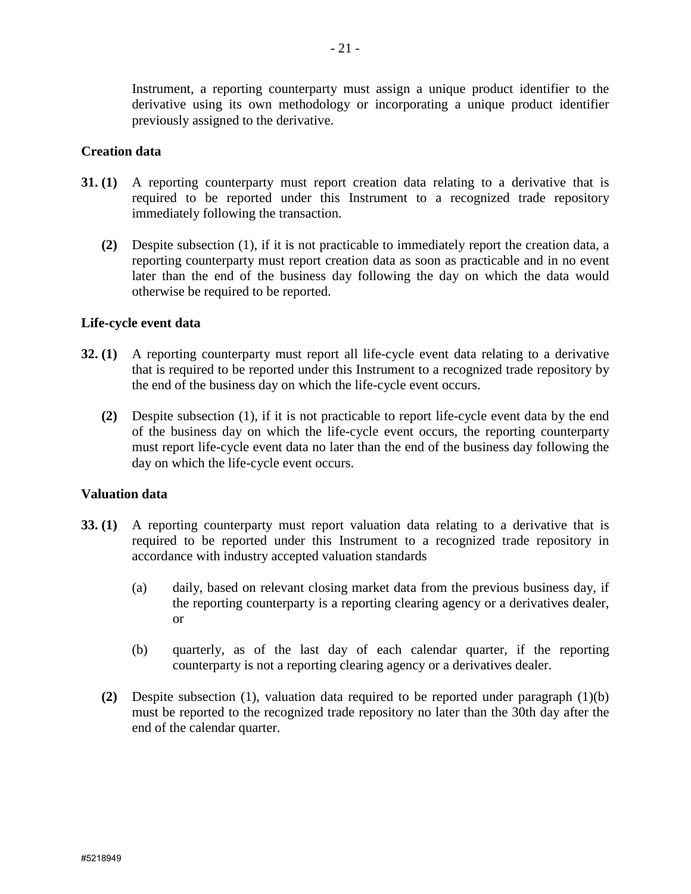Instrument, a reporting counterparty must assign a unique product identifier to the derivative using its own methodology or incorporating a unique product identifier previously assigned to the derivative.

**Creation data**

**31. (1)** A reporting counterparty must report creation data relating to a derivative that is required to be reported under this Instrument to a recognized trade repository immediately following the transaction.

**(2)** Despite subsection (1), if it is not practicable to immediately report the creation data, a reporting counterparty must report creation data as soon as practicable and in no event later than the end of the business day following the day on which the data would otherwise be required to be reported.

**Life-cycle event data**

**32. (1)** A reporting counterparty must report all life-cycle event data relating to a derivative that is required to be reported under this Instrument to a recognized trade repository by the end of the business day on which the life-cycle event occurs.

**(2)** Despite subsection (1), if it is not practicable to report life-cycle event data by the end of the business day on which the life-cycle event occurs, the reporting counterparty must report life-cycle event data no later than the end of the business day following the day on which the life-cycle event occurs.

**Valuation data**

**33. (1)** A reporting counterparty must report valuation data relating to a derivative that is required to be reported under this Instrument to a recognized trade repository in accordance with industry accepted valuation standards

(a) daily, based on relevant closing market data from the previous business day, if the reporting counterparty is a reporting clearing agency or a derivatives dealer, or

(b) quarterly, as of the last day of each calendar quarter, if the reporting counterparty is not a reporting clearing agency or a derivatives dealer.

**(2)** Despite subsection (1), valuation data required to be reported under paragraph (1)(b) must be reported to the recognized trade repository no later than the 30th day after the end of the calendar quarter.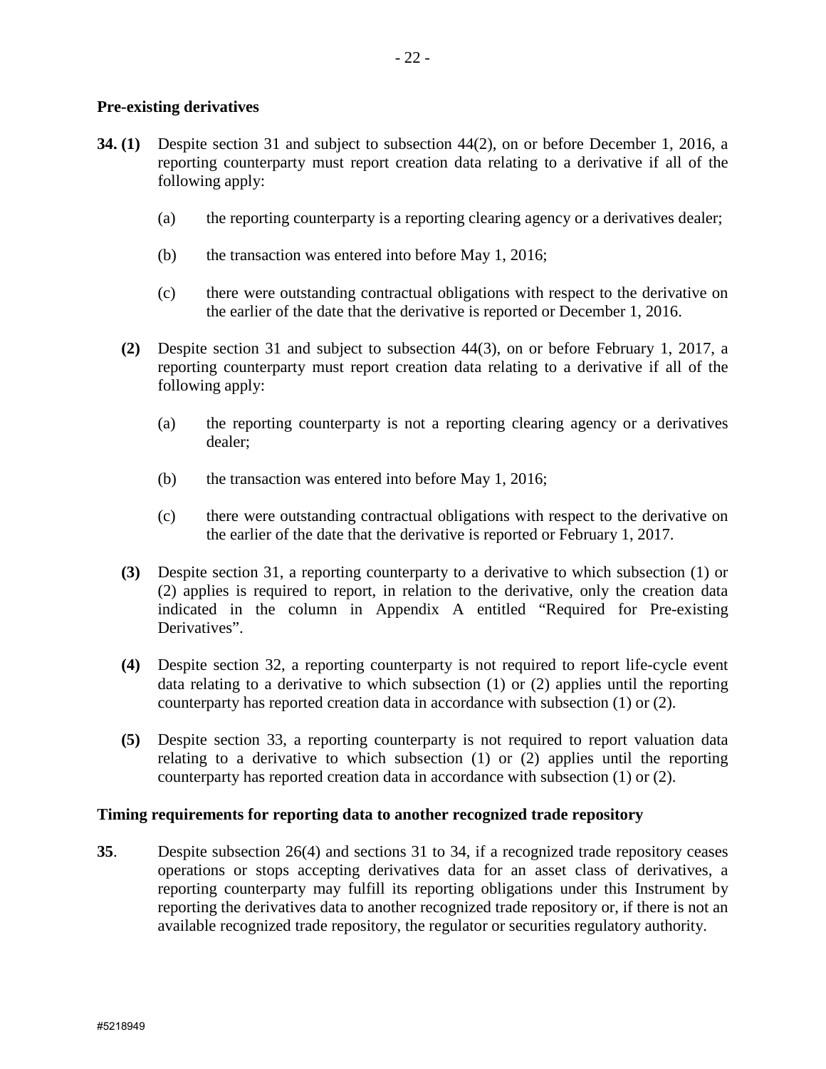**Pre-existing derivatives**

**34. (1)** Despite section 31 and subject to subsection 44(2), on or before December 1, 2016, a reporting counterparty must report creation data relating to a derivative if all of the following apply:

(a) the reporting counterparty is a reporting clearing agency or a derivatives dealer;

(b) the transaction was entered into before May 1, 2016;

(c) there were outstanding contractual obligations with respect to the derivative on the earlier of the date that the derivative is reported or December 1, 2016.

**(2)** Despite section 31 and subject to subsection 44(3), on or before February 1, 2017, a reporting counterparty must report creation data relating to a derivative if all of the following apply:

(a) the reporting counterparty is not a reporting clearing agency or a derivatives dealer;

(b) the transaction was entered into before May 1, 2016;

(c) there were outstanding contractual obligations with respect to the derivative on the earlier of the date that the derivative is reported or February 1, 2017.

**(3)** Despite section 31, a reporting counterparty to a derivative to which subsection (1) or (2) applies is required to report, in relation to the derivative, only the creation data indicated in the column in Appendix A entitled "Required for Pre-existing Derivatives".

**(4)** Despite section 32, a reporting counterparty is not required to report life-cycle event data relating to a derivative to which subsection (1) or (2) applies until the reporting counterparty has reported creation data in accordance with subsection (1) or (2).

**(5)** Despite section 33, a reporting counterparty is not required to report valuation data relating to a derivative to which subsection (1) or (2) applies until the reporting counterparty has reported creation data in accordance with subsection (1) or (2).

**Timing requirements for reporting data to another recognized trade repository**

**35**. Despite subsection 26(4) and sections 31 to 34, if a recognized trade repository ceases operations or stops accepting derivatives data for an asset class of derivatives, a reporting counterparty may fulfill its reporting obligations under this Instrument by reporting the derivatives data to another recognized trade repository or, if there is not an available recognized trade repository, the regulator or securities regulatory authority.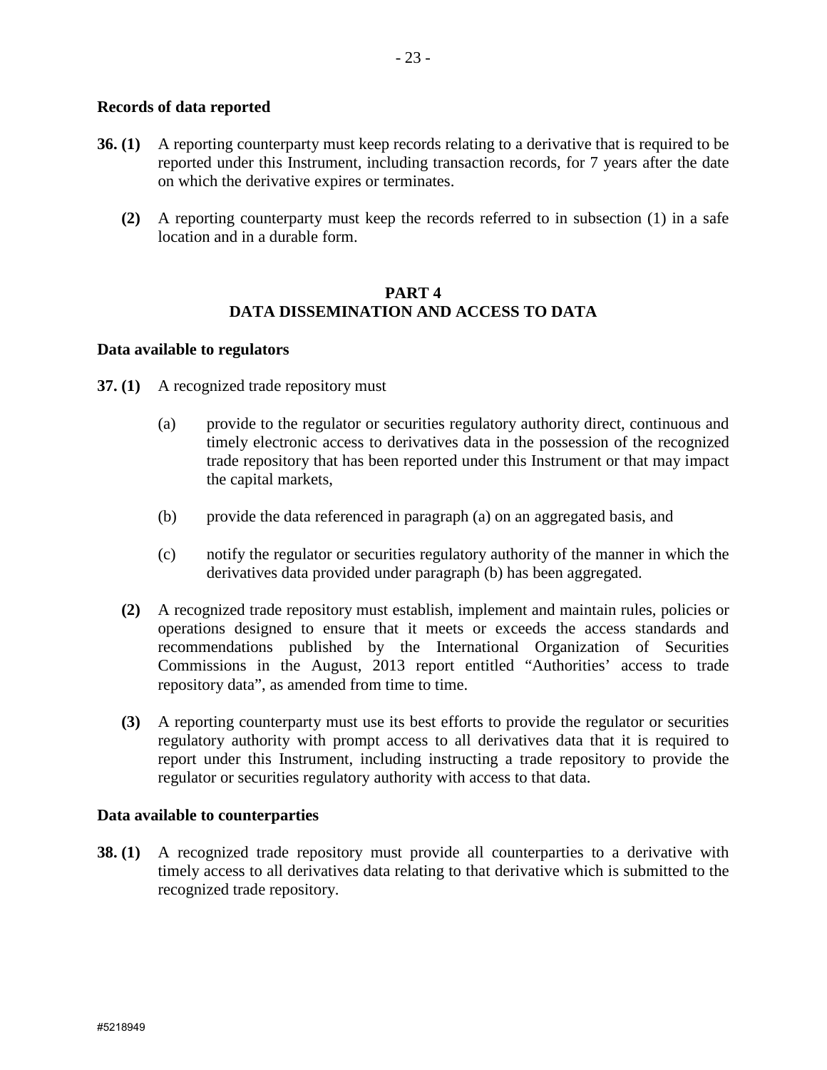**Records of data reported**

**36. (1)** A reporting counterparty must keep records relating to a derivative that is required to be reported under this Instrument, including transaction records, for 7 years after the date on which the derivative expires or terminates.

**(2)** A reporting counterparty must keep the records referred to in subsection (1) in a safe location and in a durable form.

## PART 4
## DATA DISSEMINATION AND ACCESS TO DATA

**Data available to regulators**

**37. (1)** A recognized trade repository must

(a) provide to the regulator or securities regulatory authority direct, continuous and timely electronic access to derivatives data in the possession of the recognized trade repository that has been reported under this Instrument or that may impact the capital markets,

(b) provide the data referenced in paragraph (a) on an aggregated basis, and

(c) notify the regulator or securities regulatory authority of the manner in which the derivatives data provided under paragraph (b) has been aggregated.

**(2)** A recognized trade repository must establish, implement and maintain rules, policies or operations designed to ensure that it meets or exceeds the access standards and recommendations published by the International Organization of Securities Commissions in the August, 2013 report entitled "Authorities' access to trade repository data", as amended from time to time.

**(3)** A reporting counterparty must use its best efforts to provide the regulator or securities regulatory authority with prompt access to all derivatives data that it is required to report under this Instrument, including instructing a trade repository to provide the regulator or securities regulatory authority with access to that data.

**Data available to counterparties**

**38. (1)** A recognized trade repository must provide all counterparties to a derivative with timely access to all derivatives data relating to that derivative which is submitted to the recognized trade repository.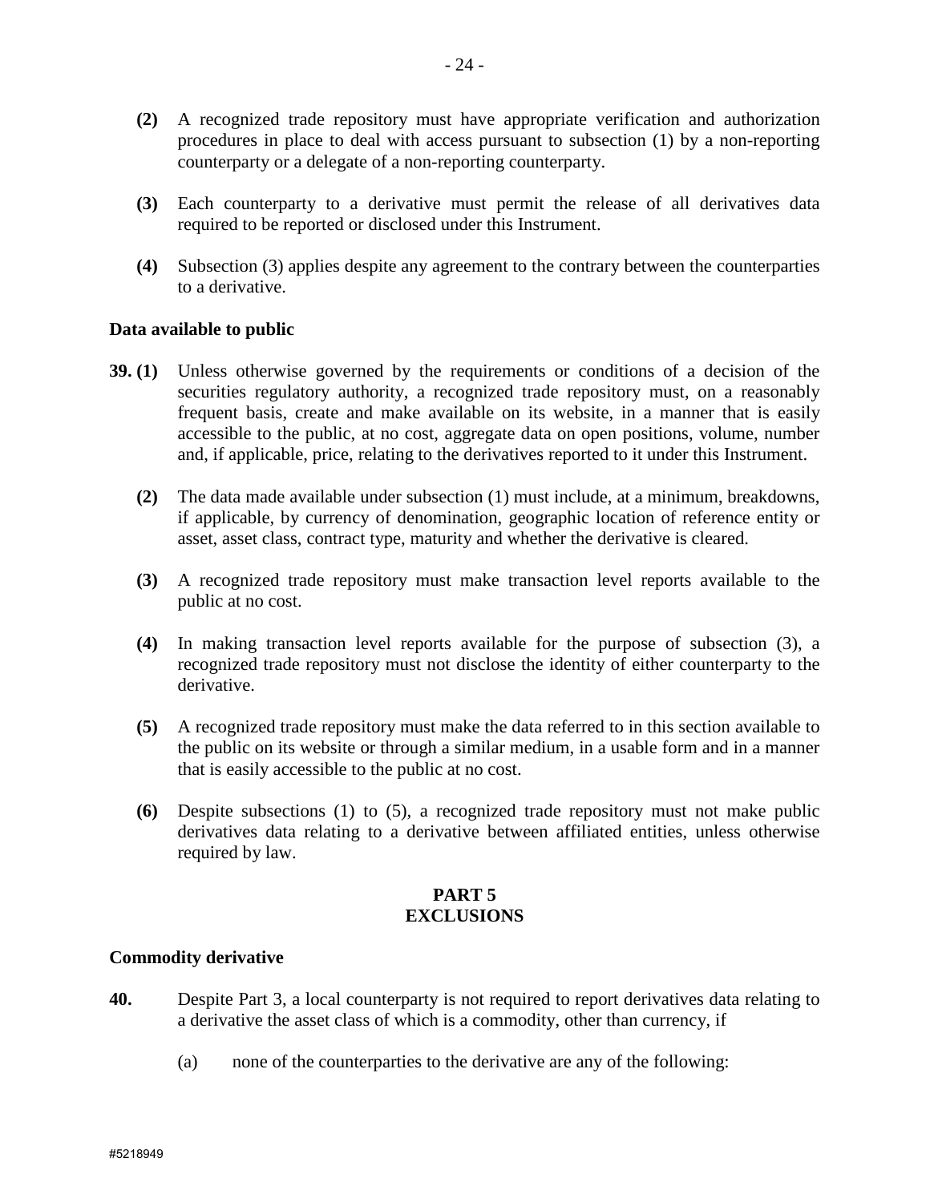**(2)** A recognized trade repository must have appropriate verification and authorization procedures in place to deal with access pursuant to subsection (1) by a non-reporting counterparty or a delegate of a non-reporting counterparty.

**(3)** Each counterparty to a derivative must permit the release of all derivatives data required to be reported or disclosed under this Instrument.

**(4)** Subsection (3) applies despite any agreement to the contrary between the counterparties to a derivative.

**Data available to public**

**39. (1)** Unless otherwise governed by the requirements or conditions of a decision of the securities regulatory authority, a recognized trade repository must, on a reasonably frequent basis, create and make available on its website, in a manner that is easily accessible to the public, at no cost, aggregate data on open positions, volume, number and, if applicable, price, relating to the derivatives reported to it under this Instrument.

**(2)** The data made available under subsection (1) must include, at a minimum, breakdowns, if applicable, by currency of denomination, geographic location of reference entity or asset, asset class, contract type, maturity and whether the derivative is cleared.

**(3)** A recognized trade repository must make transaction level reports available to the public at no cost.

**(4)** In making transaction level reports available for the purpose of subsection (3), a recognized trade repository must not disclose the identity of either counterparty to the derivative.

**(5)** A recognized trade repository must make the data referred to in this section available to the public on its website or through a similar medium, in a usable form and in a manner that is easily accessible to the public at no cost.

**(6)** Despite subsections (1) to (5), a recognized trade repository must not make public derivatives data relating to a derivative between affiliated entities, unless otherwise required by law.

## PART 5
## EXCLUSIONS

**Commodity derivative**

**40.** Despite Part 3, a local counterparty is not required to report derivatives data relating to a derivative the asset class of which is a commodity, other than currency, if

(a) none of the counterparties to the derivative are any of the following: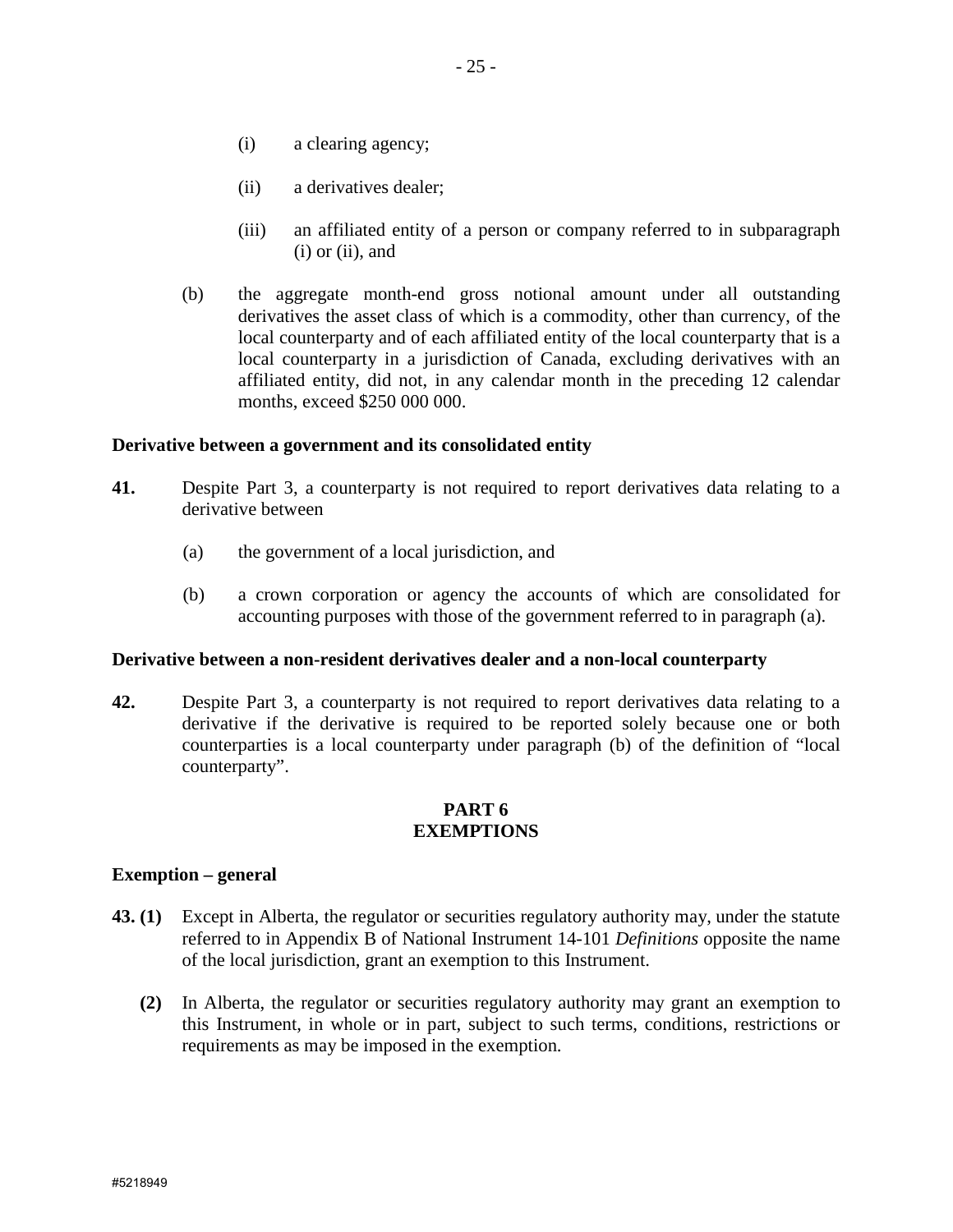(i) a clearing agency;

(ii) a derivatives dealer;

(iii) an affiliated entity of a person or company referred to in subparagraph (i) or (ii), and

(b) the aggregate month-end gross notional amount under all outstanding derivatives the asset class of which is a commodity, other than currency, of the local counterparty and of each affiliated entity of the local counterparty that is a local counterparty in a jurisdiction of Canada, excluding derivatives with an affiliated entity, did not, in any calendar month in the preceding 12 calendar months, exceed $250 000 000.

**Derivative between a government and its consolidated entity**

**41.** Despite Part 3, a counterparty is not required to report derivatives data relating to a derivative between

(a) the government of a local jurisdiction, and

(b) a crown corporation or agency the accounts of which are consolidated for accounting purposes with those of the government referred to in paragraph (a).

**Derivative between a non-resident derivatives dealer and a non-local counterparty**

**42.** Despite Part 3, a counterparty is not required to report derivatives data relating to a derivative if the derivative is required to be reported solely because one or both counterparties is a local counterparty under paragraph (b) of the definition of "local counterparty".

## PART 6
## EXEMPTIONS

**Exemption – general**

**43. (1)** Except in Alberta, the regulator or securities regulatory authority may, under the statute referred to in Appendix B of National Instrument 14-101 *Definitions* opposite the name of the local jurisdiction, grant an exemption to this Instrument.

**(2)** In Alberta, the regulator or securities regulatory authority may grant an exemption to this Instrument, in whole or in part, subject to such terms, conditions, restrictions or requirements as may be imposed in the exemption.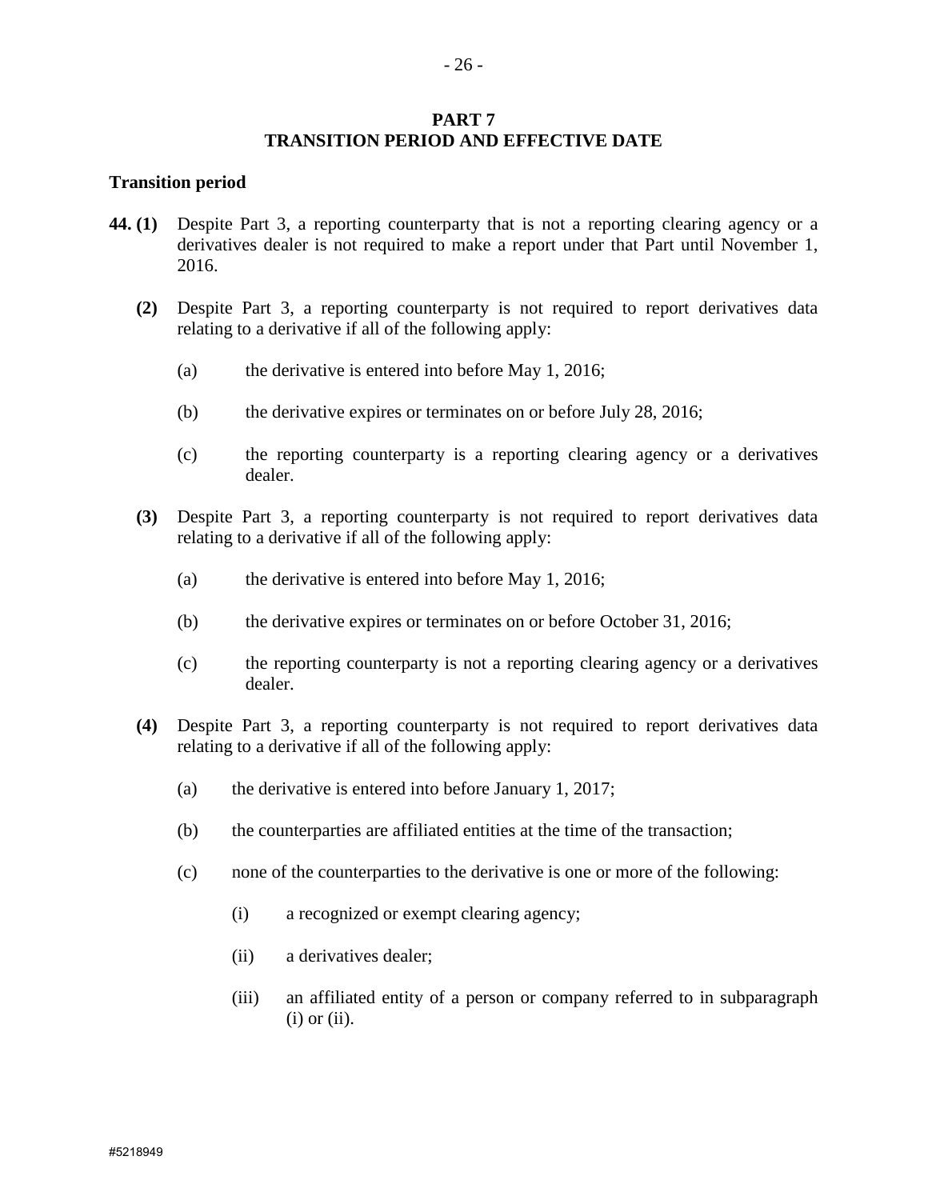## PART 7
## TRANSITION PERIOD AND EFFECTIVE DATE

**Transition period**

**44. (1)** Despite Part 3, a reporting counterparty that is not a reporting clearing agency or a derivatives dealer is not required to make a report under that Part until November 1, 2016.

**(2)** Despite Part 3, a reporting counterparty is not required to report derivatives data relating to a derivative if all of the following apply:

(a) the derivative is entered into before May 1, 2016;

(b) the derivative expires or terminates on or before July 28, 2016;

(c) the reporting counterparty is a reporting clearing agency or a derivatives dealer.

**(3)** Despite Part 3, a reporting counterparty is not required to report derivatives data relating to a derivative if all of the following apply:

(a) the derivative is entered into before May 1, 2016;

(b) the derivative expires or terminates on or before October 31, 2016;

(c) the reporting counterparty is not a reporting clearing agency or a derivatives dealer.

**(4)** Despite Part 3, a reporting counterparty is not required to report derivatives data relating to a derivative if all of the following apply:

(a) the derivative is entered into before January 1, 2017;

(b) the counterparties are affiliated entities at the time of the transaction;

(c) none of the counterparties to the derivative is one or more of the following:

(i) a recognized or exempt clearing agency;

(ii) a derivatives dealer;

(iii) an affiliated entity of a person or company referred to in subparagraph (i) or (ii).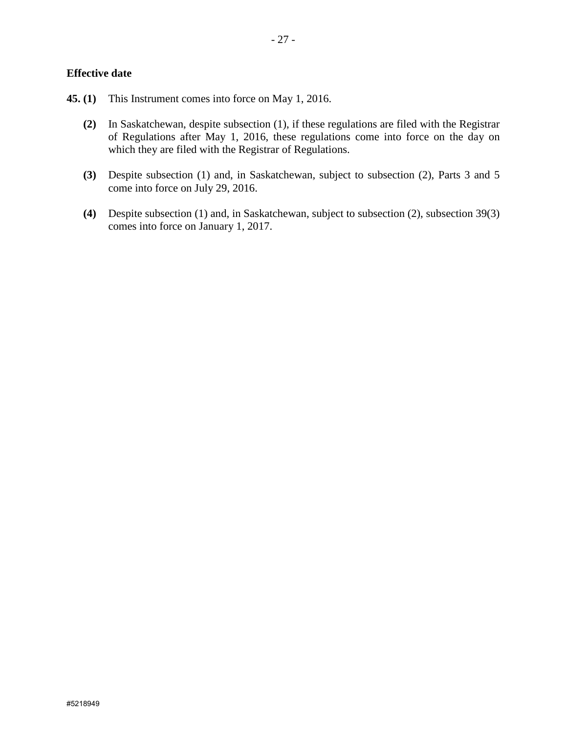**Effective date**

**45. (1)** This Instrument comes into force on May 1, 2016.

**(2)** In Saskatchewan, despite subsection (1), if these regulations are filed with the Registrar of Regulations after May 1, 2016, these regulations come into force on the day on which they are filed with the Registrar of Regulations.

**(3)** Despite subsection (1) and, in Saskatchewan, subject to subsection (2), Parts 3 and 5 come into force on July 29, 2016.

**(4)** Despite subsection (1) and, in Saskatchewan, subject to subsection (2), subsection 39(3) comes into force on January 1, 2017.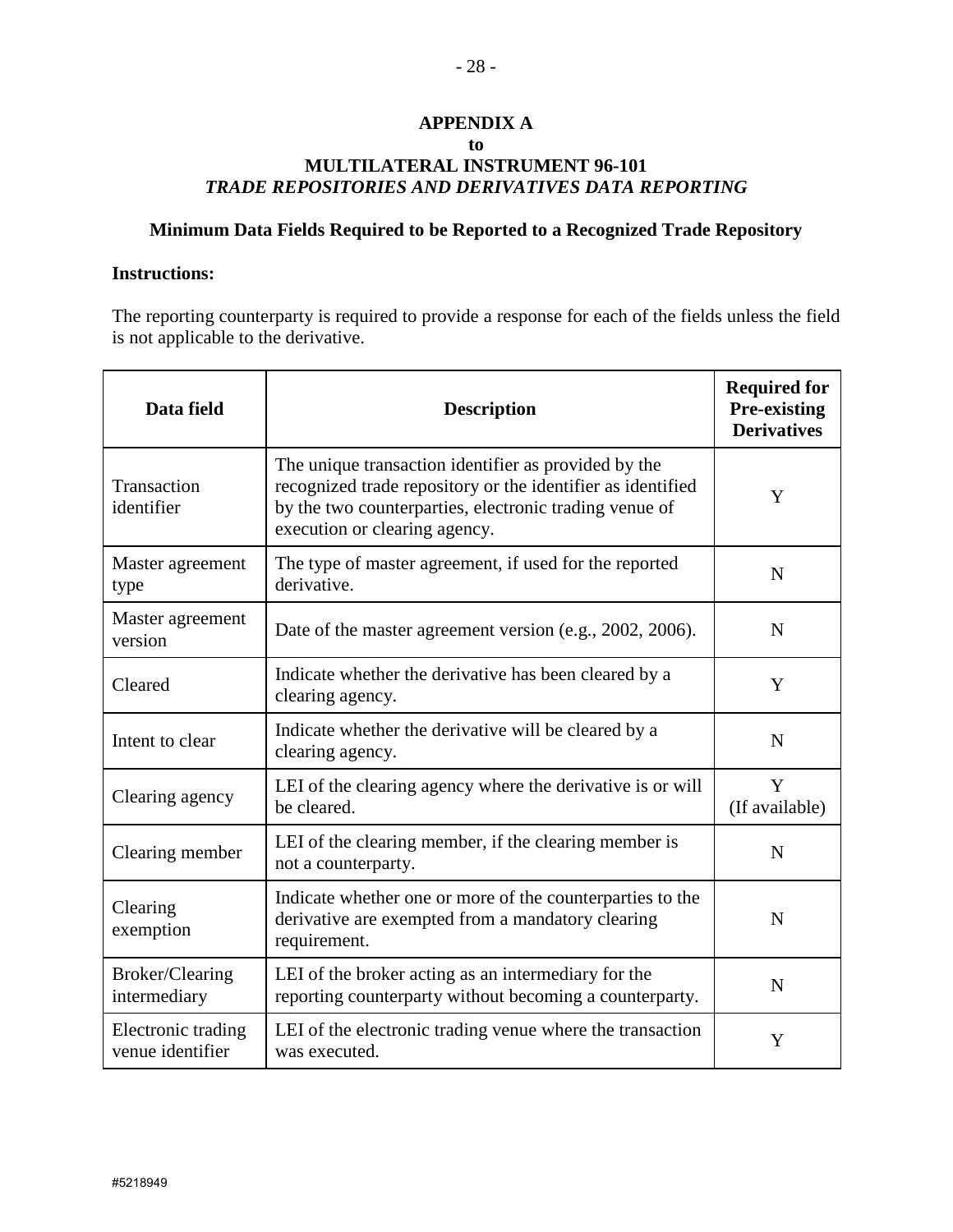## APPENDIX A
## to
## MULTILATERAL INSTRUMENT 96-101
## *TRADE REPOSITORIES AND DERIVATIVES DATA REPORTING*

### Minimum Data Fields Required to be Reported to a Recognized Trade Repository

**Instructions:**

The reporting counterparty is required to provide a response for each of the fields unless the field is not applicable to the derivative.

| Data field | Description | Required for Pre-existing Derivatives |
|---|---|---|
| Transaction identifier | The unique transaction identifier as provided by the recognized trade repository or the identifier as identified by the two counterparties, electronic trading venue of execution or clearing agency. | Y |
| Master agreement type | The type of master agreement, if used for the reported derivative. | N |
| Master agreement version | Date of the master agreement version (e.g., 2002, 2006). | N |
| Cleared | Indicate whether the derivative has been cleared by a clearing agency. | Y |
| Intent to clear | Indicate whether the derivative will be cleared by a clearing agency. | N |
| Clearing agency | LEI of the clearing agency where the derivative is or will be cleared. | Y (If available) |
| Clearing member | LEI of the clearing member, if the clearing member is not a counterparty. | N |
| Clearing exemption | Indicate whether one or more of the counterparties to the derivative are exempted from a mandatory clearing requirement. | N |
| Broker/Clearing intermediary | LEI of the broker acting as an intermediary for the reporting counterparty without becoming a counterparty. | N |
| Electronic trading venue identifier | LEI of the electronic trading venue where the transaction was executed. | Y |

#5218949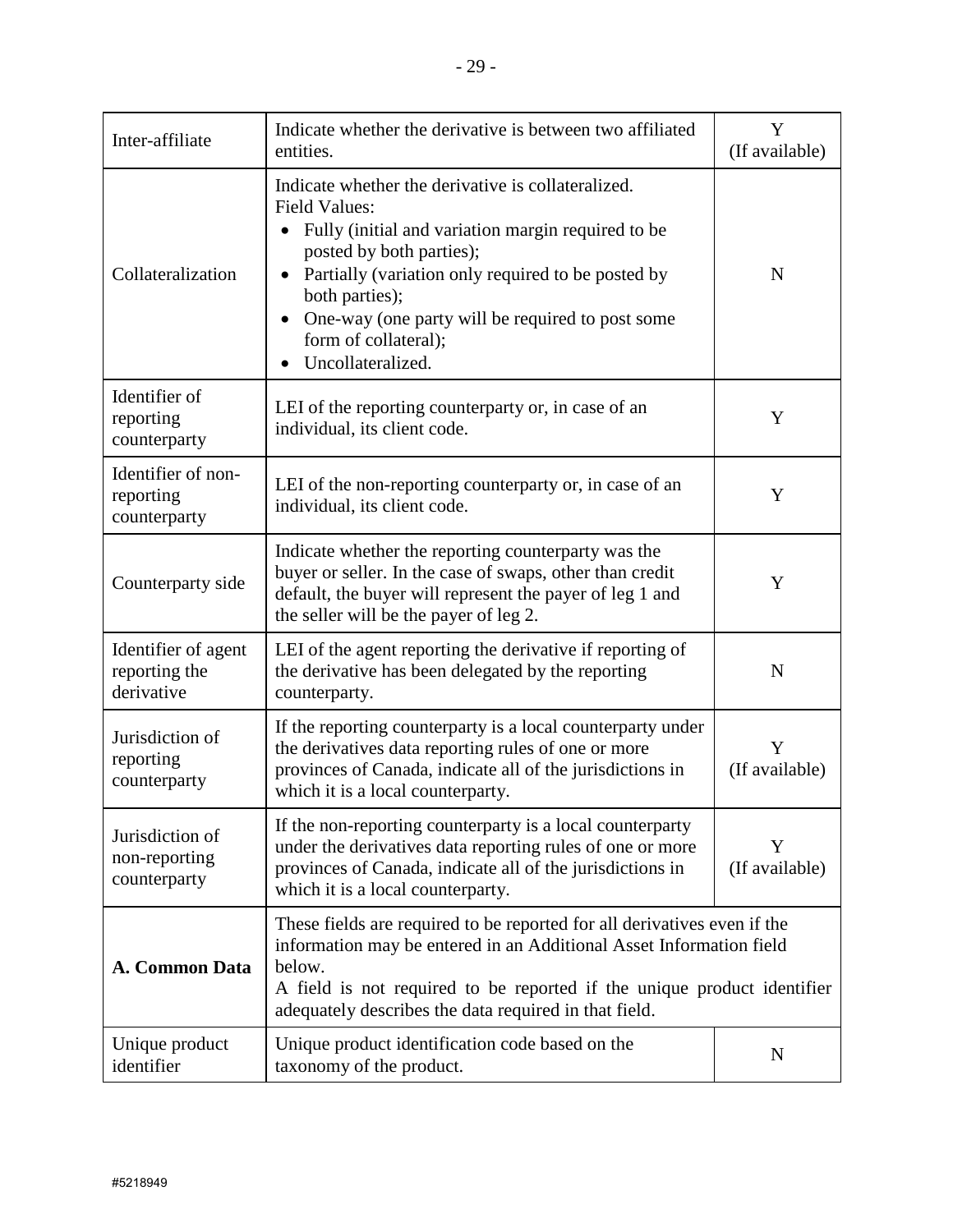| | | |
|---|---|---|
| Inter-affiliate | Indicate whether the derivative is between two affiliated entities. | Y (If available) |
| Collateralization | Indicate whether the derivative is collateralized.<br>Field Values:<br>• Fully (initial and variation margin required to be posted by both parties);<br>• Partially (variation only required to be posted by both parties);<br>• One-way (one party will be required to post some form of collateral);<br>• Uncollateralized. | N |
| Identifier of reporting counterparty | LEI of the reporting counterparty or, in case of an individual, its client code. | Y |
| Identifier of non-reporting counterparty | LEI of the non-reporting counterparty or, in case of an individual, its client code. | Y |
| Counterparty side | Indicate whether the reporting counterparty was the buyer or seller. In the case of swaps, other than credit default, the buyer will represent the payer of leg 1 and the seller will be the payer of leg 2. | Y |
| Identifier of agent reporting the derivative | LEI of the agent reporting the derivative if reporting of the derivative has been delegated by the reporting counterparty. | N |
| Jurisdiction of reporting counterparty | If the reporting counterparty is a local counterparty under the derivatives data reporting rules of one or more provinces of Canada, indicate all of the jurisdictions in which it is a local counterparty. | Y (If available) |
| Jurisdiction of non-reporting counterparty | If the non-reporting counterparty is a local counterparty under the derivatives data reporting rules of one or more provinces of Canada, indicate all of the jurisdictions in which it is a local counterparty. | Y (If available) |
| **A. Common Data** | These fields are required to be reported for all derivatives even if the information may be entered in an Additional Asset Information field below.<br>A field is not required to be reported if the unique product identifier adequately describes the data required in that field. | |
| Unique product identifier | Unique product identification code based on the taxonomy of the product. | N |

#5218949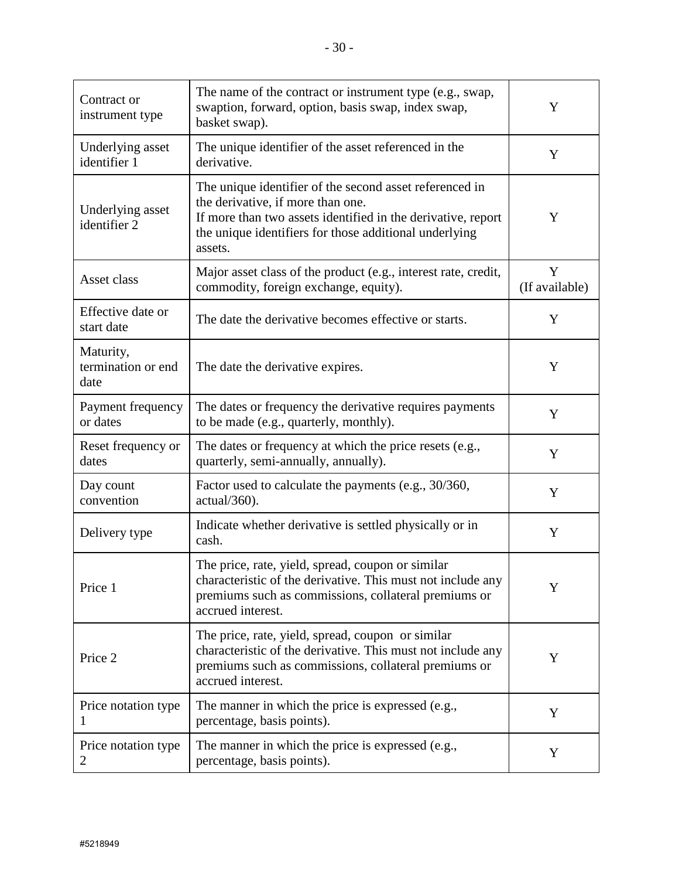| Contract or instrument type | The name of the contract or instrument type (e.g., swap, swaption, forward, option, basis swap, index swap, basket swap). | Y |
|---|---|---|
| Underlying asset identifier 1 | The unique identifier of the asset referenced in the derivative. | Y |
| Underlying asset identifier 2 | The unique identifier of the second asset referenced in the derivative, if more than one.<br>If more than two assets identified in the derivative, report the unique identifiers for those additional underlying assets. | Y |
| Asset class | Major asset class of the product (e.g., interest rate, credit, commodity, foreign exchange, equity). | Y (If available) |
| Effective date or start date | The date the derivative becomes effective or starts. | Y |
| Maturity, termination or end date | The date the derivative expires. | Y |
| Payment frequency or dates | The dates or frequency the derivative requires payments to be made (e.g., quarterly, monthly). | Y |
| Reset frequency or dates | The dates or frequency at which the price resets (e.g., quarterly, semi-annually, annually). | Y |
| Day count convention | Factor used to calculate the payments (e.g., 30/360, actual/360). | Y |
| Delivery type | Indicate whether derivative is settled physically or in cash. | Y |
| Price 1 | The price, rate, yield, spread, coupon or similar characteristic of the derivative. This must not include any premiums such as commissions, collateral premiums or accrued interest. | Y |
| Price 2 | The price, rate, yield, spread, coupon or similar characteristic of the derivative. This must not include any premiums such as commissions, collateral premiums or accrued interest. | Y |
| Price notation type 1 | The manner in which the price is expressed (e.g., percentage, basis points). | Y |
| Price notation type 2 | The manner in which the price is expressed (e.g., percentage, basis points). | Y |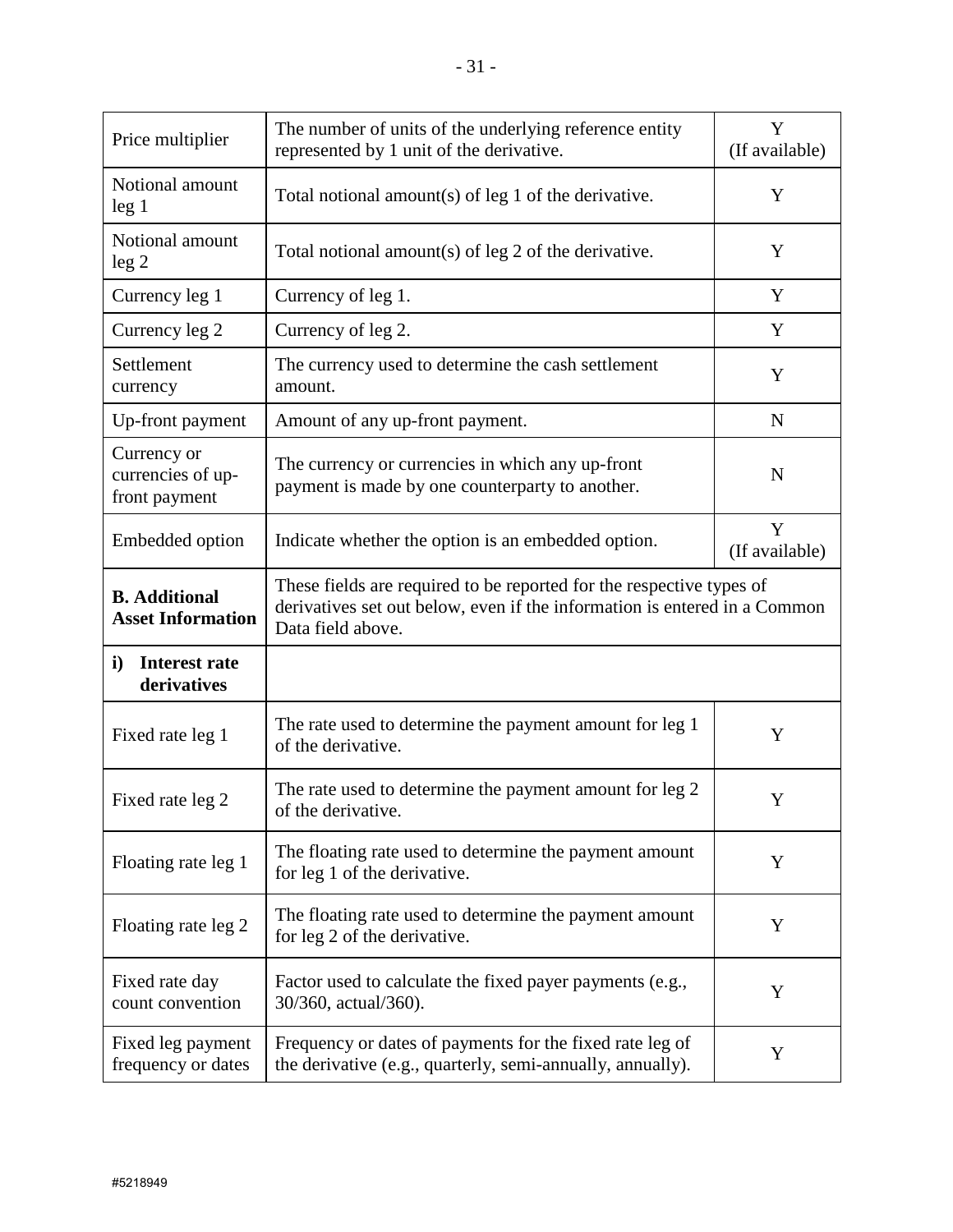| | | |
|---|---|---|
| Price multiplier | The number of units of the underlying reference entity represented by 1 unit of the derivative. | Y (If available) |
| Notional amount leg 1 | Total notional amount(s) of leg 1 of the derivative. | Y |
| Notional amount leg 2 | Total notional amount(s) of leg 2 of the derivative. | Y |
| Currency leg 1 | Currency of leg 1. | Y |
| Currency leg 2 | Currency of leg 2. | Y |
| Settlement currency | The currency used to determine the cash settlement amount. | Y |
| Up-front payment | Amount of any up-front payment. | N |
| Currency or currencies of up-front payment | The currency or currencies in which any up-front payment is made by one counterparty to another. | N |
| Embedded option | Indicate whether the option is an embedded option. | Y (If available) |
| **B. Additional Asset Information** | These fields are required to be reported for the respective types of derivatives set out below, even if the information is entered in a Common Data field above. | |
| **i) Interest rate derivatives** | | |
| Fixed rate leg 1 | The rate used to determine the payment amount for leg 1 of the derivative. | Y |
| Fixed rate leg 2 | The rate used to determine the payment amount for leg 2 of the derivative. | Y |
| Floating rate leg 1 | The floating rate used to determine the payment amount for leg 1 of the derivative. | Y |
| Floating rate leg 2 | The floating rate used to determine the payment amount for leg 2 of the derivative. | Y |
| Fixed rate day count convention | Factor used to calculate the fixed payer payments (e.g., 30/360, actual/360). | Y |
| Fixed leg payment frequency or dates | Frequency or dates of payments for the fixed rate leg of the derivative (e.g., quarterly, semi-annually, annually). | Y |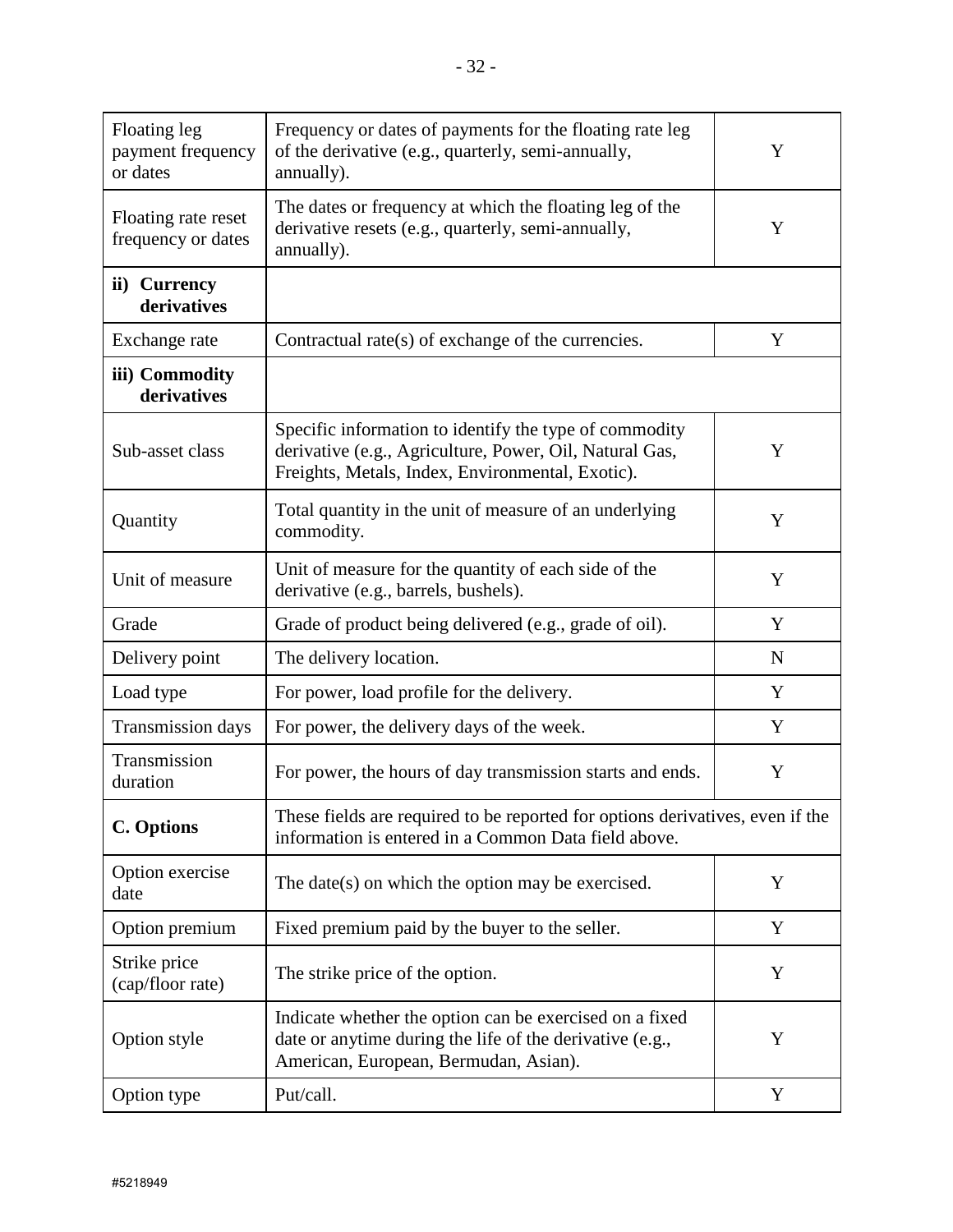| | | |
|---|---|---|
| Floating leg payment frequency or dates | Frequency or dates of payments for the floating rate leg of the derivative (e.g., quarterly, semi-annually, annually). | Y |
| Floating rate reset frequency or dates | The dates or frequency at which the floating leg of the derivative resets (e.g., quarterly, semi-annually, annually). | Y |
| **ii) Currency derivatives** | | |
| Exchange rate | Contractual rate(s) of exchange of the currencies. | Y |
| **iii) Commodity derivatives** | | |
| Sub-asset class | Specific information to identify the type of commodity derivative (e.g., Agriculture, Power, Oil, Natural Gas, Freights, Metals, Index, Environmental, Exotic). | Y |
| Quantity | Total quantity in the unit of measure of an underlying commodity. | Y |
| Unit of measure | Unit of measure for the quantity of each side of the derivative (e.g., barrels, bushels). | Y |
| Grade | Grade of product being delivered (e.g., grade of oil). | Y |
| Delivery point | The delivery location. | N |
| Load type | For power, load profile for the delivery. | Y |
| Transmission days | For power, the delivery days of the week. | Y |
| Transmission duration | For power, the hours of day transmission starts and ends. | Y |
| **C. Options** | These fields are required to be reported for options derivatives, even if the information is entered in a Common Data field above. | |
| Option exercise date | The date(s) on which the option may be exercised. | Y |
| Option premium | Fixed premium paid by the buyer to the seller. | Y |
| Strike price (cap/floor rate) | The strike price of the option. | Y |
| Option style | Indicate whether the option can be exercised on a fixed date or anytime during the life of the derivative (e.g., American, European, Bermudan, Asian). | Y |
| Option type | Put/call. | Y |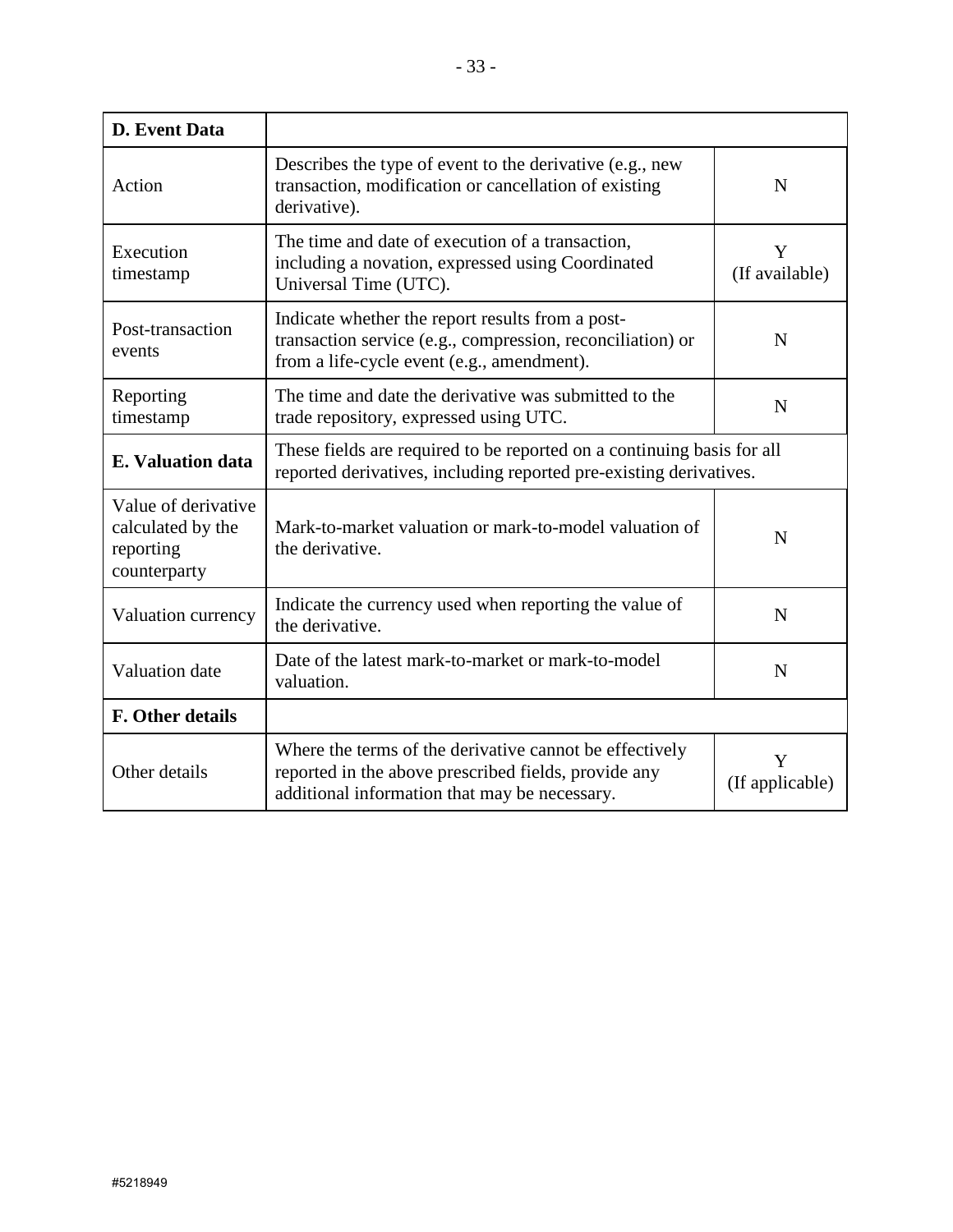| D. Event Data | | |
|---|---|---|
| Action | Describes the type of event to the derivative (e.g., new transaction, modification or cancellation of existing derivative). | N |
| Execution timestamp | The time and date of execution of a transaction, including a novation, expressed using Coordinated Universal Time (UTC). | Y (If available) |
| Post-transaction events | Indicate whether the report results from a post-transaction service (e.g., compression, reconciliation) or from a life-cycle event (e.g., amendment). | N |
| Reporting timestamp | The time and date the derivative was submitted to the trade repository, expressed using UTC. | N |
| **E. Valuation data** | These fields are required to be reported on a continuing basis for all reported derivatives, including reported pre-existing derivatives. | |
| Value of derivative calculated by the reporting counterparty | Mark-to-market valuation or mark-to-model valuation of the derivative. | N |
| Valuation currency | Indicate the currency used when reporting the value of the derivative. | N |
| Valuation date | Date of the latest mark-to-market or mark-to-model valuation. | N |
| **F. Other details** | | |
| Other details | Where the terms of the derivative cannot be effectively reported in the above prescribed fields, provide any additional information that may be necessary. | Y (If applicable) |

#5218949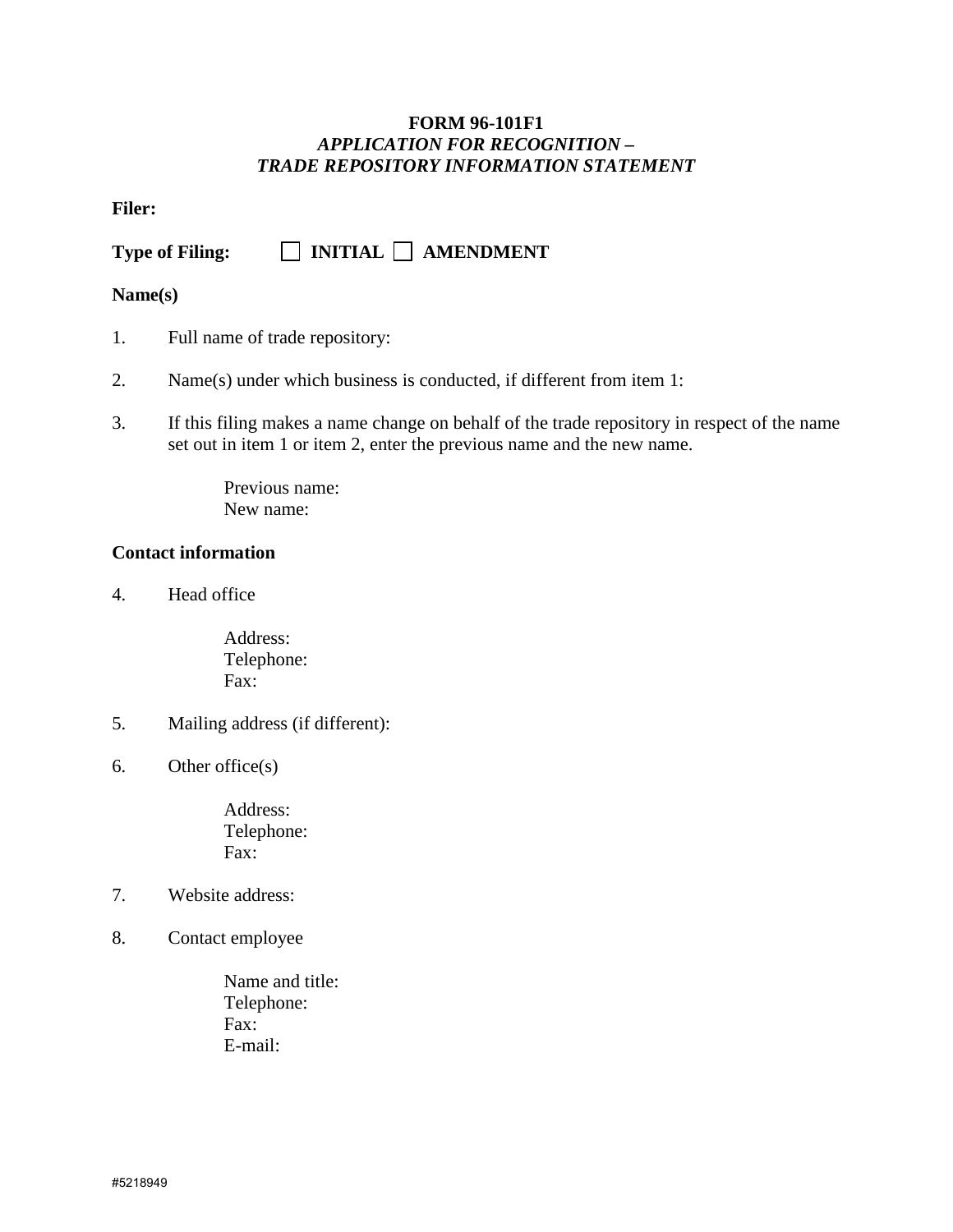**FORM 96-101F1**
***APPLICATION FOR RECOGNITION –***
***TRADE REPOSITORY INFORMATION STATEMENT***

**Filer:**

**Type of Filing:** ☐ **INITIAL** ☐ **AMENDMENT**

**Name(s)**

1. Full name of trade repository:

2. Name(s) under which business is conducted, if different from item 1:

3. If this filing makes a name change on behalf of the trade repository in respect of the name set out in item 1 or item 2, enter the previous name and the new name.

   Previous name:
   New name:

**Contact information**

4. Head office

   Address:
   Telephone:
   Fax:

5. Mailing address (if different):

6. Other office(s)

   Address:
   Telephone:
   Fax:

7. Website address:

8. Contact employee

   Name and title:
   Telephone:
   Fax:
   E-mail:

#5218949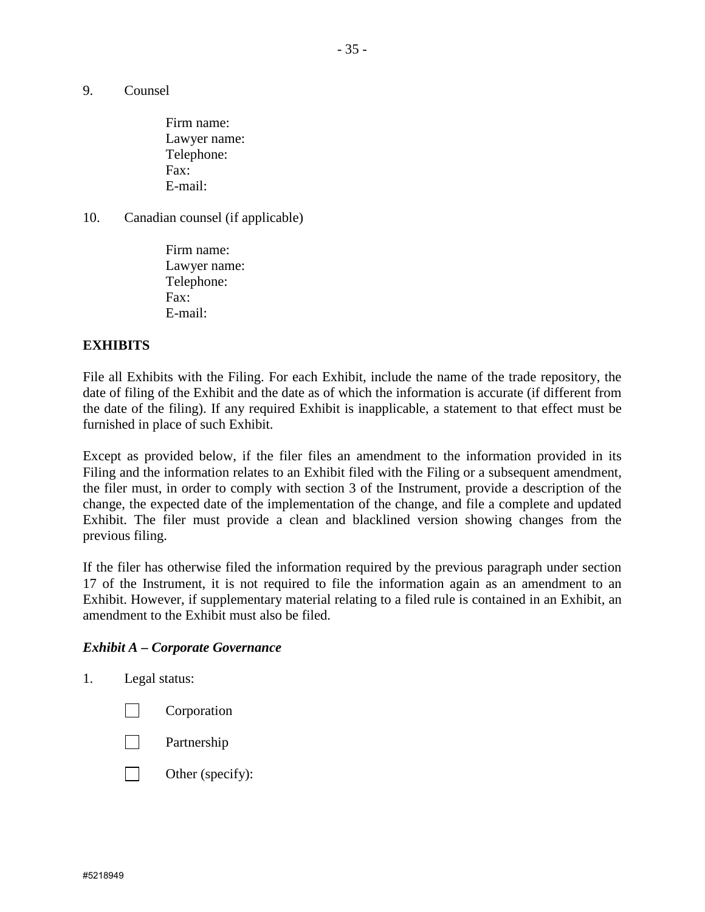9. Counsel

   Firm name:
   Lawyer name:
   Telephone:
   Fax:
   E-mail:

10. Canadian counsel (if applicable)

   Firm name:
   Lawyer name:
   Telephone:
   Fax:
   E-mail:

**EXHIBITS**

File all Exhibits with the Filing. For each Exhibit, include the name of the trade repository, the date of filing of the Exhibit and the date as of which the information is accurate (if different from the date of the filing). If any required Exhibit is inapplicable, a statement to that effect must be furnished in place of such Exhibit.

Except as provided below, if the filer files an amendment to the information provided in its Filing and the information relates to an Exhibit filed with the Filing or a subsequent amendment, the filer must, in order to comply with section 3 of the Instrument, provide a description of the change, the expected date of the implementation of the change, and file a complete and updated Exhibit. The filer must provide a clean and blacklined version showing changes from the previous filing.

If the filer has otherwise filed the information required by the previous paragraph under section 17 of the Instrument, it is not required to file the information again as an amendment to an Exhibit. However, if supplementary material relating to a filed rule is contained in an Exhibit, an amendment to the Exhibit must also be filed.

***Exhibit A – Corporate Governance***

1. Legal status:

   ☐ Corporation

   ☐ Partnership

   ☐ Other (specify):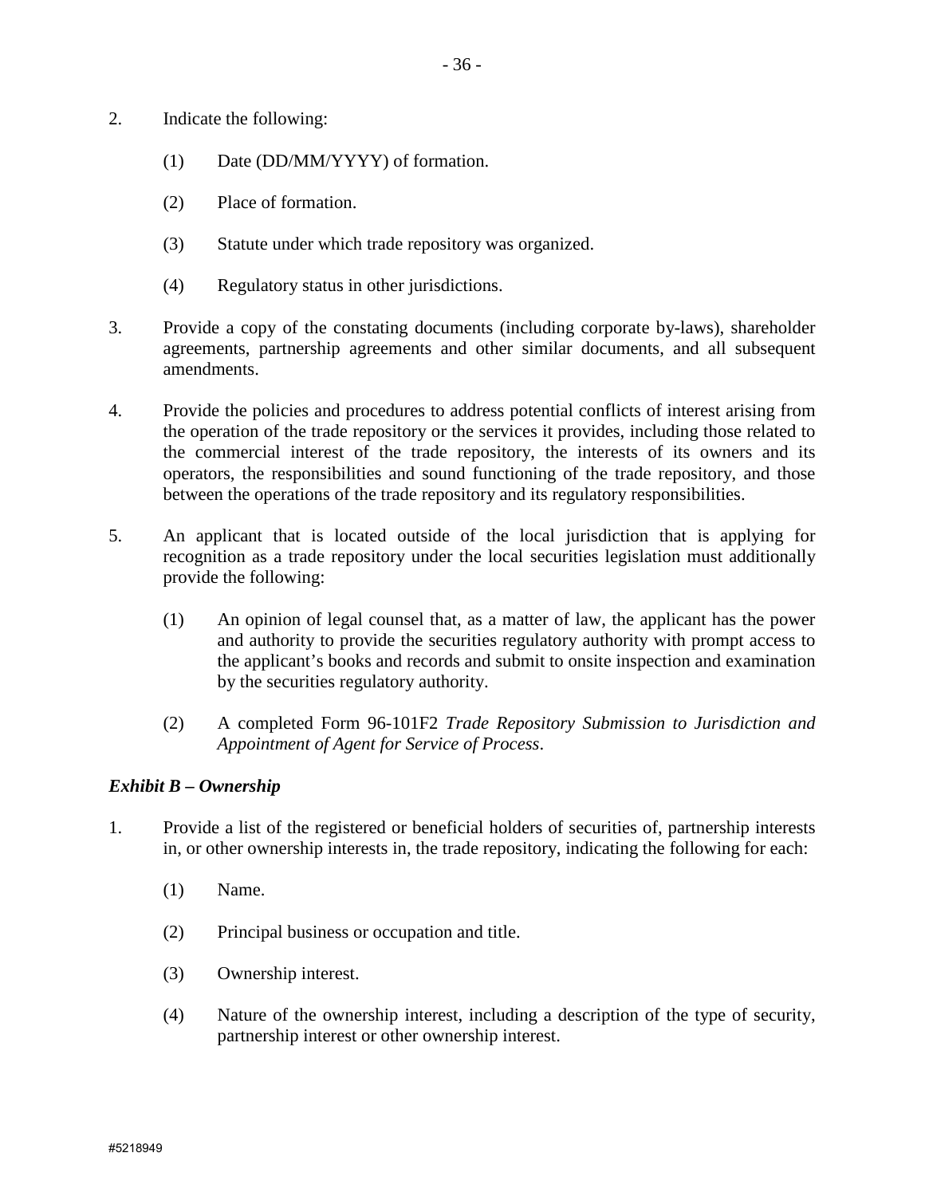2. Indicate the following:

    (1) Date (DD/MM/YYYY) of formation.

    (2) Place of formation.

    (3) Statute under which trade repository was organized.

    (4) Regulatory status in other jurisdictions.

3. Provide a copy of the constating documents (including corporate by-laws), shareholder agreements, partnership agreements and other similar documents, and all subsequent amendments.

4. Provide the policies and procedures to address potential conflicts of interest arising from the operation of the trade repository or the services it provides, including those related to the commercial interest of the trade repository, the interests of its owners and its operators, the responsibilities and sound functioning of the trade repository, and those between the operations of the trade repository and its regulatory responsibilities.

5. An applicant that is located outside of the local jurisdiction that is applying for recognition as a trade repository under the local securities legislation must additionally provide the following:

    (1) An opinion of legal counsel that, as a matter of law, the applicant has the power and authority to provide the securities regulatory authority with prompt access to the applicant's books and records and submit to onsite inspection and examination by the securities regulatory authority.

    (2) A completed Form 96-101F2 *Trade Repository Submission to Jurisdiction and Appointment of Agent for Service of Process*.

***Exhibit B – Ownership***

1. Provide a list of the registered or beneficial holders of securities of, partnership interests in, or other ownership interests in, the trade repository, indicating the following for each:

    (1) Name.

    (2) Principal business or occupation and title.

    (3) Ownership interest.

    (4) Nature of the ownership interest, including a description of the type of security, partnership interest or other ownership interest.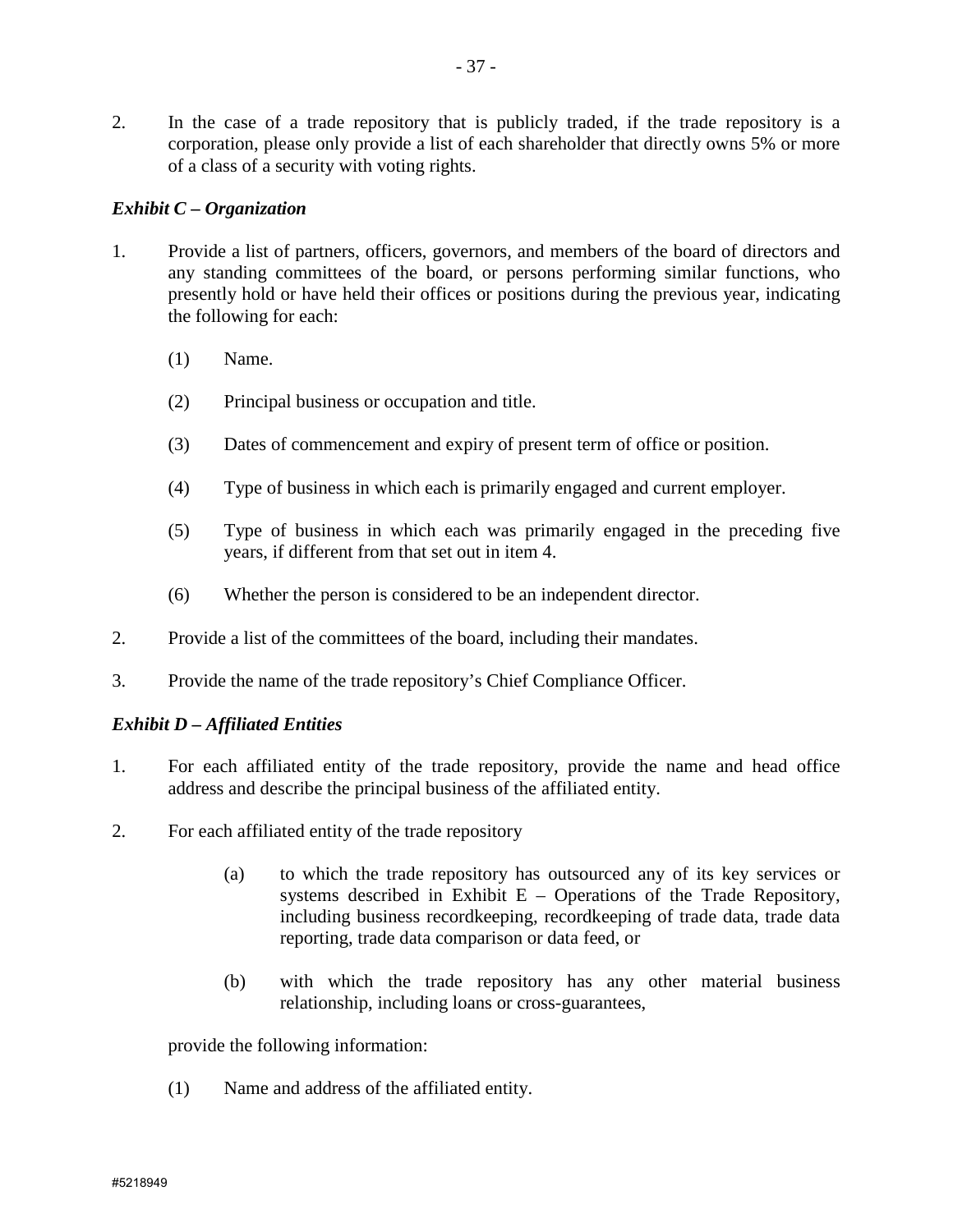2. In the case of a trade repository that is publicly traded, if the trade repository is a corporation, please only provide a list of each shareholder that directly owns 5% or more of a class of a security with voting rights.

***Exhibit C – Organization***

1. Provide a list of partners, officers, governors, and members of the board of directors and any standing committees of the board, or persons performing similar functions, who presently hold or have held their offices or positions during the previous year, indicating the following for each:

   (1) Name.

   (2) Principal business or occupation and title.

   (3) Dates of commencement and expiry of present term of office or position.

   (4) Type of business in which each is primarily engaged and current employer.

   (5) Type of business in which each was primarily engaged in the preceding five years, if different from that set out in item 4.

   (6) Whether the person is considered to be an independent director.

2. Provide a list of the committees of the board, including their mandates.

3. Provide the name of the trade repository's Chief Compliance Officer.

***Exhibit D – Affiliated Entities***

1. For each affiliated entity of the trade repository, provide the name and head office address and describe the principal business of the affiliated entity.

2. For each affiliated entity of the trade repository

   (a) to which the trade repository has outsourced any of its key services or systems described in Exhibit E – Operations of the Trade Repository, including business recordkeeping, recordkeeping of trade data, trade data reporting, trade data comparison or data feed, or

   (b) with which the trade repository has any other material business relationship, including loans or cross-guarantees,

   provide the following information:

   (1) Name and address of the affiliated entity.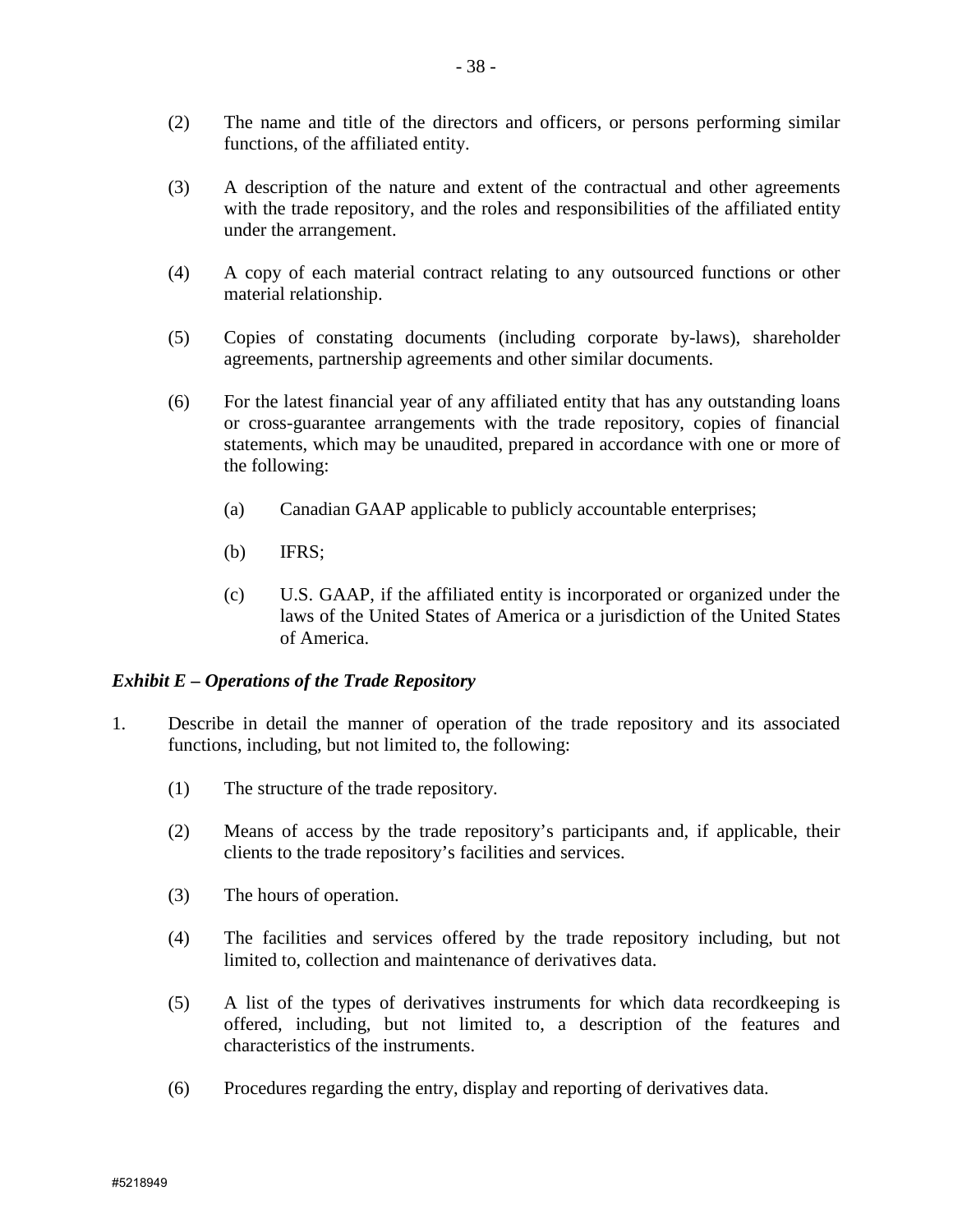(2) The name and title of the directors and officers, or persons performing similar functions, of the affiliated entity.

(3) A description of the nature and extent of the contractual and other agreements with the trade repository, and the roles and responsibilities of the affiliated entity under the arrangement.

(4) A copy of each material contract relating to any outsourced functions or other material relationship.

(5) Copies of constating documents (including corporate by-laws), shareholder agreements, partnership agreements and other similar documents.

(6) For the latest financial year of any affiliated entity that has any outstanding loans or cross-guarantee arrangements with the trade repository, copies of financial statements, which may be unaudited, prepared in accordance with one or more of the following:

(a) Canadian GAAP applicable to publicly accountable enterprises;

(b) IFRS;

(c) U.S. GAAP, if the affiliated entity is incorporated or organized under the laws of the United States of America or a jurisdiction of the United States of America.

***Exhibit E – Operations of the Trade Repository***

1. Describe in detail the manner of operation of the trade repository and its associated functions, including, but not limited to, the following:

(1) The structure of the trade repository.

(2) Means of access by the trade repository's participants and, if applicable, their clients to the trade repository's facilities and services.

(3) The hours of operation.

(4) The facilities and services offered by the trade repository including, but not limited to, collection and maintenance of derivatives data.

(5) A list of the types of derivatives instruments for which data recordkeeping is offered, including, but not limited to, a description of the features and characteristics of the instruments.

(6) Procedures regarding the entry, display and reporting of derivatives data.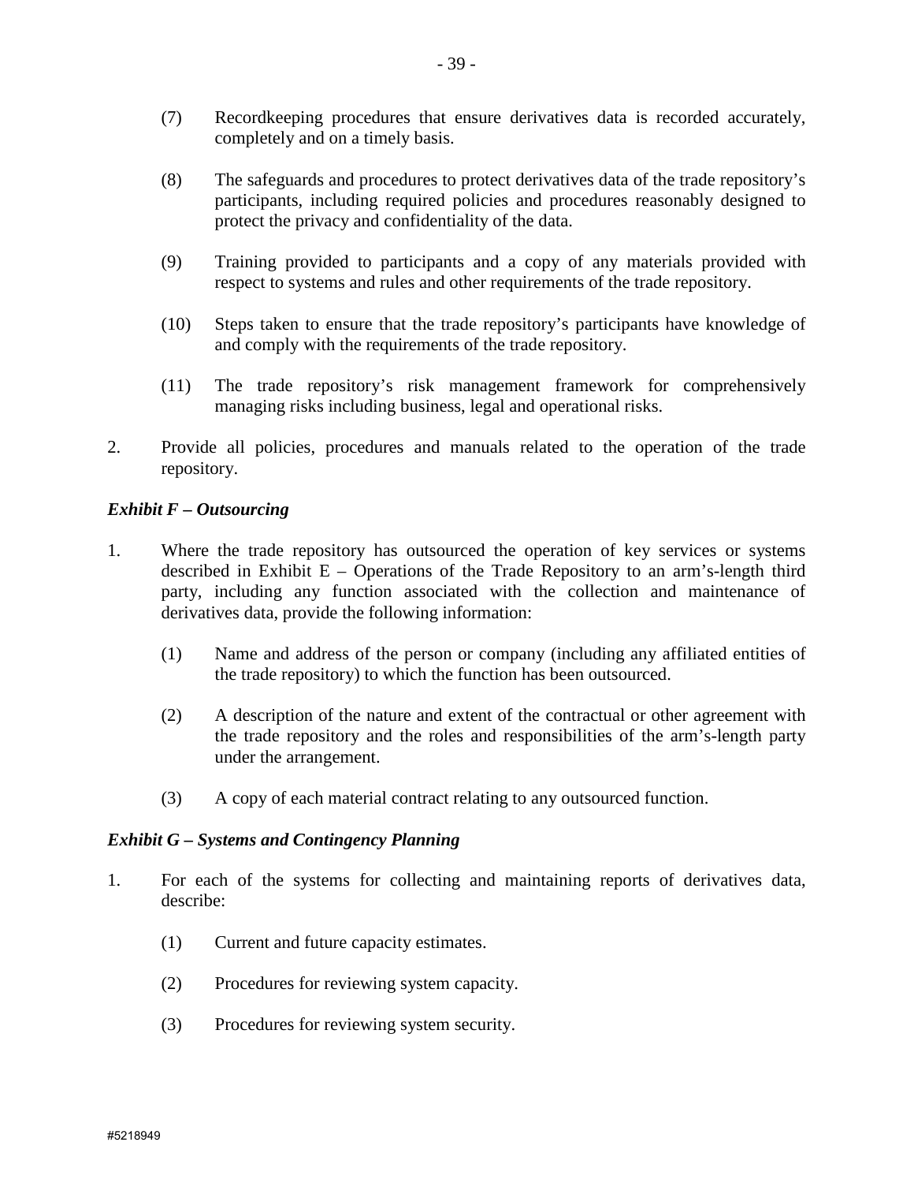(7) Recordkeeping procedures that ensure derivatives data is recorded accurately, completely and on a timely basis.

(8) The safeguards and procedures to protect derivatives data of the trade repository's participants, including required policies and procedures reasonably designed to protect the privacy and confidentiality of the data.

(9) Training provided to participants and a copy of any materials provided with respect to systems and rules and other requirements of the trade repository.

(10) Steps taken to ensure that the trade repository's participants have knowledge of and comply with the requirements of the trade repository.

(11) The trade repository's risk management framework for comprehensively managing risks including business, legal and operational risks.

2. Provide all policies, procedures and manuals related to the operation of the trade repository.

***Exhibit F – Outsourcing***

1. Where the trade repository has outsourced the operation of key services or systems described in Exhibit E – Operations of the Trade Repository to an arm's-length third party, including any function associated with the collection and maintenance of derivatives data, provide the following information:

   (1) Name and address of the person or company (including any affiliated entities of the trade repository) to which the function has been outsourced.

   (2) A description of the nature and extent of the contractual or other agreement with the trade repository and the roles and responsibilities of the arm's-length party under the arrangement.

   (3) A copy of each material contract relating to any outsourced function.

***Exhibit G – Systems and Contingency Planning***

1. For each of the systems for collecting and maintaining reports of derivatives data, describe:

   (1) Current and future capacity estimates.

   (2) Procedures for reviewing system capacity.

   (3) Procedures for reviewing system security.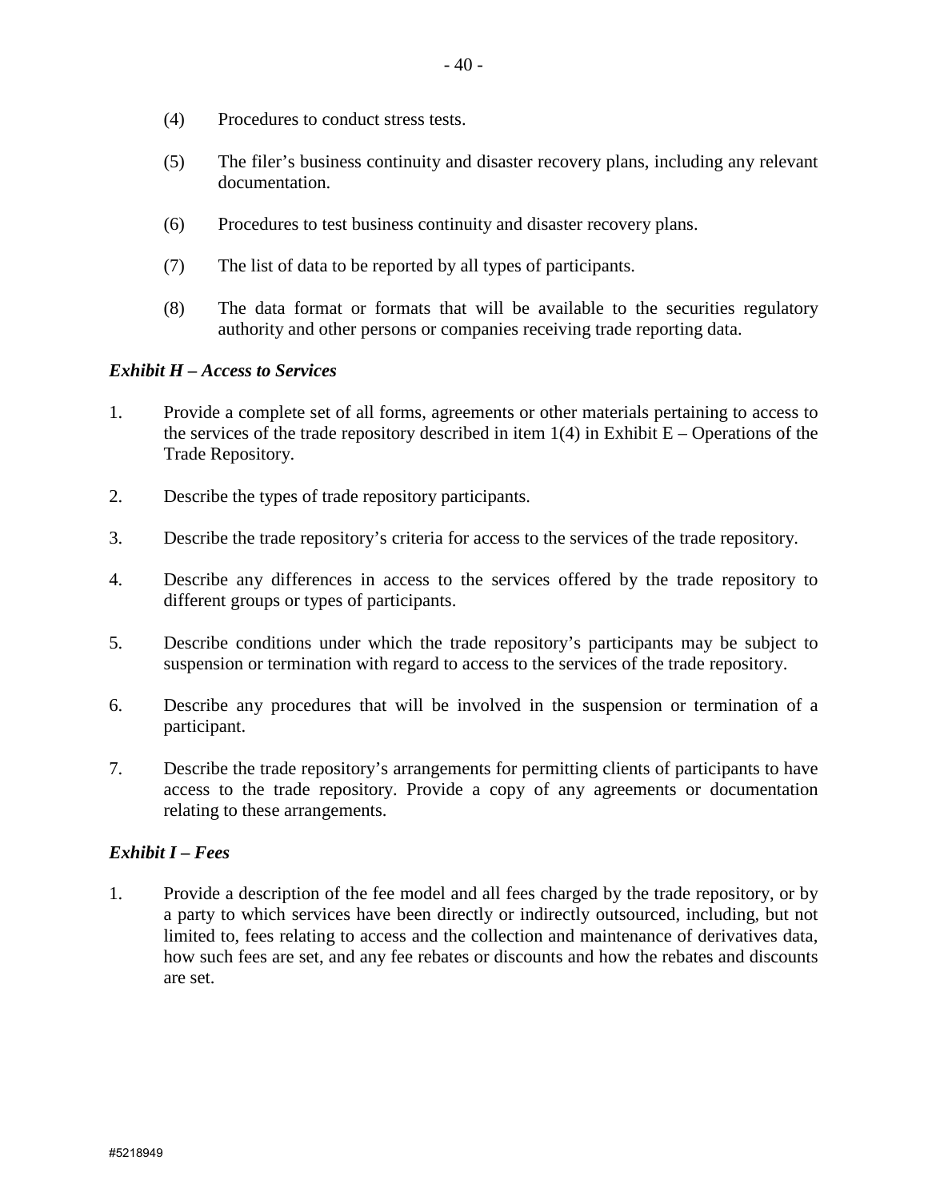(4) Procedures to conduct stress tests.

(5) The filer's business continuity and disaster recovery plans, including any relevant documentation.

(6) Procedures to test business continuity and disaster recovery plans.

(7) The list of data to be reported by all types of participants.

(8) The data format or formats that will be available to the securities regulatory authority and other persons or companies receiving trade reporting data.

***Exhibit H – Access to Services***

1. Provide a complete set of all forms, agreements or other materials pertaining to access to the services of the trade repository described in item 1(4) in Exhibit E – Operations of the Trade Repository.

2. Describe the types of trade repository participants.

3. Describe the trade repository's criteria for access to the services of the trade repository.

4. Describe any differences in access to the services offered by the trade repository to different groups or types of participants.

5. Describe conditions under which the trade repository's participants may be subject to suspension or termination with regard to access to the services of the trade repository.

6. Describe any procedures that will be involved in the suspension or termination of a participant.

7. Describe the trade repository's arrangements for permitting clients of participants to have access to the trade repository. Provide a copy of any agreements or documentation relating to these arrangements.

***Exhibit I – Fees***

1. Provide a description of the fee model and all fees charged by the trade repository, or by a party to which services have been directly or indirectly outsourced, including, but not limited to, fees relating to access and the collection and maintenance of derivatives data, how such fees are set, and any fee rebates or discounts and how the rebates and discounts are set.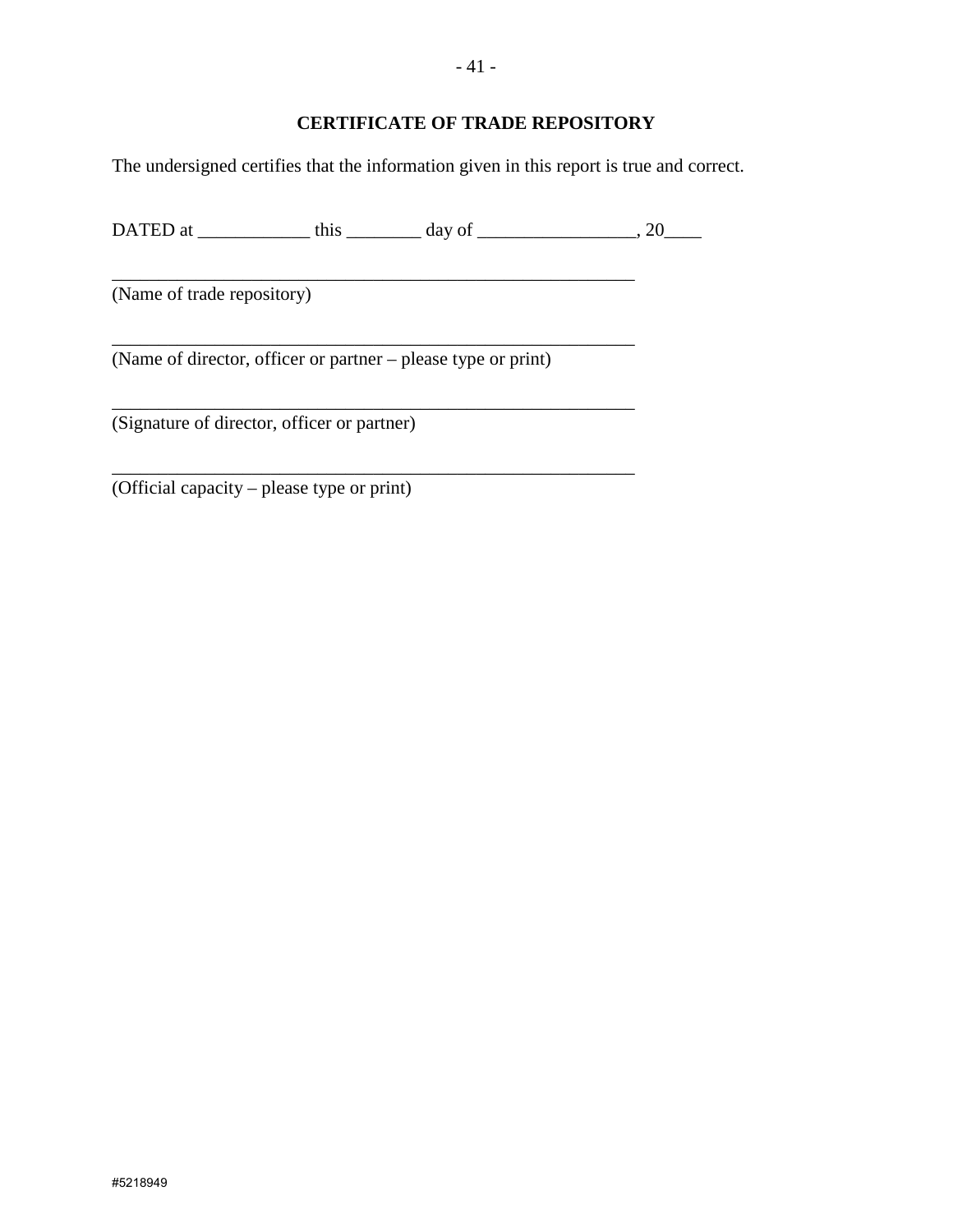**CERTIFICATE OF TRADE REPOSITORY**

The undersigned certifies that the information given in this report is true and correct.

DATED at ____________ this ________ day of _________________, 20____

__________________________________________________________
(Name of trade repository)

__________________________________________________________
(Name of director, officer or partner – please type or print)

__________________________________________________________
(Signature of director, officer or partner)

__________________________________________________________
(Official capacity – please type or print)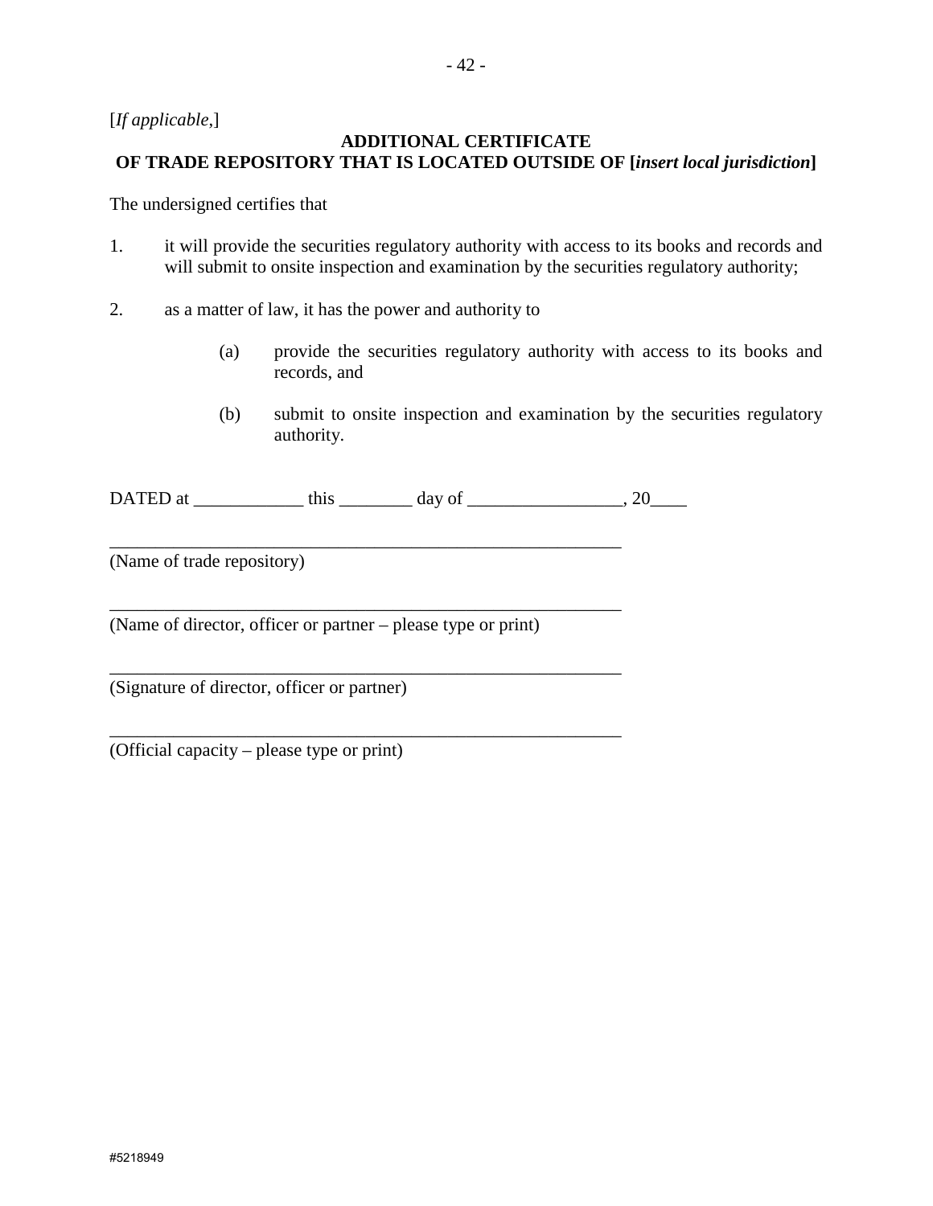[*If applicable*,]

**ADDITIONAL CERTIFICATE**
**OF TRADE REPOSITORY THAT IS LOCATED OUTSIDE OF [*insert local jurisdiction*]**

The undersigned certifies that

1. it will provide the securities regulatory authority with access to its books and records and will submit to onsite inspection and examination by the securities regulatory authority;

2. as a matter of law, it has the power and authority to

   (a) provide the securities regulatory authority with access to its books and records, and

   (b) submit to onsite inspection and examination by the securities regulatory authority.

DATED at ____________ this ________ day of _________________, 20____

__________________________________________________________
(Name of trade repository)

__________________________________________________________
(Name of director, officer or partner – please type or print)

__________________________________________________________
(Signature of director, officer or partner)

__________________________________________________________
(Official capacity – please type or print)

#5218949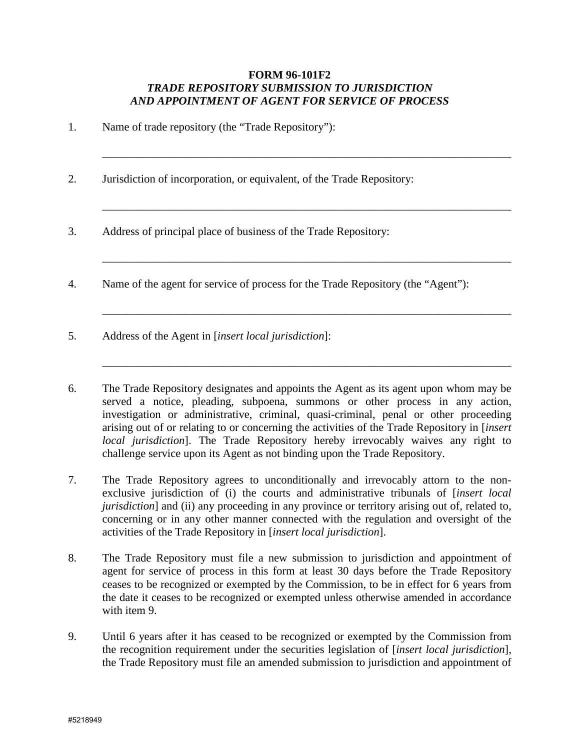**FORM 96-101F2**
***TRADE REPOSITORY SUBMISSION TO JURISDICTION AND APPOINTMENT OF AGENT FOR SERVICE OF PROCESS***

1. Name of trade repository (the "Trade Repository"):

   ___________________________________________________________________________

2. Jurisdiction of incorporation, or equivalent, of the Trade Repository:

   ___________________________________________________________________________

3. Address of principal place of business of the Trade Repository:

   ___________________________________________________________________________

4. Name of the agent for service of process for the Trade Repository (the "Agent"):

   ___________________________________________________________________________

5. Address of the Agent in [*insert local jurisdiction*]:

   ___________________________________________________________________________

6. The Trade Repository designates and appoints the Agent as its agent upon whom may be served a notice, pleading, subpoena, summons or other process in any action, investigation or administrative, criminal, quasi-criminal, penal or other proceeding arising out of or relating to or concerning the activities of the Trade Repository in [*insert local jurisdiction*]. The Trade Repository hereby irrevocably waives any right to challenge service upon its Agent as not binding upon the Trade Repository.

7. The Trade Repository agrees to unconditionally and irrevocably attorn to the non-exclusive jurisdiction of (i) the courts and administrative tribunals of [*insert local jurisdiction*] and (ii) any proceeding in any province or territory arising out of, related to, concerning or in any other manner connected with the regulation and oversight of the activities of the Trade Repository in [*insert local jurisdiction*].

8. The Trade Repository must file a new submission to jurisdiction and appointment of agent for service of process in this form at least 30 days before the Trade Repository ceases to be recognized or exempted by the Commission, to be in effect for 6 years from the date it ceases to be recognized or exempted unless otherwise amended in accordance with item 9.

9. Until 6 years after it has ceased to be recognized or exempted by the Commission from the recognition requirement under the securities legislation of [*insert local jurisdiction*], the Trade Repository must file an amended submission to jurisdiction and appointment of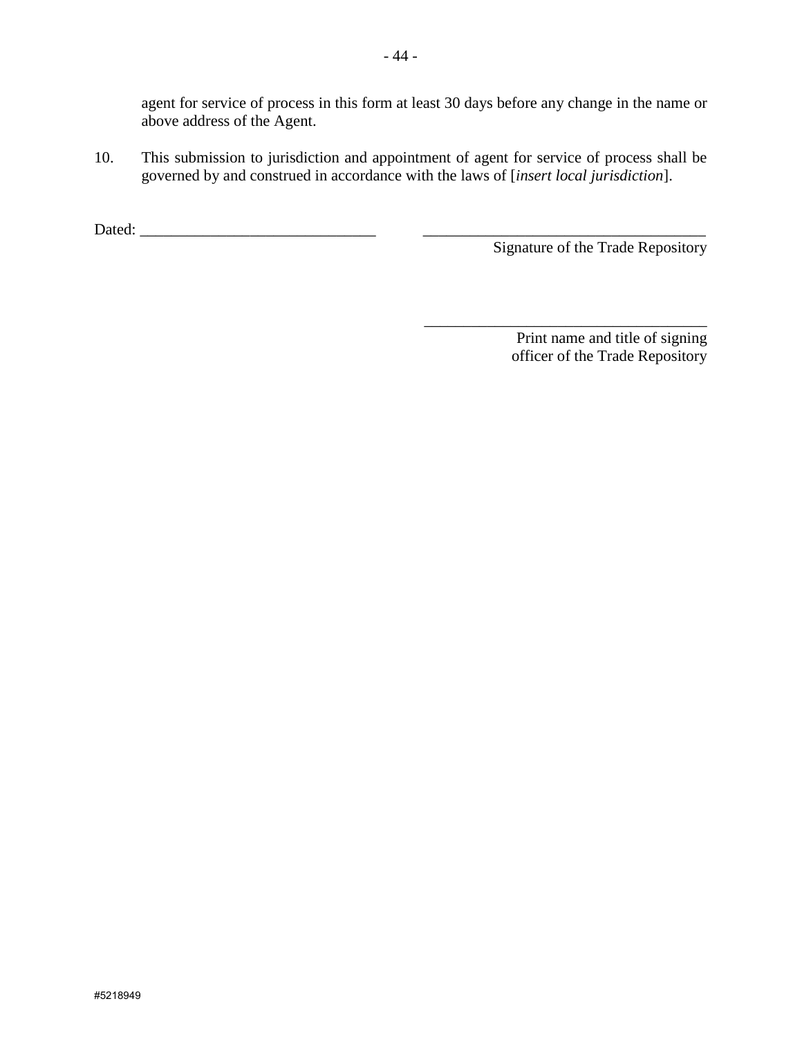agent for service of process in this form at least 30 days before any change in the name or above address of the Agent.

10. This submission to jurisdiction and appointment of agent for service of process shall be governed by and construed in accordance with the laws of [*insert local jurisdiction*].

Dated: ______________________________ ____________________________________
Signature of the Trade Repository

____________________________________
Print name and title of signing officer of the Trade Repository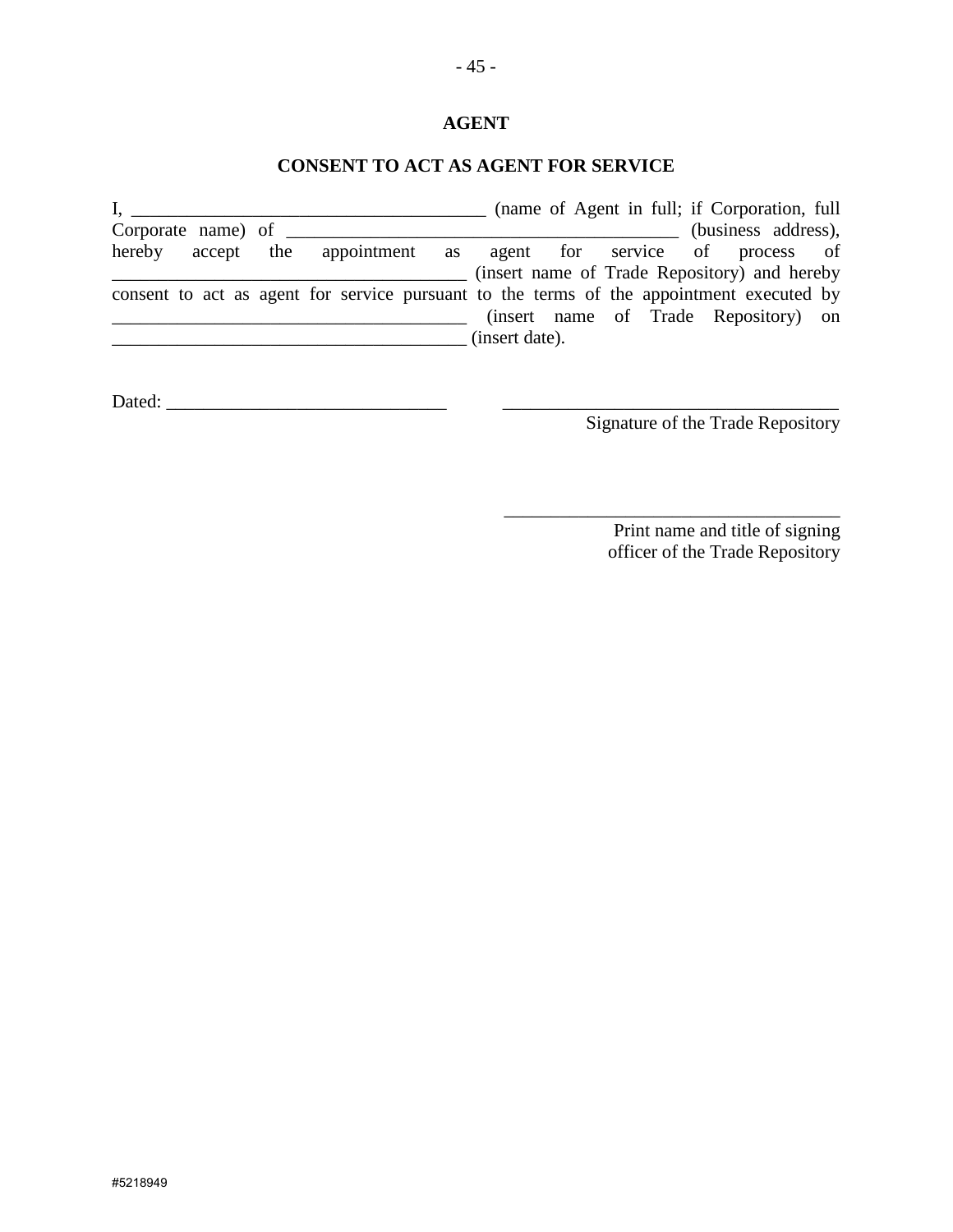**AGENT**

**CONSENT TO ACT AS AGENT FOR SERVICE**

I, ______________________________________ (name of Agent in full; if Corporation, full Corporate name) of __________________________________________ (business address), hereby accept the appointment as agent for service of process of ______________________________________ (insert name of Trade Repository) and hereby consent to act as agent for service pursuant to the terms of the appointment executed by ______________________________________ (insert name of Trade Repository) on ______________________________________ (insert date).

Dated: ______________________________

____________________________________
Signature of the Trade Repository

____________________________________
Print name and title of signing officer of the Trade Repository

#5218949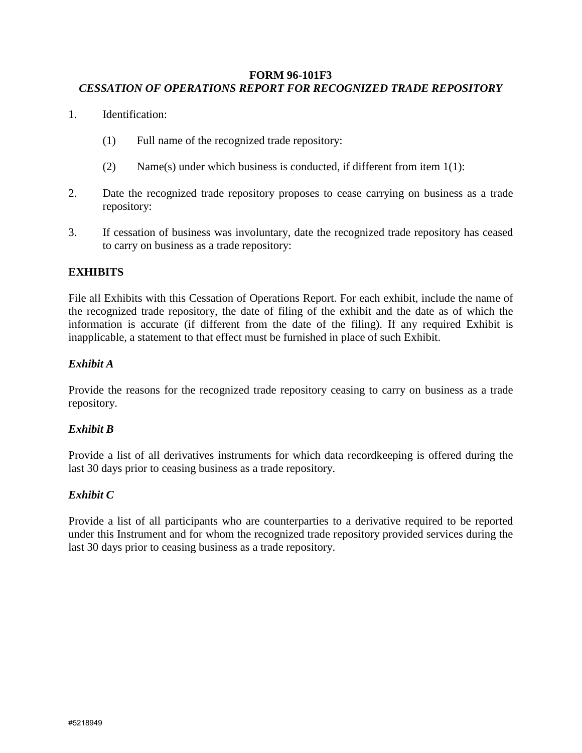**FORM 96-101F3**

***CESSATION OF OPERATIONS REPORT FOR RECOGNIZED TRADE REPOSITORY***

1. Identification:

   (1) Full name of the recognized trade repository:

   (2) Name(s) under which business is conducted, if different from item 1(1):

2. Date the recognized trade repository proposes to cease carrying on business as a trade repository:

3. If cessation of business was involuntary, date the recognized trade repository has ceased to carry on business as a trade repository:

**EXHIBITS**

File all Exhibits with this Cessation of Operations Report. For each exhibit, include the name of the recognized trade repository, the date of filing of the exhibit and the date as of which the information is accurate (if different from the date of the filing). If any required Exhibit is inapplicable, a statement to that effect must be furnished in place of such Exhibit.

***Exhibit A***

Provide the reasons for the recognized trade repository ceasing to carry on business as a trade repository.

***Exhibit B***

Provide a list of all derivatives instruments for which data recordkeeping is offered during the last 30 days prior to ceasing business as a trade repository.

***Exhibit C***

Provide a list of all participants who are counterparties to a derivative required to be reported under this Instrument and for whom the recognized trade repository provided services during the last 30 days prior to ceasing business as a trade repository.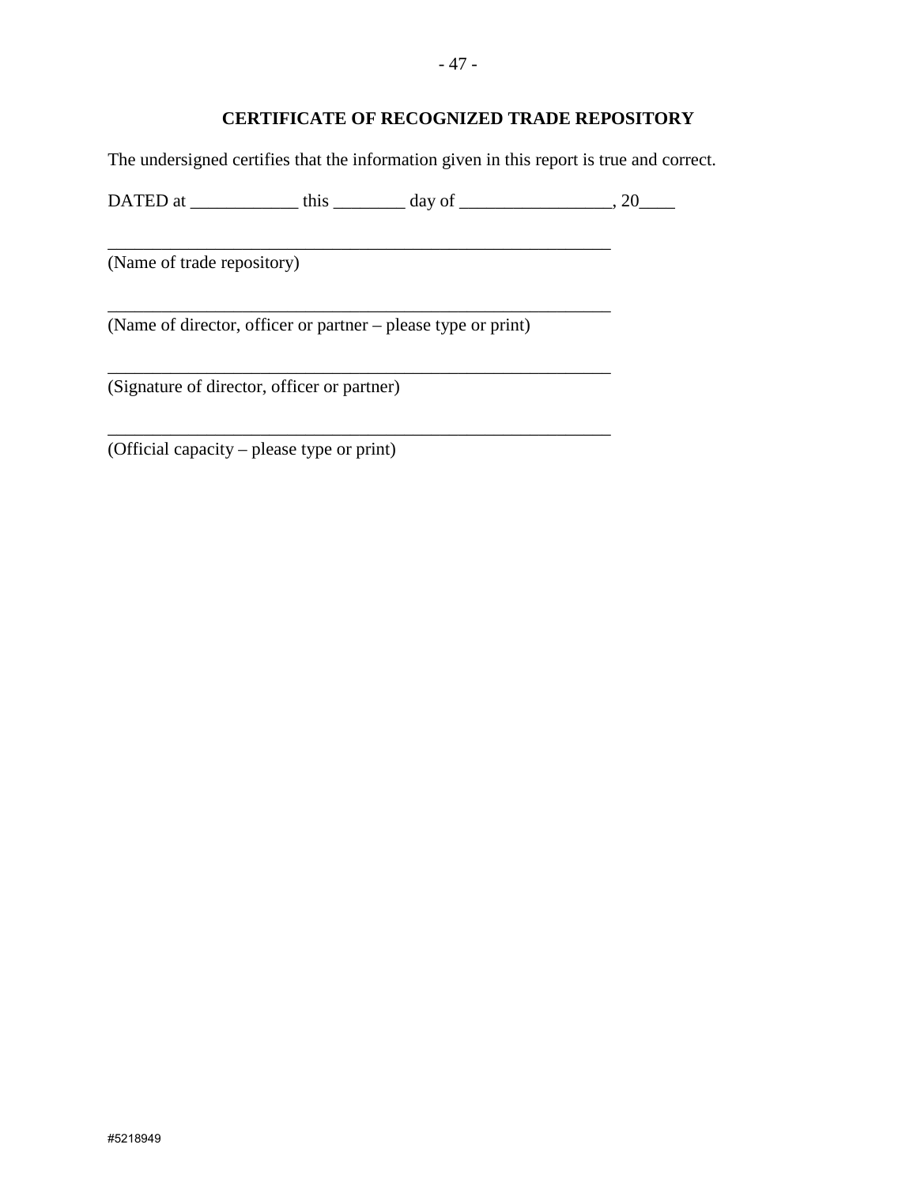## CERTIFICATE OF RECOGNIZED TRADE REPOSITORY

The undersigned certifies that the information given in this report is true and correct.

DATED at ____________ this ________ day of _________________, 20____

__________________________________________________________
(Name of trade repository)

__________________________________________________________
(Name of director, officer or partner – please type or print)

__________________________________________________________
(Signature of director, officer or partner)

__________________________________________________________
(Official capacity – please type or print)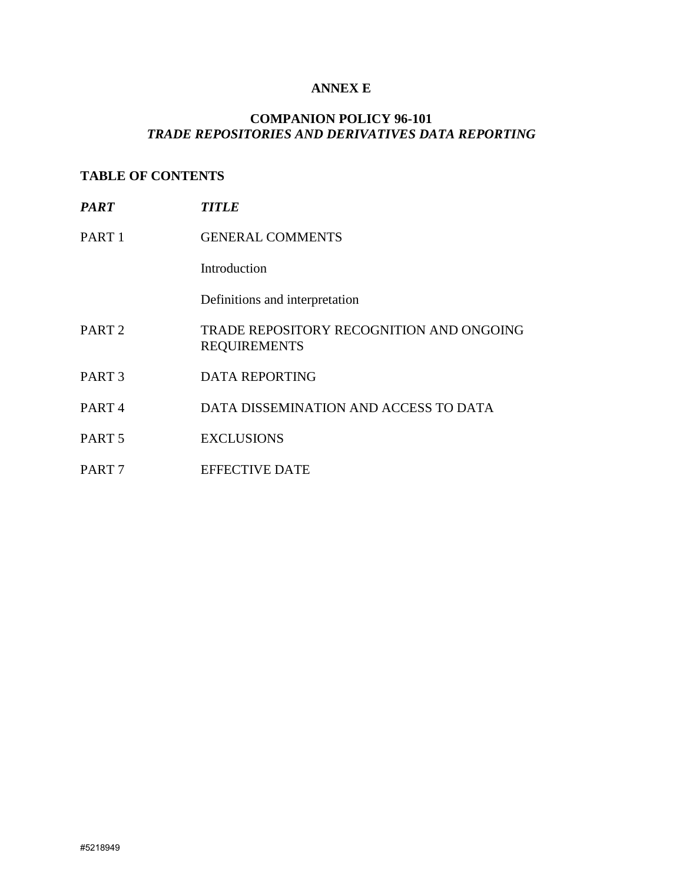# ANNEX E

## COMPANION POLICY 96-101
## *TRADE REPOSITORIES AND DERIVATIVES DATA REPORTING*

### TABLE OF CONTENTS

| *PART* | *TITLE* |
|---|---|
| PART 1 | GENERAL COMMENTS |
| | Introduction |
| | Definitions and interpretation |
| PART 2 | TRADE REPOSITORY RECOGNITION AND ONGOING REQUIREMENTS |
| PART 3 | DATA REPORTING |
| PART 4 | DATA DISSEMINATION AND ACCESS TO DATA |
| PART 5 | EXCLUSIONS |
| PART 7 | EFFECTIVE DATE |

#5218949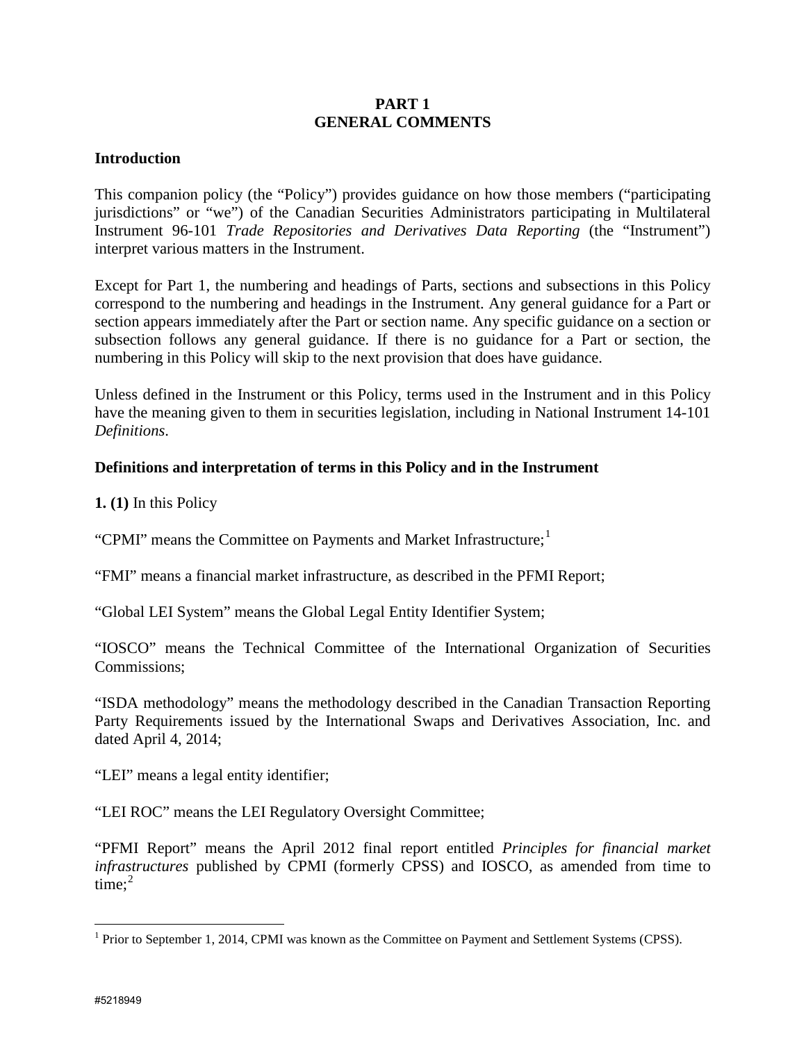# PART 1
# GENERAL COMMENTS

## Introduction

This companion policy (the "Policy") provides guidance on how those members ("participating jurisdictions" or "we") of the Canadian Securities Administrators participating in Multilateral Instrument 96-101 *Trade Repositories and Derivatives Data Reporting* (the "Instrument") interpret various matters in the Instrument.

Except for Part 1, the numbering and headings of Parts, sections and subsections in this Policy correspond to the numbering and headings in the Instrument. Any general guidance for a Part or section appears immediately after the Part or section name. Any specific guidance on a section or subsection follows any general guidance. If there is no guidance for a Part or section, the numbering in this Policy will skip to the next provision that does have guidance.

Unless defined in the Instrument or this Policy, terms used in the Instrument and in this Policy have the meaning given to them in securities legislation, including in National Instrument 14-101 *Definitions*.

## Definitions and interpretation of terms in this Policy and in the Instrument

**1. (1)** In this Policy

"CPMI" means the Committee on Payments and Market Infrastructure;[1]

"FMI" means a financial market infrastructure, as described in the PFMI Report;

"Global LEI System" means the Global Legal Entity Identifier System;

"IOSCO" means the Technical Committee of the International Organization of Securities Commissions;

"ISDA methodology" means the methodology described in the Canadian Transaction Reporting Party Requirements issued by the International Swaps and Derivatives Association, Inc. and dated April 4, 2014;

"LEI" means a legal entity identifier;

"LEI ROC" means the LEI Regulatory Oversight Committee;

"PFMI Report" means the April 2012 final report entitled *Principles for financial market infrastructures* published by CPMI (formerly CPSS) and IOSCO, as amended from time to time;[2]

---

[1] Prior to September 1, 2014, CPMI was known as the Committee on Payment and Settlement Systems (CPSS).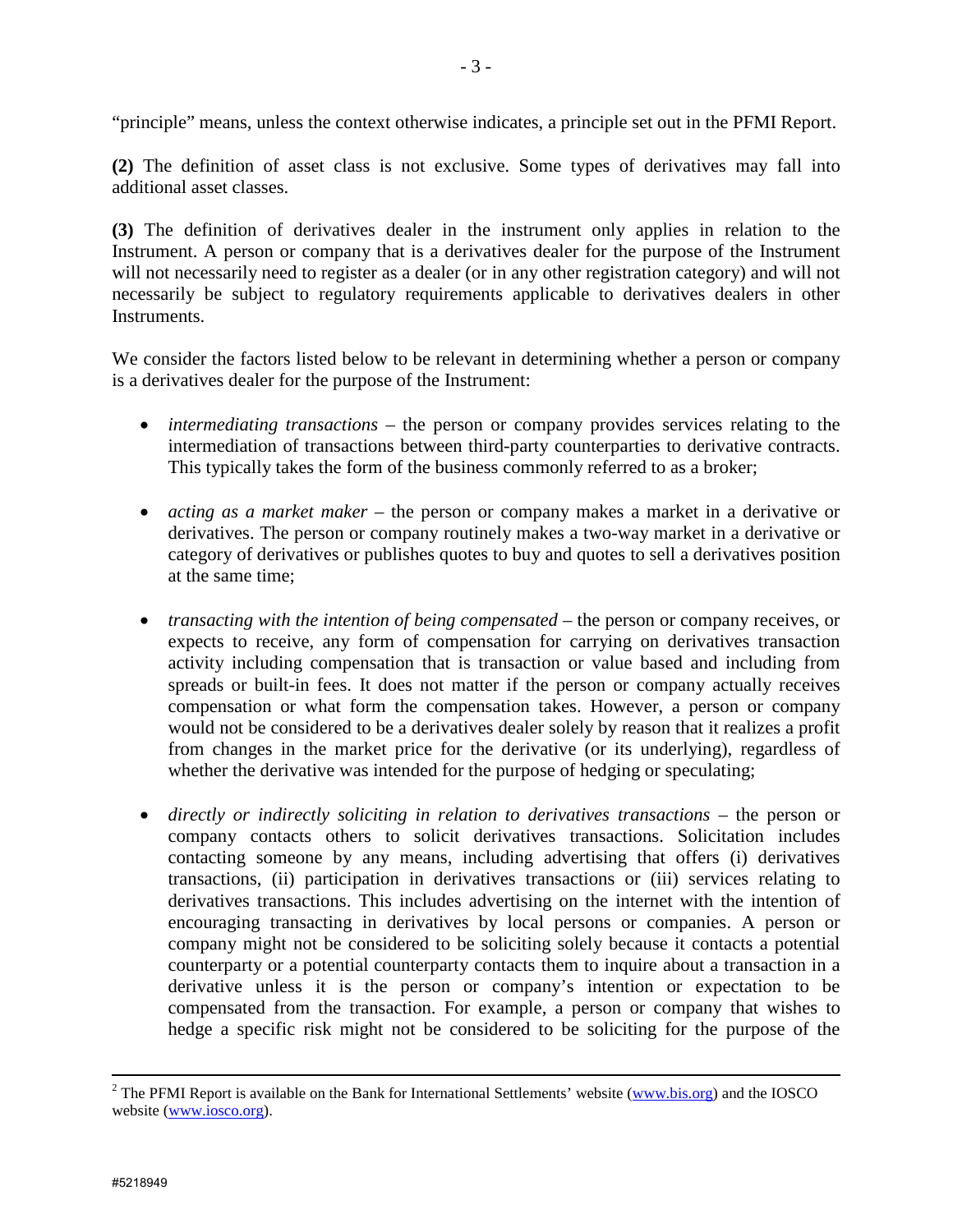"principle" means, unless the context otherwise indicates, a principle set out in the PFMI Report.

**(2)** The definition of asset class is not exclusive. Some types of derivatives may fall into additional asset classes.

**(3)** The definition of derivatives dealer in the instrument only applies in relation to the Instrument. A person or company that is a derivatives dealer for the purpose of the Instrument will not necessarily need to register as a dealer (or in any other registration category) and will not necessarily be subject to regulatory requirements applicable to derivatives dealers in other Instruments.

We consider the factors listed below to be relevant in determining whether a person or company is a derivatives dealer for the purpose of the Instrument:

- *intermediating transactions* – the person or company provides services relating to the intermediation of transactions between third-party counterparties to derivative contracts. This typically takes the form of the business commonly referred to as a broker;

- *acting as a market maker* – the person or company makes a market in a derivative or derivatives. The person or company routinely makes a two-way market in a derivative or category of derivatives or publishes quotes to buy and quotes to sell a derivatives position at the same time;

- *transacting with the intention of being compensated* – the person or company receives, or expects to receive, any form of compensation for carrying on derivatives transaction activity including compensation that is transaction or value based and including from spreads or built-in fees. It does not matter if the person or company actually receives compensation or what form the compensation takes. However, a person or company would not be considered to be a derivatives dealer solely by reason that it realizes a profit from changes in the market price for the derivative (or its underlying), regardless of whether the derivative was intended for the purpose of hedging or speculating;

- *directly or indirectly soliciting in relation to derivatives transactions* – the person or company contacts others to solicit derivatives transactions. Solicitation includes contacting someone by any means, including advertising that offers (i) derivatives transactions, (ii) participation in derivatives transactions or (iii) services relating to derivatives transactions. This includes advertising on the internet with the intention of encouraging transacting in derivatives by local persons or companies. A person or company might not be considered to be soliciting solely because it contacts a potential counterparty or a potential counterparty contacts them to inquire about a transaction in a derivative unless it is the person or company's intention or expectation to be compensated from the transaction. For example, a person or company that wishes to hedge a specific risk might not be considered to be soliciting for the purpose of the

---

[2] The PFMI Report is available on the Bank for International Settlements' website (www.bis.org) and the IOSCO website (www.iosco.org).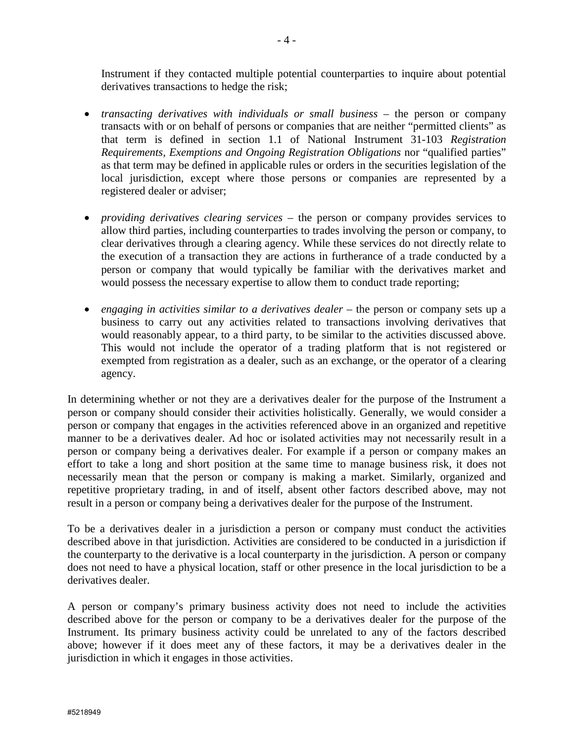Instrument if they contacted multiple potential counterparties to inquire about potential derivatives transactions to hedge the risk;

- *transacting derivatives with individuals or small business* – the person or company transacts with or on behalf of persons or companies that are neither "permitted clients" as that term is defined in section 1.1 of National Instrument 31-103 *Registration Requirements, Exemptions and Ongoing Registration Obligations* nor "qualified parties" as that term may be defined in applicable rules or orders in the securities legislation of the local jurisdiction, except where those persons or companies are represented by a registered dealer or adviser;

- *providing derivatives clearing services* – the person or company provides services to allow third parties, including counterparties to trades involving the person or company, to clear derivatives through a clearing agency. While these services do not directly relate to the execution of a transaction they are actions in furtherance of a trade conducted by a person or company that would typically be familiar with the derivatives market and would possess the necessary expertise to allow them to conduct trade reporting;

- *engaging in activities similar to a derivatives dealer* – the person or company sets up a business to carry out any activities related to transactions involving derivatives that would reasonably appear, to a third party, to be similar to the activities discussed above. This would not include the operator of a trading platform that is not registered or exempted from registration as a dealer, such as an exchange, or the operator of a clearing agency.

In determining whether or not they are a derivatives dealer for the purpose of the Instrument a person or company should consider their activities holistically. Generally, we would consider a person or company that engages in the activities referenced above in an organized and repetitive manner to be a derivatives dealer. Ad hoc or isolated activities may not necessarily result in a person or company being a derivatives dealer. For example if a person or company makes an effort to take a long and short position at the same time to manage business risk, it does not necessarily mean that the person or company is making a market. Similarly, organized and repetitive proprietary trading, in and of itself, absent other factors described above, may not result in a person or company being a derivatives dealer for the purpose of the Instrument.

To be a derivatives dealer in a jurisdiction a person or company must conduct the activities described above in that jurisdiction. Activities are considered to be conducted in a jurisdiction if the counterparty to the derivative is a local counterparty in the jurisdiction. A person or company does not need to have a physical location, staff or other presence in the local jurisdiction to be a derivatives dealer.

A person or company's primary business activity does not need to include the activities described above for the person or company to be a derivatives dealer for the purpose of the Instrument. Its primary business activity could be unrelated to any of the factors described above; however if it does meet any of these factors, it may be a derivatives dealer in the jurisdiction in which it engages in those activities.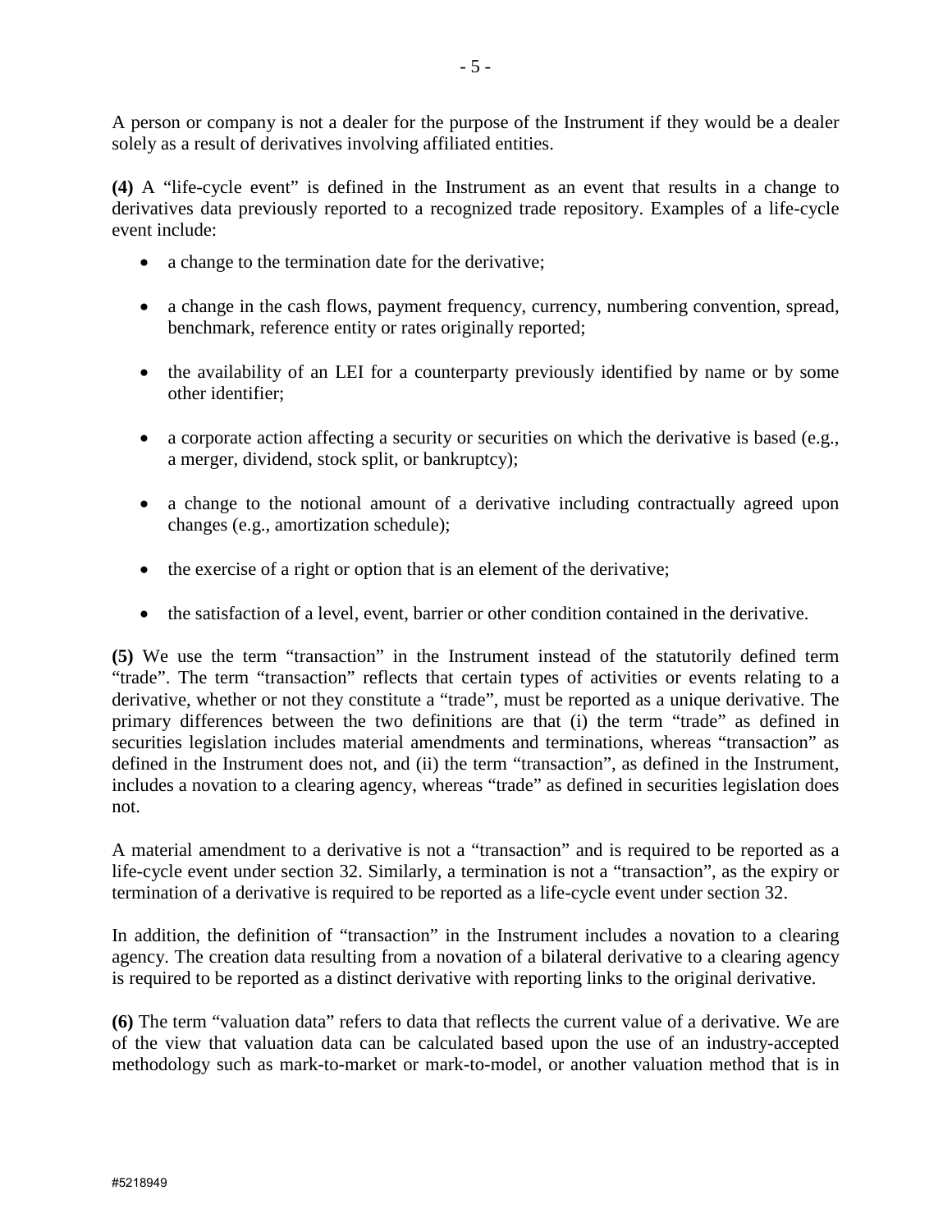A person or company is not a dealer for the purpose of the Instrument if they would be a dealer solely as a result of derivatives involving affiliated entities.

**(4)** A "life-cycle event" is defined in the Instrument as an event that results in a change to derivatives data previously reported to a recognized trade repository. Examples of a life-cycle event include:

- a change to the termination date for the derivative;
- a change in the cash flows, payment frequency, currency, numbering convention, spread, benchmark, reference entity or rates originally reported;
- the availability of an LEI for a counterparty previously identified by name or by some other identifier;
- a corporate action affecting a security or securities on which the derivative is based (e.g., a merger, dividend, stock split, or bankruptcy);
- a change to the notional amount of a derivative including contractually agreed upon changes (e.g., amortization schedule);
- the exercise of a right or option that is an element of the derivative;
- the satisfaction of a level, event, barrier or other condition contained in the derivative.

**(5)** We use the term "transaction" in the Instrument instead of the statutorily defined term "trade". The term "transaction" reflects that certain types of activities or events relating to a derivative, whether or not they constitute a "trade", must be reported as a unique derivative. The primary differences between the two definitions are that (i) the term "trade" as defined in securities legislation includes material amendments and terminations, whereas "transaction" as defined in the Instrument does not, and (ii) the term "transaction", as defined in the Instrument, includes a novation to a clearing agency, whereas "trade" as defined in securities legislation does not.

A material amendment to a derivative is not a "transaction" and is required to be reported as a life-cycle event under section 32. Similarly, a termination is not a "transaction", as the expiry or termination of a derivative is required to be reported as a life-cycle event under section 32.

In addition, the definition of "transaction" in the Instrument includes a novation to a clearing agency. The creation data resulting from a novation of a bilateral derivative to a clearing agency is required to be reported as a distinct derivative with reporting links to the original derivative.

**(6)** The term "valuation data" refers to data that reflects the current value of a derivative. We are of the view that valuation data can be calculated based upon the use of an industry-accepted methodology such as mark-to-market or mark-to-model, or another valuation method that is in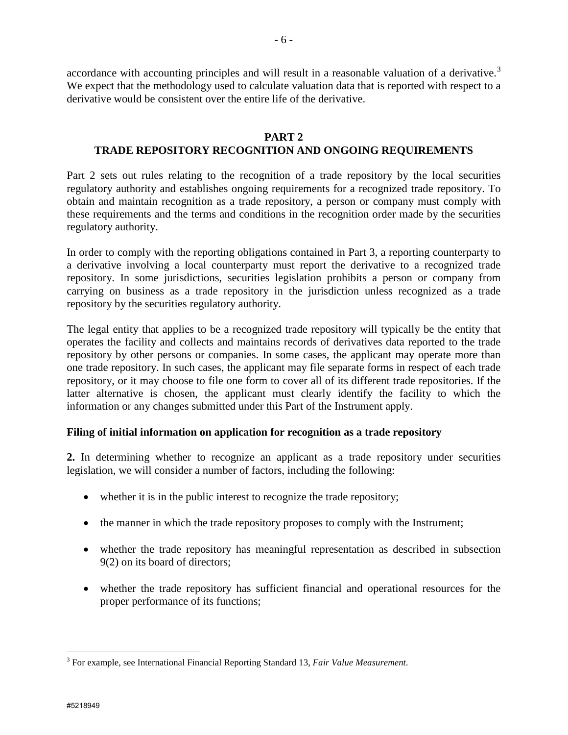accordance with accounting principles and will result in a reasonable valuation of a derivative.[3] We expect that the methodology used to calculate valuation data that is reported with respect to a derivative would be consistent over the entire life of the derivative.

## PART 2
## TRADE REPOSITORY RECOGNITION AND ONGOING REQUIREMENTS

Part 2 sets out rules relating to the recognition of a trade repository by the local securities regulatory authority and establishes ongoing requirements for a recognized trade repository. To obtain and maintain recognition as a trade repository, a person or company must comply with these requirements and the terms and conditions in the recognition order made by the securities regulatory authority.

In order to comply with the reporting obligations contained in Part 3, a reporting counterparty to a derivative involving a local counterparty must report the derivative to a recognized trade repository. In some jurisdictions, securities legislation prohibits a person or company from carrying on business as a trade repository in the jurisdiction unless recognized as a trade repository by the securities regulatory authority.

The legal entity that applies to be a recognized trade repository will typically be the entity that operates the facility and collects and maintains records of derivatives data reported to the trade repository by other persons or companies. In some cases, the applicant may operate more than one trade repository. In such cases, the applicant may file separate forms in respect of each trade repository, or it may choose to file one form to cover all of its different trade repositories. If the latter alternative is chosen, the applicant must clearly identify the facility to which the information or any changes submitted under this Part of the Instrument apply.

**Filing of initial information on application for recognition as a trade repository**

**2.** In determining whether to recognize an applicant as a trade repository under securities legislation, we will consider a number of factors, including the following:

- whether it is in the public interest to recognize the trade repository;
- the manner in which the trade repository proposes to comply with the Instrument;
- whether the trade repository has meaningful representation as described in subsection 9(2) on its board of directors;
- whether the trade repository has sufficient financial and operational resources for the proper performance of its functions;

[3] For example, see International Financial Reporting Standard 13, *Fair Value Measurement*.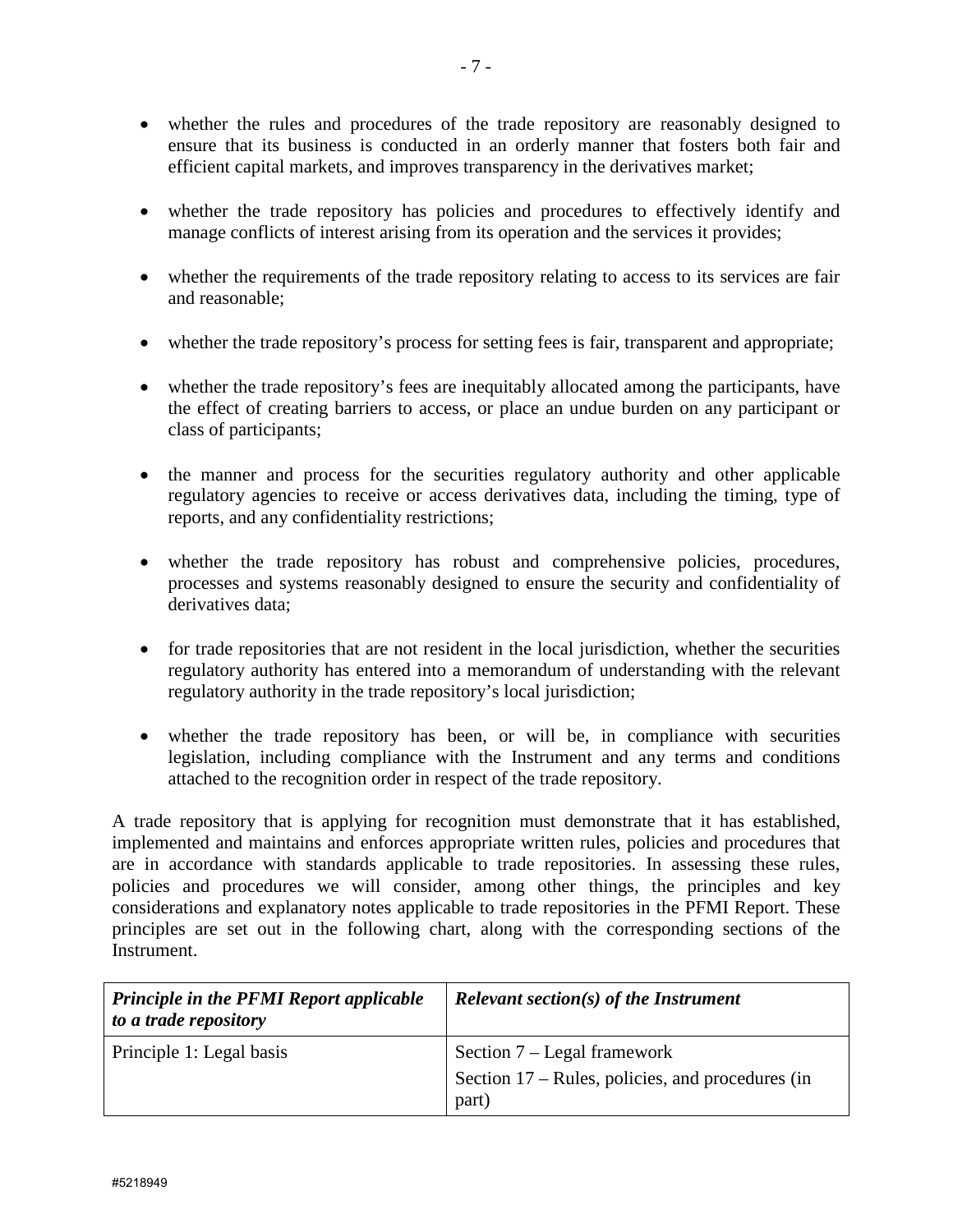- whether the rules and procedures of the trade repository are reasonably designed to ensure that its business is conducted in an orderly manner that fosters both fair and efficient capital markets, and improves transparency in the derivatives market;

- whether the trade repository has policies and procedures to effectively identify and manage conflicts of interest arising from its operation and the services it provides;

- whether the requirements of the trade repository relating to access to its services are fair and reasonable;

- whether the trade repository's process for setting fees is fair, transparent and appropriate;

- whether the trade repository's fees are inequitably allocated among the participants, have the effect of creating barriers to access, or place an undue burden on any participant or class of participants;

- the manner and process for the securities regulatory authority and other applicable regulatory agencies to receive or access derivatives data, including the timing, type of reports, and any confidentiality restrictions;

- whether the trade repository has robust and comprehensive policies, procedures, processes and systems reasonably designed to ensure the security and confidentiality of derivatives data;

- for trade repositories that are not resident in the local jurisdiction, whether the securities regulatory authority has entered into a memorandum of understanding with the relevant regulatory authority in the trade repository's local jurisdiction;

- whether the trade repository has been, or will be, in compliance with securities legislation, including compliance with the Instrument and any terms and conditions attached to the recognition order in respect of the trade repository.

A trade repository that is applying for recognition must demonstrate that it has established, implemented and maintains and enforces appropriate written rules, policies and procedures that are in accordance with standards applicable to trade repositories. In assessing these rules, policies and procedures we will consider, among other things, the principles and key considerations and explanatory notes applicable to trade repositories in the PFMI Report. These principles are set out in the following chart, along with the corresponding sections of the Instrument.

| ***Principle in the PFMI Report applicable to a trade repository*** | ***Relevant section(s) of the Instrument*** |
|---|---|
| Principle 1: Legal basis | Section 7 – Legal framework<br>Section 17 – Rules, policies, and procedures (in part) |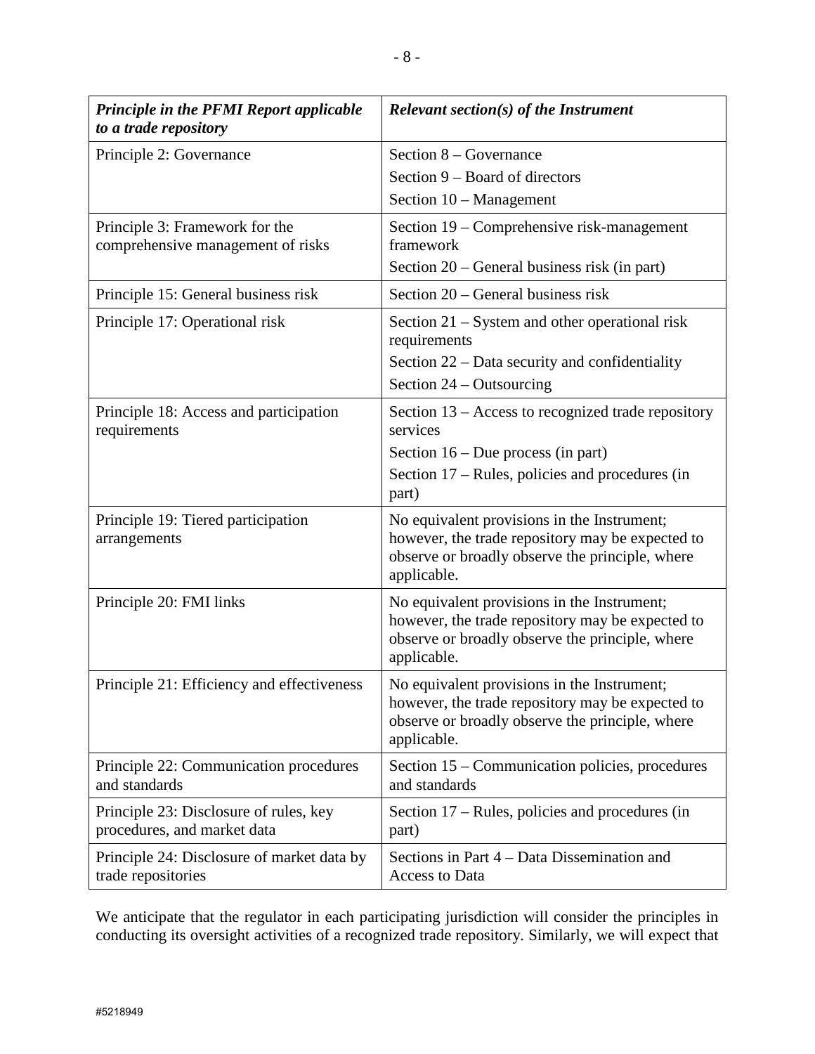| *Principle in the PFMI Report applicable to a trade repository* | *Relevant section(s) of the Instrument* |
|---|---|
| Principle 2: Governance | Section 8 – Governance<br>Section 9 – Board of directors<br>Section 10 – Management |
| Principle 3: Framework for the comprehensive management of risks | Section 19 – Comprehensive risk-management framework<br>Section 20 – General business risk (in part) |
| Principle 15: General business risk | Section 20 – General business risk |
| Principle 17: Operational risk | Section 21 – System and other operational risk requirements<br>Section 22 – Data security and confidentiality<br>Section 24 – Outsourcing |
| Principle 18: Access and participation requirements | Section 13 – Access to recognized trade repository services<br>Section 16 – Due process (in part)<br>Section 17 – Rules, policies and procedures (in part) |
| Principle 19: Tiered participation arrangements | No equivalent provisions in the Instrument; however, the trade repository may be expected to observe or broadly observe the principle, where applicable. |
| Principle 20: FMI links | No equivalent provisions in the Instrument; however, the trade repository may be expected to observe or broadly observe the principle, where applicable. |
| Principle 21: Efficiency and effectiveness | No equivalent provisions in the Instrument; however, the trade repository may be expected to observe or broadly observe the principle, where applicable. |
| Principle 22: Communication procedures and standards | Section 15 – Communication policies, procedures and standards |
| Principle 23: Disclosure of rules, key procedures, and market data | Section 17 – Rules, policies and procedures (in part) |
| Principle 24: Disclosure of market data by trade repositories | Sections in Part 4 – Data Dissemination and Access to Data |

We anticipate that the regulator in each participating jurisdiction will consider the principles in conducting its oversight activities of a recognized trade repository. Similarly, we will expect that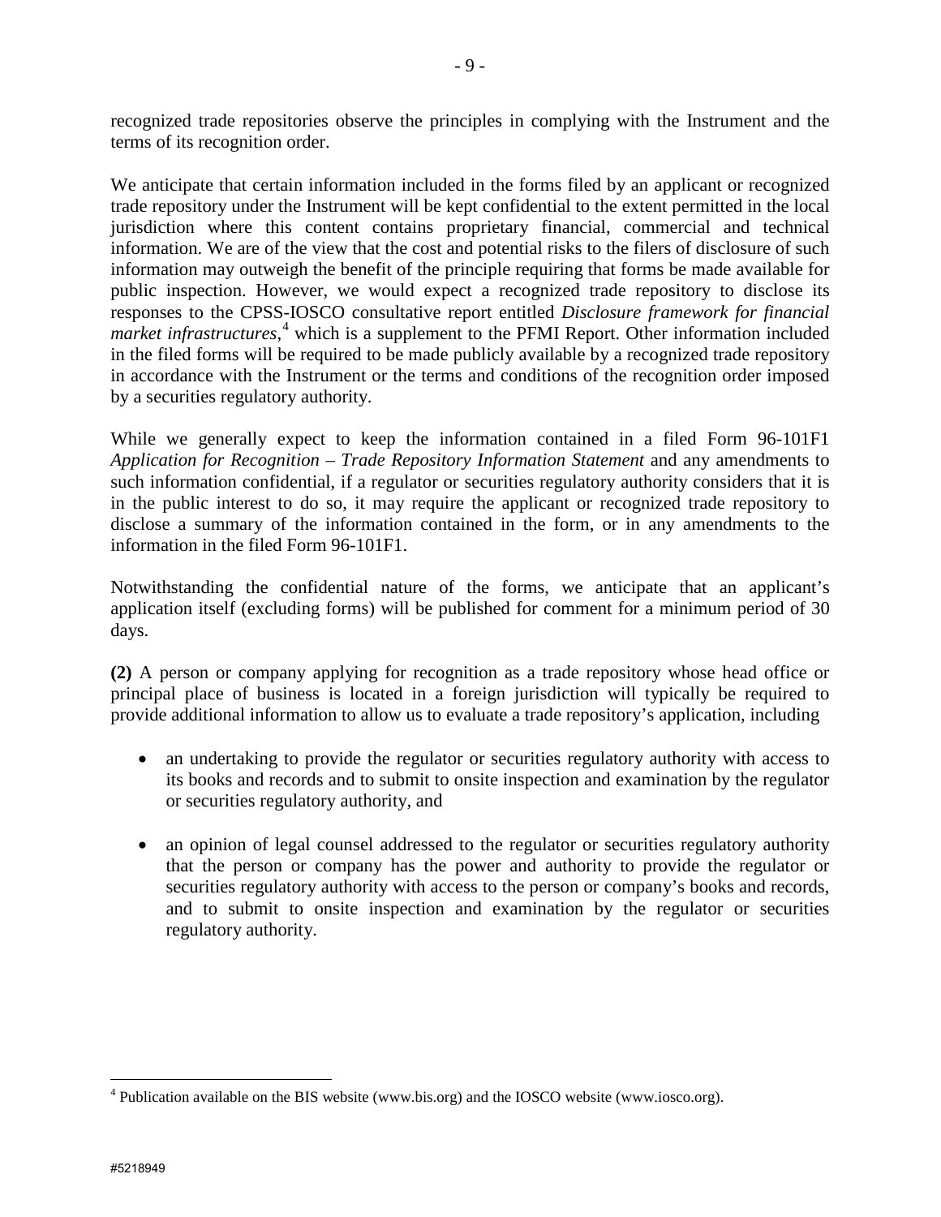recognized trade repositories observe the principles in complying with the Instrument and the terms of its recognition order.

We anticipate that certain information included in the forms filed by an applicant or recognized trade repository under the Instrument will be kept confidential to the extent permitted in the local jurisdiction where this content contains proprietary financial, commercial and technical information. We are of the view that the cost and potential risks to the filers of disclosure of such information may outweigh the benefit of the principle requiring that forms be made available for public inspection. However, we would expect a recognized trade repository to disclose its responses to the CPSS-IOSCO consultative report entitled *Disclosure framework for financial market infrastructures*,[4] which is a supplement to the PFMI Report. Other information included in the filed forms will be required to be made publicly available by a recognized trade repository in accordance with the Instrument or the terms and conditions of the recognition order imposed by a securities regulatory authority.

While we generally expect to keep the information contained in a filed Form 96-101F1 *Application for Recognition – Trade Repository Information Statement* and any amendments to such information confidential, if a regulator or securities regulatory authority considers that it is in the public interest to do so, it may require the applicant or recognized trade repository to disclose a summary of the information contained in the form, or in any amendments to the information in the filed Form 96-101F1.

Notwithstanding the confidential nature of the forms, we anticipate that an applicant's application itself (excluding forms) will be published for comment for a minimum period of 30 days.

**(2)** A person or company applying for recognition as a trade repository whose head office or principal place of business is located in a foreign jurisdiction will typically be required to provide additional information to allow us to evaluate a trade repository's application, including

- an undertaking to provide the regulator or securities regulatory authority with access to its books and records and to submit to onsite inspection and examination by the regulator or securities regulatory authority, and

- an opinion of legal counsel addressed to the regulator or securities regulatory authority that the person or company has the power and authority to provide the regulator or securities regulatory authority with access to the person or company's books and records, and to submit to onsite inspection and examination by the regulator or securities regulatory authority.

[4] Publication available on the BIS website (www.bis.org) and the IOSCO website (www.iosco.org).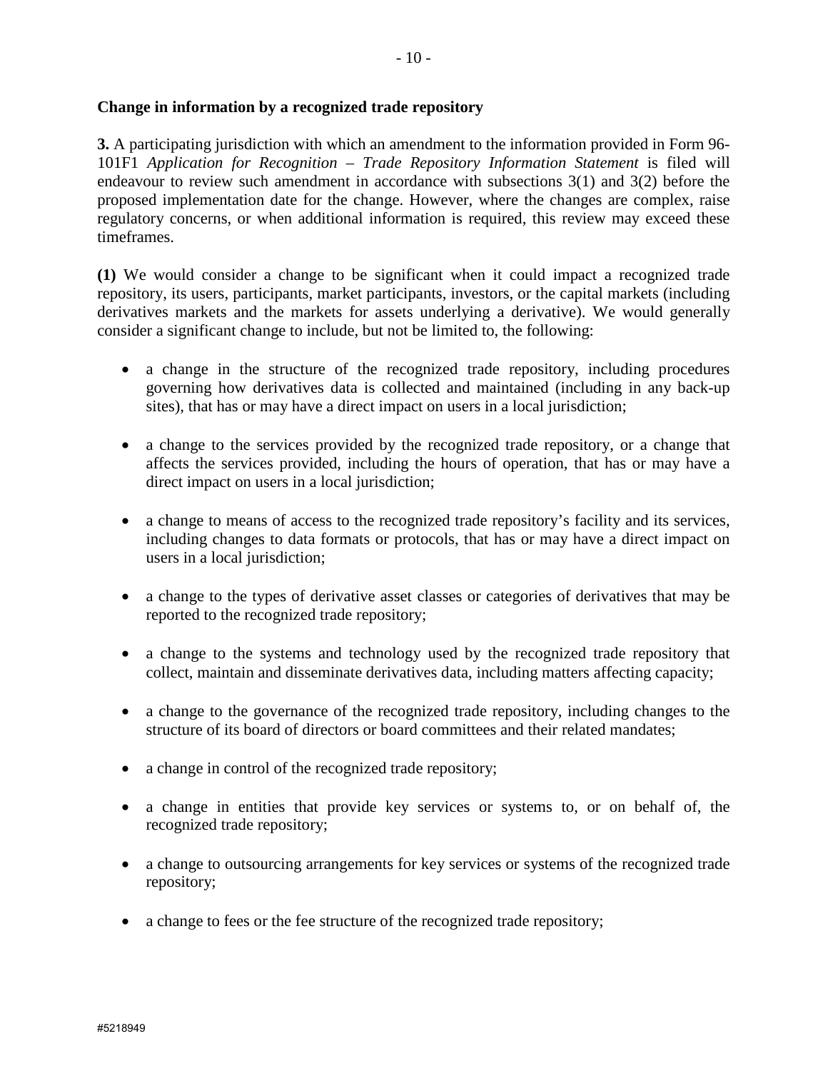**Change in information by a recognized trade repository**

**3.** A participating jurisdiction with which an amendment to the information provided in Form 96-101F1 *Application for Recognition – Trade Repository Information Statement* is filed will endeavour to review such amendment in accordance with subsections 3(1) and 3(2) before the proposed implementation date for the change. However, where the changes are complex, raise regulatory concerns, or when additional information is required, this review may exceed these timeframes.

**(1)** We would consider a change to be significant when it could impact a recognized trade repository, its users, participants, market participants, investors, or the capital markets (including derivatives markets and the markets for assets underlying a derivative). We would generally consider a significant change to include, but not be limited to, the following:

- a change in the structure of the recognized trade repository, including procedures governing how derivatives data is collected and maintained (including in any back-up sites), that has or may have a direct impact on users in a local jurisdiction;
- a change to the services provided by the recognized trade repository, or a change that affects the services provided, including the hours of operation, that has or may have a direct impact on users in a local jurisdiction;
- a change to means of access to the recognized trade repository's facility and its services, including changes to data formats or protocols, that has or may have a direct impact on users in a local jurisdiction;
- a change to the types of derivative asset classes or categories of derivatives that may be reported to the recognized trade repository;
- a change to the systems and technology used by the recognized trade repository that collect, maintain and disseminate derivatives data, including matters affecting capacity;
- a change to the governance of the recognized trade repository, including changes to the structure of its board of directors or board committees and their related mandates;
- a change in control of the recognized trade repository;
- a change in entities that provide key services or systems to, or on behalf of, the recognized trade repository;
- a change to outsourcing arrangements for key services or systems of the recognized trade repository;
- a change to fees or the fee structure of the recognized trade repository;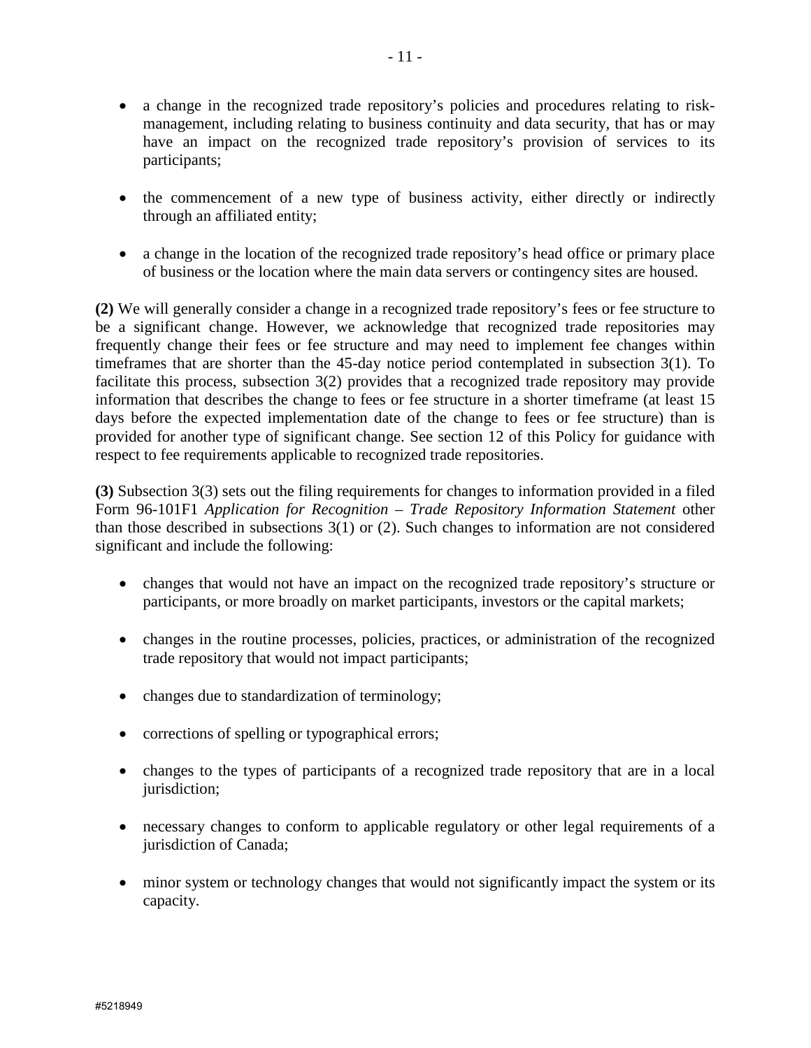- a change in the recognized trade repository's policies and procedures relating to risk-management, including relating to business continuity and data security, that has or may have an impact on the recognized trade repository's provision of services to its participants;

- the commencement of a new type of business activity, either directly or indirectly through an affiliated entity;

- a change in the location of the recognized trade repository's head office or primary place of business or the location where the main data servers or contingency sites are housed.

**(2)** We will generally consider a change in a recognized trade repository's fees or fee structure to be a significant change. However, we acknowledge that recognized trade repositories may frequently change their fees or fee structure and may need to implement fee changes within timeframes that are shorter than the 45-day notice period contemplated in subsection 3(1). To facilitate this process, subsection 3(2) provides that a recognized trade repository may provide information that describes the change to fees or fee structure in a shorter timeframe (at least 15 days before the expected implementation date of the change to fees or fee structure) than is provided for another type of significant change. See section 12 of this Policy for guidance with respect to fee requirements applicable to recognized trade repositories.

**(3)** Subsection 3(3) sets out the filing requirements for changes to information provided in a filed Form 96-101F1 *Application for Recognition – Trade Repository Information Statement* other than those described in subsections 3(1) or (2). Such changes to information are not considered significant and include the following:

- changes that would not have an impact on the recognized trade repository's structure or participants, or more broadly on market participants, investors or the capital markets;

- changes in the routine processes, policies, practices, or administration of the recognized trade repository that would not impact participants;

- changes due to standardization of terminology;

- corrections of spelling or typographical errors;

- changes to the types of participants of a recognized trade repository that are in a local jurisdiction;

- necessary changes to conform to applicable regulatory or other legal requirements of a jurisdiction of Canada;

- minor system or technology changes that would not significantly impact the system or its capacity.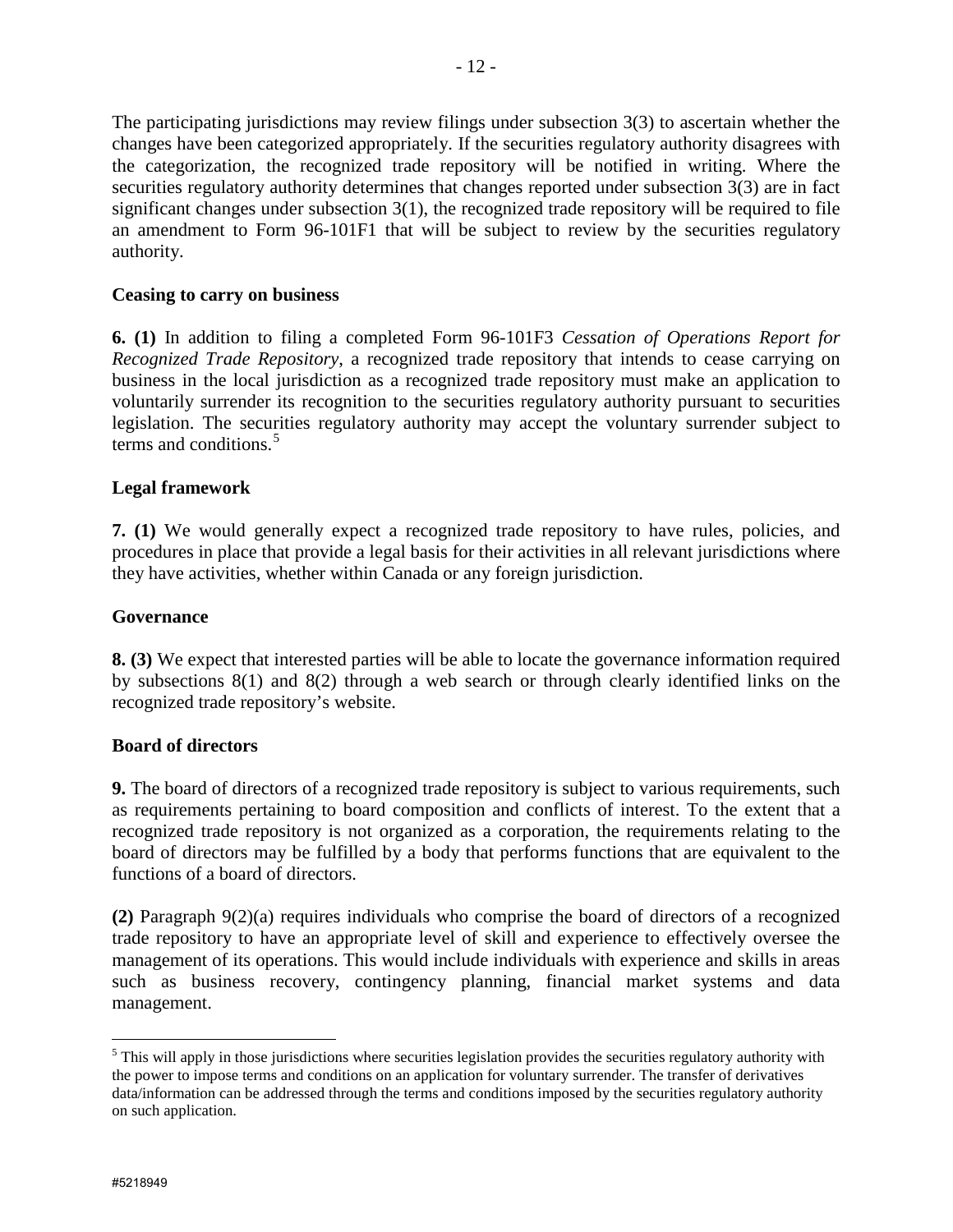The participating jurisdictions may review filings under subsection 3(3) to ascertain whether the changes have been categorized appropriately. If the securities regulatory authority disagrees with the categorization, the recognized trade repository will be notified in writing. Where the securities regulatory authority determines that changes reported under subsection 3(3) are in fact significant changes under subsection 3(1), the recognized trade repository will be required to file an amendment to Form 96-101F1 that will be subject to review by the securities regulatory authority.

**Ceasing to carry on business**

**6. (1)** In addition to filing a completed Form 96-101F3 *Cessation of Operations Report for Recognized Trade Repository*, a recognized trade repository that intends to cease carrying on business in the local jurisdiction as a recognized trade repository must make an application to voluntarily surrender its recognition to the securities regulatory authority pursuant to securities legislation. The securities regulatory authority may accept the voluntary surrender subject to terms and conditions.[5]

**Legal framework**

**7. (1)** We would generally expect a recognized trade repository to have rules, policies, and procedures in place that provide a legal basis for their activities in all relevant jurisdictions where they have activities, whether within Canada or any foreign jurisdiction.

**Governance**

**8. (3)** We expect that interested parties will be able to locate the governance information required by subsections 8(1) and 8(2) through a web search or through clearly identified links on the recognized trade repository's website.

**Board of directors**

**9.** The board of directors of a recognized trade repository is subject to various requirements, such as requirements pertaining to board composition and conflicts of interest. To the extent that a recognized trade repository is not organized as a corporation, the requirements relating to the board of directors may be fulfilled by a body that performs functions that are equivalent to the functions of a board of directors.

**(2)** Paragraph 9(2)(a) requires individuals who comprise the board of directors of a recognized trade repository to have an appropriate level of skill and experience to effectively oversee the management of its operations. This would include individuals with experience and skills in areas such as business recovery, contingency planning, financial market systems and data management.

[5] This will apply in those jurisdictions where securities legislation provides the securities regulatory authority with the power to impose terms and conditions on an application for voluntary surrender. The transfer of derivatives data/information can be addressed through the terms and conditions imposed by the securities regulatory authority on such application.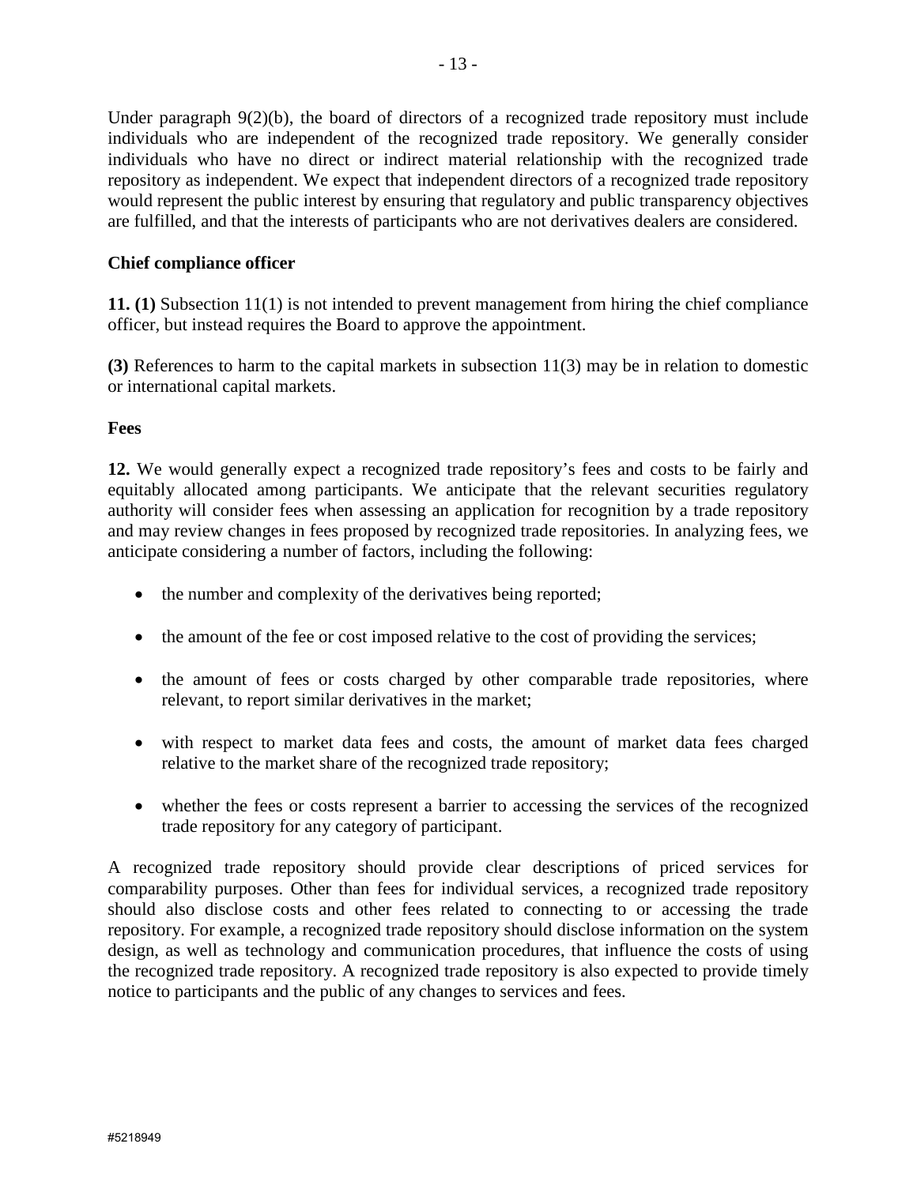Under paragraph 9(2)(b), the board of directors of a recognized trade repository must include individuals who are independent of the recognized trade repository. We generally consider individuals who have no direct or indirect material relationship with the recognized trade repository as independent. We expect that independent directors of a recognized trade repository would represent the public interest by ensuring that regulatory and public transparency objectives are fulfilled, and that the interests of participants who are not derivatives dealers are considered.

**Chief compliance officer**

**11. (1)** Subsection 11(1) is not intended to prevent management from hiring the chief compliance officer, but instead requires the Board to approve the appointment.

**(3)** References to harm to the capital markets in subsection 11(3) may be in relation to domestic or international capital markets.

**Fees**

**12.** We would generally expect a recognized trade repository's fees and costs to be fairly and equitably allocated among participants. We anticipate that the relevant securities regulatory authority will consider fees when assessing an application for recognition by a trade repository and may review changes in fees proposed by recognized trade repositories. In analyzing fees, we anticipate considering a number of factors, including the following:

- the number and complexity of the derivatives being reported;
- the amount of the fee or cost imposed relative to the cost of providing the services;
- the amount of fees or costs charged by other comparable trade repositories, where relevant, to report similar derivatives in the market;
- with respect to market data fees and costs, the amount of market data fees charged relative to the market share of the recognized trade repository;
- whether the fees or costs represent a barrier to accessing the services of the recognized trade repository for any category of participant.

A recognized trade repository should provide clear descriptions of priced services for comparability purposes. Other than fees for individual services, a recognized trade repository should also disclose costs and other fees related to connecting to or accessing the trade repository. For example, a recognized trade repository should disclose information on the system design, as well as technology and communication procedures, that influence the costs of using the recognized trade repository. A recognized trade repository is also expected to provide timely notice to participants and the public of any changes to services and fees.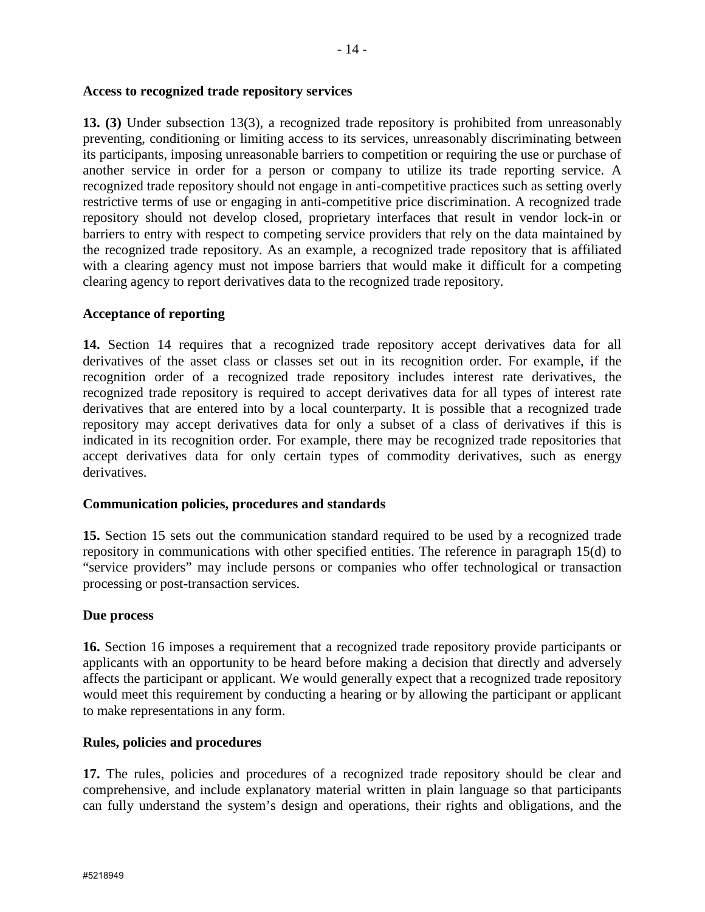### Access to recognized trade repository services

**13. (3)** Under subsection 13(3), a recognized trade repository is prohibited from unreasonably preventing, conditioning or limiting access to its services, unreasonably discriminating between its participants, imposing unreasonable barriers to competition or requiring the use or purchase of another service in order for a person or company to utilize its trade reporting service. A recognized trade repository should not engage in anti-competitive practices such as setting overly restrictive terms of use or engaging in anti-competitive price discrimination. A recognized trade repository should not develop closed, proprietary interfaces that result in vendor lock-in or barriers to entry with respect to competing service providers that rely on the data maintained by the recognized trade repository. As an example, a recognized trade repository that is affiliated with a clearing agency must not impose barriers that would make it difficult for a competing clearing agency to report derivatives data to the recognized trade repository.

### Acceptance of reporting

**14.** Section 14 requires that a recognized trade repository accept derivatives data for all derivatives of the asset class or classes set out in its recognition order. For example, if the recognition order of a recognized trade repository includes interest rate derivatives, the recognized trade repository is required to accept derivatives data for all types of interest rate derivatives that are entered into by a local counterparty. It is possible that a recognized trade repository may accept derivatives data for only a subset of a class of derivatives if this is indicated in its recognition order. For example, there may be recognized trade repositories that accept derivatives data for only certain types of commodity derivatives, such as energy derivatives.

### Communication policies, procedures and standards

**15.** Section 15 sets out the communication standard required to be used by a recognized trade repository in communications with other specified entities. The reference in paragraph 15(d) to "service providers" may include persons or companies who offer technological or transaction processing or post-transaction services.

### Due process

**16.** Section 16 imposes a requirement that a recognized trade repository provide participants or applicants with an opportunity to be heard before making a decision that directly and adversely affects the participant or applicant. We would generally expect that a recognized trade repository would meet this requirement by conducting a hearing or by allowing the participant or applicant to make representations in any form.

### Rules, policies and procedures

**17.** The rules, policies and procedures of a recognized trade repository should be clear and comprehensive, and include explanatory material written in plain language so that participants can fully understand the system's design and operations, their rights and obligations, and the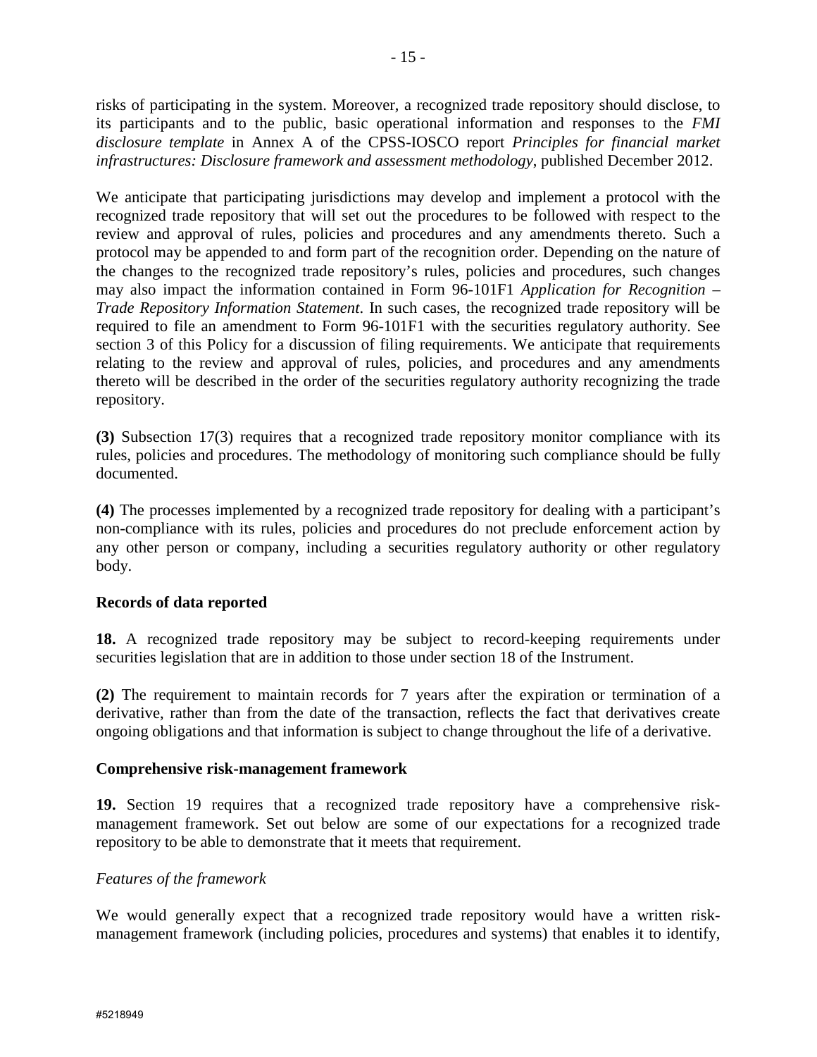risks of participating in the system. Moreover, a recognized trade repository should disclose, to its participants and to the public, basic operational information and responses to the *FMI disclosure template* in Annex A of the CPSS-IOSCO report *Principles for financial market infrastructures: Disclosure framework and assessment methodology*, published December 2012.

We anticipate that participating jurisdictions may develop and implement a protocol with the recognized trade repository that will set out the procedures to be followed with respect to the review and approval of rules, policies and procedures and any amendments thereto. Such a protocol may be appended to and form part of the recognition order. Depending on the nature of the changes to the recognized trade repository's rules, policies and procedures, such changes may also impact the information contained in Form 96-101F1 *Application for Recognition – Trade Repository Information Statement*. In such cases, the recognized trade repository will be required to file an amendment to Form 96-101F1 with the securities regulatory authority. See section 3 of this Policy for a discussion of filing requirements. We anticipate that requirements relating to the review and approval of rules, policies, and procedures and any amendments thereto will be described in the order of the securities regulatory authority recognizing the trade repository.

**(3)** Subsection 17(3) requires that a recognized trade repository monitor compliance with its rules, policies and procedures. The methodology of monitoring such compliance should be fully documented.

**(4)** The processes implemented by a recognized trade repository for dealing with a participant's non-compliance with its rules, policies and procedures do not preclude enforcement action by any other person or company, including a securities regulatory authority or other regulatory body.

**Records of data reported**

**18.** A recognized trade repository may be subject to record-keeping requirements under securities legislation that are in addition to those under section 18 of the Instrument.

**(2)** The requirement to maintain records for 7 years after the expiration or termination of a derivative, rather than from the date of the transaction, reflects the fact that derivatives create ongoing obligations and that information is subject to change throughout the life of a derivative.

**Comprehensive risk-management framework**

**19.** Section 19 requires that a recognized trade repository have a comprehensive risk-management framework. Set out below are some of our expectations for a recognized trade repository to be able to demonstrate that it meets that requirement.

*Features of the framework*

We would generally expect that a recognized trade repository would have a written risk-management framework (including policies, procedures and systems) that enables it to identify,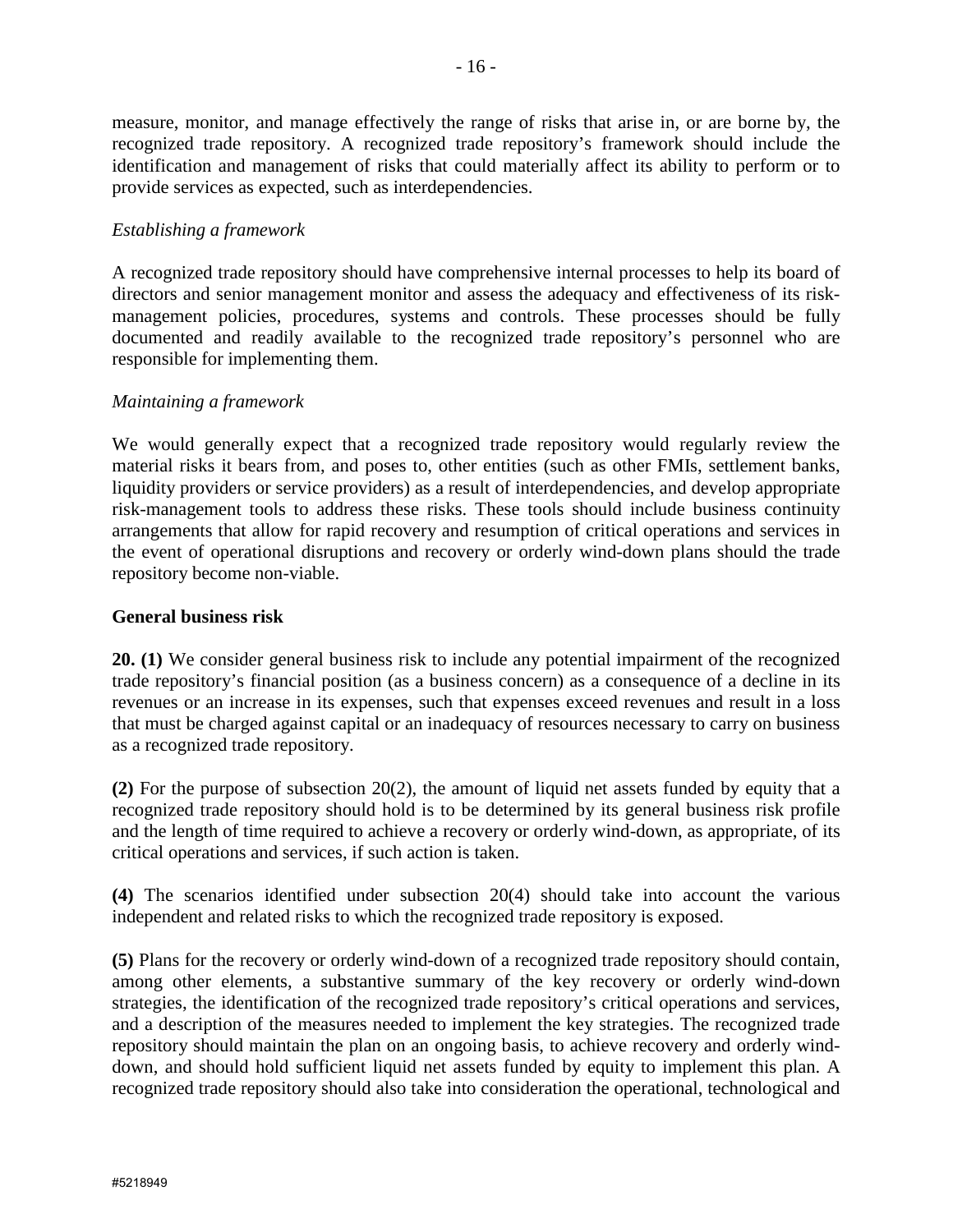measure, monitor, and manage effectively the range of risks that arise in, or are borne by, the recognized trade repository. A recognized trade repository's framework should include the identification and management of risks that could materially affect its ability to perform or to provide services as expected, such as interdependencies.

*Establishing a framework*

A recognized trade repository should have comprehensive internal processes to help its board of directors and senior management monitor and assess the adequacy and effectiveness of its risk-management policies, procedures, systems and controls. These processes should be fully documented and readily available to the recognized trade repository's personnel who are responsible for implementing them.

*Maintaining a framework*

We would generally expect that a recognized trade repository would regularly review the material risks it bears from, and poses to, other entities (such as other FMIs, settlement banks, liquidity providers or service providers) as a result of interdependencies, and develop appropriate risk-management tools to address these risks. These tools should include business continuity arrangements that allow for rapid recovery and resumption of critical operations and services in the event of operational disruptions and recovery or orderly wind-down plans should the trade repository become non-viable.

**General business risk**

**20. (1)** We consider general business risk to include any potential impairment of the recognized trade repository's financial position (as a business concern) as a consequence of a decline in its revenues or an increase in its expenses, such that expenses exceed revenues and result in a loss that must be charged against capital or an inadequacy of resources necessary to carry on business as a recognized trade repository.

**(2)** For the purpose of subsection 20(2), the amount of liquid net assets funded by equity that a recognized trade repository should hold is to be determined by its general business risk profile and the length of time required to achieve a recovery or orderly wind-down, as appropriate, of its critical operations and services, if such action is taken.

**(4)** The scenarios identified under subsection 20(4) should take into account the various independent and related risks to which the recognized trade repository is exposed.

**(5)** Plans for the recovery or orderly wind-down of a recognized trade repository should contain, among other elements, a substantive summary of the key recovery or orderly wind-down strategies, the identification of the recognized trade repository's critical operations and services, and a description of the measures needed to implement the key strategies. The recognized trade repository should maintain the plan on an ongoing basis, to achieve recovery and orderly wind-down, and should hold sufficient liquid net assets funded by equity to implement this plan. A recognized trade repository should also take into consideration the operational, technological and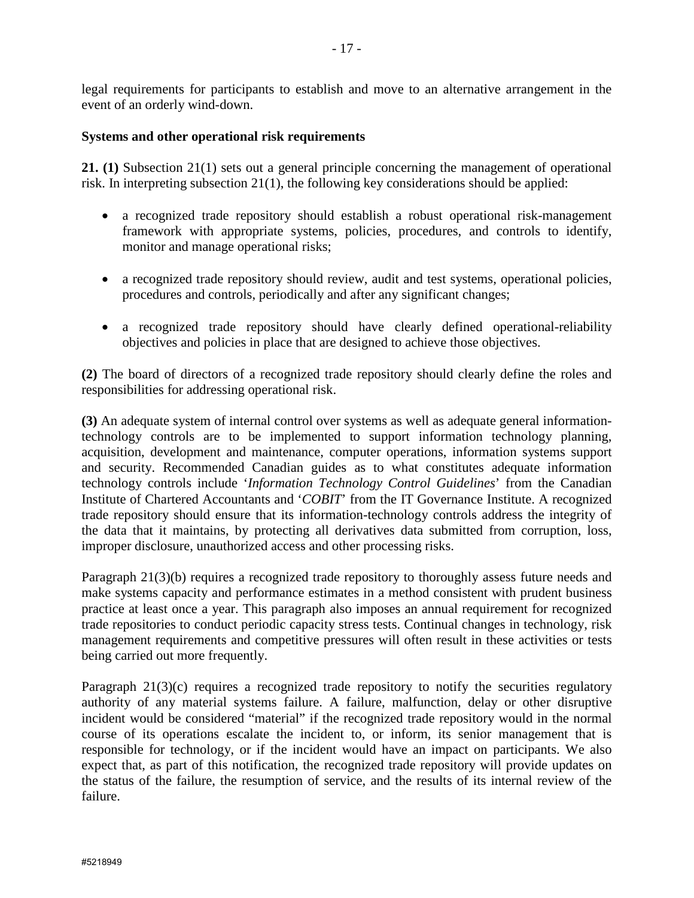legal requirements for participants to establish and move to an alternative arrangement in the event of an orderly wind-down.

**Systems and other operational risk requirements**

**21. (1)** Subsection 21(1) sets out a general principle concerning the management of operational risk. In interpreting subsection 21(1), the following key considerations should be applied:

- a recognized trade repository should establish a robust operational risk-management framework with appropriate systems, policies, procedures, and controls to identify, monitor and manage operational risks;
- a recognized trade repository should review, audit and test systems, operational policies, procedures and controls, periodically and after any significant changes;
- a recognized trade repository should have clearly defined operational-reliability objectives and policies in place that are designed to achieve those objectives.

**(2)** The board of directors of a recognized trade repository should clearly define the roles and responsibilities for addressing operational risk.

**(3)** An adequate system of internal control over systems as well as adequate general information-technology controls are to be implemented to support information technology planning, acquisition, development and maintenance, computer operations, information systems support and security. Recommended Canadian guides as to what constitutes adequate information technology controls include '*Information Technology Control Guidelines*' from the Canadian Institute of Chartered Accountants and '*COBIT*' from the IT Governance Institute. A recognized trade repository should ensure that its information-technology controls address the integrity of the data that it maintains, by protecting all derivatives data submitted from corruption, loss, improper disclosure, unauthorized access and other processing risks.

Paragraph 21(3)(b) requires a recognized trade repository to thoroughly assess future needs and make systems capacity and performance estimates in a method consistent with prudent business practice at least once a year. This paragraph also imposes an annual requirement for recognized trade repositories to conduct periodic capacity stress tests. Continual changes in technology, risk management requirements and competitive pressures will often result in these activities or tests being carried out more frequently.

Paragraph 21(3)(c) requires a recognized trade repository to notify the securities regulatory authority of any material systems failure. A failure, malfunction, delay or other disruptive incident would be considered "material" if the recognized trade repository would in the normal course of its operations escalate the incident to, or inform, its senior management that is responsible for technology, or if the incident would have an impact on participants. We also expect that, as part of this notification, the recognized trade repository will provide updates on the status of the failure, the resumption of service, and the results of its internal review of the failure.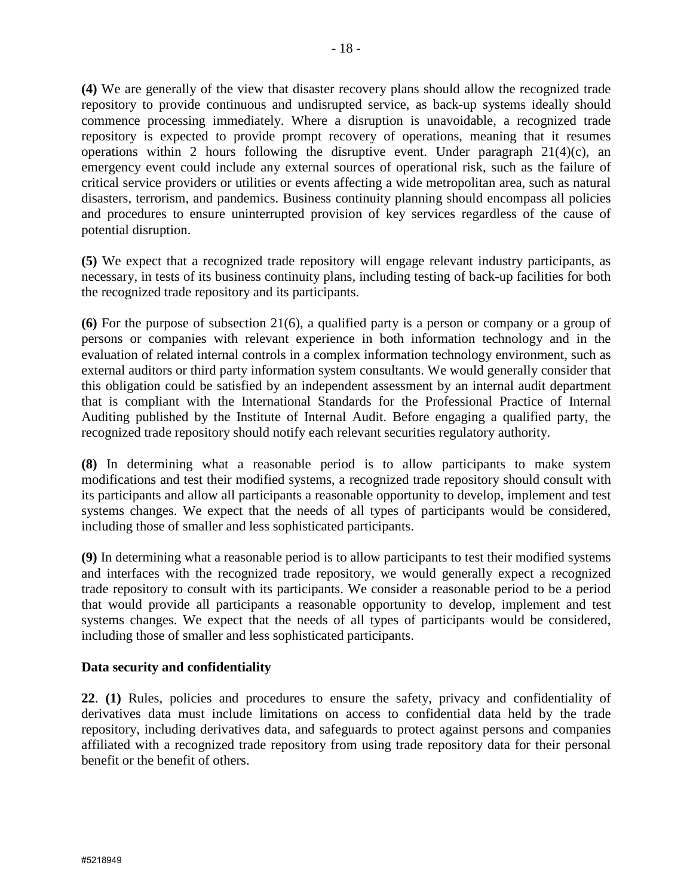**(4)** We are generally of the view that disaster recovery plans should allow the recognized trade repository to provide continuous and undisrupted service, as back-up systems ideally should commence processing immediately. Where a disruption is unavoidable, a recognized trade repository is expected to provide prompt recovery of operations, meaning that it resumes operations within 2 hours following the disruptive event. Under paragraph 21(4)(c), an emergency event could include any external sources of operational risk, such as the failure of critical service providers or utilities or events affecting a wide metropolitan area, such as natural disasters, terrorism, and pandemics. Business continuity planning should encompass all policies and procedures to ensure uninterrupted provision of key services regardless of the cause of potential disruption.

**(5)** We expect that a recognized trade repository will engage relevant industry participants, as necessary, in tests of its business continuity plans, including testing of back-up facilities for both the recognized trade repository and its participants.

**(6)** For the purpose of subsection 21(6), a qualified party is a person or company or a group of persons or companies with relevant experience in both information technology and in the evaluation of related internal controls in a complex information technology environment, such as external auditors or third party information system consultants. We would generally consider that this obligation could be satisfied by an independent assessment by an internal audit department that is compliant with the International Standards for the Professional Practice of Internal Auditing published by the Institute of Internal Audit. Before engaging a qualified party, the recognized trade repository should notify each relevant securities regulatory authority.

**(8)** In determining what a reasonable period is to allow participants to make system modifications and test their modified systems, a recognized trade repository should consult with its participants and allow all participants a reasonable opportunity to develop, implement and test systems changes. We expect that the needs of all types of participants would be considered, including those of smaller and less sophisticated participants.

**(9)** In determining what a reasonable period is to allow participants to test their modified systems and interfaces with the recognized trade repository, we would generally expect a recognized trade repository to consult with its participants. We consider a reasonable period to be a period that would provide all participants a reasonable opportunity to develop, implement and test systems changes. We expect that the needs of all types of participants would be considered, including those of smaller and less sophisticated participants.

**Data security and confidentiality**

**22**. **(1)** Rules, policies and procedures to ensure the safety, privacy and confidentiality of derivatives data must include limitations on access to confidential data held by the trade repository, including derivatives data, and safeguards to protect against persons and companies affiliated with a recognized trade repository from using trade repository data for their personal benefit or the benefit of others.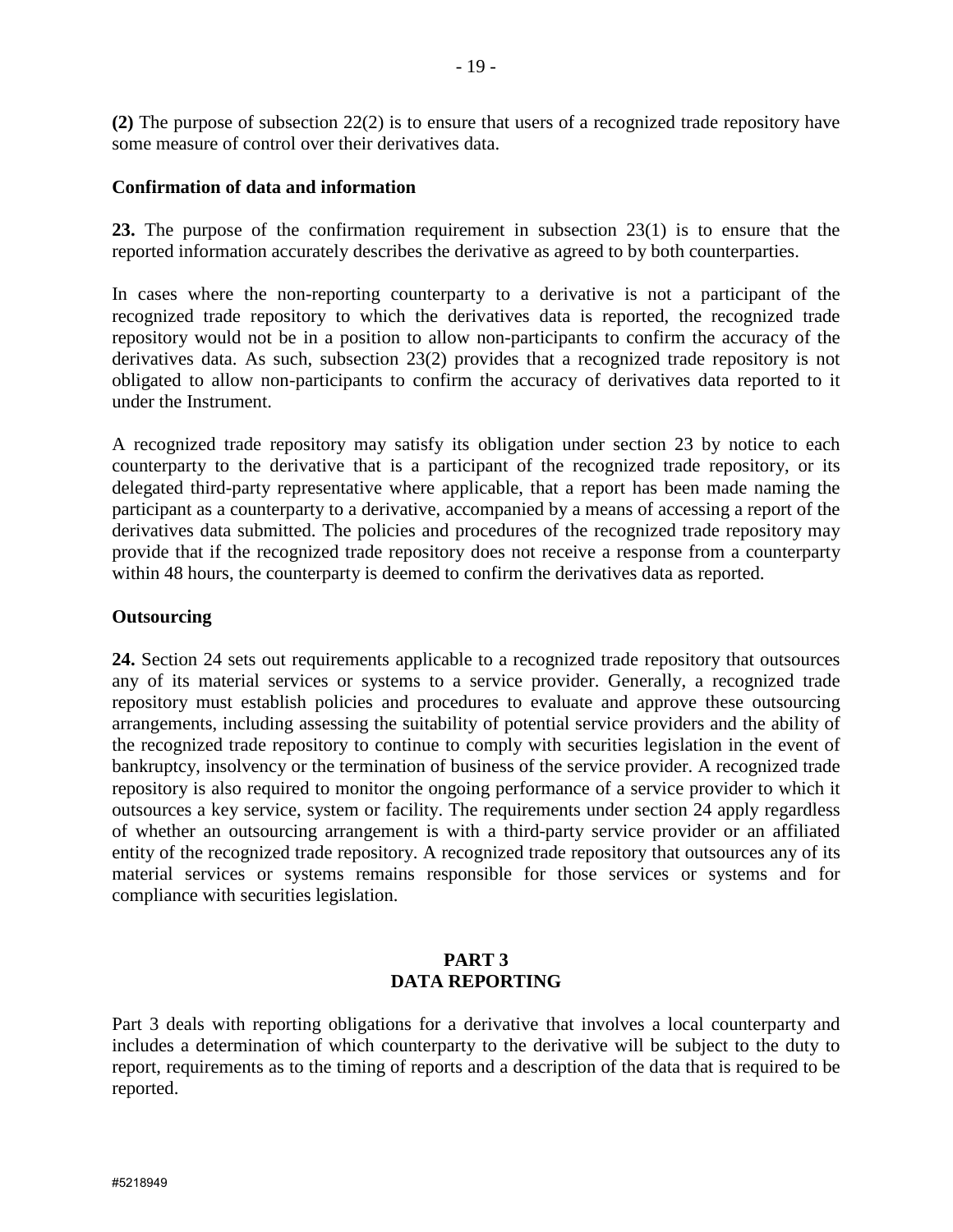**(2)** The purpose of subsection 22(2) is to ensure that users of a recognized trade repository have some measure of control over their derivatives data.

**Confirmation of data and information**

**23.** The purpose of the confirmation requirement in subsection 23(1) is to ensure that the reported information accurately describes the derivative as agreed to by both counterparties.

In cases where the non-reporting counterparty to a derivative is not a participant of the recognized trade repository to which the derivatives data is reported, the recognized trade repository would not be in a position to allow non-participants to confirm the accuracy of the derivatives data. As such, subsection 23(2) provides that a recognized trade repository is not obligated to allow non-participants to confirm the accuracy of derivatives data reported to it under the Instrument.

A recognized trade repository may satisfy its obligation under section 23 by notice to each counterparty to the derivative that is a participant of the recognized trade repository, or its delegated third-party representative where applicable, that a report has been made naming the participant as a counterparty to a derivative, accompanied by a means of accessing a report of the derivatives data submitted. The policies and procedures of the recognized trade repository may provide that if the recognized trade repository does not receive a response from a counterparty within 48 hours, the counterparty is deemed to confirm the derivatives data as reported.

**Outsourcing**

**24.** Section 24 sets out requirements applicable to a recognized trade repository that outsources any of its material services or systems to a service provider. Generally, a recognized trade repository must establish policies and procedures to evaluate and approve these outsourcing arrangements, including assessing the suitability of potential service providers and the ability of the recognized trade repository to continue to comply with securities legislation in the event of bankruptcy, insolvency or the termination of business of the service provider. A recognized trade repository is also required to monitor the ongoing performance of a service provider to which it outsources a key service, system or facility. The requirements under section 24 apply regardless of whether an outsourcing arrangement is with a third-party service provider or an affiliated entity of the recognized trade repository. A recognized trade repository that outsources any of its material services or systems remains responsible for those services or systems and for compliance with securities legislation.

## PART 3
## DATA REPORTING

Part 3 deals with reporting obligations for a derivative that involves a local counterparty and includes a determination of which counterparty to the derivative will be subject to the duty to report, requirements as to the timing of reports and a description of the data that is required to be reported.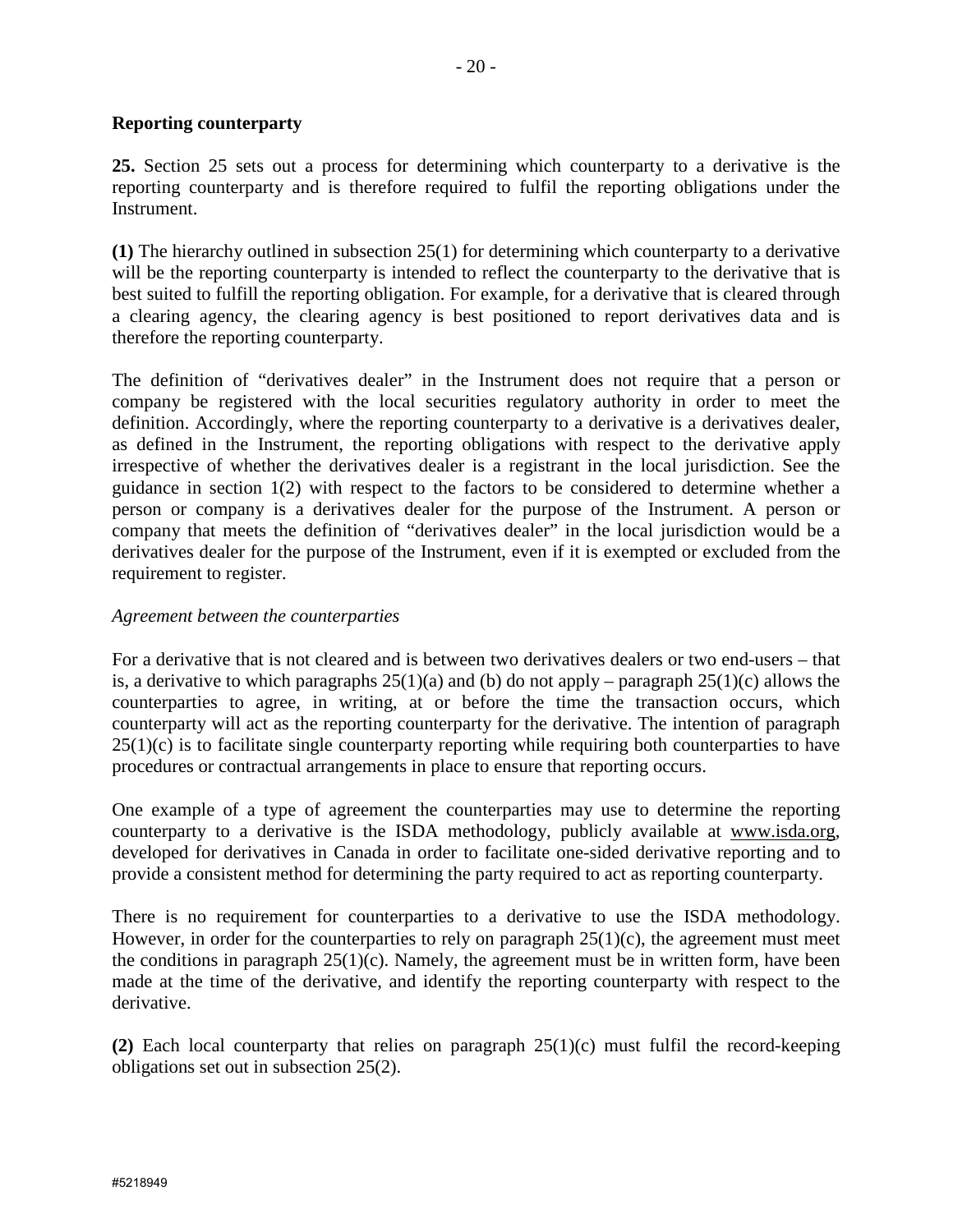**Reporting counterparty**

**25.** Section 25 sets out a process for determining which counterparty to a derivative is the reporting counterparty and is therefore required to fulfil the reporting obligations under the Instrument.

**(1)** The hierarchy outlined in subsection 25(1) for determining which counterparty to a derivative will be the reporting counterparty is intended to reflect the counterparty to the derivative that is best suited to fulfill the reporting obligation. For example, for a derivative that is cleared through a clearing agency, the clearing agency is best positioned to report derivatives data and is therefore the reporting counterparty.

The definition of "derivatives dealer" in the Instrument does not require that a person or company be registered with the local securities regulatory authority in order to meet the definition. Accordingly, where the reporting counterparty to a derivative is a derivatives dealer, as defined in the Instrument, the reporting obligations with respect to the derivative apply irrespective of whether the derivatives dealer is a registrant in the local jurisdiction. See the guidance in section 1(2) with respect to the factors to be considered to determine whether a person or company is a derivatives dealer for the purpose of the Instrument. A person or company that meets the definition of "derivatives dealer" in the local jurisdiction would be a derivatives dealer for the purpose of the Instrument, even if it is exempted or excluded from the requirement to register.

*Agreement between the counterparties*

For a derivative that is not cleared and is between two derivatives dealers or two end-users – that is, a derivative to which paragraphs 25(1)(a) and (b) do not apply – paragraph 25(1)(c) allows the counterparties to agree, in writing, at or before the time the transaction occurs, which counterparty will act as the reporting counterparty for the derivative. The intention of paragraph 25(1)(c) is to facilitate single counterparty reporting while requiring both counterparties to have procedures or contractual arrangements in place to ensure that reporting occurs.

One example of a type of agreement the counterparties may use to determine the reporting counterparty to a derivative is the ISDA methodology, publicly available at www.isda.org, developed for derivatives in Canada in order to facilitate one-sided derivative reporting and to provide a consistent method for determining the party required to act as reporting counterparty.

There is no requirement for counterparties to a derivative to use the ISDA methodology. However, in order for the counterparties to rely on paragraph 25(1)(c), the agreement must meet the conditions in paragraph 25(1)(c). Namely, the agreement must be in written form, have been made at the time of the derivative, and identify the reporting counterparty with respect to the derivative.

**(2)** Each local counterparty that relies on paragraph 25(1)(c) must fulfil the record-keeping obligations set out in subsection 25(2).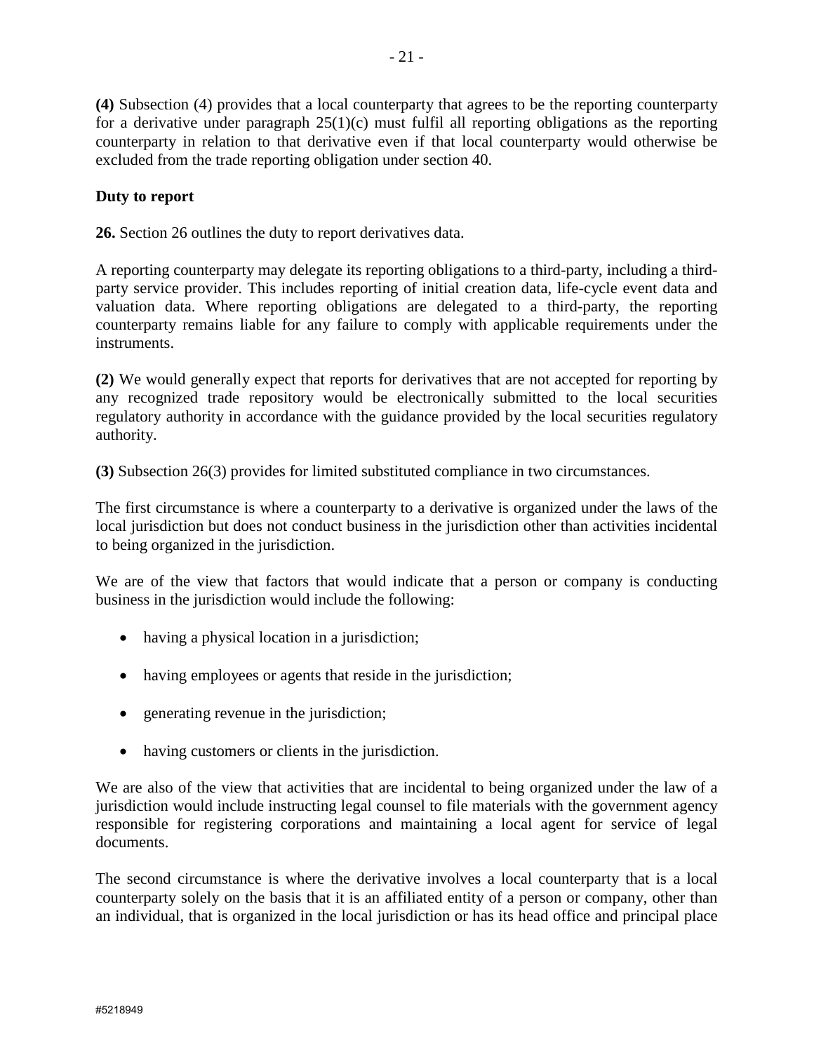**(4)** Subsection (4) provides that a local counterparty that agrees to be the reporting counterparty for a derivative under paragraph 25(1)(c) must fulfil all reporting obligations as the reporting counterparty in relation to that derivative even if that local counterparty would otherwise be excluded from the trade reporting obligation under section 40.

**Duty to report**

**26.** Section 26 outlines the duty to report derivatives data.

A reporting counterparty may delegate its reporting obligations to a third-party, including a third-party service provider. This includes reporting of initial creation data, life-cycle event data and valuation data. Where reporting obligations are delegated to a third-party, the reporting counterparty remains liable for any failure to comply with applicable requirements under the instruments.

**(2)** We would generally expect that reports for derivatives that are not accepted for reporting by any recognized trade repository would be electronically submitted to the local securities regulatory authority in accordance with the guidance provided by the local securities regulatory authority.

**(3)** Subsection 26(3) provides for limited substituted compliance in two circumstances.

The first circumstance is where a counterparty to a derivative is organized under the laws of the local jurisdiction but does not conduct business in the jurisdiction other than activities incidental to being organized in the jurisdiction.

We are of the view that factors that would indicate that a person or company is conducting business in the jurisdiction would include the following:

- having a physical location in a jurisdiction;
- having employees or agents that reside in the jurisdiction;
- generating revenue in the jurisdiction;
- having customers or clients in the jurisdiction.

We are also of the view that activities that are incidental to being organized under the law of a jurisdiction would include instructing legal counsel to file materials with the government agency responsible for registering corporations and maintaining a local agent for service of legal documents.

The second circumstance is where the derivative involves a local counterparty that is a local counterparty solely on the basis that it is an affiliated entity of a person or company, other than an individual, that is organized in the local jurisdiction or has its head office and principal place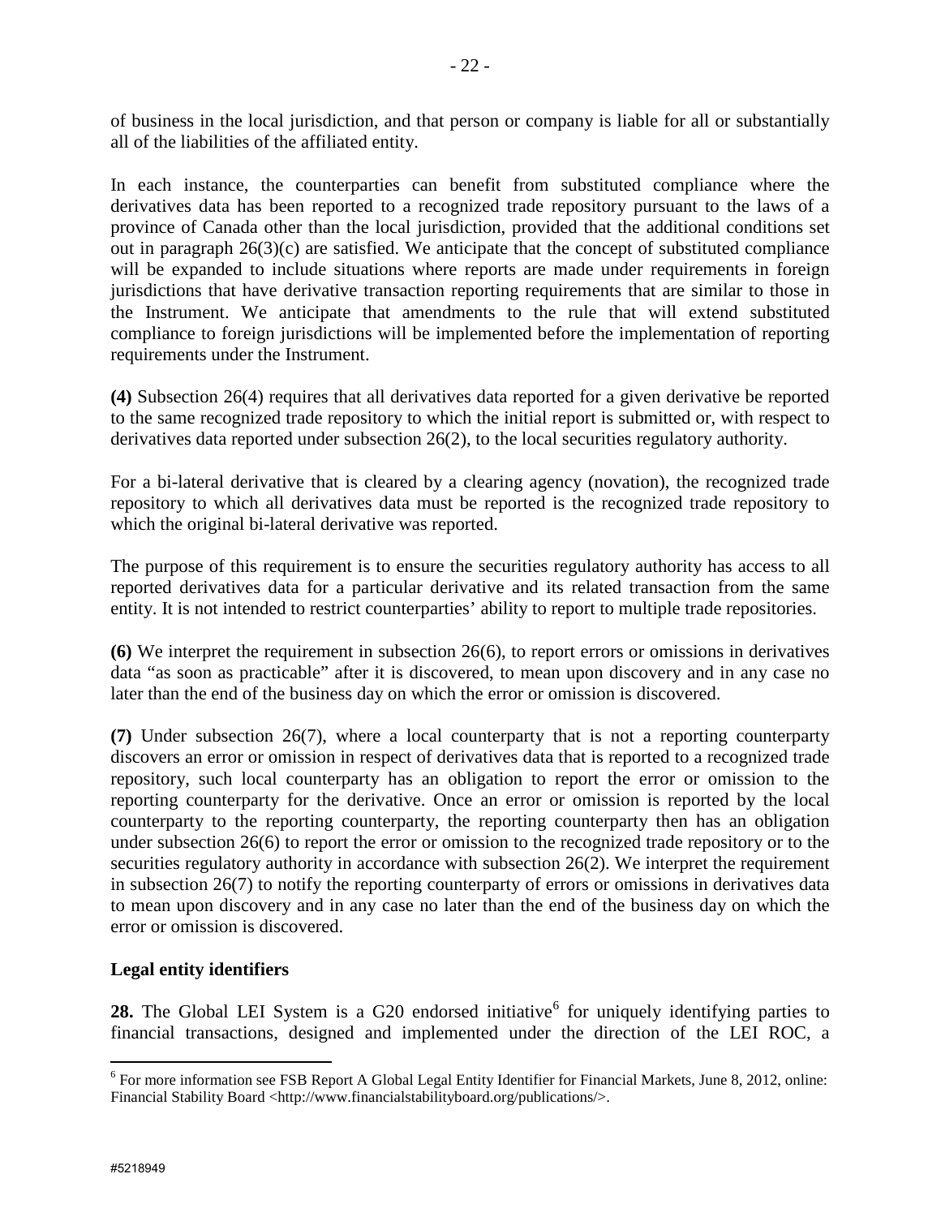of business in the local jurisdiction, and that person or company is liable for all or substantially all of the liabilities of the affiliated entity.

In each instance, the counterparties can benefit from substituted compliance where the derivatives data has been reported to a recognized trade repository pursuant to the laws of a province of Canada other than the local jurisdiction, provided that the additional conditions set out in paragraph 26(3)(c) are satisfied. We anticipate that the concept of substituted compliance will be expanded to include situations where reports are made under requirements in foreign jurisdictions that have derivative transaction reporting requirements that are similar to those in the Instrument. We anticipate that amendments to the rule that will extend substituted compliance to foreign jurisdictions will be implemented before the implementation of reporting requirements under the Instrument.

**(4)** Subsection 26(4) requires that all derivatives data reported for a given derivative be reported to the same recognized trade repository to which the initial report is submitted or, with respect to derivatives data reported under subsection 26(2), to the local securities regulatory authority.

For a bi-lateral derivative that is cleared by a clearing agency (novation), the recognized trade repository to which all derivatives data must be reported is the recognized trade repository to which the original bi-lateral derivative was reported.

The purpose of this requirement is to ensure the securities regulatory authority has access to all reported derivatives data for a particular derivative and its related transaction from the same entity. It is not intended to restrict counterparties' ability to report to multiple trade repositories.

**(6)** We interpret the requirement in subsection 26(6), to report errors or omissions in derivatives data "as soon as practicable" after it is discovered, to mean upon discovery and in any case no later than the end of the business day on which the error or omission is discovered.

**(7)** Under subsection 26(7), where a local counterparty that is not a reporting counterparty discovers an error or omission in respect of derivatives data that is reported to a recognized trade repository, such local counterparty has an obligation to report the error or omission to the reporting counterparty for the derivative. Once an error or omission is reported by the local counterparty to the reporting counterparty, the reporting counterparty then has an obligation under subsection 26(6) to report the error or omission to the recognized trade repository or to the securities regulatory authority in accordance with subsection 26(2). We interpret the requirement in subsection 26(7) to notify the reporting counterparty of errors or omissions in derivatives data to mean upon discovery and in any case no later than the end of the business day on which the error or omission is discovered.

**Legal entity identifiers**

**28.** The Global LEI System is a G20 endorsed initiative[6] for uniquely identifying parties to financial transactions, designed and implemented under the direction of the LEI ROC, a

[6] For more information see FSB Report A Global Legal Entity Identifier for Financial Markets, June 8, 2012, online: Financial Stability Board <http://www.financialstabilityboard.org/publications/>.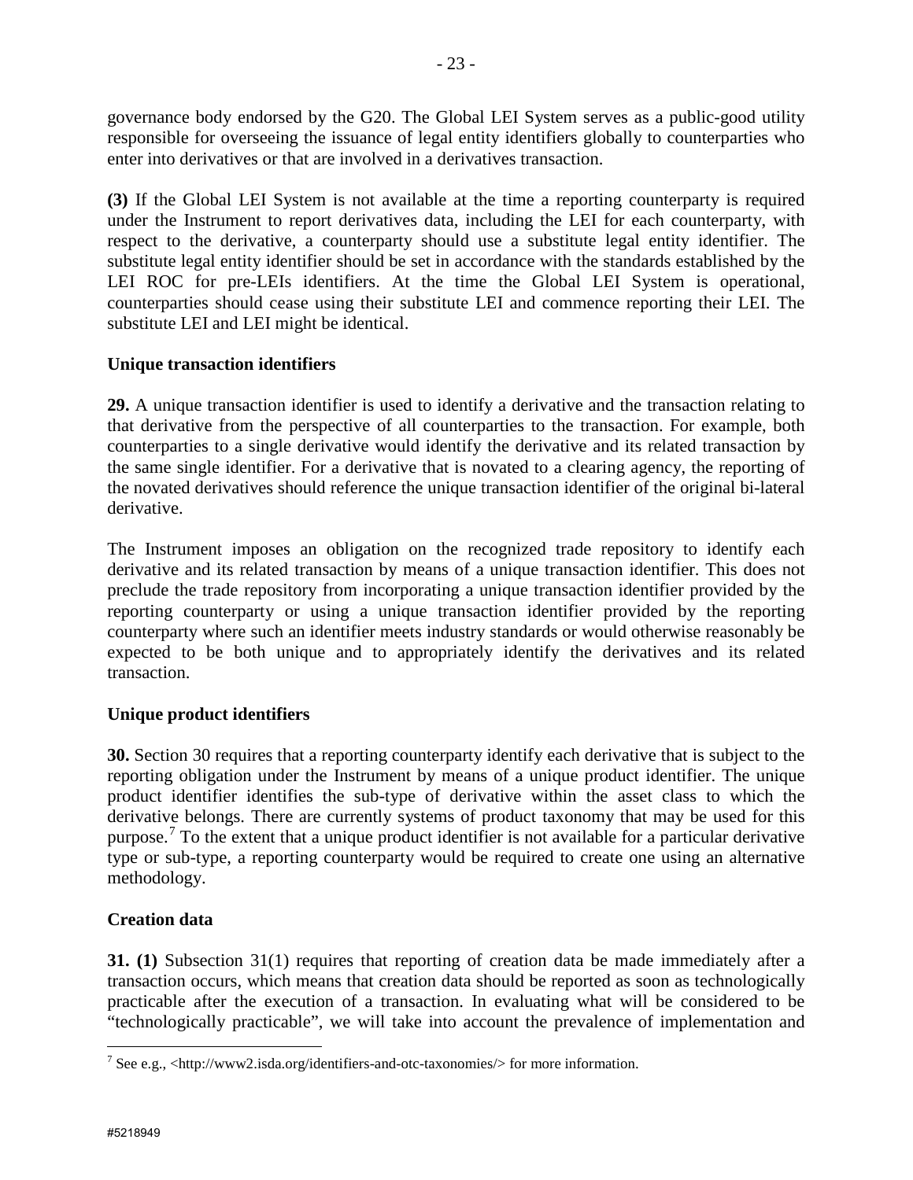governance body endorsed by the G20. The Global LEI System serves as a public-good utility responsible for overseeing the issuance of legal entity identifiers globally to counterparties who enter into derivatives or that are involved in a derivatives transaction.

**(3)** If the Global LEI System is not available at the time a reporting counterparty is required under the Instrument to report derivatives data, including the LEI for each counterparty, with respect to the derivative, a counterparty should use a substitute legal entity identifier. The substitute legal entity identifier should be set in accordance with the standards established by the LEI ROC for pre-LEIs identifiers. At the time the Global LEI System is operational, counterparties should cease using their substitute LEI and commence reporting their LEI. The substitute LEI and LEI might be identical.

**Unique transaction identifiers**

**29.** A unique transaction identifier is used to identify a derivative and the transaction relating to that derivative from the perspective of all counterparties to the transaction. For example, both counterparties to a single derivative would identify the derivative and its related transaction by the same single identifier. For a derivative that is novated to a clearing agency, the reporting of the novated derivatives should reference the unique transaction identifier of the original bi-lateral derivative.

The Instrument imposes an obligation on the recognized trade repository to identify each derivative and its related transaction by means of a unique transaction identifier. This does not preclude the trade repository from incorporating a unique transaction identifier provided by the reporting counterparty or using a unique transaction identifier provided by the reporting counterparty where such an identifier meets industry standards or would otherwise reasonably be expected to be both unique and to appropriately identify the derivatives and its related transaction.

**Unique product identifiers**

**30.** Section 30 requires that a reporting counterparty identify each derivative that is subject to the reporting obligation under the Instrument by means of a unique product identifier. The unique product identifier identifies the sub-type of derivative within the asset class to which the derivative belongs. There are currently systems of product taxonomy that may be used for this purpose.[7] To the extent that a unique product identifier is not available for a particular derivative type or sub-type, a reporting counterparty would be required to create one using an alternative methodology.

**Creation data**

**31. (1)** Subsection 31(1) requires that reporting of creation data be made immediately after a transaction occurs, which means that creation data should be reported as soon as technologically practicable after the execution of a transaction. In evaluating what will be considered to be "technologically practicable", we will take into account the prevalence of implementation and

[7] See e.g., <http://www2.isda.org/identifiers-and-otc-taxonomies/> for more information.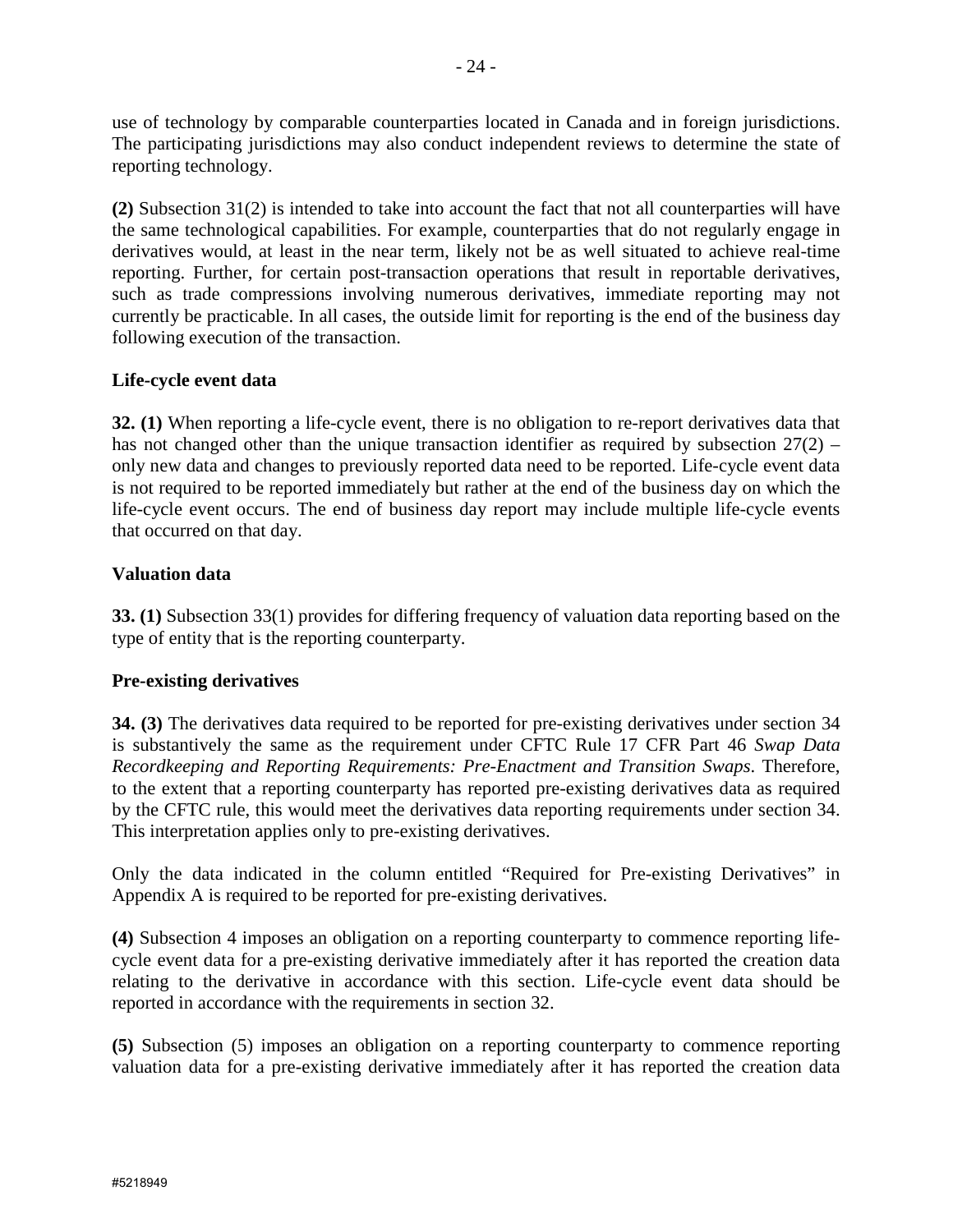use of technology by comparable counterparties located in Canada and in foreign jurisdictions. The participating jurisdictions may also conduct independent reviews to determine the state of reporting technology.

**(2)** Subsection 31(2) is intended to take into account the fact that not all counterparties will have the same technological capabilities. For example, counterparties that do not regularly engage in derivatives would, at least in the near term, likely not be as well situated to achieve real-time reporting. Further, for certain post-transaction operations that result in reportable derivatives, such as trade compressions involving numerous derivatives, immediate reporting may not currently be practicable. In all cases, the outside limit for reporting is the end of the business day following execution of the transaction.

**Life-cycle event data**

**32. (1)** When reporting a life-cycle event, there is no obligation to re-report derivatives data that has not changed other than the unique transaction identifier as required by subsection 27(2) – only new data and changes to previously reported data need to be reported. Life-cycle event data is not required to be reported immediately but rather at the end of the business day on which the life-cycle event occurs. The end of business day report may include multiple life-cycle events that occurred on that day.

**Valuation data**

**33. (1)** Subsection 33(1) provides for differing frequency of valuation data reporting based on the type of entity that is the reporting counterparty.

**Pre-existing derivatives**

**34. (3)** The derivatives data required to be reported for pre-existing derivatives under section 34 is substantively the same as the requirement under CFTC Rule 17 CFR Part 46 *Swap Data Recordkeeping and Reporting Requirements: Pre-Enactment and Transition Swaps*. Therefore, to the extent that a reporting counterparty has reported pre-existing derivatives data as required by the CFTC rule, this would meet the derivatives data reporting requirements under section 34. This interpretation applies only to pre-existing derivatives.

Only the data indicated in the column entitled "Required for Pre-existing Derivatives" in Appendix A is required to be reported for pre-existing derivatives.

**(4)** Subsection 4 imposes an obligation on a reporting counterparty to commence reporting life-cycle event data for a pre-existing derivative immediately after it has reported the creation data relating to the derivative in accordance with this section. Life-cycle event data should be reported in accordance with the requirements in section 32.

**(5)** Subsection (5) imposes an obligation on a reporting counterparty to commence reporting valuation data for a pre-existing derivative immediately after it has reported the creation data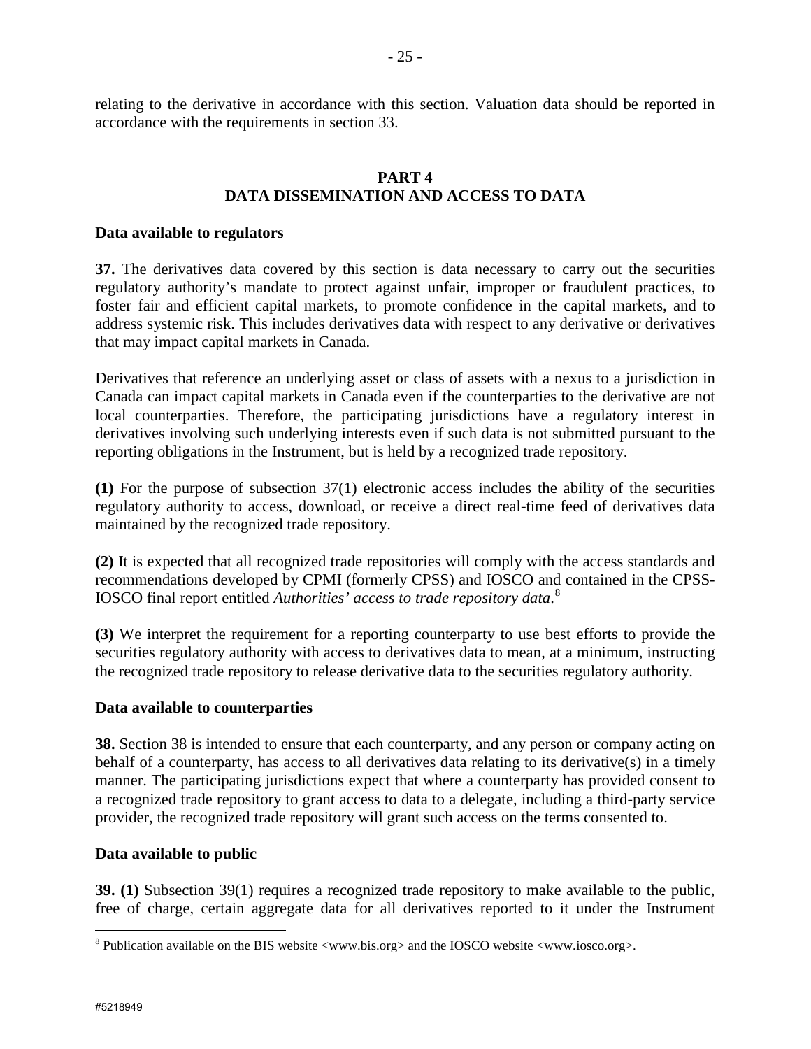relating to the derivative in accordance with this section. Valuation data should be reported in accordance with the requirements in section 33.

## PART 4
## DATA DISSEMINATION AND ACCESS TO DATA

### Data available to regulators

**37.** The derivatives data covered by this section is data necessary to carry out the securities regulatory authority's mandate to protect against unfair, improper or fraudulent practices, to foster fair and efficient capital markets, to promote confidence in the capital markets, and to address systemic risk. This includes derivatives data with respect to any derivative or derivatives that may impact capital markets in Canada.

Derivatives that reference an underlying asset or class of assets with a nexus to a jurisdiction in Canada can impact capital markets in Canada even if the counterparties to the derivative are not local counterparties. Therefore, the participating jurisdictions have a regulatory interest in derivatives involving such underlying interests even if such data is not submitted pursuant to the reporting obligations in the Instrument, but is held by a recognized trade repository.

**(1)** For the purpose of subsection 37(1) electronic access includes the ability of the securities regulatory authority to access, download, or receive a direct real-time feed of derivatives data maintained by the recognized trade repository.

**(2)** It is expected that all recognized trade repositories will comply with the access standards and recommendations developed by CPMI (formerly CPSS) and IOSCO and contained in the CPSS-IOSCO final report entitled *Authorities' access to trade repository data*.[8]

**(3)** We interpret the requirement for a reporting counterparty to use best efforts to provide the securities regulatory authority with access to derivatives data to mean, at a minimum, instructing the recognized trade repository to release derivative data to the securities regulatory authority.

### Data available to counterparties

**38.** Section 38 is intended to ensure that each counterparty, and any person or company acting on behalf of a counterparty, has access to all derivatives data relating to its derivative(s) in a timely manner. The participating jurisdictions expect that where a counterparty has provided consent to a recognized trade repository to grant access to data to a delegate, including a third-party service provider, the recognized trade repository will grant such access on the terms consented to.

### Data available to public

**39. (1)** Subsection 39(1) requires a recognized trade repository to make available to the public, free of charge, certain aggregate data for all derivatives reported to it under the Instrument

[8] Publication available on the BIS website <www.bis.org> and the IOSCO website <www.iosco.org>.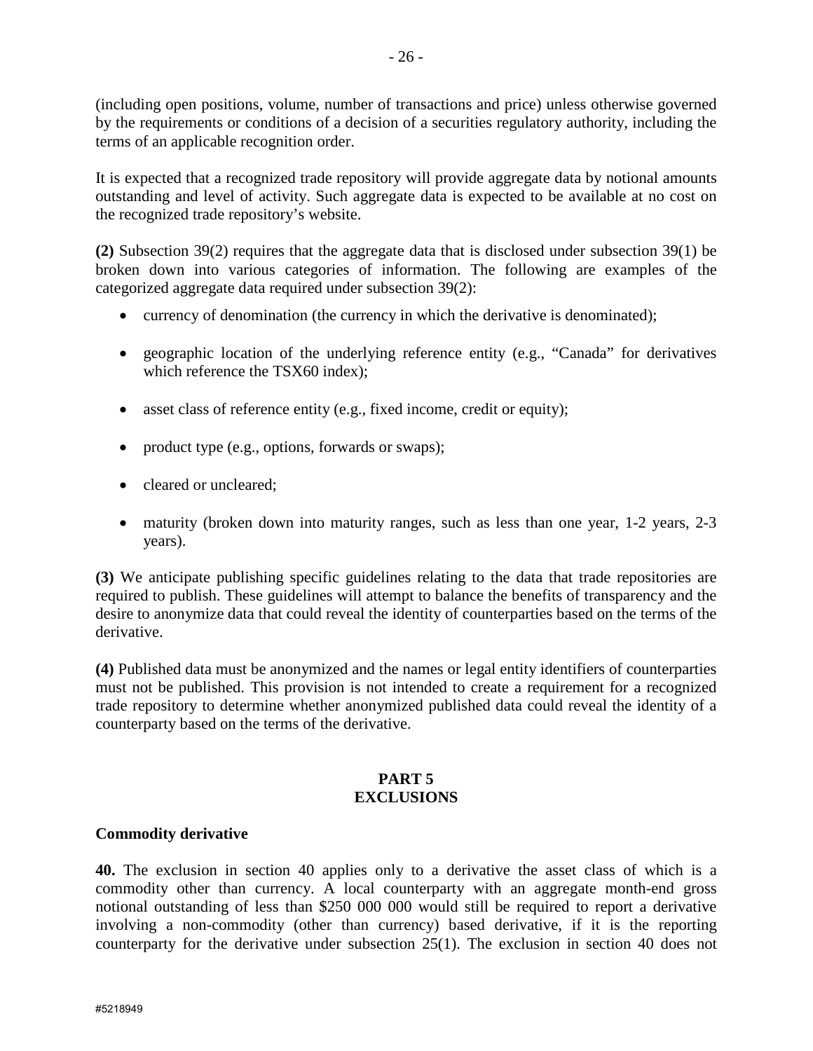(including open positions, volume, number of transactions and price) unless otherwise governed by the requirements or conditions of a decision of a securities regulatory authority, including the terms of an applicable recognition order.

It is expected that a recognized trade repository will provide aggregate data by notional amounts outstanding and level of activity. Such aggregate data is expected to be available at no cost on the recognized trade repository's website.

**(2)** Subsection 39(2) requires that the aggregate data that is disclosed under subsection 39(1) be broken down into various categories of information. The following are examples of the categorized aggregate data required under subsection 39(2):

- currency of denomination (the currency in which the derivative is denominated);
- geographic location of the underlying reference entity (e.g., "Canada" for derivatives which reference the TSX60 index);
- asset class of reference entity (e.g., fixed income, credit or equity);
- product type (e.g., options, forwards or swaps);
- cleared or uncleared;
- maturity (broken down into maturity ranges, such as less than one year, 1-2 years, 2-3 years).

**(3)** We anticipate publishing specific guidelines relating to the data that trade repositories are required to publish. These guidelines will attempt to balance the benefits of transparency and the desire to anonymize data that could reveal the identity of counterparties based on the terms of the derivative.

**(4)** Published data must be anonymized and the names or legal entity identifiers of counterparties must not be published. This provision is not intended to create a requirement for a recognized trade repository to determine whether anonymized published data could reveal the identity of a counterparty based on the terms of the derivative.

## PART 5
## EXCLUSIONS

### Commodity derivative

**40.** The exclusion in section 40 applies only to a derivative the asset class of which is a commodity other than currency. A local counterparty with an aggregate month-end gross notional outstanding of less than $250 000 000 would still be required to report a derivative involving a non-commodity (other than currency) based derivative, if it is the reporting counterparty for the derivative under subsection 25(1). The exclusion in section 40 does not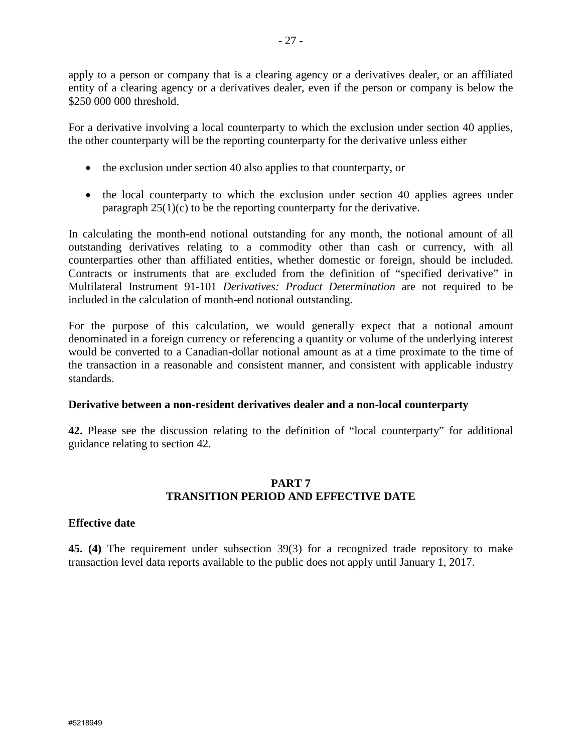apply to a person or company that is a clearing agency or a derivatives dealer, or an affiliated entity of a clearing agency or a derivatives dealer, even if the person or company is below the $250 000 000 threshold.

For a derivative involving a local counterparty to which the exclusion under section 40 applies, the other counterparty will be the reporting counterparty for the derivative unless either

- the exclusion under section 40 also applies to that counterparty, or
- the local counterparty to which the exclusion under section 40 applies agrees under paragraph 25(1)(c) to be the reporting counterparty for the derivative.

In calculating the month-end notional outstanding for any month, the notional amount of all outstanding derivatives relating to a commodity other than cash or currency, with all counterparties other than affiliated entities, whether domestic or foreign, should be included. Contracts or instruments that are excluded from the definition of "specified derivative" in Multilateral Instrument 91-101 *Derivatives: Product Determination* are not required to be included in the calculation of month-end notional outstanding.

For the purpose of this calculation, we would generally expect that a notional amount denominated in a foreign currency or referencing a quantity or volume of the underlying interest would be converted to a Canadian-dollar notional amount as at a time proximate to the time of the transaction in a reasonable and consistent manner, and consistent with applicable industry standards.

**Derivative between a non-resident derivatives dealer and a non-local counterparty**

**42.** Please see the discussion relating to the definition of "local counterparty" for additional guidance relating to section 42.

## PART 7
## TRANSITION PERIOD AND EFFECTIVE DATE

**Effective date**

**45. (4)** The requirement under subsection 39(3) for a recognized trade repository to make transaction level data reports available to the public does not apply until January 1, 2017.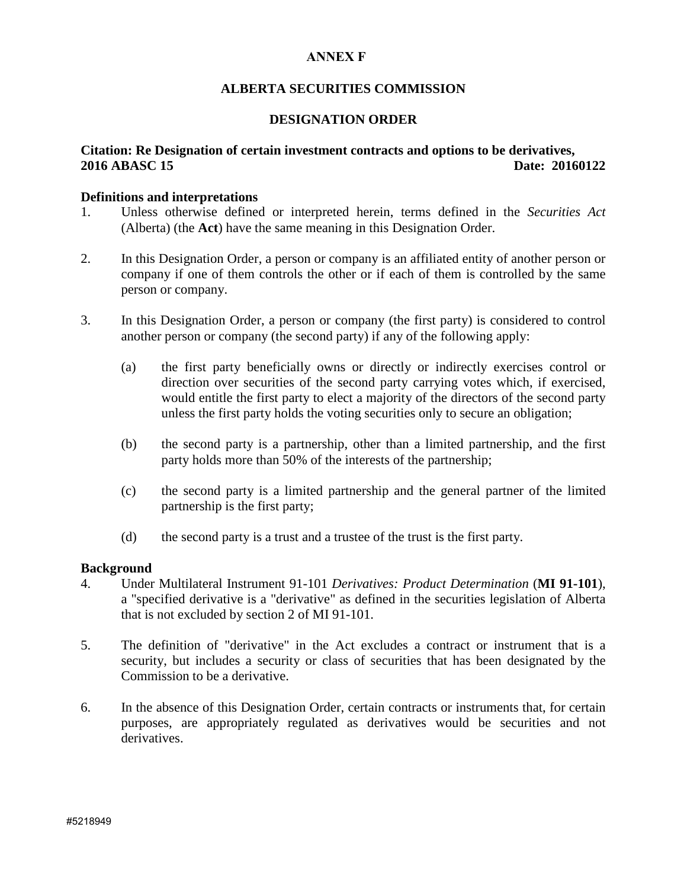**ANNEX F**

**ALBERTA SECURITIES COMMISSION**

**DESIGNATION ORDER**

**Citation: Re Designation of certain investment contracts and options to be derivatives, 2016 ABASC 15** **Date: 20160122**

**Definitions and interpretations**

1. Unless otherwise defined or interpreted herein, terms defined in the *Securities Act* (Alberta) (the **Act**) have the same meaning in this Designation Order.

2. In this Designation Order, a person or company is an affiliated entity of another person or company if one of them controls the other or if each of them is controlled by the same person or company.

3. In this Designation Order, a person or company (the first party) is considered to control another person or company (the second party) if any of the following apply:

   (a) the first party beneficially owns or directly or indirectly exercises control or direction over securities of the second party carrying votes which, if exercised, would entitle the first party to elect a majority of the directors of the second party unless the first party holds the voting securities only to secure an obligation;

   (b) the second party is a partnership, other than a limited partnership, and the first party holds more than 50% of the interests of the partnership;

   (c) the second party is a limited partnership and the general partner of the limited partnership is the first party;

   (d) the second party is a trust and a trustee of the trust is the first party.

**Background**

4. Under Multilateral Instrument 91-101 *Derivatives: Product Determination* (**MI 91-101**), a "specified derivative is a "derivative" as defined in the securities legislation of Alberta that is not excluded by section 2 of MI 91-101.

5. The definition of "derivative" in the Act excludes a contract or instrument that is a security, but includes a security or class of securities that has been designated by the Commission to be a derivative.

6. In the absence of this Designation Order, certain contracts or instruments that, for certain purposes, are appropriately regulated as derivatives would be securities and not derivatives.

#5218949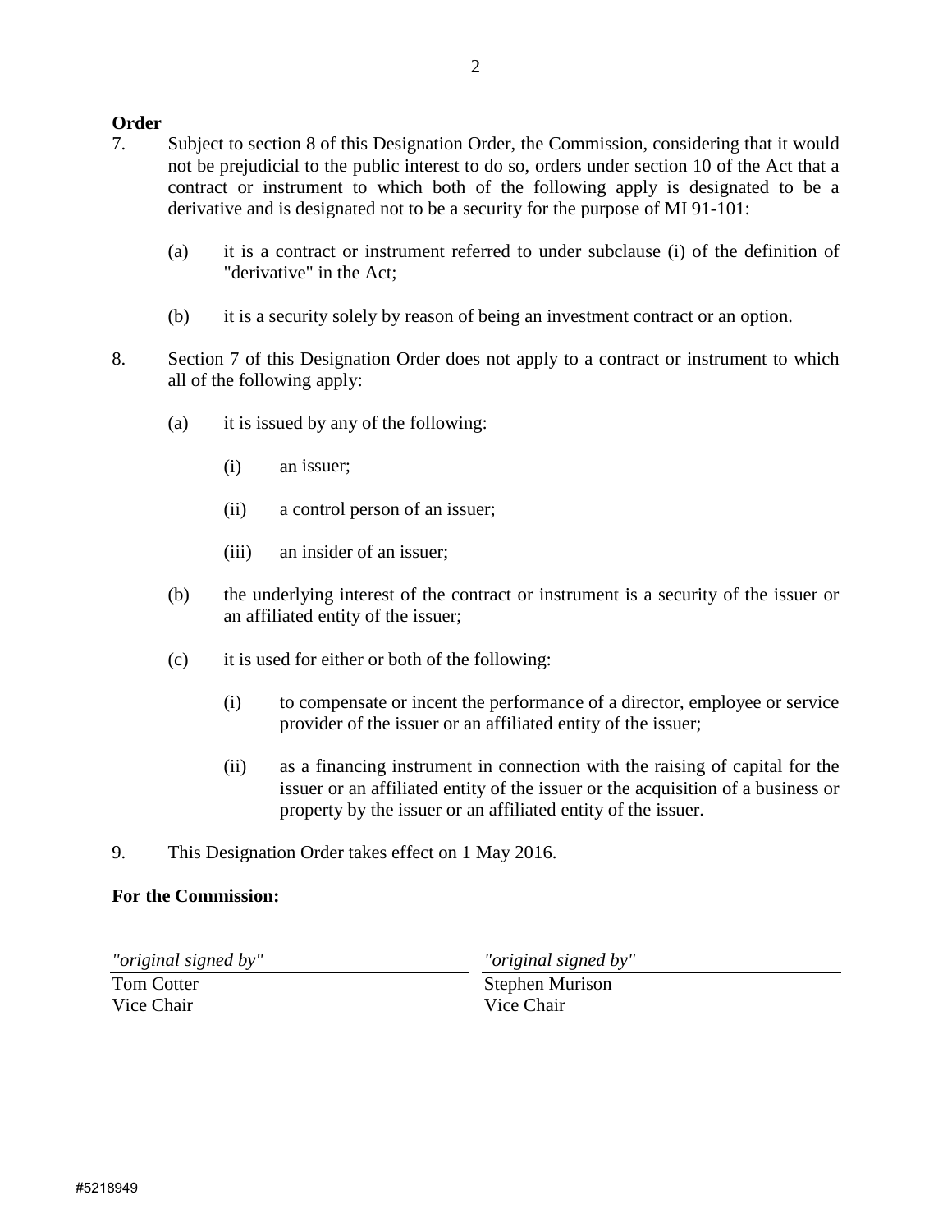**Order**

7. Subject to section 8 of this Designation Order, the Commission, considering that it would not be prejudicial to the public interest to do so, orders under section 10 of the Act that a contract or instrument to which both of the following apply is designated to be a derivative and is designated not to be a security for the purpose of MI 91-101:

   (a) it is a contract or instrument referred to under subclause (i) of the definition of "derivative" in the Act;

   (b) it is a security solely by reason of being an investment contract or an option.

8. Section 7 of this Designation Order does not apply to a contract or instrument to which all of the following apply:

   (a) it is issued by any of the following:

      (i) an issuer;

      (ii) a control person of an issuer;

      (iii) an insider of an issuer;

   (b) the underlying interest of the contract or instrument is a security of the issuer or an affiliated entity of the issuer;

   (c) it is used for either or both of the following:

      (i) to compensate or incent the performance of a director, employee or service provider of the issuer or an affiliated entity of the issuer;

      (ii) as a financing instrument in connection with the raising of capital for the issuer or an affiliated entity of the issuer or the acquisition of a business or property by the issuer or an affiliated entity of the issuer.

9. This Designation Order takes effect on 1 May 2016.

**For the Commission:**

| | |
|---|---|
| *"original signed by"* | *"original signed by"* |
| Tom Cotter | Stephen Murison |
| Vice Chair | Vice Chair |

#5218949